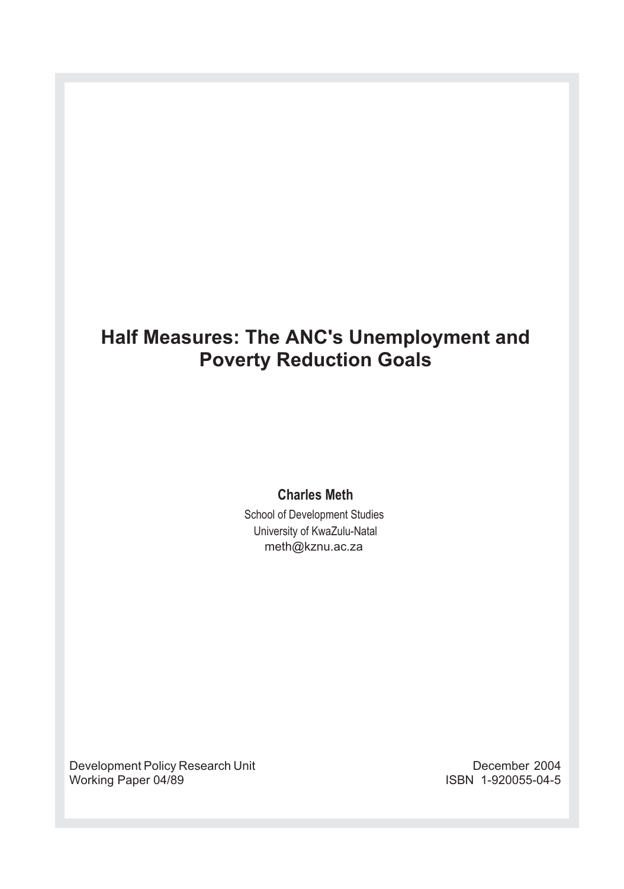# Half Measures: The ANC's Unemployment and Poverty Reduction Goals

**Charles Meth**

School of Development Studies
University of KwaZulu-Natal
meth@kznu.ac.za

Development Policy Research Unit
Working Paper 04/89

December 2004
ISBN 1-920055-04-5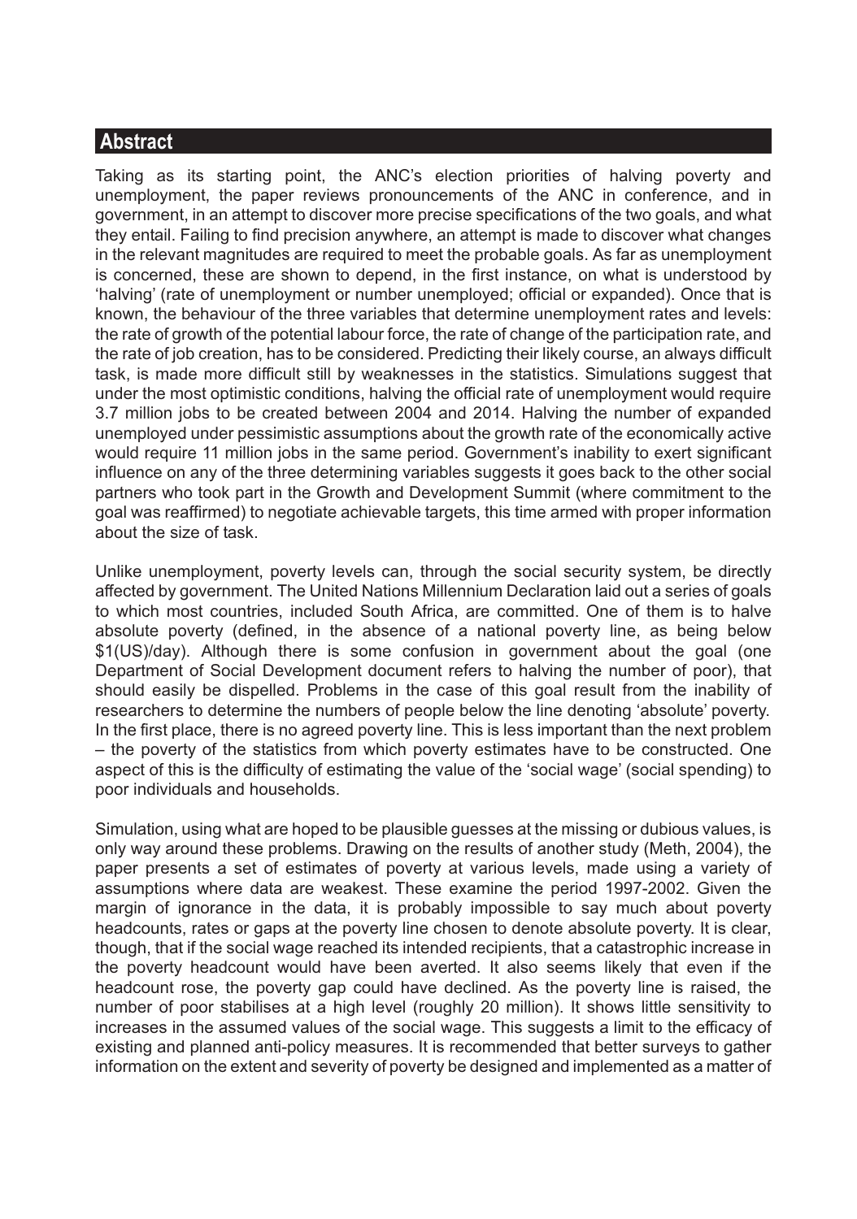## Abstract

Taking as its starting point, the ANC's election priorities of halving poverty and unemployment, the paper reviews pronouncements of the ANC in conference, and in government, in an attempt to discover more precise specifications of the two goals, and what they entail. Failing to find precision anywhere, an attempt is made to discover what changes in the relevant magnitudes are required to meet the probable goals. As far as unemployment is concerned, these are shown to depend, in the first instance, on what is understood by 'halving' (rate of unemployment or number unemployed; official or expanded). Once that is known, the behaviour of the three variables that determine unemployment rates and levels: the rate of growth of the potential labour force, the rate of change of the participation rate, and the rate of job creation, has to be considered. Predicting their likely course, an always difficult task, is made more difficult still by weaknesses in the statistics. Simulations suggest that under the most optimistic conditions, halving the official rate of unemployment would require 3.7 million jobs to be created between 2004 and 2014. Halving the number of expanded unemployed under pessimistic assumptions about the growth rate of the economically active would require 11 million jobs in the same period. Government's inability to exert significant influence on any of the three determining variables suggests it goes back to the other social partners who took part in the Growth and Development Summit (where commitment to the goal was reaffirmed) to negotiate achievable targets, this time armed with proper information about the size of task.

Unlike unemployment, poverty levels can, through the social security system, be directly affected by government. The United Nations Millennium Declaration laid out a series of goals to which most countries, included South Africa, are committed. One of them is to halve absolute poverty (defined, in the absence of a national poverty line, as being below \$1(US)/day). Although there is some confusion in government about the goal (one Department of Social Development document refers to halving the number of poor), that should easily be dispelled. Problems in the case of this goal result from the inability of researchers to determine the numbers of people below the line denoting 'absolute' poverty. In the first place, there is no agreed poverty line. This is less important than the next problem – the poverty of the statistics from which poverty estimates have to be constructed. One aspect of this is the difficulty of estimating the value of the 'social wage' (social spending) to poor individuals and households.

Simulation, using what are hoped to be plausible guesses at the missing or dubious values, is only way around these problems. Drawing on the results of another study (Meth, 2004), the paper presents a set of estimates of poverty at various levels, made using a variety of assumptions where data are weakest. These examine the period 1997-2002. Given the margin of ignorance in the data, it is probably impossible to say much about poverty headcounts, rates or gaps at the poverty line chosen to denote absolute poverty. It is clear, though, that if the social wage reached its intended recipients, that a catastrophic increase in the poverty headcount would have been averted. It also seems likely that even if the headcount rose, the poverty gap could have declined. As the poverty line is raised, the number of poor stabilises at a high level (roughly 20 million). It shows little sensitivity to increases in the assumed values of the social wage. This suggests a limit to the efficacy of existing and planned anti-policy measures. It is recommended that better surveys to gather information on the extent and severity of poverty be designed and implemented as a matter of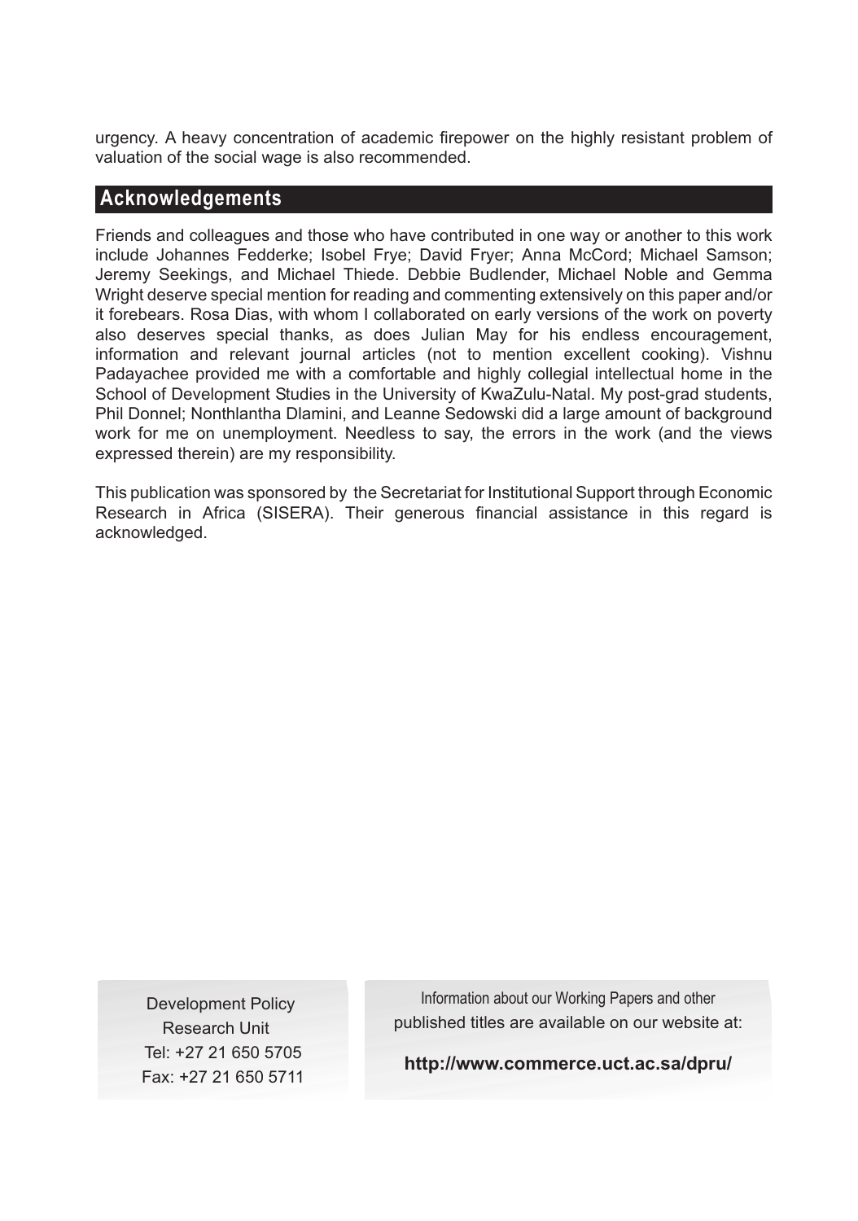urgency. A heavy concentration of academic firepower on the highly resistant problem of valuation of the social wage is also recommended.

## Acknowledgements

Friends and colleagues and those who have contributed in one way or another to this work include Johannes Fedderke; Isobel Frye; David Fryer; Anna McCord; Michael Samson; Jeremy Seekings, and Michael Thiede. Debbie Budlender, Michael Noble and Gemma Wright deserve special mention for reading and commenting extensively on this paper and/or it forebears. Rosa Dias, with whom I collaborated on early versions of the work on poverty also deserves special thanks, as does Julian May for his endless encouragement, information and relevant journal articles (not to mention excellent cooking). Vishnu Padayachee provided me with a comfortable and highly collegial intellectual home in the School of Development Studies in the University of KwaZulu-Natal. My post-grad students, Phil Donnel; Nonthlantha Dlamini, and Leanne Sedowski did a large amount of background work for me on unemployment. Needless to say, the errors in the work (and the views expressed therein) are my responsibility.

This publication was sponsored by the Secretariat for Institutional Support through Economic Research in Africa (SISERA). Their generous financial assistance in this regard is acknowledged.

Development Policy Research Unit
Tel: +27 21 650 5705
Fax: +27 21 650 5711

Information about our Working Papers and other published titles are available on our website at:

**http://www.commerce.uct.ac.sa/dpru/**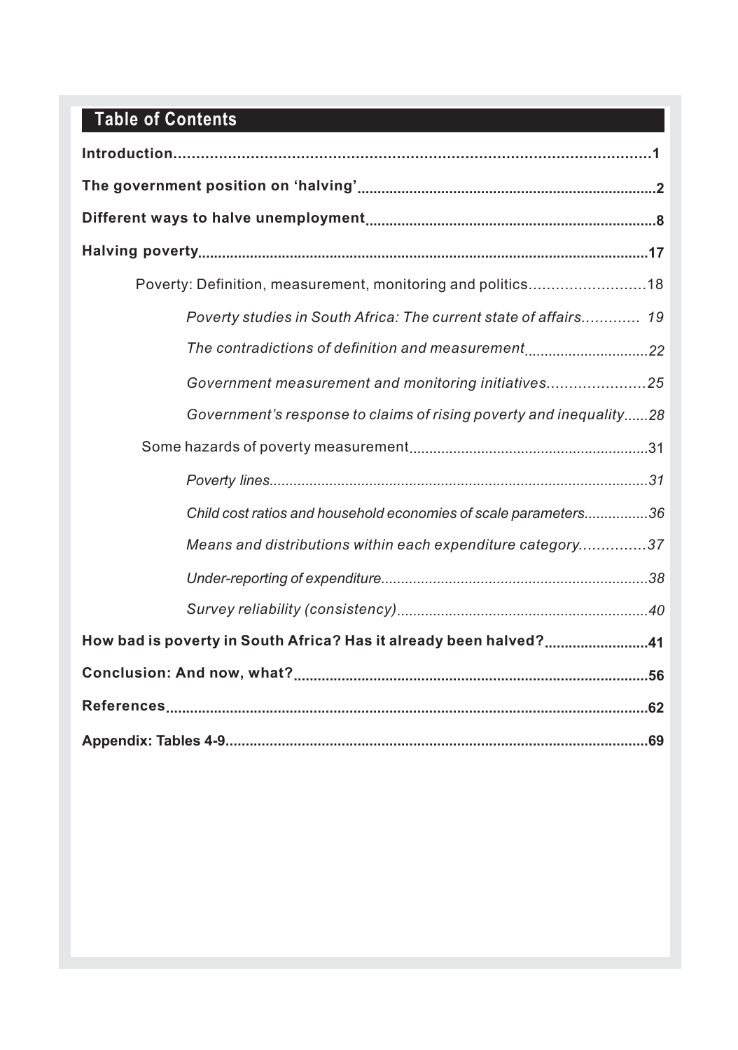## Table of Contents

**Introduction** .......... **1**

**The government position on 'halving'** .......... **2**

**Different ways to halve unemployment** .......... **8**

**Halving poverty** .......... **17**

- Poverty: Definition, measurement, monitoring and politics .......... 18
  - *Poverty studies in South Africa: The current state of affairs .......... 19*
  - *The contradictions of definition and measurement .......... 22*
  - *Government measurement and monitoring initiatives .......... 25*
  - *Government's response to claims of rising poverty and inequality .......... 28*
- Some hazards of poverty measurement .......... 31
  - *Poverty lines .......... 31*
  - *Child cost ratios and household economies of scale parameters .......... 36*
  - *Means and distributions within each expenditure category .......... 37*
  - *Under-reporting of expenditure .......... 38*
  - *Survey reliability (consistency) .......... 40*

**How bad is poverty in South Africa? Has it already been halved?** .......... **41**

**Conclusion: And now, what?** .......... **56**

**References** .......... **62**

**Appendix: Tables 4-9** .......... **69**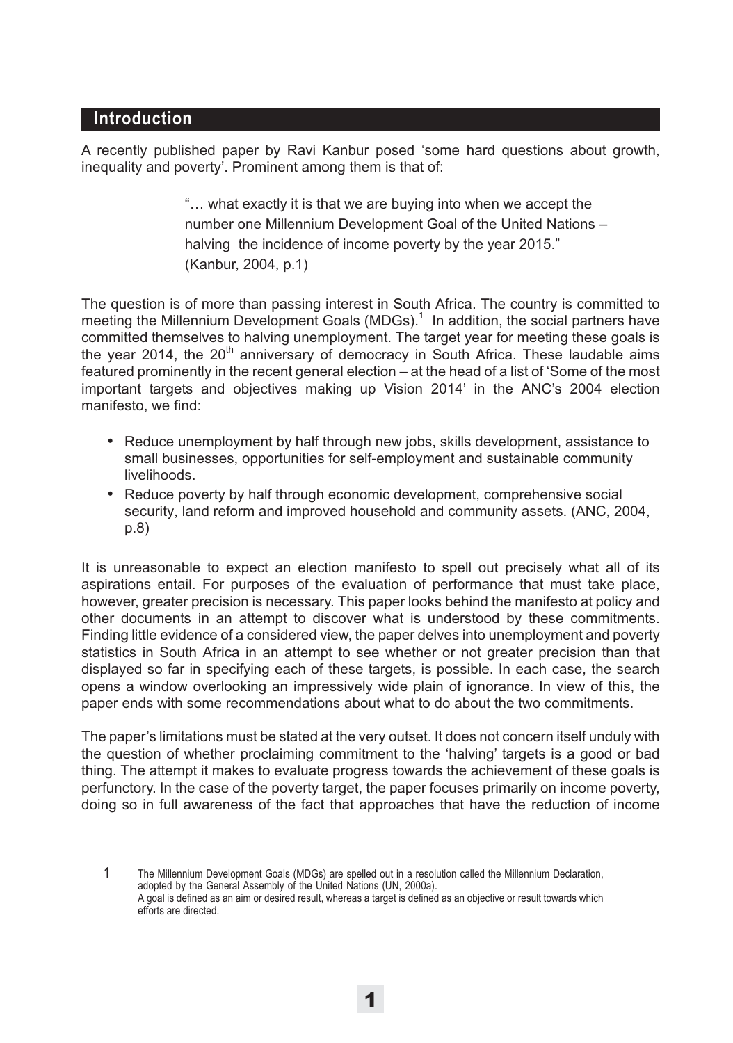## Introduction

A recently published paper by Ravi Kanbur posed 'some hard questions about growth, inequality and poverty'. Prominent among them is that of:

> "… what exactly it is that we are buying into when we accept the number one Millennium Development Goal of the United Nations – halving the incidence of income poverty by the year 2015." (Kanbur, 2004, p.1)

The question is of more than passing interest in South Africa. The country is committed to meeting the Millennium Development Goals (MDGs).[1] In addition, the social partners have committed themselves to halving unemployment. The target year for meeting these goals is the year 2014, the 20th anniversary of democracy in South Africa. These laudable aims featured prominently in the recent general election – at the head of a list of 'Some of the most important targets and objectives making up Vision 2014' in the ANC's 2004 election manifesto, we find:

- Reduce unemployment by half through new jobs, skills development, assistance to small businesses, opportunities for self-employment and sustainable community livelihoods.
- Reduce poverty by half through economic development, comprehensive social security, land reform and improved household and community assets. (ANC, 2004, p.8)

It is unreasonable to expect an election manifesto to spell out precisely what all of its aspirations entail. For purposes of the evaluation of performance that must take place, however, greater precision is necessary. This paper looks behind the manifesto at policy and other documents in an attempt to discover what is understood by these commitments. Finding little evidence of a considered view, the paper delves into unemployment and poverty statistics in South Africa in an attempt to see whether or not greater precision than that displayed so far in specifying each of these targets, is possible. In each case, the search opens a window overlooking an impressively wide plain of ignorance. In view of this, the paper ends with some recommendations about what to do about the two commitments.

The paper's limitations must be stated at the very outset. It does not concern itself unduly with the question of whether proclaiming commitment to the 'halving' targets is a good or bad thing. The attempt it makes to evaluate progress towards the achievement of these goals is perfunctory. In the case of the poverty target, the paper focuses primarily on income poverty, doing so in full awareness of the fact that approaches that have the reduction of income

1 The Millennium Development Goals (MDGs) are spelled out in a resolution called the Millennium Declaration, adopted by the General Assembly of the United Nations (UN, 2000a). A goal is defined as an aim or desired result, whereas a target is defined as an objective or result towards which efforts are directed.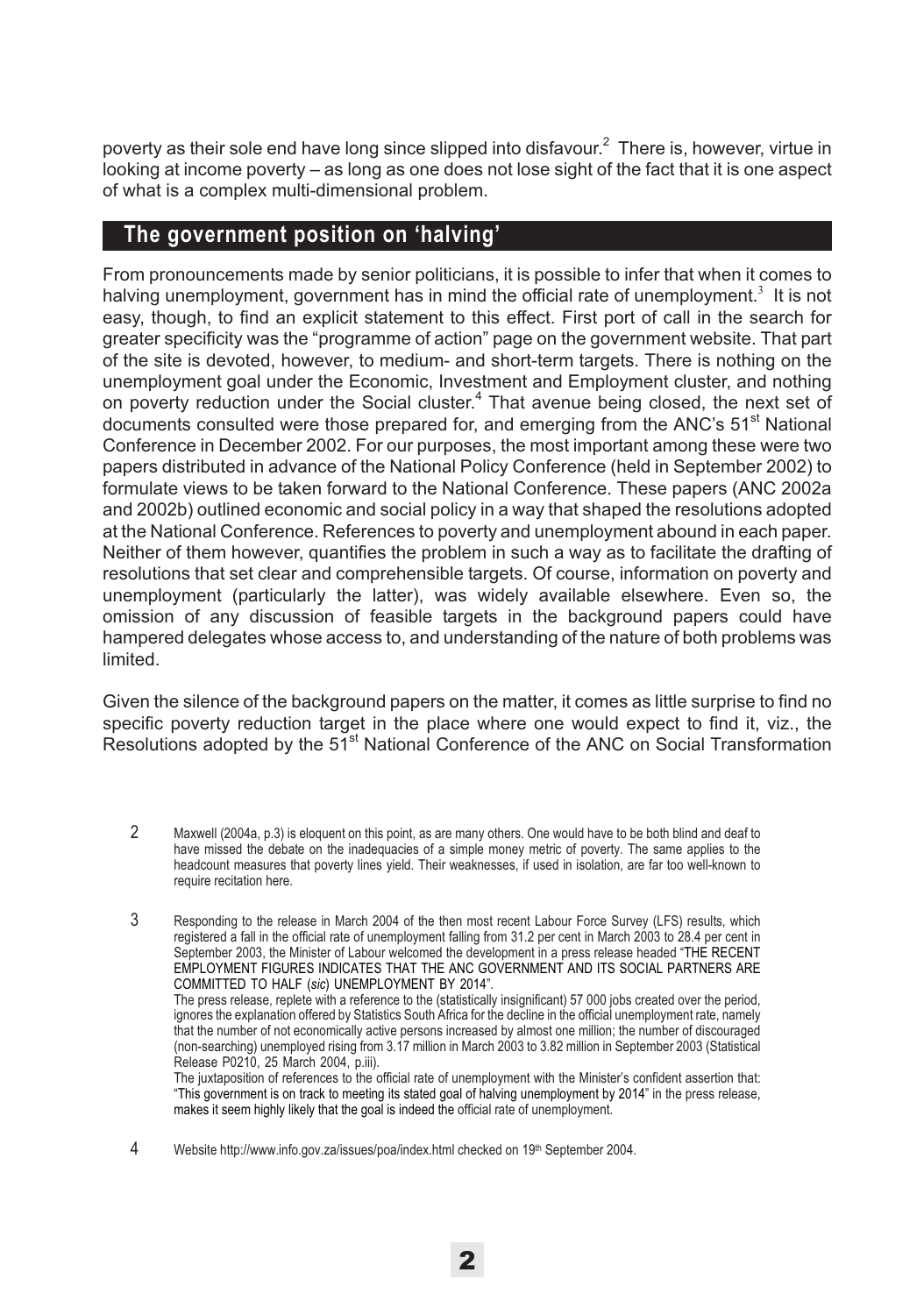poverty as their sole end have long since slipped into disfavour.[2] There is, however, virtue in looking at income poverty – as long as one does not lose sight of the fact that it is one aspect of what is a complex multi-dimensional problem.

## The government position on 'halving'

From pronouncements made by senior politicians, it is possible to infer that when it comes to halving unemployment, government has in mind the official rate of unemployment.[3] It is not easy, though, to find an explicit statement to this effect. First port of call in the search for greater specificity was the "programme of action" page on the government website. That part of the site is devoted, however, to medium- and short-term targets. There is nothing on the unemployment goal under the Economic, Investment and Employment cluster, and nothing on poverty reduction under the Social cluster.[4] That avenue being closed, the next set of documents consulted were those prepared for, and emerging from the ANC's 51st National Conference in December 2002. For our purposes, the most important among these were two papers distributed in advance of the National Policy Conference (held in September 2002) to formulate views to be taken forward to the National Conference. These papers (ANC 2002a and 2002b) outlined economic and social policy in a way that shaped the resolutions adopted at the National Conference. References to poverty and unemployment abound in each paper. Neither of them however, quantifies the problem in such a way as to facilitate the drafting of resolutions that set clear and comprehensible targets. Of course, information on poverty and unemployment (particularly the latter), was widely available elsewhere. Even so, the omission of any discussion of feasible targets in the background papers could have hampered delegates whose access to, and understanding of the nature of both problems was limited.

Given the silence of the background papers on the matter, it comes as little surprise to find no specific poverty reduction target in the place where one would expect to find it, viz., the Resolutions adopted by the 51st National Conference of the ANC on Social Transformation

2 Maxwell (2004a, p.3) is eloquent on this point, as are many others. One would have to be both blind and deaf to have missed the debate on the inadequacies of a simple money metric of poverty. The same applies to the headcount measures that poverty lines yield. Their weaknesses, if used in isolation, are far too well-known to require recitation here.

3 Responding to the release in March 2004 of the then most recent Labour Force Survey (LFS) results, which registered a fall in the official rate of unemployment falling from 31.2 per cent in March 2003 to 28.4 per cent in September 2003, the Minister of Labour welcomed the development in a press release headed "THE RECENT EMPLOYMENT FIGURES INDICATES THAT THE ANC GOVERNMENT AND ITS SOCIAL PARTNERS ARE COMMITTED TO HALF (*sic*) UNEMPLOYMENT BY 2014".
The press release, replete with a reference to the (statistically insignificant) 57 000 jobs created over the period, ignores the explanation offered by Statistics South Africa for the decline in the official unemployment rate, namely that the number of not economically active persons increased by almost one million; the number of discouraged (non-searching) unemployed rising from 3.17 million in March 2003 to 3.82 million in September 2003 (Statistical Release P0210, 25 March 2004, p.iii).
The juxtaposition of references to the official rate of unemployment with the Minister's confident assertion that: "This government is on track to meeting its stated goal of halving unemployment by 2014" in the press release, makes it seem highly likely that the goal is indeed the official rate of unemployment.

4 Website http://www.info.gov.za/issues/poa/index.html checked on 19th September 2004.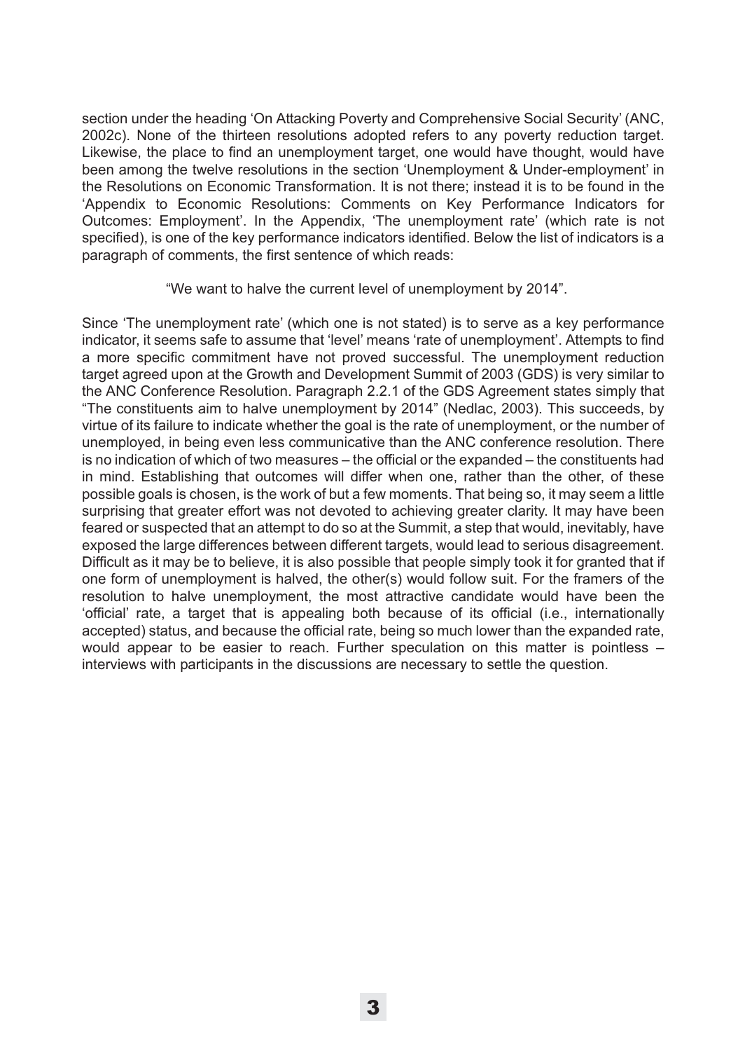section under the heading 'On Attacking Poverty and Comprehensive Social Security' (ANC, 2002c). None of the thirteen resolutions adopted refers to any poverty reduction target. Likewise, the place to find an unemployment target, one would have thought, would have been among the twelve resolutions in the section 'Unemployment & Under-employment' in the Resolutions on Economic Transformation. It is not there; instead it is to be found in the 'Appendix to Economic Resolutions: Comments on Key Performance Indicators for Outcomes: Employment'. In the Appendix, 'The unemployment rate' (which rate is not specified), is one of the key performance indicators identified. Below the list of indicators is a paragraph of comments, the first sentence of which reads:

"We want to halve the current level of unemployment by 2014".

Since 'The unemployment rate' (which one is not stated) is to serve as a key performance indicator, it seems safe to assume that 'level' means 'rate of unemployment'. Attempts to find a more specific commitment have not proved successful. The unemployment reduction target agreed upon at the Growth and Development Summit of 2003 (GDS) is very similar to the ANC Conference Resolution. Paragraph 2.2.1 of the GDS Agreement states simply that "The constituents aim to halve unemployment by 2014" (Nedlac, 2003). This succeeds, by virtue of its failure to indicate whether the goal is the rate of unemployment, or the number of unemployed, in being even less communicative than the ANC conference resolution. There is no indication of which of two measures – the official or the expanded – the constituents had in mind. Establishing that outcomes will differ when one, rather than the other, of these possible goals is chosen, is the work of but a few moments. That being so, it may seem a little surprising that greater effort was not devoted to achieving greater clarity. It may have been feared or suspected that an attempt to do so at the Summit, a step that would, inevitably, have exposed the large differences between different targets, would lead to serious disagreement. Difficult as it may be to believe, it is also possible that people simply took it for granted that if one form of unemployment is halved, the other(s) would follow suit. For the framers of the resolution to halve unemployment, the most attractive candidate would have been the 'official' rate, a target that is appealing both because of its official (i.e., internationally accepted) status, and because the official rate, being so much lower than the expanded rate, would appear to be easier to reach. Further speculation on this matter is pointless – interviews with participants in the discussions are necessary to settle the question.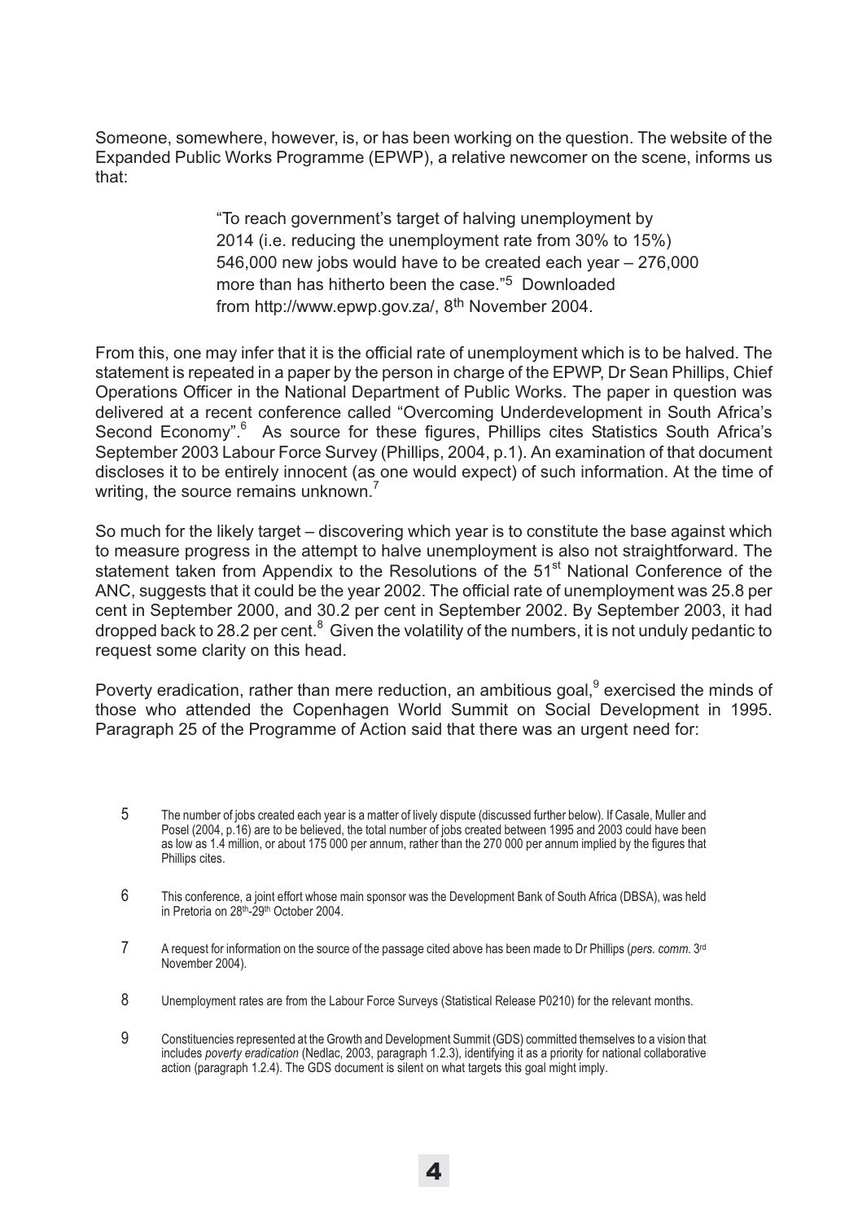Someone, somewhere, however, is, or has been working on the question. The website of the Expanded Public Works Programme (EPWP), a relative newcomer on the scene, informs us that:

> "To reach government's target of halving unemployment by 2014 (i.e. reducing the unemployment rate from 30% to 15%) 546,000 new jobs would have to be created each year – 276,000 more than has hitherto been the case."[5] Downloaded from http://www.epwp.gov.za/, 8th November 2004.

From this, one may infer that it is the official rate of unemployment which is to be halved. The statement is repeated in a paper by the person in charge of the EPWP, Dr Sean Phillips, Chief Operations Officer in the National Department of Public Works. The paper in question was delivered at a recent conference called "Overcoming Underdevelopment in South Africa's Second Economy".[6] As source for these figures, Phillips cites Statistics South Africa's September 2003 Labour Force Survey (Phillips, 2004, p.1). An examination of that document discloses it to be entirely innocent (as one would expect) of such information. At the time of writing, the source remains unknown.[7]

So much for the likely target – discovering which year is to constitute the base against which to measure progress in the attempt to halve unemployment is also not straightforward. The statement taken from Appendix to the Resolutions of the 51st National Conference of the ANC, suggests that it could be the year 2002. The official rate of unemployment was 25.8 per cent in September 2000, and 30.2 per cent in September 2002. By September 2003, it had dropped back to 28.2 per cent.[8] Given the volatility of the numbers, it is not unduly pedantic to request some clarity on this head.

Poverty eradication, rather than mere reduction, an ambitious goal,[9] exercised the minds of those who attended the Copenhagen World Summit on Social Development in 1995. Paragraph 25 of the Programme of Action said that there was an urgent need for:

---

5 The number of jobs created each year is a matter of lively dispute (discussed further below). If Casale, Muller and Posel (2004, p.16) are to be believed, the total number of jobs created between 1995 and 2003 could have been as low as 1.4 million, or about 175 000 per annum, rather than the 270 000 per annum implied by the figures that Phillips cites.

6 This conference, a joint effort whose main sponsor was the Development Bank of South Africa (DBSA), was held in Pretoria on 28th-29th October 2004.

7 A request for information on the source of the passage cited above has been made to Dr Phillips (*pers. comm.* 3rd November 2004).

8 Unemployment rates are from the Labour Force Surveys (Statistical Release P0210) for the relevant months.

9 Constituencies represented at the Growth and Development Summit (GDS) committed themselves to a vision that includes *poverty eradication* (Nedlac, 2003, paragraph 1.2.3), identifying it as a priority for national collaborative action (paragraph 1.2.4). The GDS document is silent on what targets this goal might imply.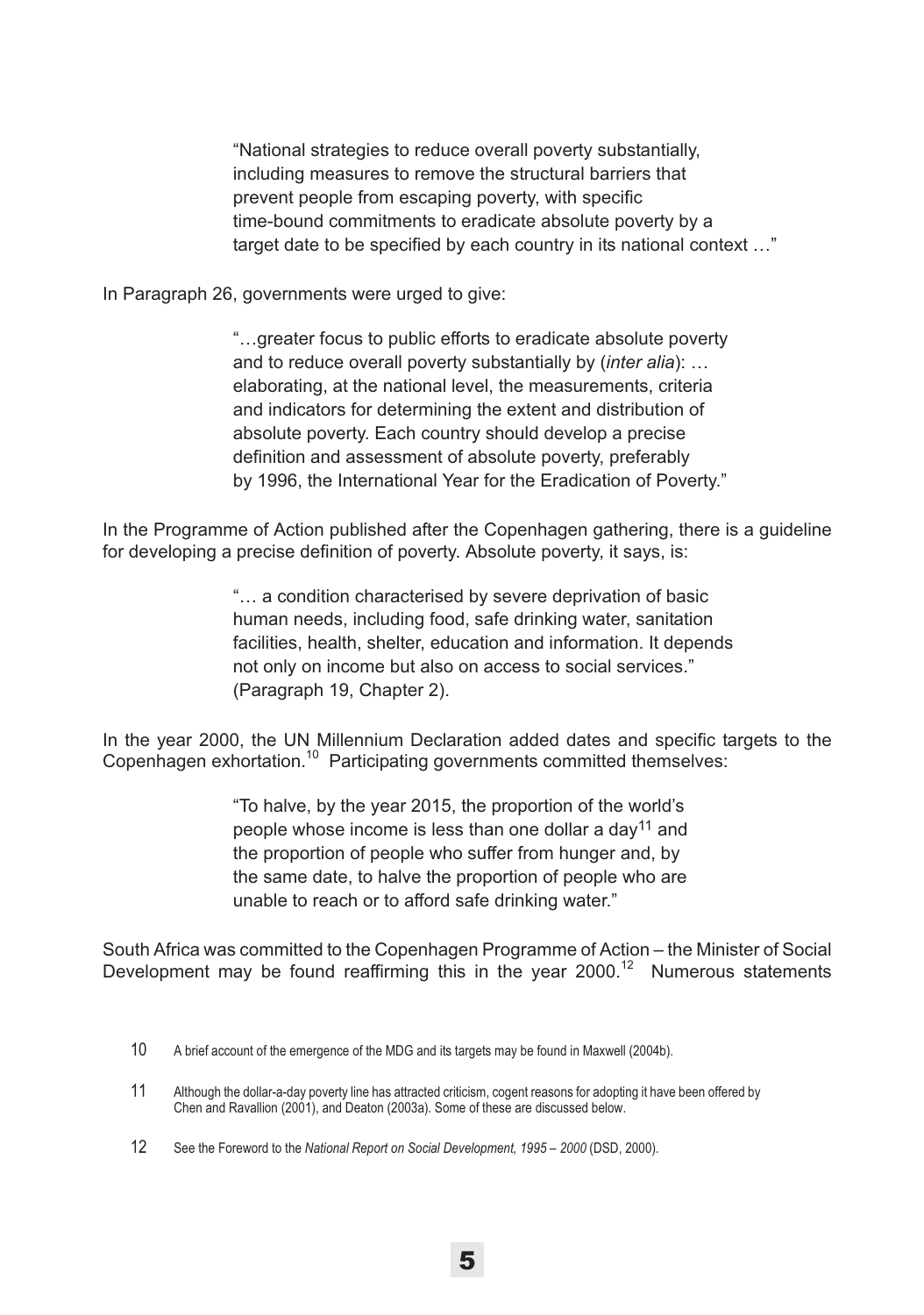> "National strategies to reduce overall poverty substantially, including measures to remove the structural barriers that prevent people from escaping poverty, with specific time-bound commitments to eradicate absolute poverty by a target date to be specified by each country in its national context …"

In Paragraph 26, governments were urged to give:

> "…greater focus to public efforts to eradicate absolute poverty and to reduce overall poverty substantially by (*inter alia*): … elaborating, at the national level, the measurements, criteria and indicators for determining the extent and distribution of absolute poverty. Each country should develop a precise definition and assessment of absolute poverty, preferably by 1996, the International Year for the Eradication of Poverty."

In the Programme of Action published after the Copenhagen gathering, there is a guideline for developing a precise definition of poverty. Absolute poverty, it says, is:

> "… a condition characterised by severe deprivation of basic human needs, including food, safe drinking water, sanitation facilities, health, shelter, education and information. It depends not only on income but also on access to social services." (Paragraph 19, Chapter 2).

In the year 2000, the UN Millennium Declaration added dates and specific targets to the Copenhagen exhortation.[10] Participating governments committed themselves:

> "To halve, by the year 2015, the proportion of the world's people whose income is less than one dollar a day[11] and the proportion of people who suffer from hunger and, by the same date, to halve the proportion of people who are unable to reach or to afford safe drinking water."

South Africa was committed to the Copenhagen Programme of Action – the Minister of Social Development may be found reaffirming this in the year 2000.[12] Numerous statements

---

10 A brief account of the emergence of the MDG and its targets may be found in Maxwell (2004b).

11 Although the dollar-a-day poverty line has attracted criticism, cogent reasons for adopting it have been offered by Chen and Ravallion (2001), and Deaton (2003a). Some of these are discussed below.

12 See the Foreword to the *National Report on Social Development, 1995 – 2000* (DSD, 2000).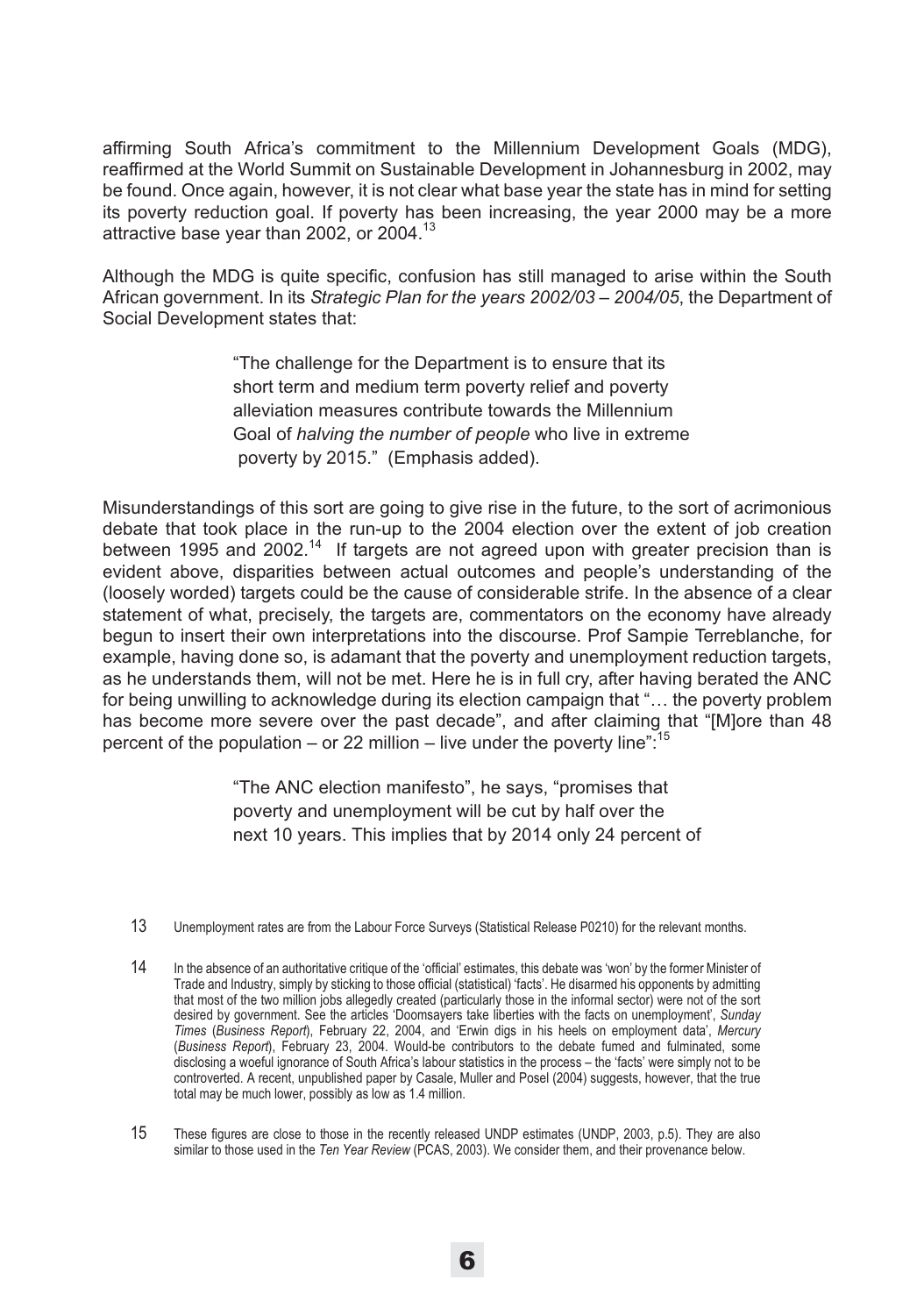affirming South Africa's commitment to the Millennium Development Goals (MDG), reaffirmed at the World Summit on Sustainable Development in Johannesburg in 2002, may be found. Once again, however, it is not clear what base year the state has in mind for setting its poverty reduction goal. If poverty has been increasing, the year 2000 may be a more attractive base year than 2002, or 2004.[13]

Although the MDG is quite specific, confusion has still managed to arise within the South African government. In its *Strategic Plan for the years 2002/03 – 2004/05*, the Department of Social Development states that:

> "The challenge for the Department is to ensure that its short term and medium term poverty relief and poverty alleviation measures contribute towards the Millennium Goal of *halving the number of people* who live in extreme poverty by 2015." (Emphasis added).

Misunderstandings of this sort are going to give rise in the future, to the sort of acrimonious debate that took place in the run-up to the 2004 election over the extent of job creation between 1995 and 2002.[14] If targets are not agreed upon with greater precision than is evident above, disparities between actual outcomes and people's understanding of the (loosely worded) targets could be the cause of considerable strife. In the absence of a clear statement of what, precisely, the targets are, commentators on the economy have already begun to insert their own interpretations into the discourse. Prof Sampie Terreblanche, for example, having done so, is adamant that the poverty and unemployment reduction targets, as he understands them, will not be met. Here he is in full cry, after having berated the ANC for being unwilling to acknowledge during its election campaign that "… the poverty problem has become more severe over the past decade", and after claiming that "[M]ore than 48 percent of the population – or 22 million – live under the poverty line":[15]

> "The ANC election manifesto", he says, "promises that poverty and unemployment will be cut by half over the next 10 years. This implies that by 2014 only 24 percent of

---

13 Unemployment rates are from the Labour Force Surveys (Statistical Release P0210) for the relevant months.

14 In the absence of an authoritative critique of the 'official' estimates, this debate was 'won' by the former Minister of Trade and Industry, simply by sticking to those official (statistical) 'facts'. He disarmed his opponents by admitting that most of the two million jobs allegedly created (particularly those in the informal sector) were not of the sort desired by government. See the articles 'Doomsayers take liberties with the facts on unemployment', *Sunday Times* (*Business Report*), February 22, 2004, and 'Erwin digs in his heels on employment data', *Mercury* (*Business Report*), February 23, 2004. Would-be contributors to the debate fumed and fulminated, some disclosing a woeful ignorance of South Africa's labour statistics in the process – the 'facts' were simply not to be controverted. A recent, unpublished paper by Casale, Muller and Posel (2004) suggests, however, that the true total may be much lower, possibly as low as 1.4 million.

15 These figures are close to those in the recently released UNDP estimates (UNDP, 2003, p.5). They are also similar to those used in the *Ten Year Review* (PCAS, 2003). We consider them, and their provenance below.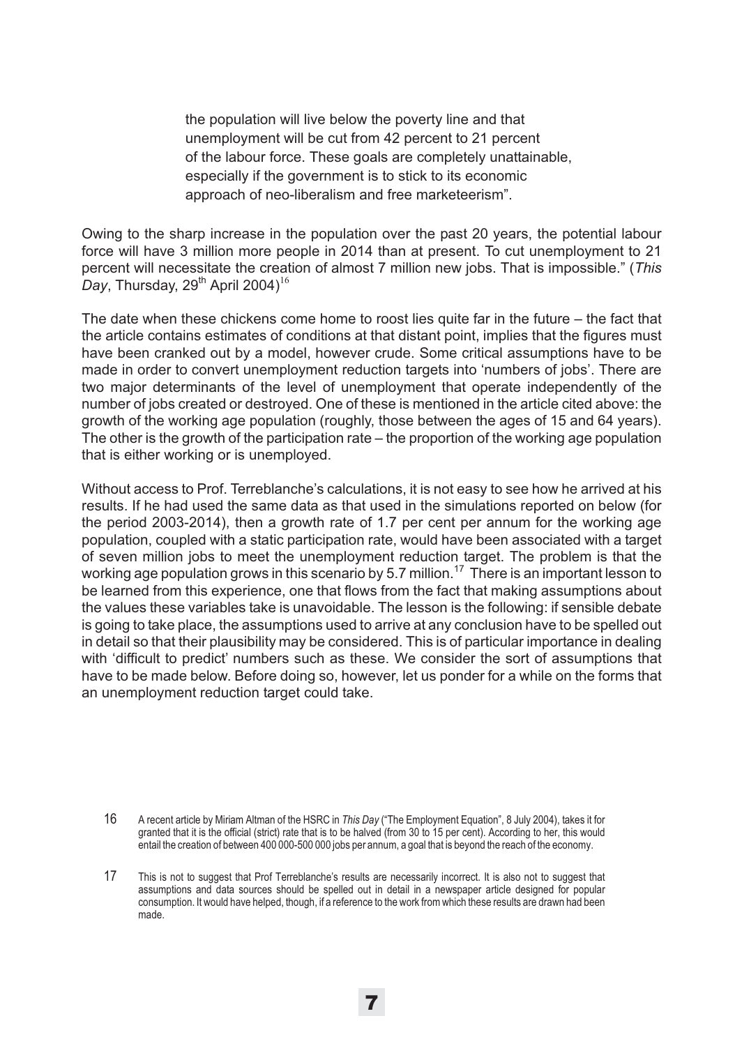> the population will live below the poverty line and that unemployment will be cut from 42 percent to 21 percent of the labour force. These goals are completely unattainable, especially if the government is to stick to its economic approach of neo-liberalism and free marketeerism".

Owing to the sharp increase in the population over the past 20 years, the potential labour force will have 3 million more people in 2014 than at present. To cut unemployment to 21 percent will necessitate the creation of almost 7 million new jobs. That is impossible." (*This Day*, Thursday, 29th April 2004)[16]

The date when these chickens come home to roost lies quite far in the future – the fact that the article contains estimates of conditions at that distant point, implies that the figures must have been cranked out by a model, however crude. Some critical assumptions have to be made in order to convert unemployment reduction targets into 'numbers of jobs'. There are two major determinants of the level of unemployment that operate independently of the number of jobs created or destroyed. One of these is mentioned in the article cited above: the growth of the working age population (roughly, those between the ages of 15 and 64 years). The other is the growth of the participation rate – the proportion of the working age population that is either working or is unemployed.

Without access to Prof. Terreblanche's calculations, it is not easy to see how he arrived at his results. If he had used the same data as that used in the simulations reported on below (for the period 2003-2014), then a growth rate of 1.7 per cent per annum for the working age population, coupled with a static participation rate, would have been associated with a target of seven million jobs to meet the unemployment reduction target. The problem is that the working age population grows in this scenario by 5.7 million.[17] There is an important lesson to be learned from this experience, one that flows from the fact that making assumptions about the values these variables take is unavoidable. The lesson is the following: if sensible debate is going to take place, the assumptions used to arrive at any conclusion have to be spelled out in detail so that their plausibility may be considered. This is of particular importance in dealing with 'difficult to predict' numbers such as these. We consider the sort of assumptions that have to be made below. Before doing so, however, let us ponder for a while on the forms that an unemployment reduction target could take.

16 A recent article by Miriam Altman of the HSRC in *This Day* ("The Employment Equation", 8 July 2004), takes it for granted that it is the official (strict) rate that is to be halved (from 30 to 15 per cent). According to her, this would entail the creation of between 400 000-500 000 jobs per annum, a goal that is beyond the reach of the economy.

17 This is not to suggest that Prof Terreblanche's results are necessarily incorrect. It is also not to suggest that assumptions and data sources should be spelled out in detail in a newspaper article designed for popular consumption. It would have helped, though, if a reference to the work from which these results are drawn had been made.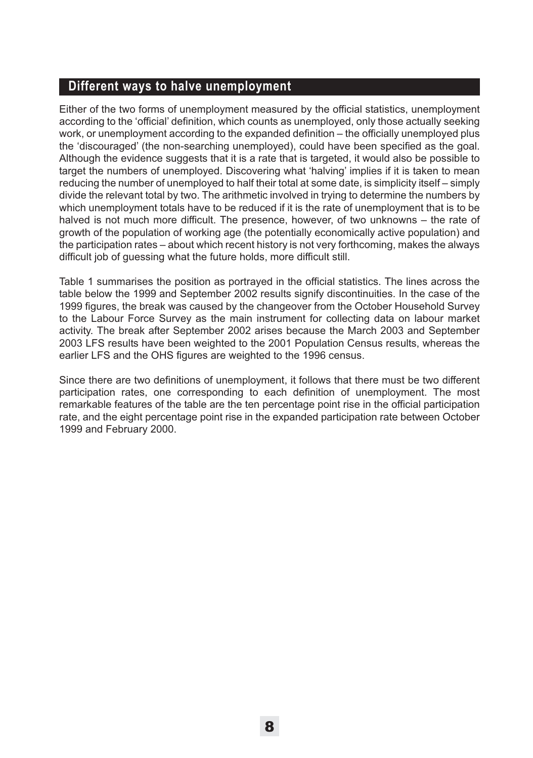## Different ways to halve unemployment

Either of the two forms of unemployment measured by the official statistics, unemployment according to the 'official' definition, which counts as unemployed, only those actually seeking work, or unemployment according to the expanded definition – the officially unemployed plus the 'discouraged' (the non-searching unemployed), could have been specified as the goal. Although the evidence suggests that it is a rate that is targeted, it would also be possible to target the numbers of unemployed. Discovering what 'halving' implies if it is taken to mean reducing the number of unemployed to half their total at some date, is simplicity itself – simply divide the relevant total by two. The arithmetic involved in trying to determine the numbers by which unemployment totals have to be reduced if it is the rate of unemployment that is to be halved is not much more difficult. The presence, however, of two unknowns – the rate of growth of the population of working age (the potentially economically active population) and the participation rates – about which recent history is not very forthcoming, makes the always difficult job of guessing what the future holds, more difficult still.

Table 1 summarises the position as portrayed in the official statistics. The lines across the table below the 1999 and September 2002 results signify discontinuities. In the case of the 1999 figures, the break was caused by the changeover from the October Household Survey to the Labour Force Survey as the main instrument for collecting data on labour market activity. The break after September 2002 arises because the March 2003 and September 2003 LFS results have been weighted to the 2001 Population Census results, whereas the earlier LFS and the OHS figures are weighted to the 1996 census.

Since there are two definitions of unemployment, it follows that there must be two different participation rates, one corresponding to each definition of unemployment. The most remarkable features of the table are the ten percentage point rise in the official participation rate, and the eight percentage point rise in the expanded participation rate between October 1999 and February 2000.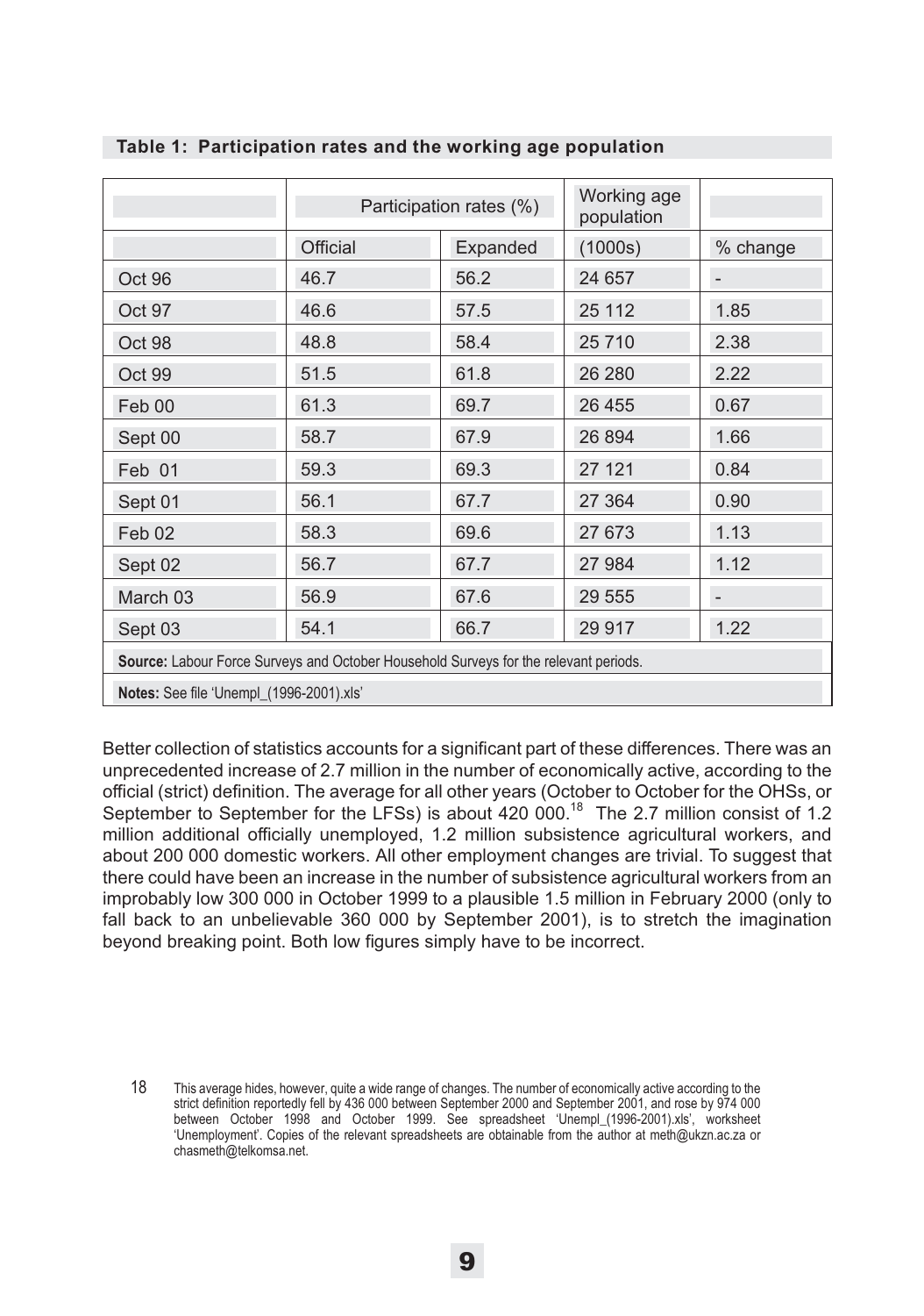**Table 1: Participation rates and the working age population**

| | Participation rates (%) | | Working age population | |
|---|---|---|---|---|
| | Official | Expanded | (1000s) | % change |
| Oct 96 | 46.7 | 56.2 | 24 657 | - |
| Oct 97 | 46.6 | 57.5 | 25 112 | 1.85 |
| Oct 98 | 48.8 | 58.4 | 25 710 | 2.38 |
| Oct 99 | 51.5 | 61.8 | 26 280 | 2.22 |
| Feb 00 | 61.3 | 69.7 | 26 455 | 0.67 |
| Sept 00 | 58.7 | 67.9 | 26 894 | 1.66 |
| Feb 01 | 59.3 | 69.3 | 27 121 | 0.84 |
| Sept 01 | 56.1 | 67.7 | 27 364 | 0.90 |
| Feb 02 | 58.3 | 69.6 | 27 673 | 1.13 |
| Sept 02 | 56.7 | 67.7 | 27 984 | 1.12 |
| March 03 | 56.9 | 67.6 | 29 555 | - |
| Sept 03 | 54.1 | 66.7 | 29 917 | 1.22 |

**Source:** Labour Force Surveys and October Household Surveys for the relevant periods.

**Notes:** See file 'Unempl_(1996-2001).xls'

Better collection of statistics accounts for a significant part of these differences. There was an unprecedented increase of 2.7 million in the number of economically active, according to the official (strict) definition. The average for all other years (October to October for the OHSs, or September to September for the LFSs) is about 420 000.[18] The 2.7 million consist of 1.2 million additional officially unemployed, 1.2 million subsistence agricultural workers, and about 200 000 domestic workers. All other employment changes are trivial. To suggest that there could have been an increase in the number of subsistence agricultural workers from an improbably low 300 000 in October 1999 to a plausible 1.5 million in February 2000 (only to fall back to an unbelievable 360 000 by September 2001), is to stretch the imagination beyond breaking point. Both low figures simply have to be incorrect.

18 This average hides, however, quite a wide range of changes. The number of economically active according to the strict definition reportedly fell by 436 000 between September 2000 and September 2001, and rose by 974 000 between October 1998 and October 1999. See spreadsheet 'Unempl_(1996-2001).xls', worksheet 'Unemployment'. Copies of the relevant spreadsheets are obtainable from the author at meth@ukzn.ac.za or chasmeth@telkomsa.net.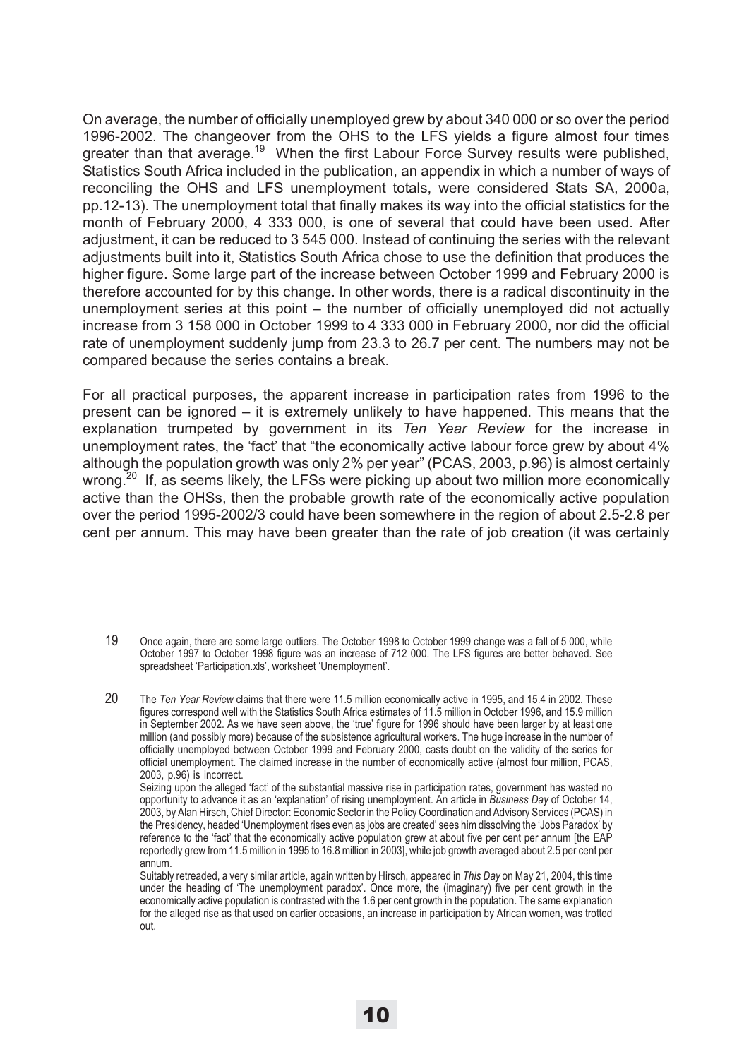On average, the number of officially unemployed grew by about 340 000 or so over the period 1996-2002. The changeover from the OHS to the LFS yields a figure almost four times greater than that average.[19] When the first Labour Force Survey results were published, Statistics South Africa included in the publication, an appendix in which a number of ways of reconciling the OHS and LFS unemployment totals, were considered Stats SA, 2000a, pp.12-13). The unemployment total that finally makes its way into the official statistics for the month of February 2000, 4 333 000, is one of several that could have been used. After adjustment, it can be reduced to 3 545 000. Instead of continuing the series with the relevant adjustments built into it, Statistics South Africa chose to use the definition that produces the higher figure. Some large part of the increase between October 1999 and February 2000 is therefore accounted for by this change. In other words, there is a radical discontinuity in the unemployment series at this point – the number of officially unemployed did not actually increase from 3 158 000 in October 1999 to 4 333 000 in February 2000, nor did the official rate of unemployment suddenly jump from 23.3 to 26.7 per cent. The numbers may not be compared because the series contains a break.

For all practical purposes, the apparent increase in participation rates from 1996 to the present can be ignored – it is extremely unlikely to have happened. This means that the explanation trumpeted by government in its *Ten Year Review* for the increase in unemployment rates, the 'fact' that "the economically active labour force grew by about 4% although the population growth was only 2% per year" (PCAS, 2003, p.96) is almost certainly wrong.[20] If, as seems likely, the LFSs were picking up about two million more economically active than the OHSs, then the probable growth rate of the economically active population over the period 1995-2002/3 could have been somewhere in the region of about 2.5-2.8 per cent per annum. This may have been greater than the rate of job creation (it was certainly

---

19 Once again, there are some large outliers. The October 1998 to October 1999 change was a fall of 5 000, while October 1997 to October 1998 figure was an increase of 712 000. The LFS figures are better behaved. See spreadsheet 'Participation.xls', worksheet 'Unemployment'.

20 The *Ten Year Review* claims that there were 11.5 million economically active in 1995, and 15.4 in 2002. These figures correspond well with the Statistics South Africa estimates of 11.5 million in October 1996, and 15.9 million in September 2002. As we have seen above, the 'true' figure for 1996 should have been larger by at least one million (and possibly more) because of the subsistence agricultural workers. The huge increase in the number of officially unemployed between October 1999 and February 2000, casts doubt on the validity of the series for official unemployment. The claimed increase in the number of economically active (almost four million, PCAS, 2003, p.96) is incorrect.

Seizing upon the alleged 'fact' of the substantial massive rise in participation rates, government has wasted no opportunity to advance it as an 'explanation' of rising unemployment. An article in *Business Day* of October 14, 2003, by Alan Hirsch, Chief Director: Economic Sector in the Policy Coordination and Advisory Services (PCAS) in the Presidency, headed 'Unemployment rises even as jobs are created' sees him dissolving the 'Jobs Paradox' by reference to the 'fact' that the economically active population grew at about five per cent per annum [the EAP reportedly grew from 11.5 million in 1995 to 16.8 million in 2003], while job growth averaged about 2.5 per cent per annum.

Suitably retreaded, a very similar article, again written by Hirsch, appeared in *This Day* on May 21, 2004, this time under the heading of 'The unemployment paradox'. Once more, the (imaginary) five per cent growth in the economically active population is contrasted with the 1.6 per cent growth in the population. The same explanation for the alleged rise as that used on earlier occasions, an increase in participation by African women, was trotted out.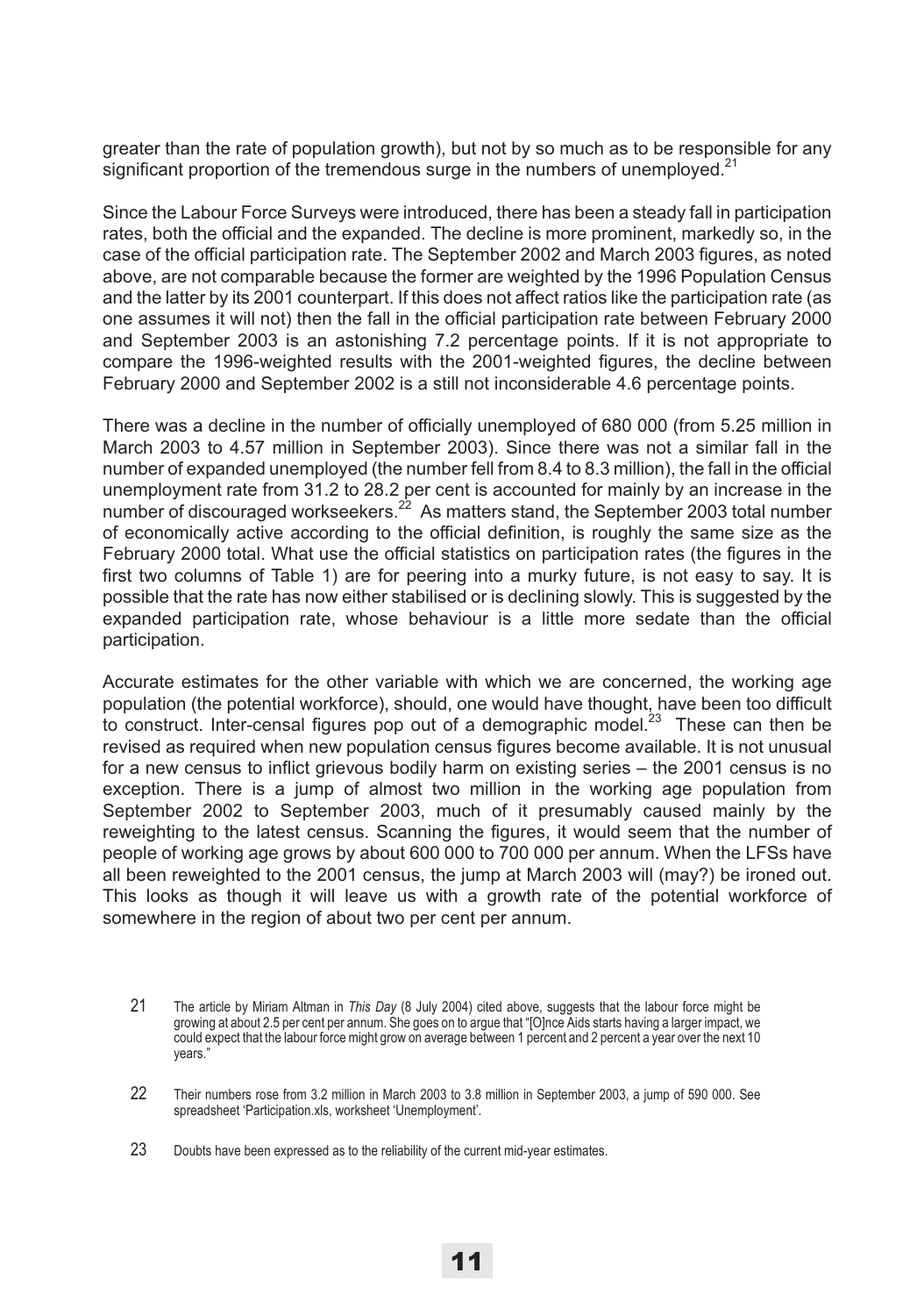greater than the rate of population growth), but not by so much as to be responsible for any significant proportion of the tremendous surge in the numbers of unemployed.[21]

Since the Labour Force Surveys were introduced, there has been a steady fall in participation rates, both the official and the expanded. The decline is more prominent, markedly so, in the case of the official participation rate. The September 2002 and March 2003 figures, as noted above, are not comparable because the former are weighted by the 1996 Population Census and the latter by its 2001 counterpart. If this does not affect ratios like the participation rate (as one assumes it will not) then the fall in the official participation rate between February 2000 and September 2003 is an astonishing 7.2 percentage points. If it is not appropriate to compare the 1996-weighted results with the 2001-weighted figures, the decline between February 2000 and September 2002 is a still not inconsiderable 4.6 percentage points.

There was a decline in the number of officially unemployed of 680 000 (from 5.25 million in March 2003 to 4.57 million in September 2003). Since there was not a similar fall in the number of expanded unemployed (the number fell from 8.4 to 8.3 million), the fall in the official unemployment rate from 31.2 to 28.2 per cent is accounted for mainly by an increase in the number of discouraged workseekers.[22] As matters stand, the September 2003 total number of economically active according to the official definition, is roughly the same size as the February 2000 total. What use the official statistics on participation rates (the figures in the first two columns of Table 1) are for peering into a murky future, is not easy to say. It is possible that the rate has now either stabilised or is declining slowly. This is suggested by the expanded participation rate, whose behaviour is a little more sedate than the official participation.

Accurate estimates for the other variable with which we are concerned, the working age population (the potential workforce), should, one would have thought, have been too difficult to construct. Inter-censal figures pop out of a demographic model.[23] These can then be revised as required when new population census figures become available. It is not unusual for a new census to inflict grievous bodily harm on existing series – the 2001 census is no exception. There is a jump of almost two million in the working age population from September 2002 to September 2003, much of it presumably caused mainly by the reweighting to the latest census. Scanning the figures, it would seem that the number of people of working age grows by about 600 000 to 700 000 per annum. When the LFSs have all been reweighted to the 2001 census, the jump at March 2003 will (may?) be ironed out. This looks as though it will leave us with a growth rate of the potential workforce of somewhere in the region of about two per cent per annum.

21 The article by Miriam Altman in *This Day* (8 July 2004) cited above, suggests that the labour force might be growing at about 2.5 per cent per annum. She goes on to argue that "[O]nce Aids starts having a larger impact, we could expect that the labour force might grow on average between 1 percent and 2 percent a year over the next 10 years."

22 Their numbers rose from 3.2 million in March 2003 to 3.8 million in September 2003, a jump of 590 000. See spreadsheet 'Participation.xls, worksheet 'Unemployment'.

23 Doubts have been expressed as to the reliability of the current mid-year estimates.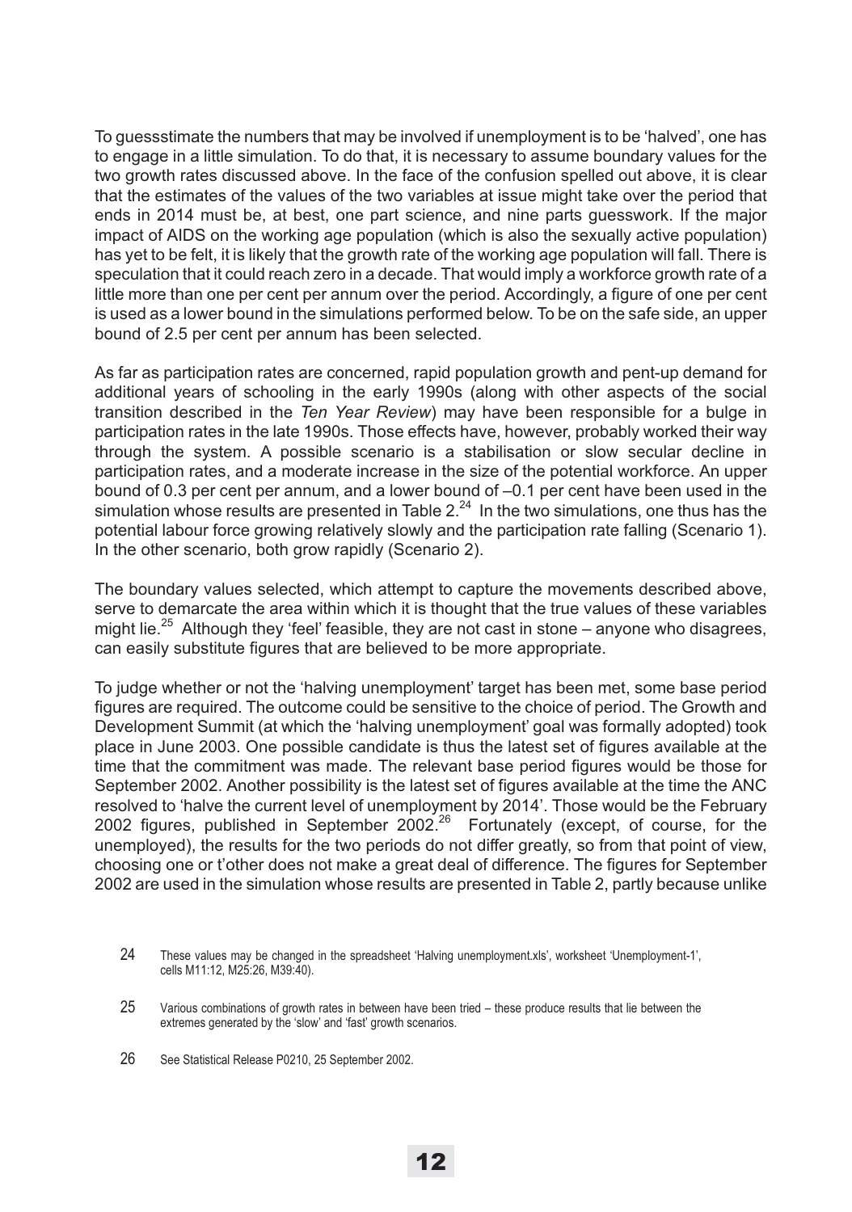To guessstimate the numbers that may be involved if unemployment is to be 'halved', one has to engage in a little simulation. To do that, it is necessary to assume boundary values for the two growth rates discussed above. In the face of the confusion spelled out above, it is clear that the estimates of the values of the two variables at issue might take over the period that ends in 2014 must be, at best, one part science, and nine parts guesswork. If the major impact of AIDS on the working age population (which is also the sexually active population) has yet to be felt, it is likely that the growth rate of the working age population will fall. There is speculation that it could reach zero in a decade. That would imply a workforce growth rate of a little more than one per cent per annum over the period. Accordingly, a figure of one per cent is used as a lower bound in the simulations performed below. To be on the safe side, an upper bound of 2.5 per cent per annum has been selected.

As far as participation rates are concerned, rapid population growth and pent-up demand for additional years of schooling in the early 1990s (along with other aspects of the social transition described in the *Ten Year Review*) may have been responsible for a bulge in participation rates in the late 1990s. Those effects have, however, probably worked their way through the system. A possible scenario is a stabilisation or slow secular decline in participation rates, and a moderate increase in the size of the potential workforce. An upper bound of 0.3 per cent per annum, and a lower bound of –0.1 per cent have been used in the simulation whose results are presented in Table 2.[24] In the two simulations, one thus has the potential labour force growing relatively slowly and the participation rate falling (Scenario 1). In the other scenario, both grow rapidly (Scenario 2).

The boundary values selected, which attempt to capture the movements described above, serve to demarcate the area within which it is thought that the true values of these variables might lie.[25] Although they 'feel' feasible, they are not cast in stone – anyone who disagrees, can easily substitute figures that are believed to be more appropriate.

To judge whether or not the 'halving unemployment' target has been met, some base period figures are required. The outcome could be sensitive to the choice of period. The Growth and Development Summit (at which the 'halving unemployment' goal was formally adopted) took place in June 2003. One possible candidate is thus the latest set of figures available at the time that the commitment was made. The relevant base period figures would be those for September 2002. Another possibility is the latest set of figures available at the time the ANC resolved to 'halve the current level of unemployment by 2014'. Those would be the February 2002 figures, published in September 2002.[26] Fortunately (except, of course, for the unemployed), the results for the two periods do not differ greatly, so from that point of view, choosing one or t'other does not make a great deal of difference. The figures for September 2002 are used in the simulation whose results are presented in Table 2, partly because unlike

24 These values may be changed in the spreadsheet 'Halving unemployment.xls', worksheet 'Unemployment-1', cells M11:12, M25:26, M39:40).

25 Various combinations of growth rates in between have been tried – these produce results that lie between the extremes generated by the 'slow' and 'fast' growth scenarios.

26 See Statistical Release P0210, 25 September 2002.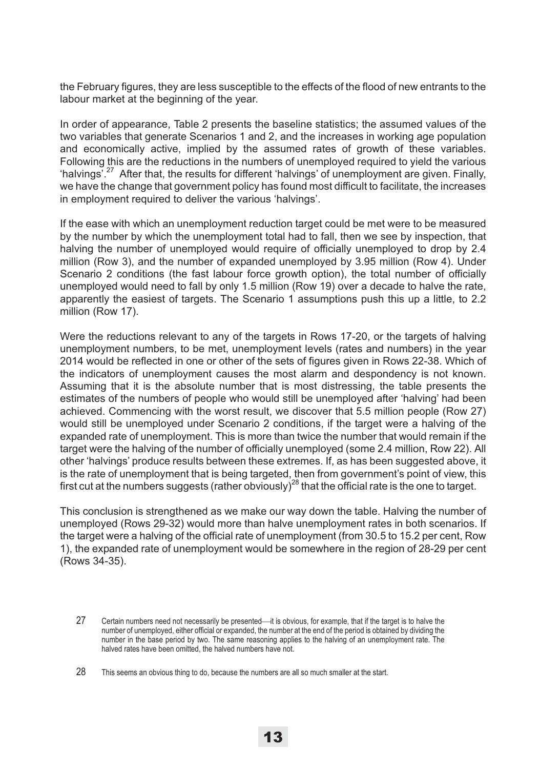the February figures, they are less susceptible to the effects of the flood of new entrants to the labour market at the beginning of the year.

In order of appearance, Table 2 presents the baseline statistics; the assumed values of the two variables that generate Scenarios 1 and 2, and the increases in working age population and economically active, implied by the assumed rates of growth of these variables. Following this are the reductions in the numbers of unemployed required to yield the various 'halvings'.[27] After that, the results for different 'halvings' of unemployment are given. Finally, we have the change that government policy has found most difficult to facilitate, the increases in employment required to deliver the various 'halvings'.

If the ease with which an unemployment reduction target could be met were to be measured by the number by which the unemployment total had to fall, then we see by inspection, that halving the number of unemployed would require of officially unemployed to drop by 2.4 million (Row 3), and the number of expanded unemployed by 3.95 million (Row 4). Under Scenario 2 conditions (the fast labour force growth option), the total number of officially unemployed would need to fall by only 1.5 million (Row 19) over a decade to halve the rate, apparently the easiest of targets. The Scenario 1 assumptions push this up a little, to 2.2 million (Row 17).

Were the reductions relevant to any of the targets in Rows 17-20, or the targets of halving unemployment numbers, to be met, unemployment levels (rates and numbers) in the year 2014 would be reflected in one or other of the sets of figures given in Rows 22-38. Which of the indicators of unemployment causes the most alarm and despondency is not known. Assuming that it is the absolute number that is most distressing, the table presents the estimates of the numbers of people who would still be unemployed after 'halving' had been achieved. Commencing with the worst result, we discover that 5.5 million people (Row 27) would still be unemployed under Scenario 2 conditions, if the target were a halving of the expanded rate of unemployment. This is more than twice the number that would remain if the target were the halving of the number of officially unemployed (some 2.4 million, Row 22). All other 'halvings' produce results between these extremes. If, as has been suggested above, it is the rate of unemployment that is being targeted, then from government's point of view, this first cut at the numbers suggests (rather obviously)[28] that the official rate is the one to target.

This conclusion is strengthened as we make our way down the table. Halving the number of unemployed (Rows 29-32) would more than halve unemployment rates in both scenarios. If the target were a halving of the official rate of unemployment (from 30.5 to 15.2 per cent, Row 1), the expanded rate of unemployment would be somewhere in the region of 28-29 per cent (Rows 34-35).

27 Certain numbers need not necessarily be presented—it is obvious, for example, that if the target is to halve the number of unemployed, either official or expanded, the number at the end of the period is obtained by dividing the number in the base period by two. The same reasoning applies to the halving of an unemployment rate. The halved rates have been omitted, the halved numbers have not.

28 This seems an obvious thing to do, because the numbers are all so much smaller at the start.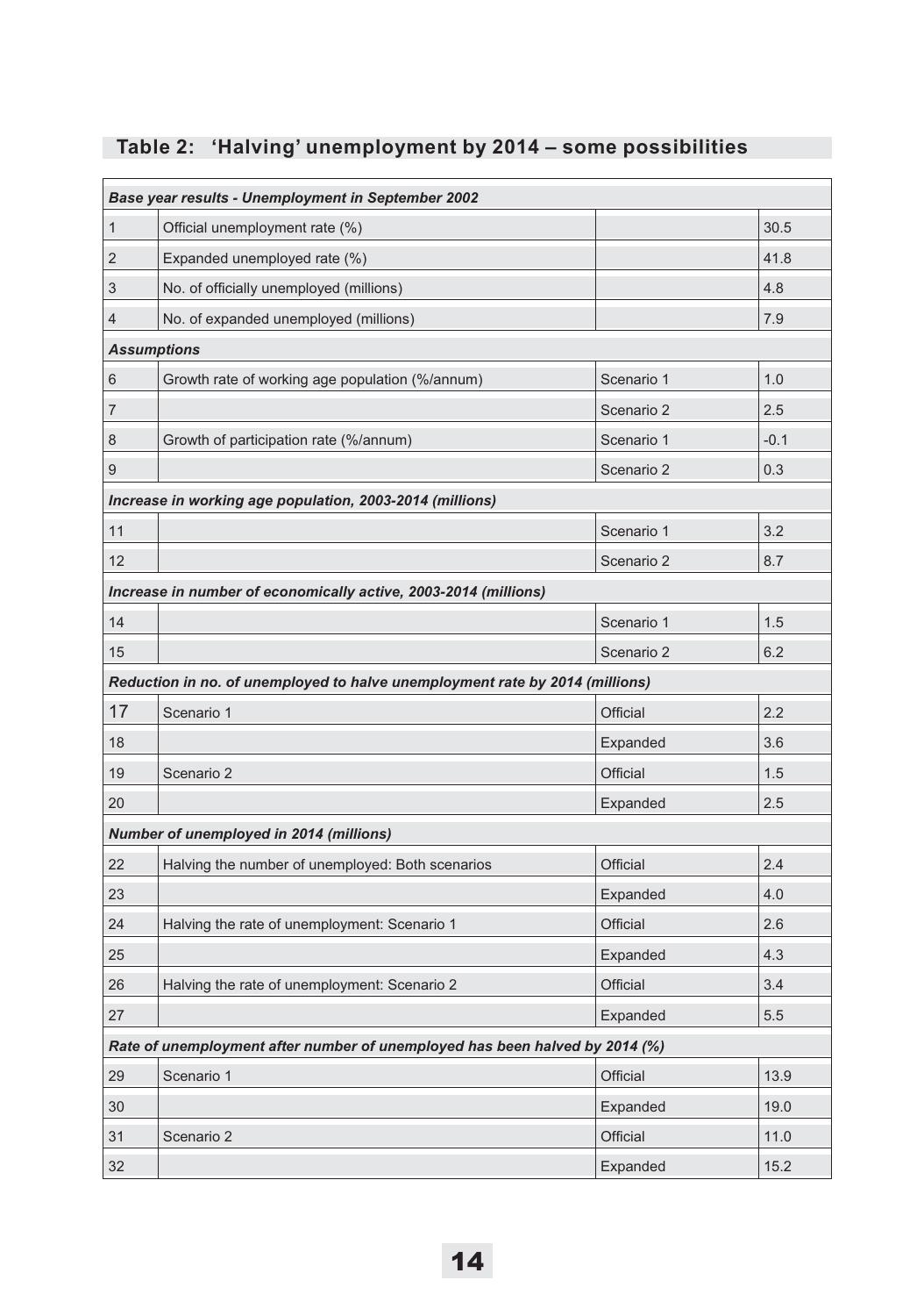## Table 2: 'Halving' unemployment by 2014 – some possibilities

| | | | |
|---|---|---|---|
| ***Base year results - Unemployment in September 2002*** | | | |
| 1 | Official unemployment rate (%) | | 30.5 |
| 2 | Expanded unemployed rate (%) | | 41.8 |
| 3 | No. of officially unemployed (millions) | | 4.8 |
| 4 | No. of expanded unemployed (millions) | | 7.9 |
| ***Assumptions*** | | | |
| 6 | Growth rate of working age population (%/annum) | Scenario 1 | 1.0 |
| 7 | | Scenario 2 | 2.5 |
| 8 | Growth of participation rate (%/annum) | Scenario 1 | -0.1 |
| 9 | | Scenario 2 | 0.3 |
| ***Increase in working age population, 2003-2014 (millions)*** | | | |
| 11 | | Scenario 1 | 3.2 |
| 12 | | Scenario 2 | 8.7 |
| ***Increase in number of economically active, 2003-2014 (millions)*** | | | |
| 14 | | Scenario 1 | 1.5 |
| 15 | | Scenario 2 | 6.2 |
| ***Reduction in no. of unemployed to halve unemployment rate by 2014 (millions)*** | | | |
| 17 | Scenario 1 | Official | 2.2 |
| 18 | | Expanded | 3.6 |
| 19 | Scenario 2 | Official | 1.5 |
| 20 | | Expanded | 2.5 |
| ***Number of unemployed in 2014 (millions)*** | | | |
| 22 | Halving the number of unemployed: Both scenarios | Official | 2.4 |
| 23 | | Expanded | 4.0 |
| 24 | Halving the rate of unemployment: Scenario 1 | Official | 2.6 |
| 25 | | Expanded | 4.3 |
| 26 | Halving the rate of unemployment: Scenario 2 | Official | 3.4 |
| 27 | | Expanded | 5.5 |
| ***Rate of unemployment after number of unemployed has been halved by 2014 (%)*** | | | |
| 29 | Scenario 1 | Official | 13.9 |
| 30 | | Expanded | 19.0 |
| 31 | Scenario 2 | Official | 11.0 |
| 32 | | Expanded | 15.2 |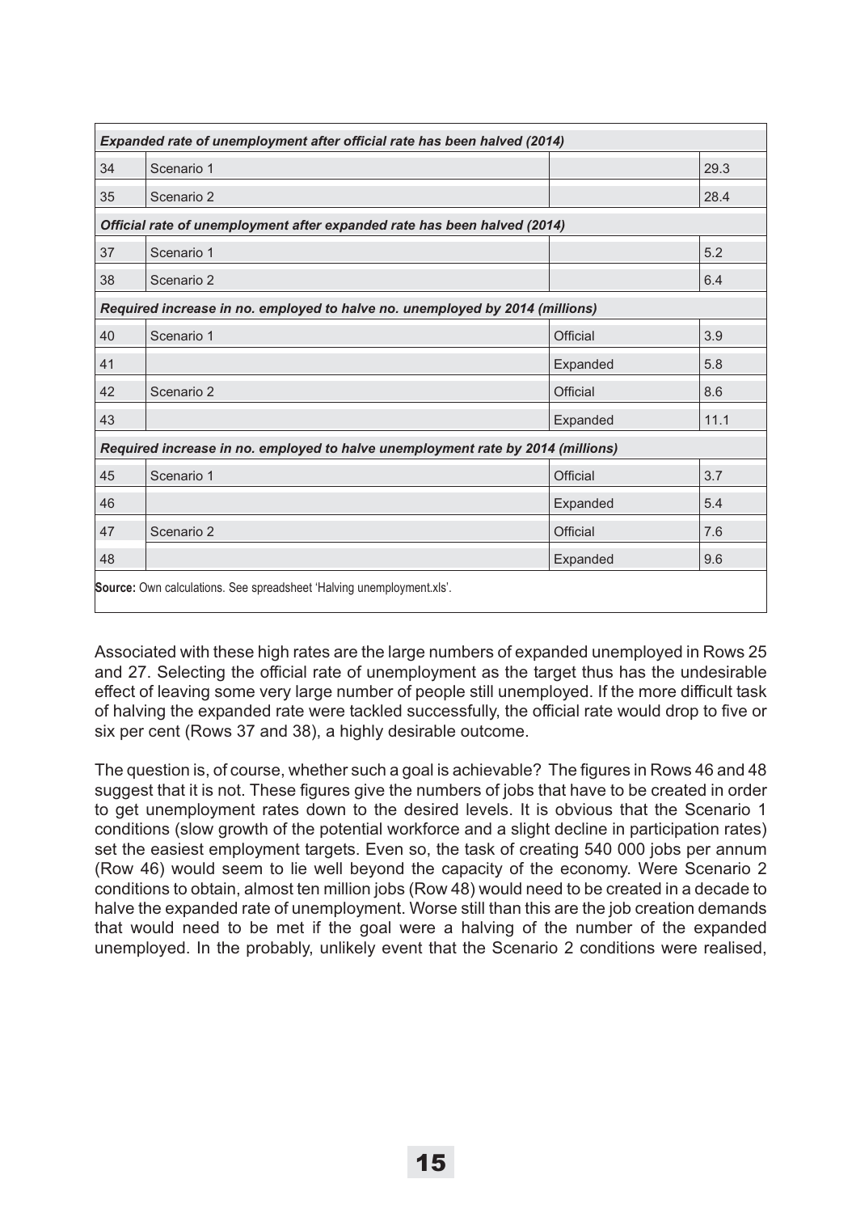| | | | |
|---|---|---|---|
| ***Expanded rate of unemployment after official rate has been halved (2014)*** | | | |
| 34 | Scenario 1 | | 29.3 |
| 35 | Scenario 2 | | 28.4 |
| ***Official rate of unemployment after expanded rate has been halved (2014)*** | | | |
| 37 | Scenario 1 | | 5.2 |
| 38 | Scenario 2 | | 6.4 |
| ***Required increase in no. employed to halve no. unemployed by 2014 (millions)*** | | | |
| 40 | Scenario 1 | Official | 3.9 |
| 41 | | Expanded | 5.8 |
| 42 | Scenario 2 | Official | 8.6 |
| 43 | | Expanded | 11.1 |
| ***Required increase in no. employed to halve unemployment rate by 2014 (millions)*** | | | |
| 45 | Scenario 1 | Official | 3.7 |
| 46 | | Expanded | 5.4 |
| 47 | Scenario 2 | Official | 7.6 |
| 48 | | Expanded | 9.6 |

**Source:** Own calculations. See spreadsheet 'Halving unemployment.xls'.

Associated with these high rates are the large numbers of expanded unemployed in Rows 25 and 27. Selecting the official rate of unemployment as the target thus has the undesirable effect of leaving some very large number of people still unemployed. If the more difficult task of halving the expanded rate were tackled successfully, the official rate would drop to five or six per cent (Rows 37 and 38), a highly desirable outcome.

The question is, of course, whether such a goal is achievable? The figures in Rows 46 and 48 suggest that it is not. These figures give the numbers of jobs that have to be created in order to get unemployment rates down to the desired levels. It is obvious that the Scenario 1 conditions (slow growth of the potential workforce and a slight decline in participation rates) set the easiest employment targets. Even so, the task of creating 540 000 jobs per annum (Row 46) would seem to lie well beyond the capacity of the economy. Were Scenario 2 conditions to obtain, almost ten million jobs (Row 48) would need to be created in a decade to halve the expanded rate of unemployment. Worse still than this are the job creation demands that would need to be met if the goal were a halving of the number of the expanded unemployed. In the probably, unlikely event that the Scenario 2 conditions were realised,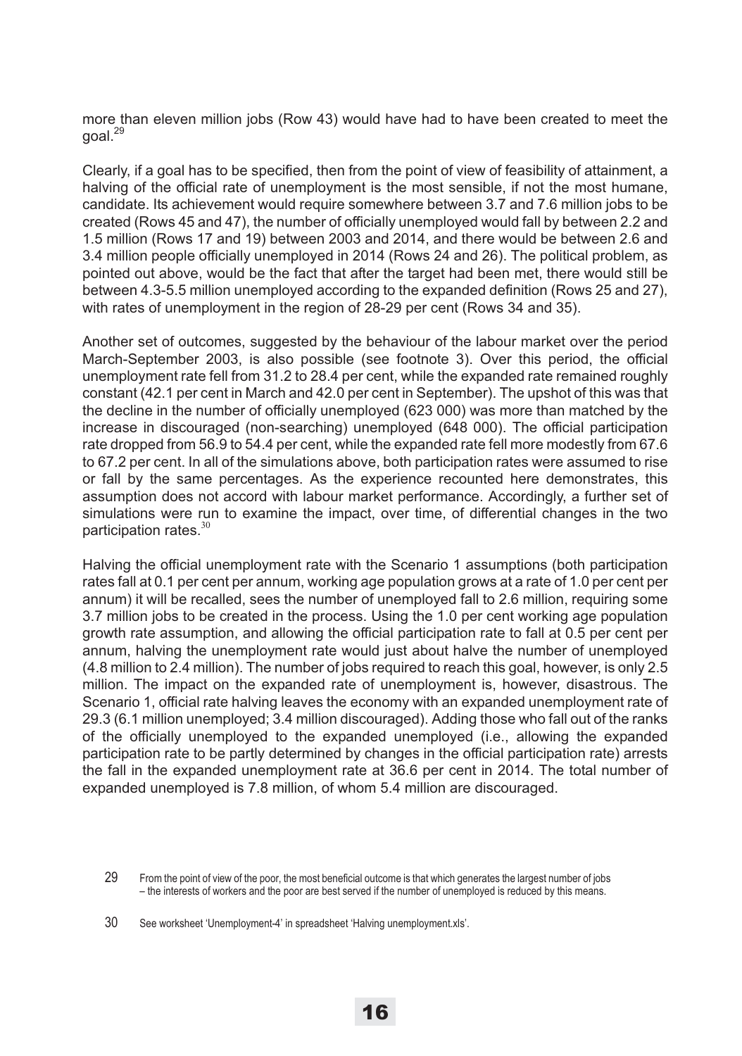more than eleven million jobs (Row 43) would have had to have been created to meet the goal.[29]

Clearly, if a goal has to be specified, then from the point of view of feasibility of attainment, a halving of the official rate of unemployment is the most sensible, if not the most humane, candidate. Its achievement would require somewhere between 3.7 and 7.6 million jobs to be created (Rows 45 and 47), the number of officially unemployed would fall by between 2.2 and 1.5 million (Rows 17 and 19) between 2003 and 2014, and there would be between 2.6 and 3.4 million people officially unemployed in 2014 (Rows 24 and 26). The political problem, as pointed out above, would be the fact that after the target had been met, there would still be between 4.3-5.5 million unemployed according to the expanded definition (Rows 25 and 27), with rates of unemployment in the region of 28-29 per cent (Rows 34 and 35).

Another set of outcomes, suggested by the behaviour of the labour market over the period March-September 2003, is also possible (see footnote 3). Over this period, the official unemployment rate fell from 31.2 to 28.4 per cent, while the expanded rate remained roughly constant (42.1 per cent in March and 42.0 per cent in September). The upshot of this was that the decline in the number of officially unemployed (623 000) was more than matched by the increase in discouraged (non-searching) unemployed (648 000). The official participation rate dropped from 56.9 to 54.4 per cent, while the expanded rate fell more modestly from 67.6 to 67.2 per cent. In all of the simulations above, both participation rates were assumed to rise or fall by the same percentages. As the experience recounted here demonstrates, this assumption does not accord with labour market performance. Accordingly, a further set of simulations were run to examine the impact, over time, of differential changes in the two participation rates.[30]

Halving the official unemployment rate with the Scenario 1 assumptions (both participation rates fall at 0.1 per cent per annum, working age population grows at a rate of 1.0 per cent per annum) it will be recalled, sees the number of unemployed fall to 2.6 million, requiring some 3.7 million jobs to be created in the process. Using the 1.0 per cent working age population growth rate assumption, and allowing the official participation rate to fall at 0.5 per cent per annum, halving the unemployment rate would just about halve the number of unemployed (4.8 million to 2.4 million). The number of jobs required to reach this goal, however, is only 2.5 million. The impact on the expanded rate of unemployment is, however, disastrous. The Scenario 1, official rate halving leaves the economy with an expanded unemployment rate of 29.3 (6.1 million unemployed; 3.4 million discouraged). Adding those who fall out of the ranks of the officially unemployed to the expanded unemployed (i.e., allowing the expanded participation rate to be partly determined by changes in the official participation rate) arrests the fall in the expanded unemployment rate at 36.6 per cent in 2014. The total number of expanded unemployed is 7.8 million, of whom 5.4 million are discouraged.

---

29 From the point of view of the poor, the most beneficial outcome is that which generates the largest number of jobs – the interests of workers and the poor are best served if the number of unemployed is reduced by this means.

30 See worksheet 'Unemployment-4' in spreadsheet 'Halving unemployment.xls'.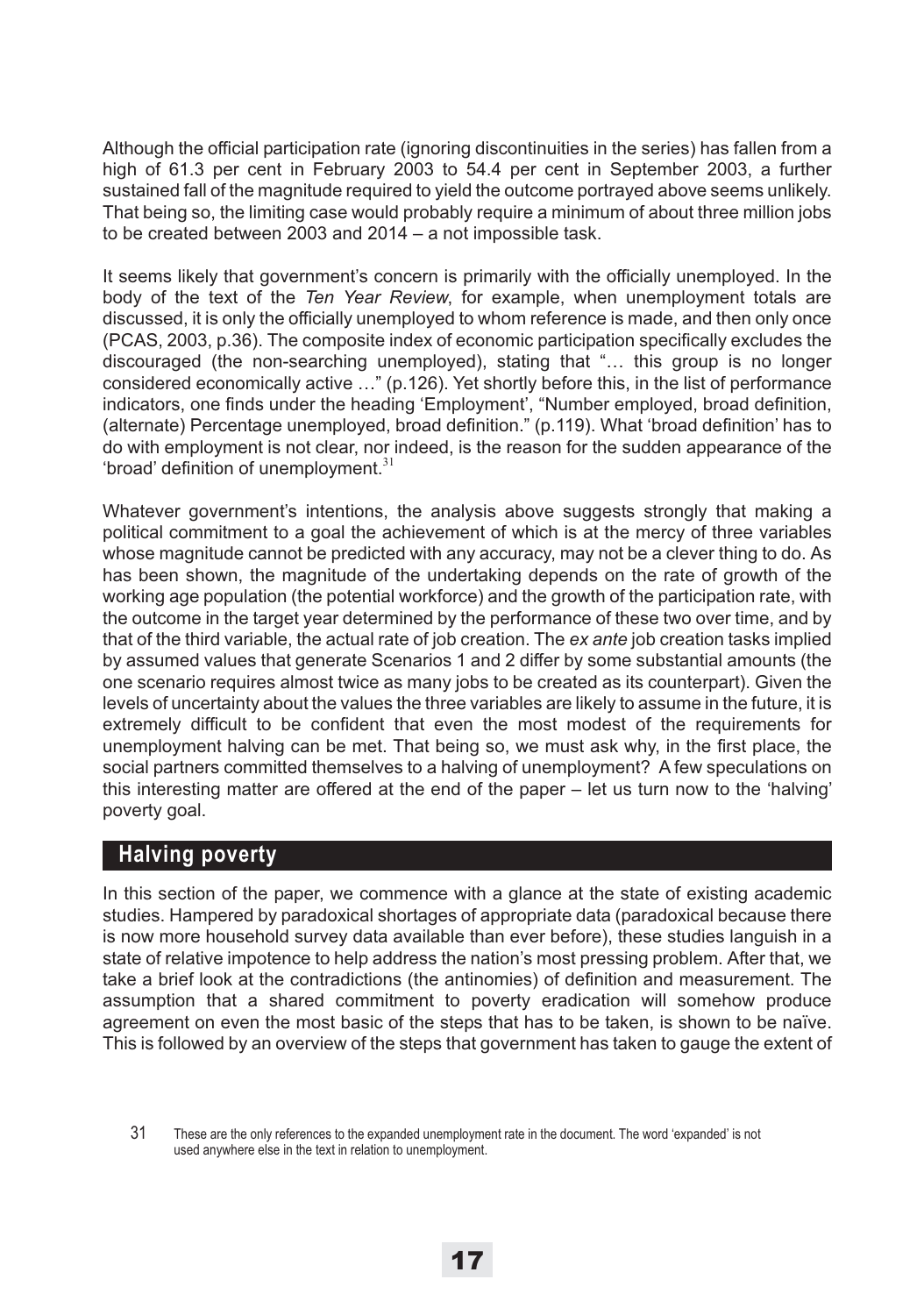Although the official participation rate (ignoring discontinuities in the series) has fallen from a high of 61.3 per cent in February 2003 to 54.4 per cent in September 2003, a further sustained fall of the magnitude required to yield the outcome portrayed above seems unlikely. That being so, the limiting case would probably require a minimum of about three million jobs to be created between 2003 and 2014 – a not impossible task.

It seems likely that government's concern is primarily with the officially unemployed. In the body of the text of the *Ten Year Review*, for example, when unemployment totals are discussed, it is only the officially unemployed to whom reference is made, and then only once (PCAS, 2003, p.36). The composite index of economic participation specifically excludes the discouraged (the non-searching unemployed), stating that "… this group is no longer considered economically active …" (p.126). Yet shortly before this, in the list of performance indicators, one finds under the heading 'Employment', "Number employed, broad definition, (alternate) Percentage unemployed, broad definition." (p.119). What 'broad definition' has to do with employment is not clear, nor indeed, is the reason for the sudden appearance of the 'broad' definition of unemployment.[31]

Whatever government's intentions, the analysis above suggests strongly that making a political commitment to a goal the achievement of which is at the mercy of three variables whose magnitude cannot be predicted with any accuracy, may not be a clever thing to do. As has been shown, the magnitude of the undertaking depends on the rate of growth of the working age population (the potential workforce) and the growth of the participation rate, with the outcome in the target year determined by the performance of these two over time, and by that of the third variable, the actual rate of job creation. The *ex ante* job creation tasks implied by assumed values that generate Scenarios 1 and 2 differ by some substantial amounts (the one scenario requires almost twice as many jobs to be created as its counterpart). Given the levels of uncertainty about the values the three variables are likely to assume in the future, it is extremely difficult to be confident that even the most modest of the requirements for unemployment halving can be met. That being so, we must ask why, in the first place, the social partners committed themselves to a halving of unemployment? A few speculations on this interesting matter are offered at the end of the paper – let us turn now to the 'halving' poverty goal.

## Halving poverty

In this section of the paper, we commence with a glance at the state of existing academic studies. Hampered by paradoxical shortages of appropriate data (paradoxical because there is now more household survey data available than ever before), these studies languish in a state of relative impotence to help address the nation's most pressing problem. After that, we take a brief look at the contradictions (the antinomies) of definition and measurement. The assumption that a shared commitment to poverty eradication will somehow produce agreement on even the most basic of the steps that has to be taken, is shown to be naïve. This is followed by an overview of the steps that government has taken to gauge the extent of

31 These are the only references to the expanded unemployment rate in the document. The word 'expanded' is not used anywhere else in the text in relation to unemployment.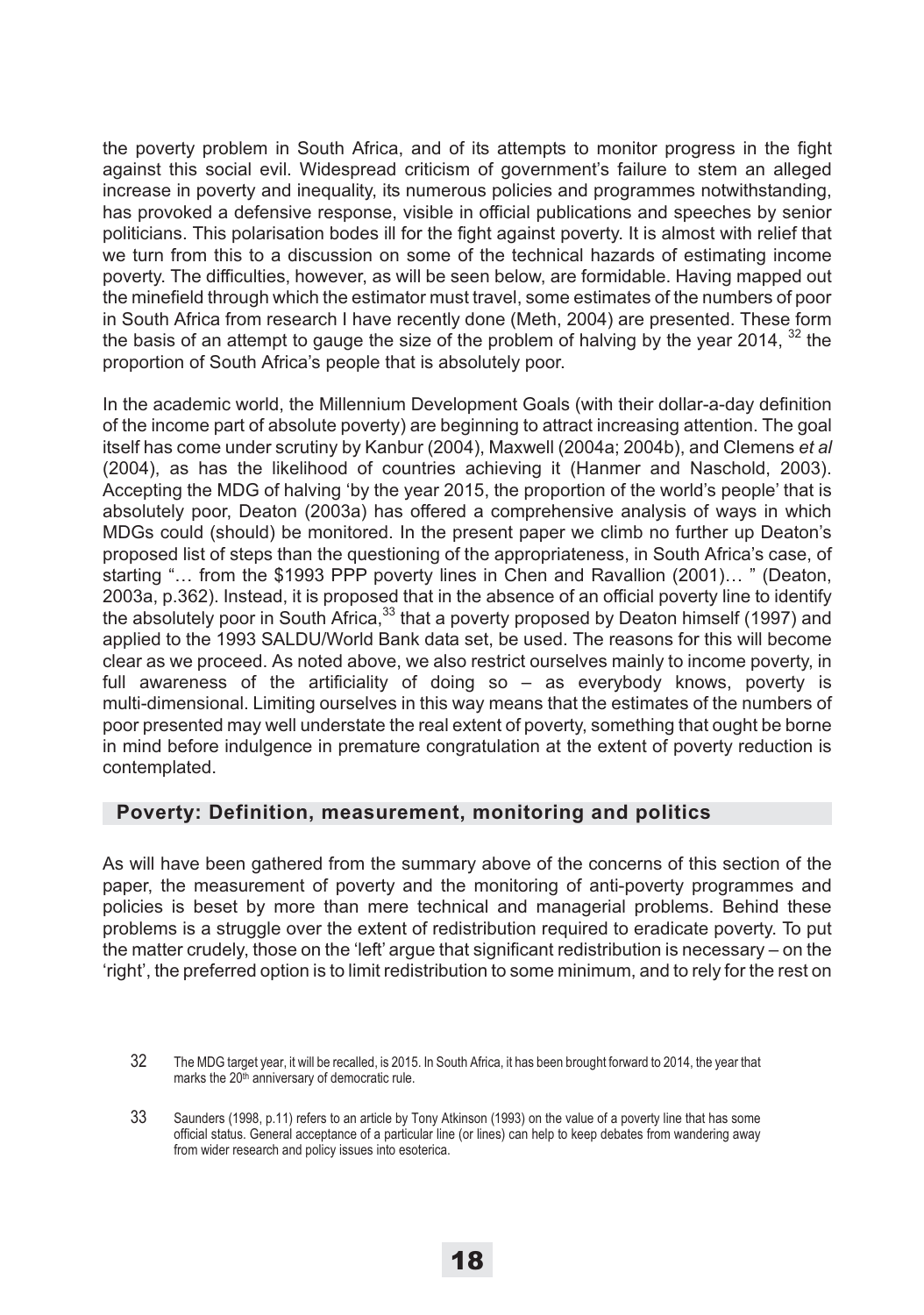the poverty problem in South Africa, and of its attempts to monitor progress in the fight against this social evil. Widespread criticism of government's failure to stem an alleged increase in poverty and inequality, its numerous policies and programmes notwithstanding, has provoked a defensive response, visible in official publications and speeches by senior politicians. This polarisation bodes ill for the fight against poverty. It is almost with relief that we turn from this to a discussion on some of the technical hazards of estimating income poverty. The difficulties, however, as will be seen below, are formidable. Having mapped out the minefield through which the estimator must travel, some estimates of the numbers of poor in South Africa from research I have recently done (Meth, 2004) are presented. These form the basis of an attempt to gauge the size of the problem of halving by the year 2014, [32] the proportion of South Africa's people that is absolutely poor.

In the academic world, the Millennium Development Goals (with their dollar-a-day definition of the income part of absolute poverty) are beginning to attract increasing attention. The goal itself has come under scrutiny by Kanbur (2004), Maxwell (2004a; 2004b), and Clemens *et al* (2004), as has the likelihood of countries achieving it (Hanmer and Naschold, 2003). Accepting the MDG of halving 'by the year 2015, the proportion of the world's people' that is absolutely poor, Deaton (2003a) has offered a comprehensive analysis of ways in which MDGs could (should) be monitored. In the present paper we climb no further up Deaton's proposed list of steps than the questioning of the appropriateness, in South Africa's case, of starting "… from the $1993 PPP poverty lines in Chen and Ravallion (2001)… " (Deaton, 2003a, p.362). Instead, it is proposed that in the absence of an official poverty line to identify the absolutely poor in South Africa,[33] that a poverty proposed by Deaton himself (1997) and applied to the 1993 SALDU/World Bank data set, be used. The reasons for this will become clear as we proceed. As noted above, we also restrict ourselves mainly to income poverty, in full awareness of the artificiality of doing so – as everybody knows, poverty is multi-dimensional. Limiting ourselves in this way means that the estimates of the numbers of poor presented may well understate the real extent of poverty, something that ought be borne in mind before indulgence in premature congratulation at the extent of poverty reduction is contemplated.

## Poverty: Definition, measurement, monitoring and politics

As will have been gathered from the summary above of the concerns of this section of the paper, the measurement of poverty and the monitoring of anti-poverty programmes and policies is beset by more than mere technical and managerial problems. Behind these problems is a struggle over the extent of redistribution required to eradicate poverty. To put the matter crudely, those on the 'left' argue that significant redistribution is necessary – on the 'right', the preferred option is to limit redistribution to some minimum, and to rely for the rest on

32 The MDG target year, it will be recalled, is 2015. In South Africa, it has been brought forward to 2014, the year that marks the 20th anniversary of democratic rule.

33 Saunders (1998, p.11) refers to an article by Tony Atkinson (1993) on the value of a poverty line that has some official status. General acceptance of a particular line (or lines) can help to keep debates from wandering away from wider research and policy issues into esoterica.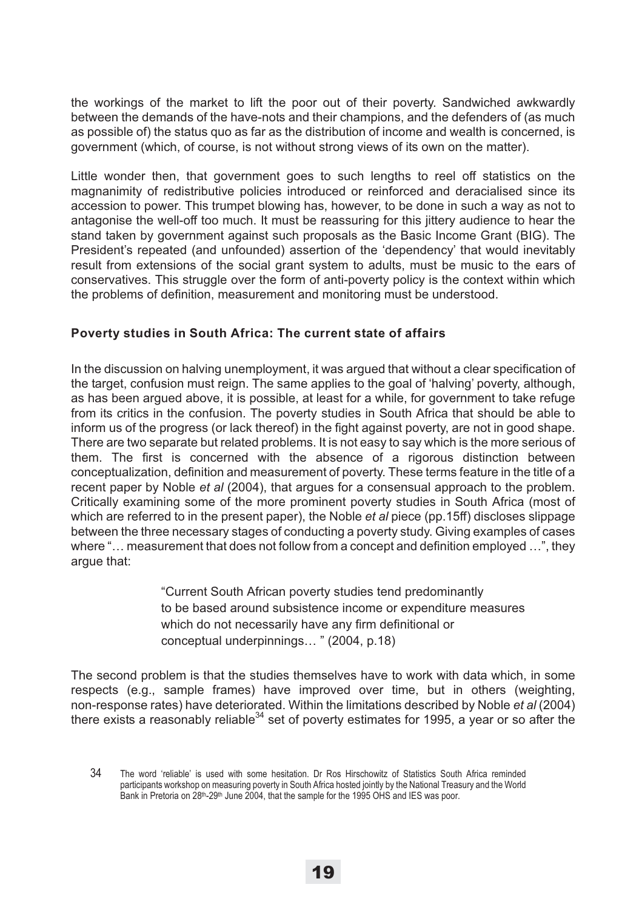the workings of the market to lift the poor out of their poverty. Sandwiched awkwardly between the demands of the have-nots and their champions, and the defenders of (as much as possible of) the status quo as far as the distribution of income and wealth is concerned, is government (which, of course, is not without strong views of its own on the matter).

Little wonder then, that government goes to such lengths to reel off statistics on the magnanimity of redistributive policies introduced or reinforced and deracialised since its accession to power. This trumpet blowing has, however, to be done in such a way as not to antagonise the well-off too much. It must be reassuring for this jittery audience to hear the stand taken by government against such proposals as the Basic Income Grant (BIG). The President's repeated (and unfounded) assertion of the 'dependency' that would inevitably result from extensions of the social grant system to adults, must be music to the ears of conservatives. This struggle over the form of anti-poverty policy is the context within which the problems of definition, measurement and monitoring must be understood.

### Poverty studies in South Africa: The current state of affairs

In the discussion on halving unemployment, it was argued that without a clear specification of the target, confusion must reign. The same applies to the goal of 'halving' poverty, although, as has been argued above, it is possible, at least for a while, for government to take refuge from its critics in the confusion. The poverty studies in South Africa that should be able to inform us of the progress (or lack thereof) in the fight against poverty, are not in good shape. There are two separate but related problems. It is not easy to say which is the more serious of them. The first is concerned with the absence of a rigorous distinction between conceptualization, definition and measurement of poverty. These terms feature in the title of a recent paper by Noble *et al* (2004), that argues for a consensual approach to the problem. Critically examining some of the more prominent poverty studies in South Africa (most of which are referred to in the present paper), the Noble *et al* piece (pp.15ff) discloses slippage between the three necessary stages of conducting a poverty study. Giving examples of cases where "… measurement that does not follow from a concept and definition employed …", they argue that:

> "Current South African poverty studies tend predominantly to be based around subsistence income or expenditure measures which do not necessarily have any firm definitional or conceptual underpinnings… " (2004, p.18)

The second problem is that the studies themselves have to work with data which, in some respects (e.g., sample frames) have improved over time, but in others (weighting, non-response rates) have deteriorated. Within the limitations described by Noble *et al* (2004) there exists a reasonably reliable[34] set of poverty estimates for 1995, a year or so after the

[34] The word 'reliable' is used with some hesitation. Dr Ros Hirschowitz of Statistics South Africa reminded participants workshop on measuring poverty in South Africa hosted jointly by the National Treasury and the World Bank in Pretoria on 28th-29th June 2004, that the sample for the 1995 OHS and IES was poor.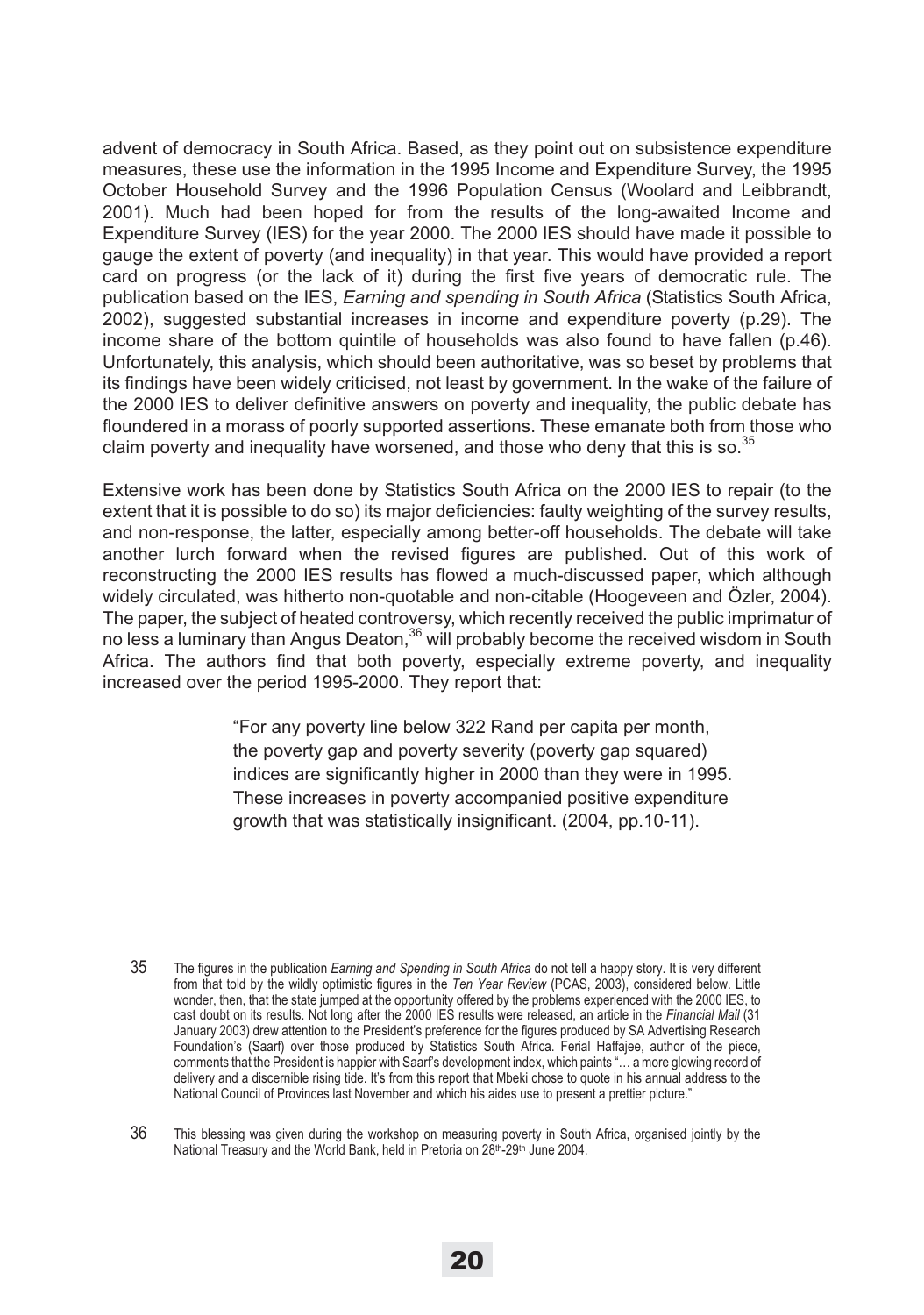advent of democracy in South Africa. Based, as they point out on subsistence expenditure measures, these use the information in the 1995 Income and Expenditure Survey, the 1995 October Household Survey and the 1996 Population Census (Woolard and Leibbrandt, 2001). Much had been hoped for from the results of the long-awaited Income and Expenditure Survey (IES) for the year 2000. The 2000 IES should have made it possible to gauge the extent of poverty (and inequality) in that year. This would have provided a report card on progress (or the lack of it) during the first five years of democratic rule. The publication based on the IES, *Earning and spending in South Africa* (Statistics South Africa, 2002), suggested substantial increases in income and expenditure poverty (p.29). The income share of the bottom quintile of households was also found to have fallen (p.46). Unfortunately, this analysis, which should been authoritative, was so beset by problems that its findings have been widely criticised, not least by government. In the wake of the failure of the 2000 IES to deliver definitive answers on poverty and inequality, the public debate has floundered in a morass of poorly supported assertions. These emanate both from those who claim poverty and inequality have worsened, and those who deny that this is so.[35]

Extensive work has been done by Statistics South Africa on the 2000 IES to repair (to the extent that it is possible to do so) its major deficiencies: faulty weighting of the survey results, and non-response, the latter, especially among better-off households. The debate will take another lurch forward when the revised figures are published. Out of this work of reconstructing the 2000 IES results has flowed a much-discussed paper, which although widely circulated, was hitherto non-quotable and non-citable (Hoogeveen and Özler, 2004). The paper, the subject of heated controversy, which recently received the public imprimatur of no less a luminary than Angus Deaton,[36] will probably become the received wisdom in South Africa. The authors find that both poverty, especially extreme poverty, and inequality increased over the period 1995-2000. They report that:

> "For any poverty line below 322 Rand per capita per month, the poverty gap and poverty severity (poverty gap squared) indices are significantly higher in 2000 than they were in 1995. These increases in poverty accompanied positive expenditure growth that was statistically insignificant. (2004, pp.10-11).

---

35 The figures in the publication *Earning and Spending in South Africa* do not tell a happy story. It is very different from that told by the wildly optimistic figures in the *Ten Year Review* (PCAS, 2003), considered below. Little wonder, then, that the state jumped at the opportunity offered by the problems experienced with the 2000 IES, to cast doubt on its results. Not long after the 2000 IES results were released, an article in the *Financial Mail* (31 January 2003) drew attention to the President's preference for the figures produced by SA Advertising Research Foundation's (Saarf) over those produced by Statistics South Africa. Ferial Haffajee, author of the piece, comments that the President is happier with Saarf's development index, which paints "… a more glowing record of delivery and a discernible rising tide. It's from this report that Mbeki chose to quote in his annual address to the National Council of Provinces last November and which his aides use to present a prettier picture."

36 This blessing was given during the workshop on measuring poverty in South Africa, organised jointly by the National Treasury and the World Bank, held in Pretoria on 28th-29th June 2004.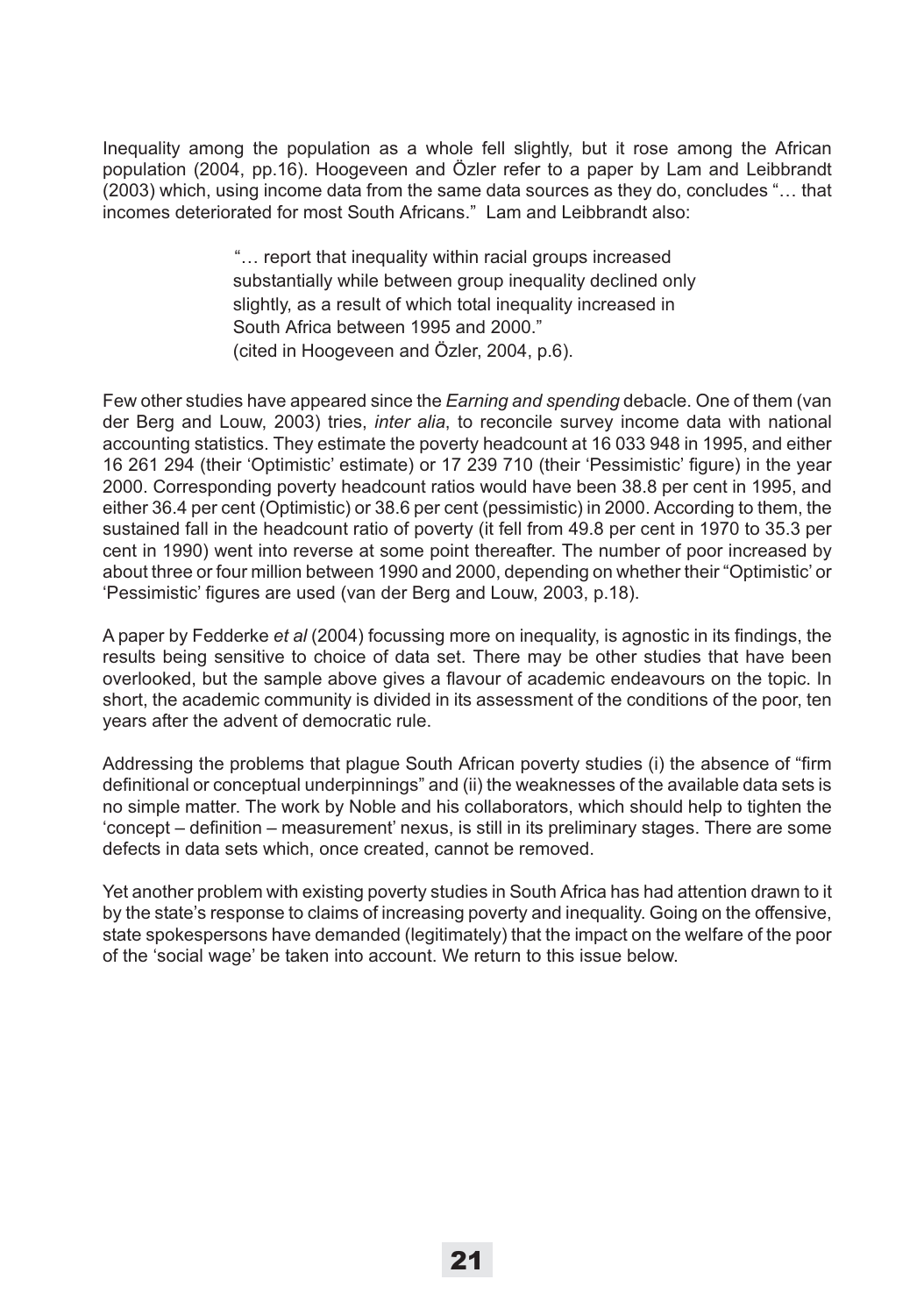Inequality among the population as a whole fell slightly, but it rose among the African population (2004, pp.16). Hoogeveen and Özler refer to a paper by Lam and Leibbrandt (2003) which, using income data from the same data sources as they do, concludes "… that incomes deteriorated for most South Africans." Lam and Leibbrandt also:

> "… report that inequality within racial groups increased substantially while between group inequality declined only slightly, as a result of which total inequality increased in South Africa between 1995 and 2000."
> (cited in Hoogeveen and Özler, 2004, p.6).

Few other studies have appeared since the *Earning and spending* debacle. One of them (van der Berg and Louw, 2003) tries, *inter alia*, to reconcile survey income data with national accounting statistics. They estimate the poverty headcount at 16 033 948 in 1995, and either 16 261 294 (their 'Optimistic' estimate) or 17 239 710 (their 'Pessimistic' figure) in the year 2000. Corresponding poverty headcount ratios would have been 38.8 per cent in 1995, and either 36.4 per cent (Optimistic) or 38.6 per cent (pessimistic) in 2000. According to them, the sustained fall in the headcount ratio of poverty (it fell from 49.8 per cent in 1970 to 35.3 per cent in 1990) went into reverse at some point thereafter. The number of poor increased by about three or four million between 1990 and 2000, depending on whether their "Optimistic' or 'Pessimistic' figures are used (van der Berg and Louw, 2003, p.18).

A paper by Fedderke *et al* (2004) focussing more on inequality, is agnostic in its findings, the results being sensitive to choice of data set. There may be other studies that have been overlooked, but the sample above gives a flavour of academic endeavours on the topic. In short, the academic community is divided in its assessment of the conditions of the poor, ten years after the advent of democratic rule.

Addressing the problems that plague South African poverty studies (i) the absence of "firm definitional or conceptual underpinnings" and (ii) the weaknesses of the available data sets is no simple matter. The work by Noble and his collaborators, which should help to tighten the 'concept – definition – measurement' nexus, is still in its preliminary stages. There are some defects in data sets which, once created, cannot be removed.

Yet another problem with existing poverty studies in South Africa has had attention drawn to it by the state's response to claims of increasing poverty and inequality. Going on the offensive, state spokespersons have demanded (legitimately) that the impact on the welfare of the poor of the 'social wage' be taken into account. We return to this issue below.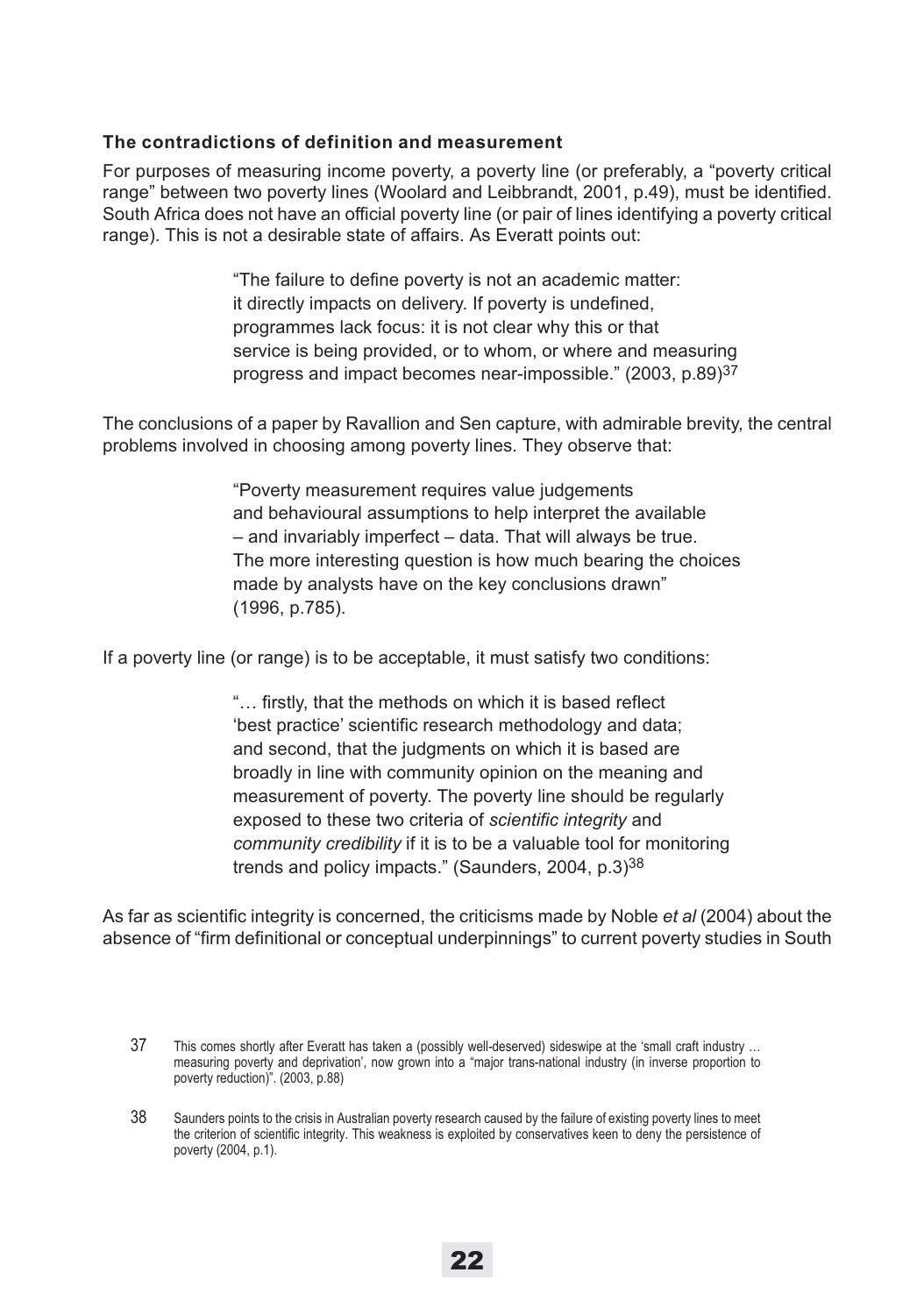### The contradictions of definition and measurement

For purposes of measuring income poverty, a poverty line (or preferably, a "poverty critical range" between two poverty lines (Woolard and Leibbrandt, 2001, p.49), must be identified. South Africa does not have an official poverty line (or pair of lines identifying a poverty critical range). This is not a desirable state of affairs. As Everatt points out:

> "The failure to define poverty is not an academic matter: it directly impacts on delivery. If poverty is undefined, programmes lack focus: it is not clear why this or that service is being provided, or to whom, or where and measuring progress and impact becomes near-impossible." (2003, p.89)[37]

The conclusions of a paper by Ravallion and Sen capture, with admirable brevity, the central problems involved in choosing among poverty lines. They observe that:

> "Poverty measurement requires value judgements and behavioural assumptions to help interpret the available – and invariably imperfect – data. That will always be true. The more interesting question is how much bearing the choices made by analysts have on the key conclusions drawn" (1996, p.785).

If a poverty line (or range) is to be acceptable, it must satisfy two conditions:

> "… firstly, that the methods on which it is based reflect 'best practice' scientific research methodology and data; and second, that the judgments on which it is based are broadly in line with community opinion on the meaning and measurement of poverty. The poverty line should be regularly exposed to these two criteria of *scientific integrity* and *community credibility* if it is to be a valuable tool for monitoring trends and policy impacts." (Saunders, 2004, p.3)[38]

As far as scientific integrity is concerned, the criticisms made by Noble *et al* (2004) about the absence of "firm definitional or conceptual underpinnings" to current poverty studies in South

37 This comes shortly after Everatt has taken a (possibly well-deserved) sideswipe at the 'small craft industry … measuring poverty and deprivation', now grown into a "major trans-national industry (in inverse proportion to poverty reduction)". (2003, p.88)

38 Saunders points to the crisis in Australian poverty research caused by the failure of existing poverty lines to meet the criterion of scientific integrity. This weakness is exploited by conservatives keen to deny the persistence of poverty (2004, p.1).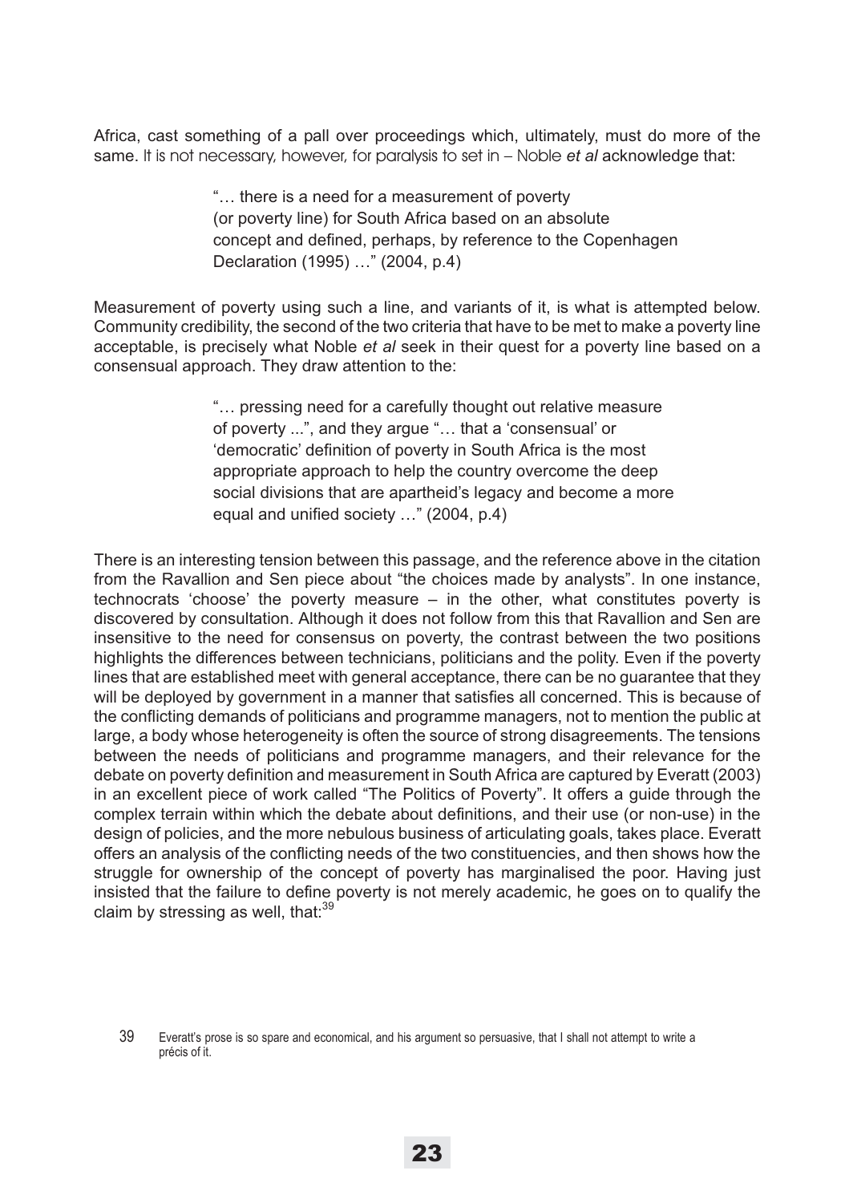Africa, cast something of a pall over proceedings which, ultimately, must do more of the same. It is not necessary, however, for paralysis to set in – Noble *et al* acknowledge that:

> "… there is a need for a measurement of poverty (or poverty line) for South Africa based on an absolute concept and defined, perhaps, by reference to the Copenhagen Declaration (1995) …" (2004, p.4)

Measurement of poverty using such a line, and variants of it, is what is attempted below. Community credibility, the second of the two criteria that have to be met to make a poverty line acceptable, is precisely what Noble *et al* seek in their quest for a poverty line based on a consensual approach. They draw attention to the:

> "… pressing need for a carefully thought out relative measure of poverty ...", and they argue "… that a 'consensual' or 'democratic' definition of poverty in South Africa is the most appropriate approach to help the country overcome the deep social divisions that are apartheid's legacy and become a more equal and unified society …" (2004, p.4)

There is an interesting tension between this passage, and the reference above in the citation from the Ravallion and Sen piece about "the choices made by analysts". In one instance, technocrats 'choose' the poverty measure – in the other, what constitutes poverty is discovered by consultation. Although it does not follow from this that Ravallion and Sen are insensitive to the need for consensus on poverty, the contrast between the two positions highlights the differences between technicians, politicians and the polity. Even if the poverty lines that are established meet with general acceptance, there can be no guarantee that they will be deployed by government in a manner that satisfies all concerned. This is because of the conflicting demands of politicians and programme managers, not to mention the public at large, a body whose heterogeneity is often the source of strong disagreements. The tensions between the needs of politicians and programme managers, and their relevance for the debate on poverty definition and measurement in South Africa are captured by Everatt (2003) in an excellent piece of work called "The Politics of Poverty". It offers a guide through the complex terrain within which the debate about definitions, and their use (or non-use) in the design of policies, and the more nebulous business of articulating goals, takes place. Everatt offers an analysis of the conflicting needs of the two constituencies, and then shows how the struggle for ownership of the concept of poverty has marginalised the poor. Having just insisted that the failure to define poverty is not merely academic, he goes on to qualify the claim by stressing as well, that:[39]

39 Everatt's prose is so spare and economical, and his argument so persuasive, that I shall not attempt to write a précis of it.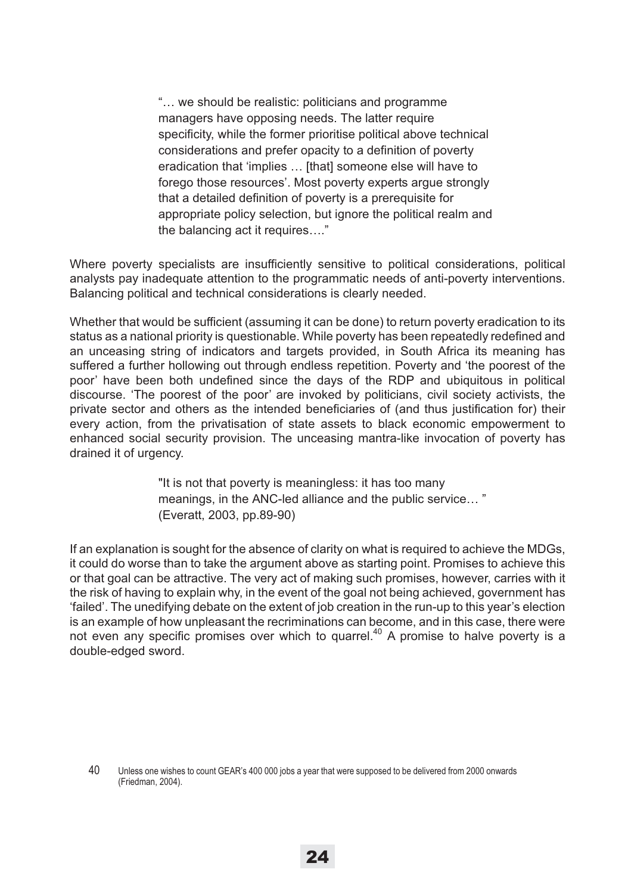> "… we should be realistic: politicians and programme managers have opposing needs. The latter require specificity, while the former prioritise political above technical considerations and prefer opacity to a definition of poverty eradication that 'implies … [that] someone else will have to forego those resources'. Most poverty experts argue strongly that a detailed definition of poverty is a prerequisite for appropriate policy selection, but ignore the political realm and the balancing act it requires…."

Where poverty specialists are insufficiently sensitive to political considerations, political analysts pay inadequate attention to the programmatic needs of anti-poverty interventions. Balancing political and technical considerations is clearly needed.

Whether that would be sufficient (assuming it can be done) to return poverty eradication to its status as a national priority is questionable. While poverty has been repeatedly redefined and an unceasing string of indicators and targets provided, in South Africa its meaning has suffered a further hollowing out through endless repetition. Poverty and 'the poorest of the poor' have been both undefined since the days of the RDP and ubiquitous in political discourse. 'The poorest of the poor' are invoked by politicians, civil society activists, the private sector and others as the intended beneficiaries of (and thus justification for) their every action, from the privatisation of state assets to black economic empowerment to enhanced social security provision. The unceasing mantra-like invocation of poverty has drained it of urgency.

> "It is not that poverty is meaningless: it has too many meanings, in the ANC-led alliance and the public service… "
> (Everatt, 2003, pp.89-90)

If an explanation is sought for the absence of clarity on what is required to achieve the MDGs, it could do worse than to take the argument above as starting point. Promises to achieve this or that goal can be attractive. The very act of making such promises, however, carries with it the risk of having to explain why, in the event of the goal not being achieved, government has 'failed'. The unedifying debate on the extent of job creation in the run-up to this year's election is an example of how unpleasant the recriminations can become, and in this case, there were not even any specific promises over which to quarrel.[40] A promise to halve poverty is a double-edged sword.

40 Unless one wishes to count GEAR's 400 000 jobs a year that were supposed to be delivered from 2000 onwards (Friedman, 2004).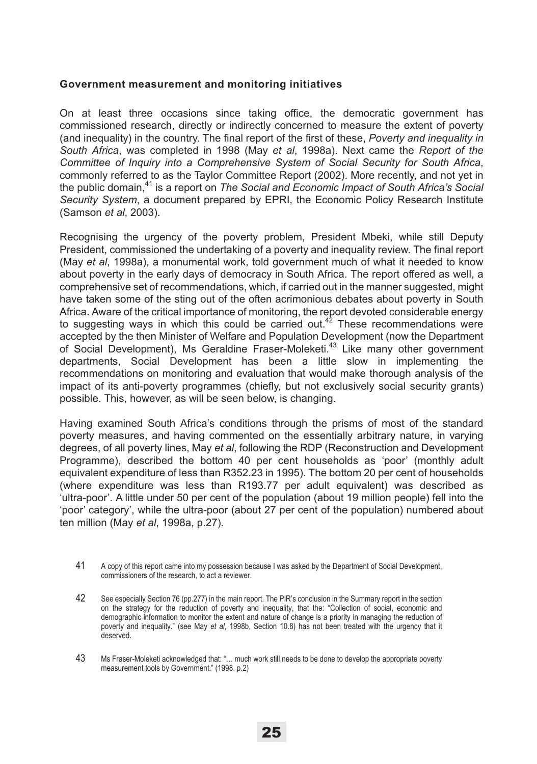### Government measurement and monitoring initiatives

On at least three occasions since taking office, the democratic government has commissioned research, directly or indirectly concerned to measure the extent of poverty (and inequality) in the country. The final report of the first of these, *Poverty and inequality in South Africa*, was completed in 1998 (May *et al*, 1998a). Next came the *Report of the Committee of Inquiry into a Comprehensive System of Social Security for South Africa*, commonly referred to as the Taylor Committee Report (2002). More recently, and not yet in the public domain,[41] is a report on *The Social and Economic Impact of South Africa's Social Security System*, a document prepared by EPRI, the Economic Policy Research Institute (Samson *et al*, 2003).

Recognising the urgency of the poverty problem, President Mbeki, while still Deputy President, commissioned the undertaking of a poverty and inequality review. The final report (May *et al*, 1998a), a monumental work, told government much of what it needed to know about poverty in the early days of democracy in South Africa. The report offered as well, a comprehensive set of recommendations, which, if carried out in the manner suggested, might have taken some of the sting out of the often acrimonious debates about poverty in South Africa. Aware of the critical importance of monitoring, the report devoted considerable energy to suggesting ways in which this could be carried out.[42] These recommendations were accepted by the then Minister of Welfare and Population Development (now the Department of Social Development), Ms Geraldine Fraser-Moleketi.[43] Like many other government departments, Social Development has been a little slow in implementing the recommendations on monitoring and evaluation that would make thorough analysis of the impact of its anti-poverty programmes (chiefly, but not exclusively social security grants) possible. This, however, as will be seen below, is changing.

Having examined South Africa's conditions through the prisms of most of the standard poverty measures, and having commented on the essentially arbitrary nature, in varying degrees, of all poverty lines, May *et al*, following the RDP (Reconstruction and Development Programme), described the bottom 40 per cent households as 'poor' (monthly adult equivalent expenditure of less than R352.23 in 1995). The bottom 20 per cent of households (where expenditure was less than R193.77 per adult equivalent) was described as 'ultra-poor'. A little under 50 per cent of the population (about 19 million people) fell into the 'poor' category', while the ultra-poor (about 27 per cent of the population) numbered about ten million (May *et al*, 1998a, p.27).

41 A copy of this report came into my possession because I was asked by the Department of Social Development, commissioners of the research, to act a reviewer.

42 See especially Section 76 (pp.277) in the main report. The PIR's conclusion in the Summary report in the section on the strategy for the reduction of poverty and inequality, that the: "Collection of social, economic and demographic information to monitor the extent and nature of change is a priority in managing the reduction of poverty and inequality." (see May *et al*, 1998b, Section 10.8) has not been treated with the urgency that it deserved.

43 Ms Fraser-Moleketi acknowledged that: "… much work still needs to be done to develop the appropriate poverty measurement tools by Government." (1998, p.2)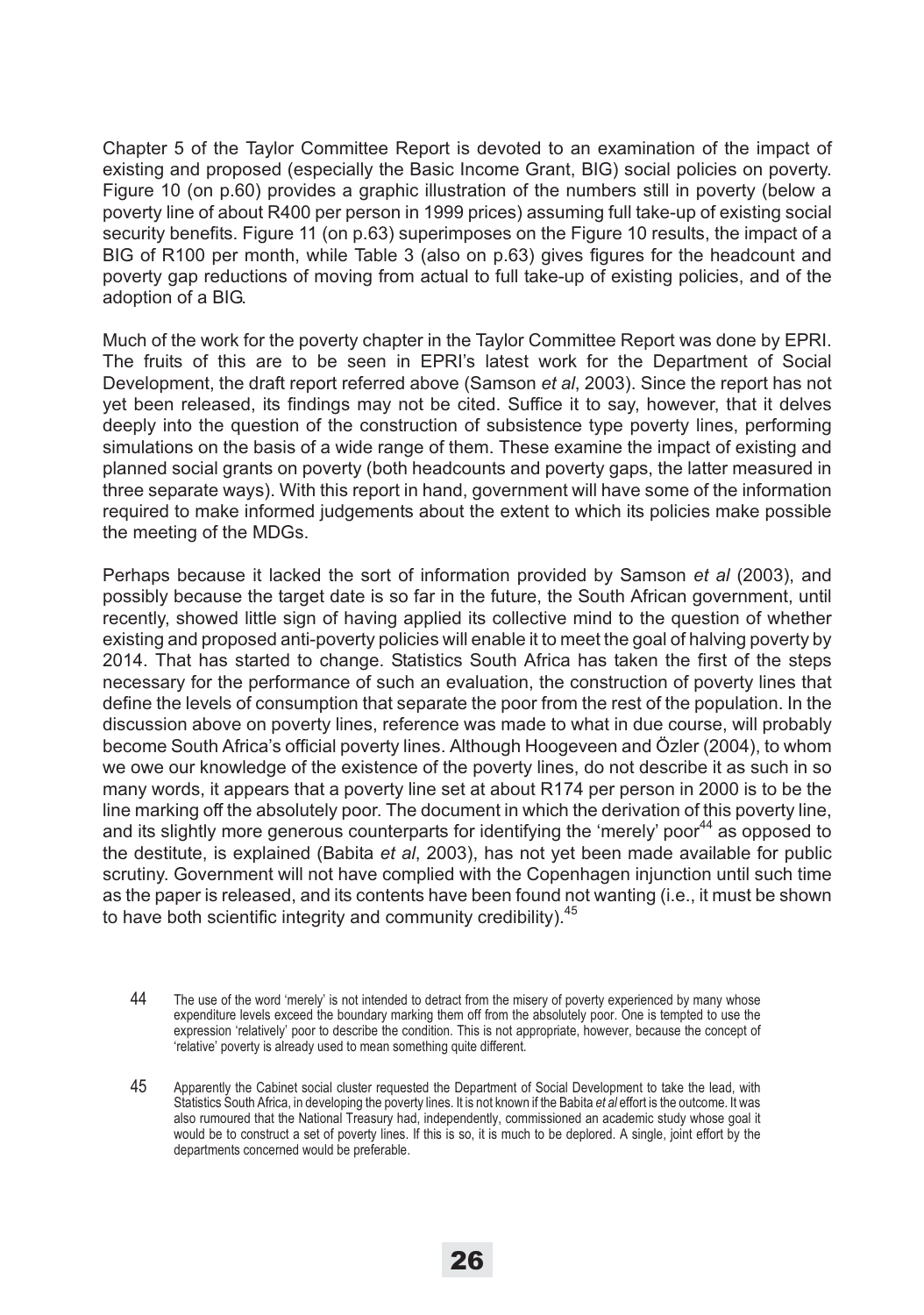Chapter 5 of the Taylor Committee Report is devoted to an examination of the impact of existing and proposed (especially the Basic Income Grant, BIG) social policies on poverty. Figure 10 (on p.60) provides a graphic illustration of the numbers still in poverty (below a poverty line of about R400 per person in 1999 prices) assuming full take-up of existing social security benefits. Figure 11 (on p.63) superimposes on the Figure 10 results, the impact of a BIG of R100 per month, while Table 3 (also on p.63) gives figures for the headcount and poverty gap reductions of moving from actual to full take-up of existing policies, and of the adoption of a BIG.

Much of the work for the poverty chapter in the Taylor Committee Report was done by EPRI. The fruits of this are to be seen in EPRI's latest work for the Department of Social Development, the draft report referred above (Samson *et al*, 2003). Since the report has not yet been released, its findings may not be cited. Suffice it to say, however, that it delves deeply into the question of the construction of subsistence type poverty lines, performing simulations on the basis of a wide range of them. These examine the impact of existing and planned social grants on poverty (both headcounts and poverty gaps, the latter measured in three separate ways). With this report in hand, government will have some of the information required to make informed judgements about the extent to which its policies make possible the meeting of the MDGs.

Perhaps because it lacked the sort of information provided by Samson *et al* (2003), and possibly because the target date is so far in the future, the South African government, until recently, showed little sign of having applied its collective mind to the question of whether existing and proposed anti-poverty policies will enable it to meet the goal of halving poverty by 2014. That has started to change. Statistics South Africa has taken the first of the steps necessary for the performance of such an evaluation, the construction of poverty lines that define the levels of consumption that separate the poor from the rest of the population. In the discussion above on poverty lines, reference was made to what in due course, will probably become South Africa's official poverty lines. Although Hoogeveen and Özler (2004), to whom we owe our knowledge of the existence of the poverty lines, do not describe it as such in so many words, it appears that a poverty line set at about R174 per person in 2000 is to be the line marking off the absolutely poor. The document in which the derivation of this poverty line, and its slightly more generous counterparts for identifying the 'merely' poor[44] as opposed to the destitute, is explained (Babita *et al*, 2003), has not yet been made available for public scrutiny. Government will not have complied with the Copenhagen injunction until such time as the paper is released, and its contents have been found not wanting (i.e., it must be shown to have both scientific integrity and community credibility).[45]

44 The use of the word 'merely' is not intended to detract from the misery of poverty experienced by many whose expenditure levels exceed the boundary marking them off from the absolutely poor. One is tempted to use the expression 'relatively' poor to describe the condition. This is not appropriate, however, because the concept of 'relative' poverty is already used to mean something quite different.

45 Apparently the Cabinet social cluster requested the Department of Social Development to take the lead, with Statistics South Africa, in developing the poverty lines. It is not known if the Babita *et al* effort is the outcome. It was also rumoured that the National Treasury had, independently, commissioned an academic study whose goal it would be to construct a set of poverty lines. If this is so, it is much to be deplored. A single, joint effort by the departments concerned would be preferable.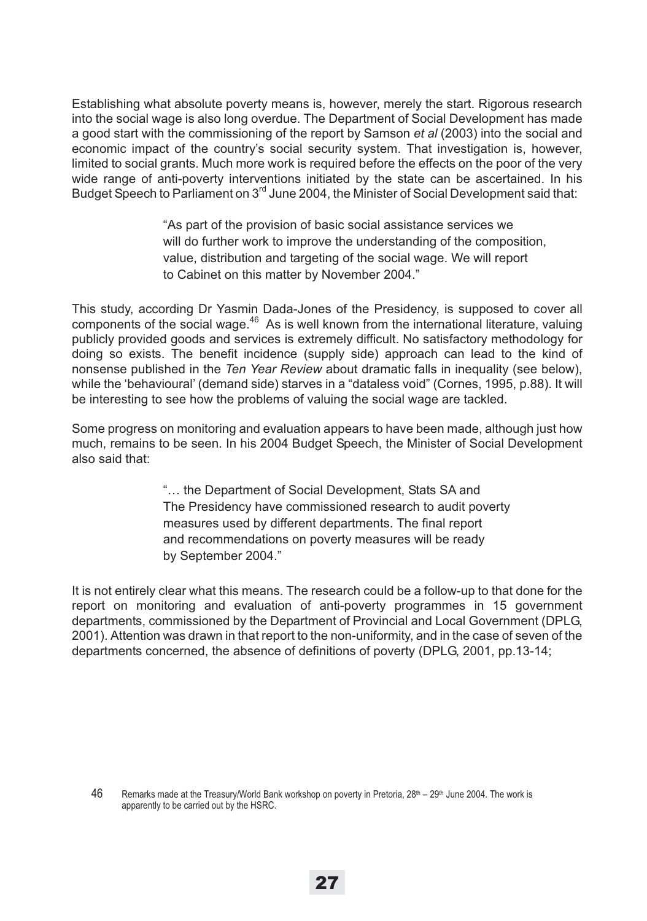Establishing what absolute poverty means is, however, merely the start. Rigorous research into the social wage is also long overdue. The Department of Social Development has made a good start with the commissioning of the report by Samson *et al* (2003) into the social and economic impact of the country's social security system. That investigation is, however, limited to social grants. Much more work is required before the effects on the poor of the very wide range of anti-poverty interventions initiated by the state can be ascertained. In his Budget Speech to Parliament on 3rd June 2004, the Minister of Social Development said that:

> "As part of the provision of basic social assistance services we will do further work to improve the understanding of the composition, value, distribution and targeting of the social wage. We will report to Cabinet on this matter by November 2004."

This study, according Dr Yasmin Dada-Jones of the Presidency, is supposed to cover all components of the social wage.[46] As is well known from the international literature, valuing publicly provided goods and services is extremely difficult. No satisfactory methodology for doing so exists. The benefit incidence (supply side) approach can lead to the kind of nonsense published in the *Ten Year Review* about dramatic falls in inequality (see below), while the 'behavioural' (demand side) starves in a "dataless void" (Cornes, 1995, p.88). It will be interesting to see how the problems of valuing the social wage are tackled.

Some progress on monitoring and evaluation appears to have been made, although just how much, remains to be seen. In his 2004 Budget Speech, the Minister of Social Development also said that:

> "… the Department of Social Development, Stats SA and The Presidency have commissioned research to audit poverty measures used by different departments. The final report and recommendations on poverty measures will be ready by September 2004."

It is not entirely clear what this means. The research could be a follow-up to that done for the report on monitoring and evaluation of anti-poverty programmes in 15 government departments, commissioned by the Department of Provincial and Local Government (DPLG, 2001). Attention was drawn in that report to the non-uniformity, and in the case of seven of the departments concerned, the absence of definitions of poverty (DPLG, 2001, pp.13-14;

---

46 Remarks made at the Treasury/World Bank workshop on poverty in Pretoria, 28th – 29th June 2004. The work is apparently to be carried out by the HSRC.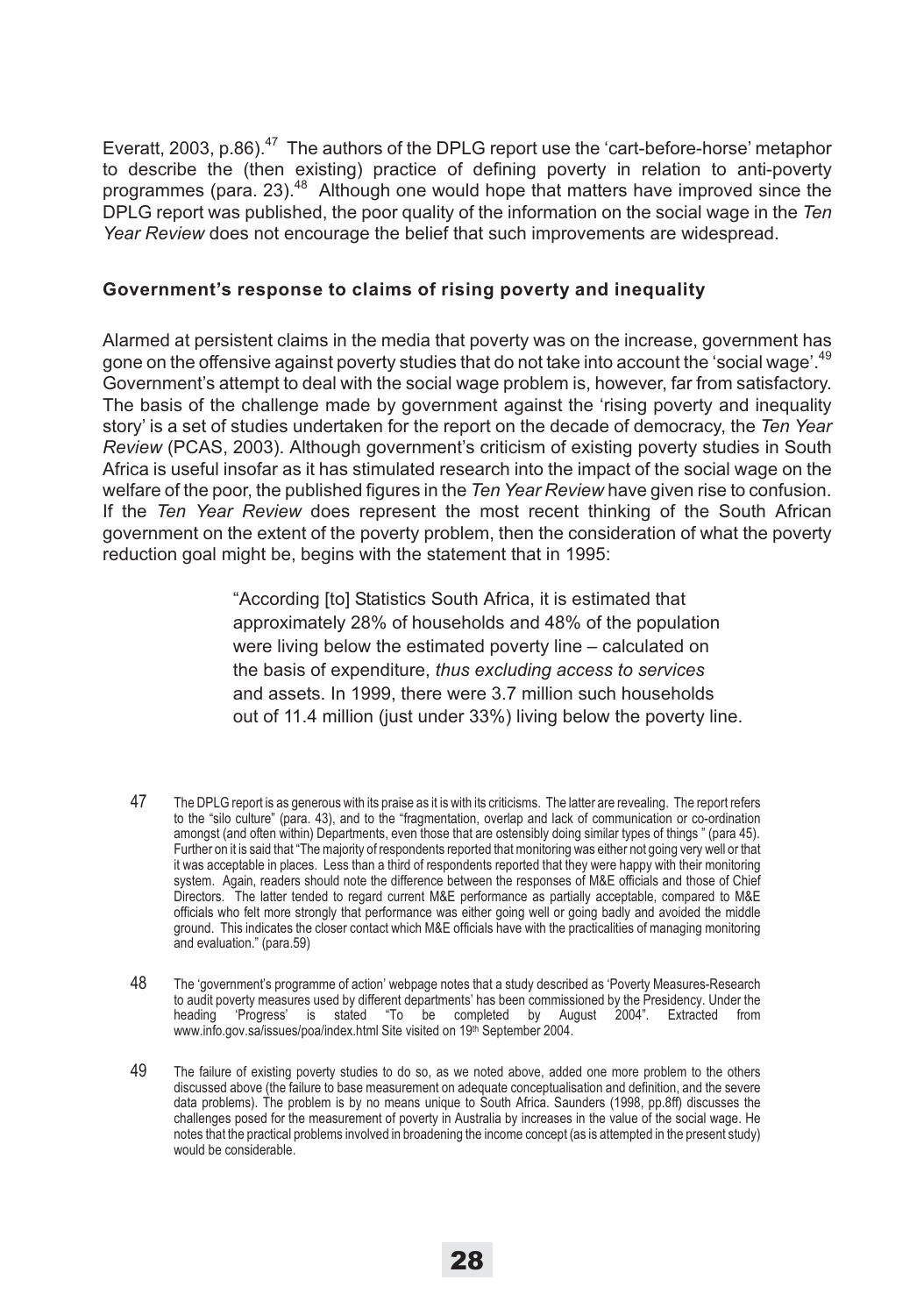Everatt, 2003, p.86).[47] The authors of the DPLG report use the 'cart-before-horse' metaphor to describe the (then existing) practice of defining poverty in relation to anti-poverty programmes (para. 23).[48] Although one would hope that matters have improved since the DPLG report was published, the poor quality of the information on the social wage in the *Ten Year Review* does not encourage the belief that such improvements are widespread.

**Government's response to claims of rising poverty and inequality**

Alarmed at persistent claims in the media that poverty was on the increase, government has gone on the offensive against poverty studies that do not take into account the 'social wage'.[49] Government's attempt to deal with the social wage problem is, however, far from satisfactory. The basis of the challenge made by government against the 'rising poverty and inequality story' is a set of studies undertaken for the report on the decade of democracy, the *Ten Year Review* (PCAS, 2003). Although government's criticism of existing poverty studies in South Africa is useful insofar as it has stimulated research into the impact of the social wage on the welfare of the poor, the published figures in the *Ten Year Review* have given rise to confusion. If the *Ten Year Review* does represent the most recent thinking of the South African government on the extent of the poverty problem, then the consideration of what the poverty reduction goal might be, begins with the statement that in 1995:

> "According [to] Statistics South Africa, it is estimated that approximately 28% of households and 48% of the population were living below the estimated poverty line – calculated on the basis of expenditure, *thus excluding access to services* and assets. In 1999, there were 3.7 million such households out of 11.4 million (just under 33%) living below the poverty line.

47 The DPLG report is as generous with its praise as it is with its criticisms. The latter are revealing. The report refers to the "silo culture" (para. 43), and to the "fragmentation, overlap and lack of communication or co-ordination amongst (and often within) Departments, even those that are ostensibly doing similar types of things " (para 45). Further on it is said that "The majority of respondents reported that monitoring was either not going very well or that it was acceptable in places. Less than a third of respondents reported that they were happy with their monitoring system. Again, readers should note the difference between the responses of M&E officials and those of Chief Directors. The latter tended to regard current M&E performance as partially acceptable, compared to M&E officials who felt more strongly that performance was either going well or going badly and avoided the middle ground. This indicates the closer contact which M&E officials have with the practicalities of managing monitoring and evaluation." (para.59)

48 The 'government's programme of action' webpage notes that a study described as 'Poverty Measures-Research to audit poverty measures used by different departments' has been commissioned by the Presidency. Under the heading 'Progress' is stated "To be completed by August 2004". Extracted from www.info.gov.sa/issues/poa/index.html Site visited on 19th September 2004.

49 The failure of existing poverty studies to do so, as we noted above, added one more problem to the others discussed above (the failure to base measurement on adequate conceptualisation and definition, and the severe data problems). The problem is by no means unique to South Africa. Saunders (1998, pp.8ff) discusses the challenges posed for the measurement of poverty in Australia by increases in the value of the social wage. He notes that the practical problems involved in broadening the income concept (as is attempted in the present study) would be considerable.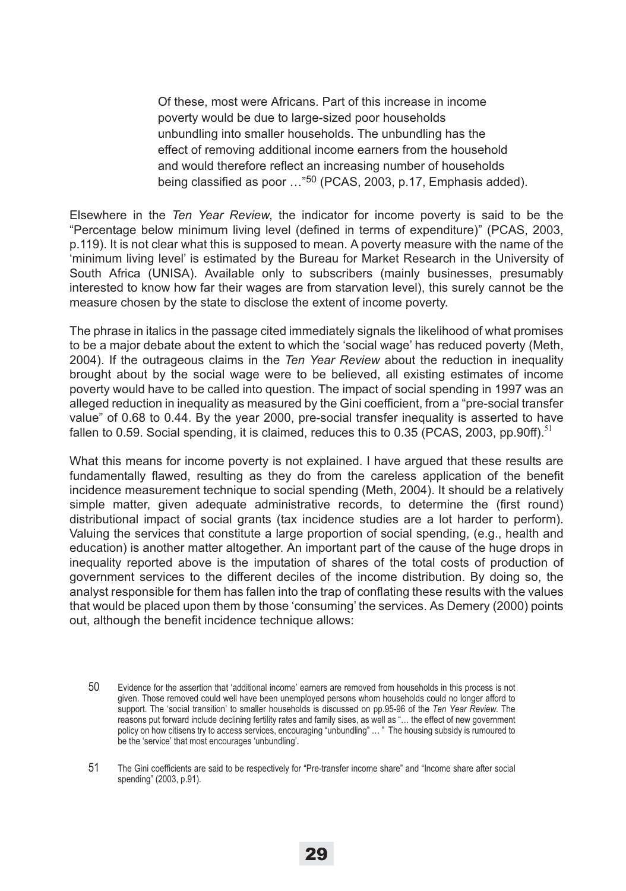> Of these, most were Africans. Part of this increase in income poverty would be due to large-sized poor households unbundling into smaller households. The unbundling has the effect of removing additional income earners from the household and would therefore reflect an increasing number of households being classified as poor …"[50] (PCAS, 2003, p.17, Emphasis added).

Elsewhere in the *Ten Year Review*, the indicator for income poverty is said to be the "Percentage below minimum living level (defined in terms of expenditure)" (PCAS, 2003, p.119). It is not clear what this is supposed to mean. A poverty measure with the name of the 'minimum living level' is estimated by the Bureau for Market Research in the University of South Africa (UNISA). Available only to subscribers (mainly businesses, presumably interested to know how far their wages are from starvation level), this surely cannot be the measure chosen by the state to disclose the extent of income poverty.

The phrase in italics in the passage cited immediately signals the likelihood of what promises to be a major debate about the extent to which the 'social wage' has reduced poverty (Meth, 2004). If the outrageous claims in the *Ten Year Review* about the reduction in inequality brought about by the social wage were to be believed, all existing estimates of income poverty would have to be called into question. The impact of social spending in 1997 was an alleged reduction in inequality as measured by the Gini coefficient, from a "pre-social transfer value" of 0.68 to 0.44. By the year 2000, pre-social transfer inequality is asserted to have fallen to 0.59. Social spending, it is claimed, reduces this to 0.35 (PCAS, 2003, pp.90ff).[51]

What this means for income poverty is not explained. I have argued that these results are fundamentally flawed, resulting as they do from the careless application of the benefit incidence measurement technique to social spending (Meth, 2004). It should be a relatively simple matter, given adequate administrative records, to determine the (first round) distributional impact of social grants (tax incidence studies are a lot harder to perform). Valuing the services that constitute a large proportion of social spending, (e.g., health and education) is another matter altogether. An important part of the cause of the huge drops in inequality reported above is the imputation of shares of the total costs of production of government services to the different deciles of the income distribution. By doing so, the analyst responsible for them has fallen into the trap of conflating these results with the values that would be placed upon them by those 'consuming' the services. As Demery (2000) points out, although the benefit incidence technique allows:

---

50 Evidence for the assertion that 'additional income' earners are removed from households in this process is not given. Those removed could well have been unemployed persons whom households could no longer afford to support. The 'social transition' to smaller households is discussed on pp.95-96 of the *Ten Year Review*. The reasons put forward include declining fertility rates and family sises, as well as "… the effect of new government policy on how citisens try to access services, encouraging "unbundling" … " The housing subsidy is rumoured to be the 'service' that most encourages 'unbundling'.

51 The Gini coefficients are said to be respectively for "Pre-transfer income share" and "Income share after social spending" (2003, p.91).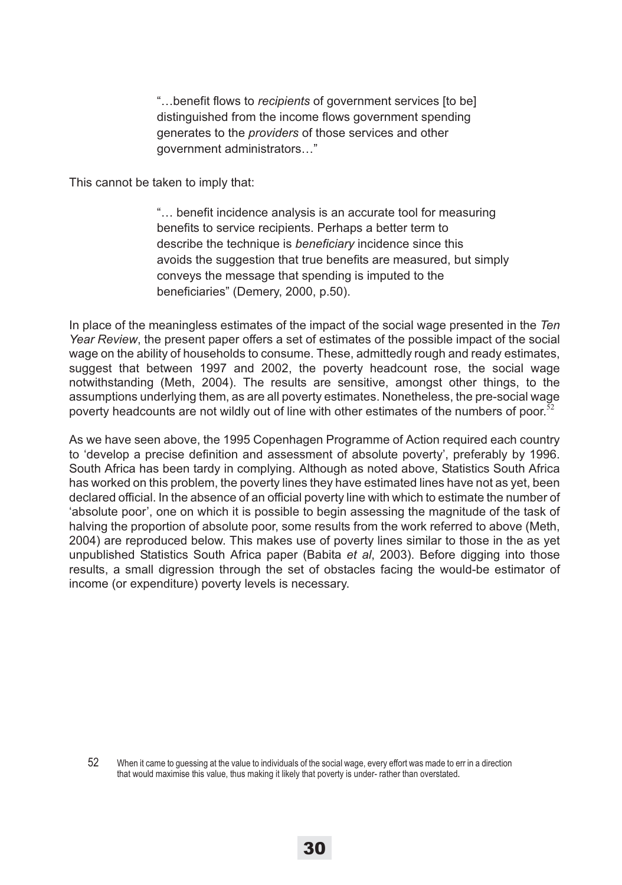> "…benefit flows to *recipients* of government services [to be] distinguished from the income flows government spending generates to the *providers* of those services and other government administrators…"

This cannot be taken to imply that:

> "… benefit incidence analysis is an accurate tool for measuring benefits to service recipients. Perhaps a better term to describe the technique is *beneficiary* incidence since this avoids the suggestion that true benefits are measured, but simply conveys the message that spending is imputed to the beneficiaries" (Demery, 2000, p.50).

In place of the meaningless estimates of the impact of the social wage presented in the *Ten Year Review*, the present paper offers a set of estimates of the possible impact of the social wage on the ability of households to consume. These, admittedly rough and ready estimates, suggest that between 1997 and 2002, the poverty headcount rose, the social wage notwithstanding (Meth, 2004). The results are sensitive, amongst other things, to the assumptions underlying them, as are all poverty estimates. Nonetheless, the pre-social wage poverty headcounts are not wildly out of line with other estimates of the numbers of poor.[52]

As we have seen above, the 1995 Copenhagen Programme of Action required each country to 'develop a precise definition and assessment of absolute poverty', preferably by 1996. South Africa has been tardy in complying. Although as noted above, Statistics South Africa has worked on this problem, the poverty lines they have estimated lines have not as yet, been declared official. In the absence of an official poverty line with which to estimate the number of 'absolute poor', one on which it is possible to begin assessing the magnitude of the task of halving the proportion of absolute poor, some results from the work referred to above (Meth, 2004) are reproduced below. This makes use of poverty lines similar to those in the as yet unpublished Statistics South Africa paper (Babita *et al*, 2003). Before digging into those results, a small digression through the set of obstacles facing the would-be estimator of income (or expenditure) poverty levels is necessary.

52 When it came to guessing at the value to individuals of the social wage, every effort was made to err in a direction that would maximise this value, thus making it likely that poverty is under- rather than overstated.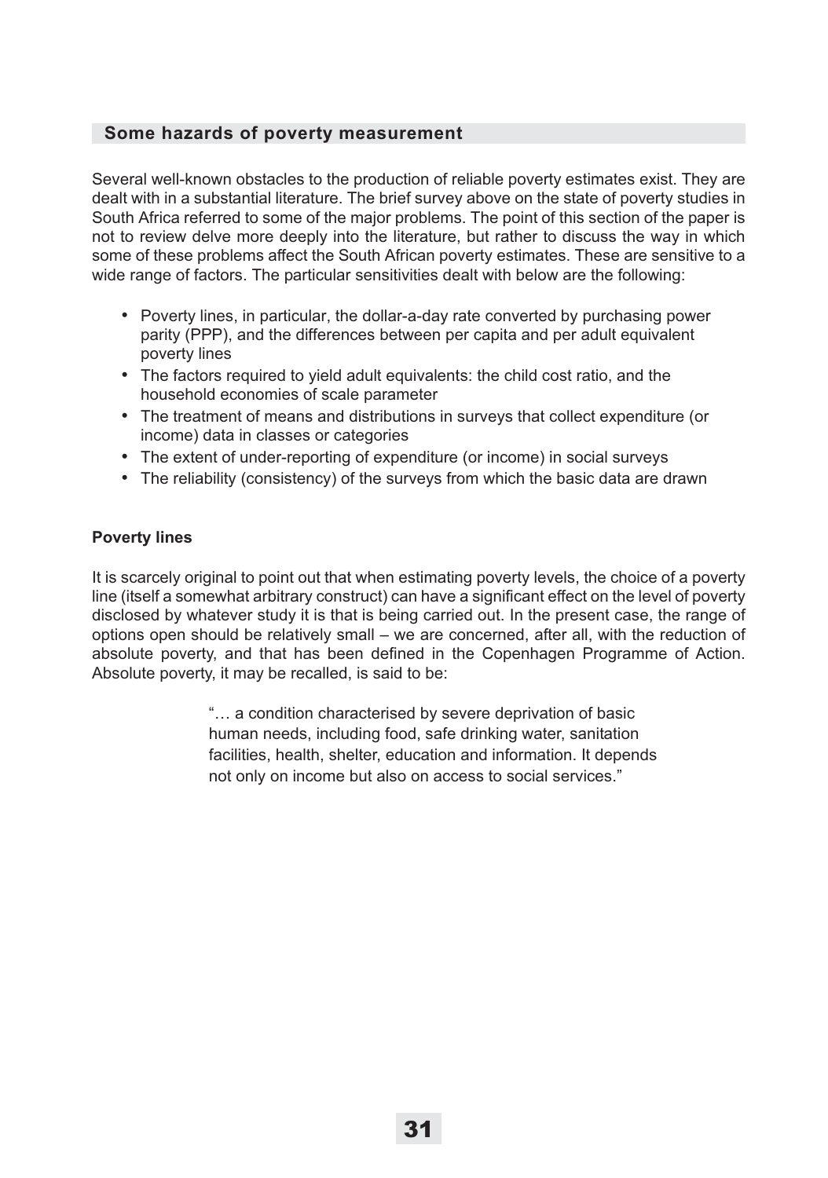## Some hazards of poverty measurement

Several well-known obstacles to the production of reliable poverty estimates exist. They are dealt with in a substantial literature. The brief survey above on the state of poverty studies in South Africa referred to some of the major problems. The point of this section of the paper is not to review delve more deeply into the literature, but rather to discuss the way in which some of these problems affect the South African poverty estimates. These are sensitive to a wide range of factors. The particular sensitivities dealt with below are the following:

- Poverty lines, in particular, the dollar-a-day rate converted by purchasing power parity (PPP), and the differences between per capita and per adult equivalent poverty lines
- The factors required to yield adult equivalents: the child cost ratio, and the household economies of scale parameter
- The treatment of means and distributions in surveys that collect expenditure (or income) data in classes or categories
- The extent of under-reporting of expenditure (or income) in social surveys
- The reliability (consistency) of the surveys from which the basic data are drawn

### Poverty lines

It is scarcely original to point out that when estimating poverty levels, the choice of a poverty line (itself a somewhat arbitrary construct) can have a significant effect on the level of poverty disclosed by whatever study it is that is being carried out. In the present case, the range of options open should be relatively small – we are concerned, after all, with the reduction of absolute poverty, and that has been defined in the Copenhagen Programme of Action. Absolute poverty, it may be recalled, is said to be:

> "… a condition characterised by severe deprivation of basic human needs, including food, safe drinking water, sanitation facilities, health, shelter, education and information. It depends not only on income but also on access to social services."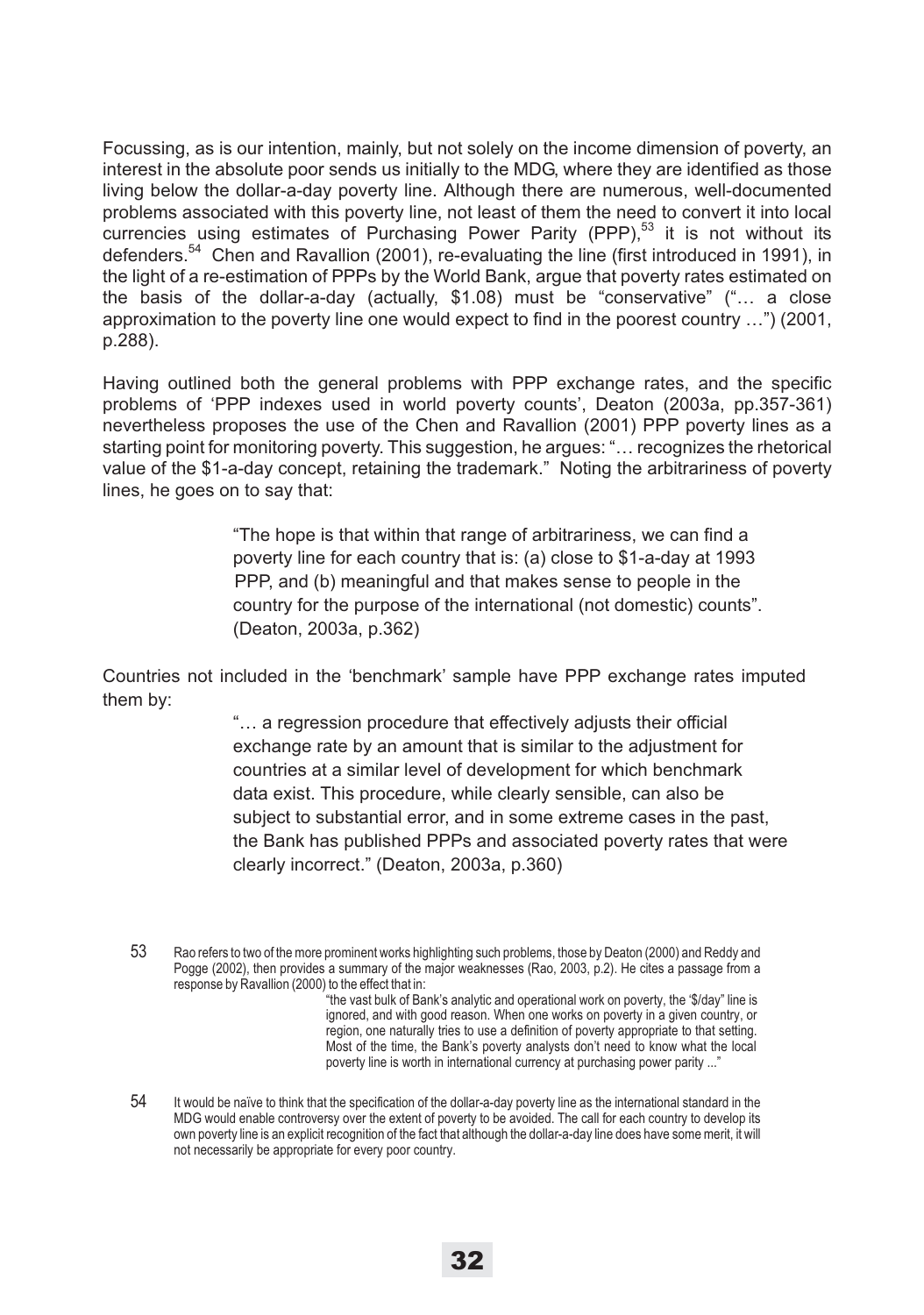Focussing, as is our intention, mainly, but not solely on the income dimension of poverty, an interest in the absolute poor sends us initially to the MDG, where they are identified as those living below the dollar-a-day poverty line. Although there are numerous, well-documented problems associated with this poverty line, not least of them the need to convert it into local currencies using estimates of Purchasing Power Parity (PPP),[53] it is not without its defenders.[54] Chen and Ravallion (2001), re-evaluating the line (first introduced in 1991), in the light of a re-estimation of PPPs by the World Bank, argue that poverty rates estimated on the basis of the dollar-a-day (actually, $1.08) must be "conservative" ("… a close approximation to the poverty line one would expect to find in the poorest country …") (2001, p.288).

Having outlined both the general problems with PPP exchange rates, and the specific problems of 'PPP indexes used in world poverty counts', Deaton (2003a, pp.357-361) nevertheless proposes the use of the Chen and Ravallion (2001) PPP poverty lines as a starting point for monitoring poverty. This suggestion, he argues: "… recognizes the rhetorical value of the $1-a-day concept, retaining the trademark." Noting the arbitrariness of poverty lines, he goes on to say that:

> "The hope is that within that range of arbitrariness, we can find a poverty line for each country that is: (a) close to $1-a-day at 1993 PPP, and (b) meaningful and that makes sense to people in the country for the purpose of the international (not domestic) counts". (Deaton, 2003a, p.362)

Countries not included in the 'benchmark' sample have PPP exchange rates imputed them by:

> "… a regression procedure that effectively adjusts their official exchange rate by an amount that is similar to the adjustment for countries at a similar level of development for which benchmark data exist. This procedure, while clearly sensible, can also be subject to substantial error, and in some extreme cases in the past, the Bank has published PPPs and associated poverty rates that were clearly incorrect." (Deaton, 2003a, p.360)

53 Rao refers to two of the more prominent works highlighting such problems, those by Deaton (2000) and Reddy and Pogge (2002), then provides a summary of the major weaknesses (Rao, 2003, p.2). He cites a passage from a response by Ravallion (2000) to the effect that in:

> "the vast bulk of Bank's analytic and operational work on poverty, the '$/day" line is ignored, and with good reason. When one works on poverty in a given country, or region, one naturally tries to use a definition of poverty appropriate to that setting. Most of the time, the Bank's poverty analysts don't need to know what the local poverty line is worth in international currency at purchasing power parity ..."

54 It would be naïve to think that the specification of the dollar-a-day poverty line as the international standard in the MDG would enable controversy over the extent of poverty to be avoided. The call for each country to develop its own poverty line is an explicit recognition of the fact that although the dollar-a-day line does have some merit, it will not necessarily be appropriate for every poor country.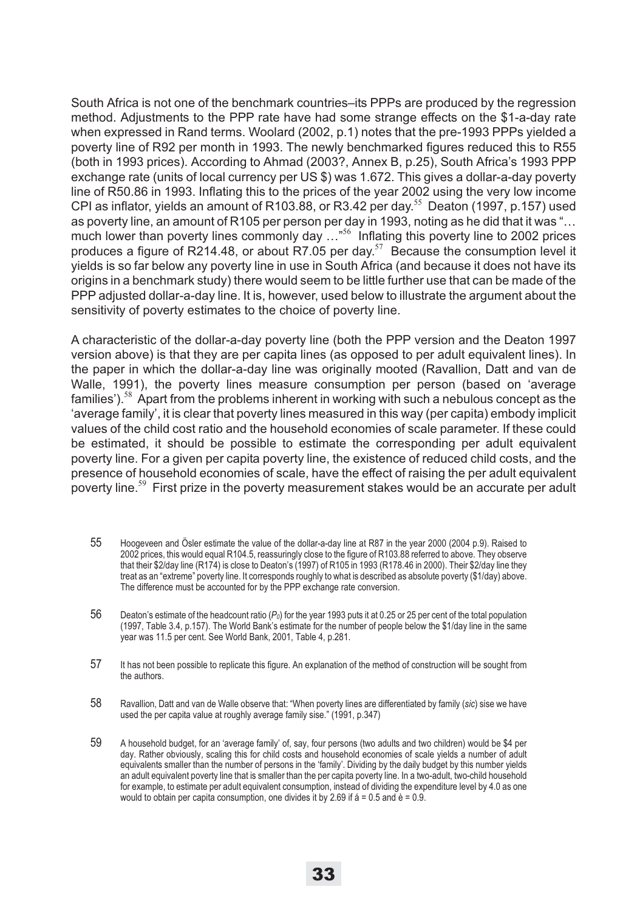South Africa is not one of the benchmark countries–its PPPs are produced by the regression method. Adjustments to the PPP rate have had some strange effects on the \$1-a-day rate when expressed in Rand terms. Woolard (2002, p.1) notes that the pre-1993 PPPs yielded a poverty line of R92 per month in 1993. The newly benchmarked figures reduced this to R55 (both in 1993 prices). According to Ahmad (2003?, Annex B, p.25), South Africa's 1993 PPP exchange rate (units of local currency per US \$) was 1.672. This gives a dollar-a-day poverty line of R50.86 in 1993. Inflating this to the prices of the year 2002 using the very low income CPI as inflator, yields an amount of R103.88, or R3.42 per day.[55] Deaton (1997, p.157) used as poverty line, an amount of R105 per person per day in 1993, noting as he did that it was "… much lower than poverty lines commonly day …"[56] Inflating this poverty line to 2002 prices produces a figure of R214.48, or about R7.05 per day.[57] Because the consumption level it yields is so far below any poverty line in use in South Africa (and because it does not have its origins in a benchmark study) there would seem to be little further use that can be made of the PPP adjusted dollar-a-day line. It is, however, used below to illustrate the argument about the sensitivity of poverty estimates to the choice of poverty line.

A characteristic of the dollar-a-day poverty line (both the PPP version and the Deaton 1997 version above) is that they are per capita lines (as opposed to per adult equivalent lines). In the paper in which the dollar-a-day line was originally mooted (Ravallion, Datt and van de Walle, 1991), the poverty lines measure consumption per person (based on 'average families').[58] Apart from the problems inherent in working with such a nebulous concept as the 'average family', it is clear that poverty lines measured in this way (per capita) embody implicit values of the child cost ratio and the household economies of scale parameter. If these could be estimated, it should be possible to estimate the corresponding per adult equivalent poverty line. For a given per capita poverty line, the existence of reduced child costs, and the presence of household economies of scale, have the effect of raising the per adult equivalent poverty line.[59] First prize in the poverty measurement stakes would be an accurate per adult

55 Hoogeveen and Özler estimate the value of the dollar-a-day line at R87 in the year 2000 (2004 p.9). Raised to 2002 prices, this would equal R104.5, reassuringly close to the figure of R103.88 referred to above. They observe that their \$2/day line (R174) is close to Deaton's (1997) of R105 in 1993 (R178.46 in 2000). Their \$2/day line they treat as an "extreme" poverty line. It corresponds roughly to what is described as absolute poverty (\$1/day) above. The difference must be accounted for by the PPP exchange rate conversion.

56 Deaton's estimate of the headcount ratio ($P_0$) for the year 1993 puts it at 0.25 or 25 per cent of the total population (1997, Table 3.4, p.157). The World Bank's estimate for the number of people below the \$1/day line in the same year was 11.5 per cent. See World Bank, 2001, Table 4, p.281.

57 It has not been possible to replicate this figure. An explanation of the method of construction will be sought from the authors.

58 Ravallion, Datt and van de Walle observe that: "When poverty lines are differentiated by family (*sic*) sise we have used the per capita value at roughly average family sise." (1991, p.347)

59 A household budget, for an 'average family' of, say, four persons (two adults and two children) would be \$4 per day. Rather obviously, scaling this for child costs and household economies of scale yields a number of adult equivalents smaller than the number of persons in the 'family'. Dividing by the daily budget by this number yields an adult equivalent poverty line that is smaller than the per capita poverty line. In a two-adult, two-child household for example, to estimate per adult equivalent consumption, instead of dividing the expenditure level by 4.0 as one would to obtain per capita consumption, one divides it by 2.69 if á = 0.5 and è = 0.9.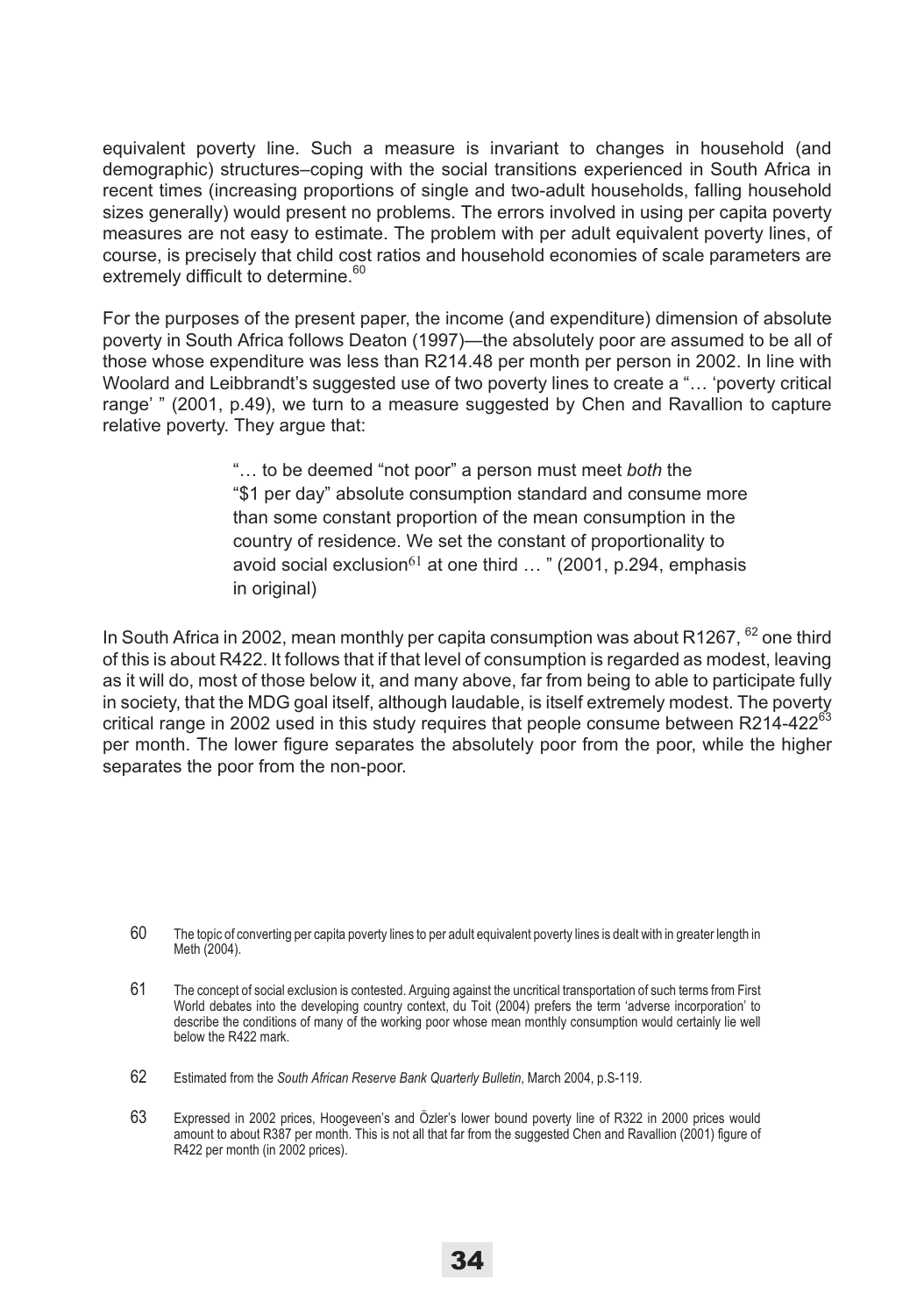equivalent poverty line. Such a measure is invariant to changes in household (and demographic) structures–coping with the social transitions experienced in South Africa in recent times (increasing proportions of single and two-adult households, falling household sizes generally) would present no problems. The errors involved in using per capita poverty measures are not easy to estimate. The problem with per adult equivalent poverty lines, of course, is precisely that child cost ratios and household economies of scale parameters are extremely difficult to determine.[60]

For the purposes of the present paper, the income (and expenditure) dimension of absolute poverty in South Africa follows Deaton (1997)—the absolutely poor are assumed to be all of those whose expenditure was less than R214.48 per month per person in 2002. In line with Woolard and Leibbrandt's suggested use of two poverty lines to create a "… 'poverty critical range' " (2001, p.49), we turn to a measure suggested by Chen and Ravallion to capture relative poverty. They argue that:

> "… to be deemed "not poor" a person must meet *both* the "$1 per day" absolute consumption standard and consume more than some constant proportion of the mean consumption in the country of residence. We set the constant of proportionality to avoid social exclusion[61] at one third … " (2001, p.294, emphasis in original)

In South Africa in 2002, mean monthly per capita consumption was about R1267, [62] one third of this is about R422. It follows that if that level of consumption is regarded as modest, leaving as it will do, most of those below it, and many above, far from being to able to participate fully in society, that the MDG goal itself, although laudable, is itself extremely modest. The poverty critical range in 2002 used in this study requires that people consume between R214-422[63] per month. The lower figure separates the absolutely poor from the poor, while the higher separates the poor from the non-poor.

---

60 The topic of converting per capita poverty lines to per adult equivalent poverty lines is dealt with in greater length in Meth (2004).

61 The concept of social exclusion is contested. Arguing against the uncritical transportation of such terms from First World debates into the developing country context, du Toit (2004) prefers the term 'adverse incorporation' to describe the conditions of many of the working poor whose mean monthly consumption would certainly lie well below the R422 mark.

62 Estimated from the *South African Reserve Bank Quarterly Bulletin*, March 2004, p.S-119.

63 Expressed in 2002 prices, Hoogeveen's and Özler's lower bound poverty line of R322 in 2000 prices would amount to about R387 per month. This is not all that far from the suggested Chen and Ravallion (2001) figure of R422 per month (in 2002 prices).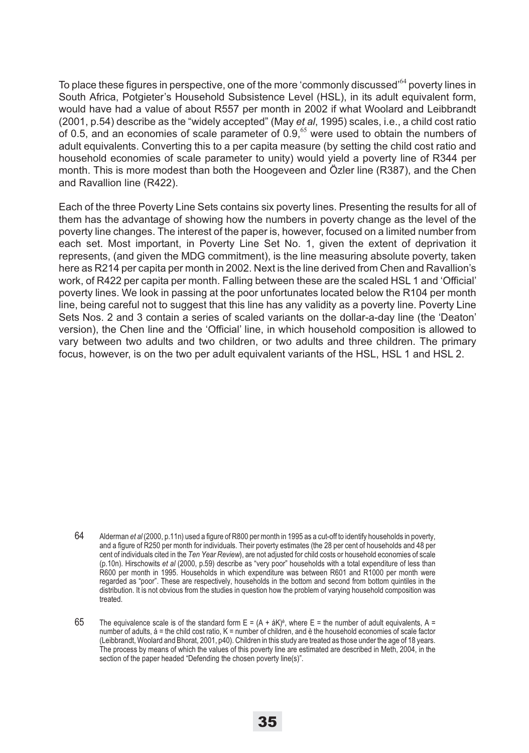To place these figures in perspective, one of the more 'commonly discussed'[64] poverty lines in South Africa, Potgieter's Household Subsistence Level (HSL), in its adult equivalent form, would have had a value of about R557 per month in 2002 if what Woolard and Leibbrandt (2001, p.54) describe as the "widely accepted" (May *et al*, 1995) scales, i.e., a child cost ratio of 0.5, and an economies of scale parameter of 0.9,[65] were used to obtain the numbers of adult equivalents. Converting this to a per capita measure (by setting the child cost ratio and household economies of scale parameter to unity) would yield a poverty line of R344 per month. This is more modest than both the Hoogeveen and Özler line (R387), and the Chen and Ravallion line (R422).

Each of the three Poverty Line Sets contains six poverty lines. Presenting the results for all of them has the advantage of showing how the numbers in poverty change as the level of the poverty line changes. The interest of the paper is, however, focused on a limited number from each set. Most important, in Poverty Line Set No. 1, given the extent of deprivation it represents, (and given the MDG commitment), is the line measuring absolute poverty, taken here as R214 per capita per month in 2002. Next is the line derived from Chen and Ravallion's work, of R422 per capita per month. Falling between these are the scaled HSL 1 and 'Official' poverty lines. We look in passing at the poor unfortunates located below the R104 per month line, being careful not to suggest that this line has any validity as a poverty line. Poverty Line Sets Nos. 2 and 3 contain a series of scaled variants on the dollar-a-day line (the 'Deaton' version), the Chen line and the 'Official' line, in which household composition is allowed to vary between two adults and two children, or two adults and three children. The primary focus, however, is on the two per adult equivalent variants of the HSL, HSL 1 and HSL 2.

---

64 Alderman *et al* (2000, p.11n) used a figure of R800 per month in 1995 as a cut-off to identify households in poverty, and a figure of R250 per month for individuals. Their poverty estimates (the 28 per cent of households and 48 per cent of individuals cited in the *Ten Year Review*), are not adjusted for child costs or household economies of scale (p.10n). Hirschowits *et al* (2000, p.59) describe as "very poor" households with a total expenditure of less than R600 per month in 1995. Households in which expenditure was between R601 and R1000 per month were regarded as "poor". These are respectively, households in the bottom and second from bottom quintiles in the distribution. It is not obvious from the studies in question how the problem of varying household composition was treated.

65 The equivalence scale is of the standard form $E = (A + \alpha K)^{\theta}$, where E = the number of adult equivalents, A = number of adults, $\alpha$ = the child cost ratio, K = number of children, and $\theta$ the household economies of scale factor (Leibbrandt, Woolard and Bhorat, 2001, p40). Children in this study are treated as those under the age of 18 years. The process by means of which the values of this poverty line are estimated are described in Meth, 2004, in the section of the paper headed "Defending the chosen poverty line(s)".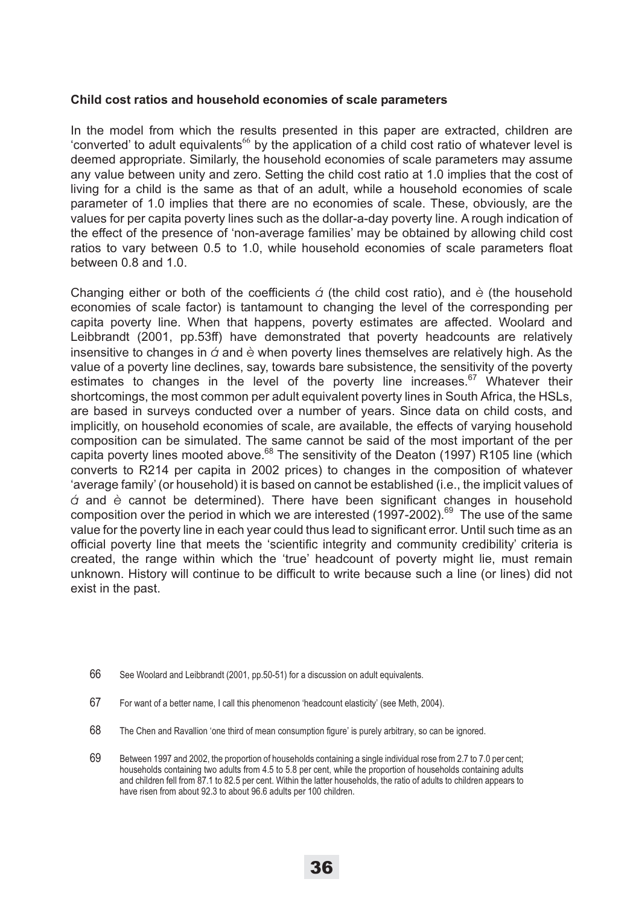**Child cost ratios and household economies of scale parameters**

In the model from which the results presented in this paper are extracted, children are 'converted' to adult equivalents[66] by the application of a child cost ratio of whatever level is deemed appropriate. Similarly, the household economies of scale parameters may assume any value between unity and zero. Setting the child cost ratio at 1.0 implies that the cost of living for a child is the same as that of an adult, while a household economies of scale parameter of 1.0 implies that there are no economies of scale. These, obviously, are the values for per capita poverty lines such as the dollar-a-day poverty line. A rough indication of the effect of the presence of 'non-average families' may be obtained by allowing child cost ratios to vary between 0.5 to 1.0, while household economies of scale parameters float between 0.8 and 1.0.

Changing either or both of the coefficients ά (the child cost ratio), and è (the household economies of scale factor) is tantamount to changing the level of the corresponding per capita poverty line. When that happens, poverty estimates are affected. Woolard and Leibbrandt (2001, pp.53ff) have demonstrated that poverty headcounts are relatively insensitive to changes in ά and è when poverty lines themselves are relatively high. As the value of a poverty line declines, say, towards bare subsistence, the sensitivity of the poverty estimates to changes in the level of the poverty line increases.[67] Whatever their shortcomings, the most common per adult equivalent poverty lines in South Africa, the HSLs, are based in surveys conducted over a number of years. Since data on child costs, and implicitly, on household economies of scale, are available, the effects of varying household composition can be simulated. The same cannot be said of the most important of the per capita poverty lines mooted above.[68] The sensitivity of the Deaton (1997) R105 line (which converts to R214 per capita in 2002 prices) to changes in the composition of whatever 'average family' (or household) it is based on cannot be established (i.e., the implicit values of ά and è cannot be determined). There have been significant changes in household composition over the period in which we are interested (1997-2002).[69] The use of the same value for the poverty line in each year could thus lead to significant error. Until such time as an official poverty line that meets the 'scientific integrity and community credibility' criteria is created, the range within which the 'true' headcount of poverty might lie, must remain unknown. History will continue to be difficult to write because such a line (or lines) did not exist in the past.

66 See Woolard and Leibbrandt (2001, pp.50-51) for a discussion on adult equivalents.

67 For want of a better name, I call this phenomenon 'headcount elasticity' (see Meth, 2004).

68 The Chen and Ravallion 'one third of mean consumption figure' is purely arbitrary, so can be ignored.

69 Between 1997 and 2002, the proportion of households containing a single individual rose from 2.7 to 7.0 per cent; households containing two adults from 4.5 to 5.8 per cent, while the proportion of households containing adults and children fell from 87.1 to 82.5 per cent. Within the latter households, the ratio of adults to children appears to have risen from about 92.3 to about 96.6 adults per 100 children.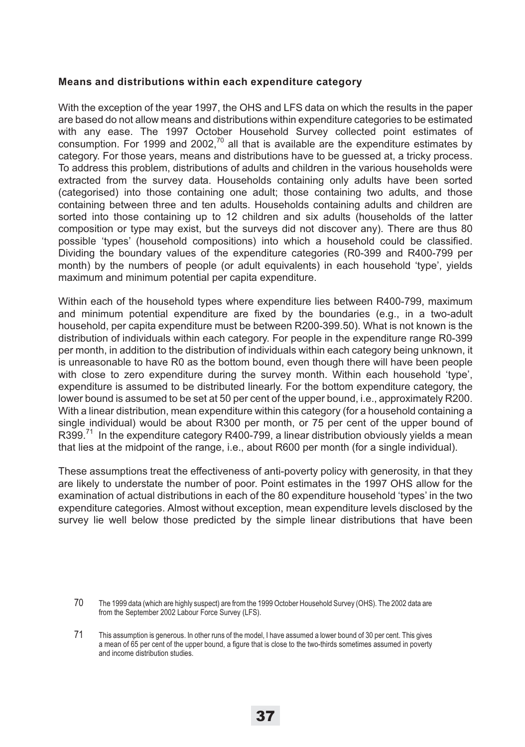**Means and distributions within each expenditure category**

With the exception of the year 1997, the OHS and LFS data on which the results in the paper are based do not allow means and distributions within expenditure categories to be estimated with any ease. The 1997 October Household Survey collected point estimates of consumption. For 1999 and 2002,[70] all that is available are the expenditure estimates by category. For those years, means and distributions have to be guessed at, a tricky process. To address this problem, distributions of adults and children in the various households were extracted from the survey data. Households containing only adults have been sorted (categorised) into those containing one adult; those containing two adults, and those containing between three and ten adults. Households containing adults and children are sorted into those containing up to 12 children and six adults (households of the latter composition or type may exist, but the surveys did not discover any). There are thus 80 possible 'types' (household compositions) into which a household could be classified. Dividing the boundary values of the expenditure categories (R0-399 and R400-799 per month) by the numbers of people (or adult equivalents) in each household 'type', yields maximum and minimum potential per capita expenditure.

Within each of the household types where expenditure lies between R400-799, maximum and minimum potential expenditure are fixed by the boundaries (e.g., in a two-adult household, per capita expenditure must be between R200-399.50). What is not known is the distribution of individuals within each category. For people in the expenditure range R0-399 per month, in addition to the distribution of individuals within each category being unknown, it is unreasonable to have R0 as the bottom bound, even though there will have been people with close to zero expenditure during the survey month. Within each household 'type', expenditure is assumed to be distributed linearly. For the bottom expenditure category, the lower bound is assumed to be set at 50 per cent of the upper bound, i.e., approximately R200. With a linear distribution, mean expenditure within this category (for a household containing a single individual) would be about R300 per month, or 75 per cent of the upper bound of R399.[71] In the expenditure category R400-799, a linear distribution obviously yields a mean that lies at the midpoint of the range, i.e., about R600 per month (for a single individual).

These assumptions treat the effectiveness of anti-poverty policy with generosity, in that they are likely to understate the number of poor. Point estimates in the 1997 OHS allow for the examination of actual distributions in each of the 80 expenditure household 'types' in the two expenditure categories. Almost without exception, mean expenditure levels disclosed by the survey lie well below those predicted by the simple linear distributions that have been

---

70 The 1999 data (which are highly suspect) are from the 1999 October Household Survey (OHS). The 2002 data are from the September 2002 Labour Force Survey (LFS).

71 This assumption is generous. In other runs of the model, I have assumed a lower bound of 30 per cent. This gives a mean of 65 per cent of the upper bound, a figure that is close to the two-thirds sometimes assumed in poverty and income distribution studies.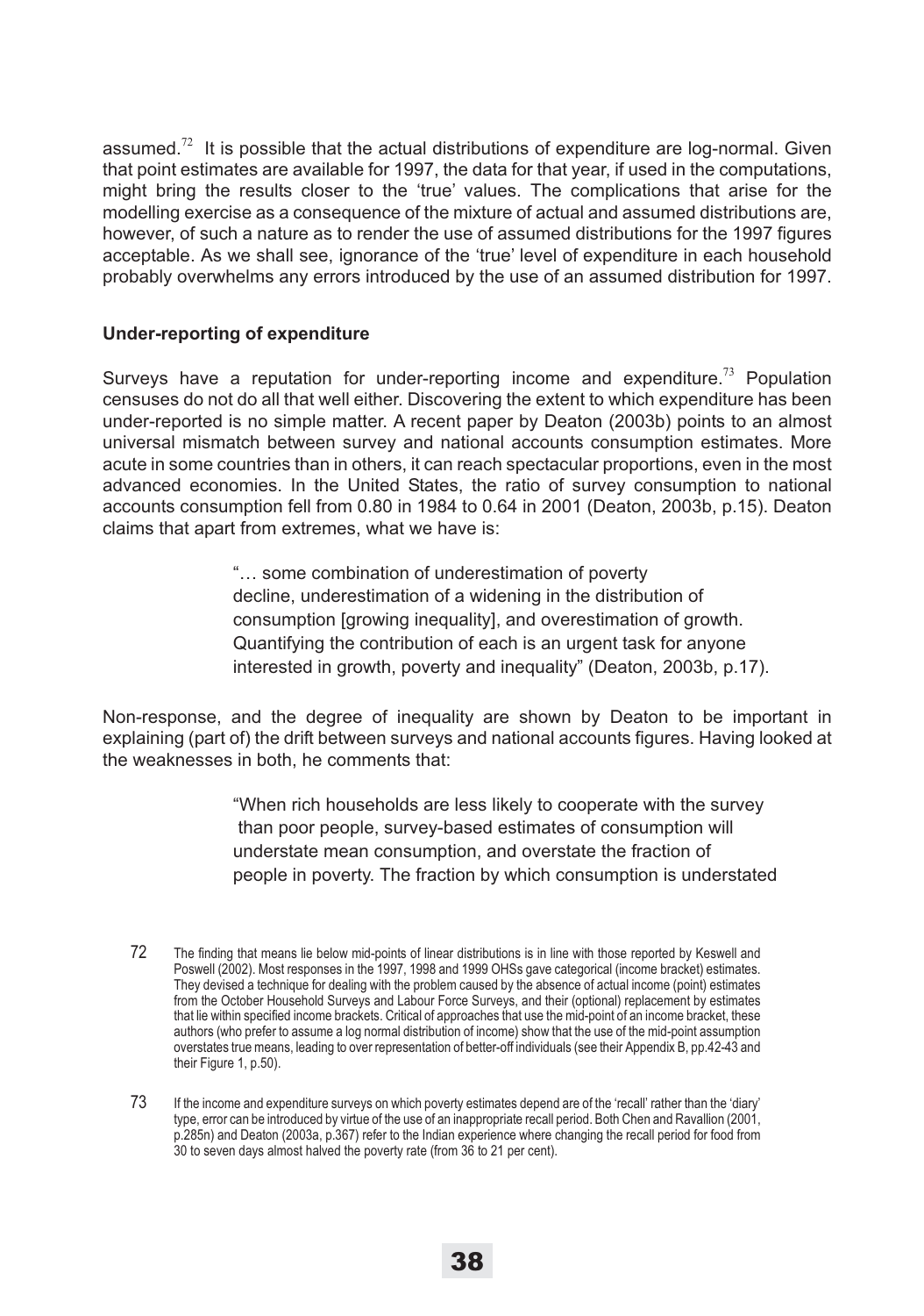assumed.[72] It is possible that the actual distributions of expenditure are log-normal. Given that point estimates are available for 1997, the data for that year, if used in the computations, might bring the results closer to the 'true' values. The complications that arise for the modelling exercise as a consequence of the mixture of actual and assumed distributions are, however, of such a nature as to render the use of assumed distributions for the 1997 figures acceptable. As we shall see, ignorance of the 'true' level of expenditure in each household probably overwhelms any errors introduced by the use of an assumed distribution for 1997.

**Under-reporting of expenditure**

Surveys have a reputation for under-reporting income and expenditure.[73] Population censuses do not do all that well either. Discovering the extent to which expenditure has been under-reported is no simple matter. A recent paper by Deaton (2003b) points to an almost universal mismatch between survey and national accounts consumption estimates. More acute in some countries than in others, it can reach spectacular proportions, even in the most advanced economies. In the United States, the ratio of survey consumption to national accounts consumption fell from 0.80 in 1984 to 0.64 in 2001 (Deaton, 2003b, p.15). Deaton claims that apart from extremes, what we have is:

> "… some combination of underestimation of poverty decline, underestimation of a widening in the distribution of consumption [growing inequality], and overestimation of growth. Quantifying the contribution of each is an urgent task for anyone interested in growth, poverty and inequality" (Deaton, 2003b, p.17).

Non-response, and the degree of inequality are shown by Deaton to be important in explaining (part of) the drift between surveys and national accounts figures. Having looked at the weaknesses in both, he comments that:

> "When rich households are less likely to cooperate with the survey than poor people, survey-based estimates of consumption will understate mean consumption, and overstate the fraction of people in poverty. The fraction by which consumption is understated

72 The finding that means lie below mid-points of linear distributions is in line with those reported by Keswell and Poswell (2002). Most responses in the 1997, 1998 and 1999 OHSs gave categorical (income bracket) estimates. They devised a technique for dealing with the problem caused by the absence of actual income (point) estimates from the October Household Surveys and Labour Force Surveys, and their (optional) replacement by estimates that lie within specified income brackets. Critical of approaches that use the mid-point of an income bracket, these authors (who prefer to assume a log normal distribution of income) show that the use of the mid-point assumption overstates true means, leading to over representation of better-off individuals (see their Appendix B, pp.42-43 and their Figure 1, p.50).

73 If the income and expenditure surveys on which poverty estimates depend are of the 'recall' rather than the 'diary' type, error can be introduced by virtue of the use of an inappropriate recall period. Both Chen and Ravallion (2001, p.285n) and Deaton (2003a, p.367) refer to the Indian experience where changing the recall period for food from 30 to seven days almost halved the poverty rate (from 36 to 21 per cent).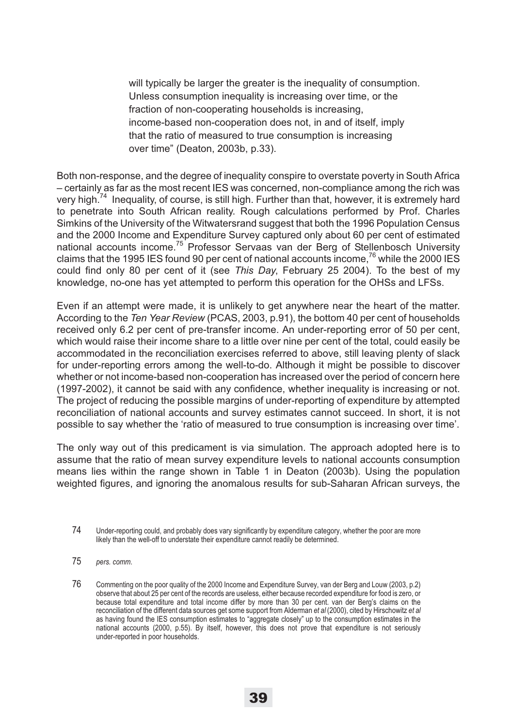> will typically be larger the greater is the inequality of consumption. Unless consumption inequality is increasing over time, or the fraction of non-cooperating households is increasing, income-based non-cooperation does not, in and of itself, imply that the ratio of measured to true consumption is increasing over time" (Deaton, 2003b, p.33).

Both non-response, and the degree of inequality conspire to overstate poverty in South Africa – certainly as far as the most recent IES was concerned, non-compliance among the rich was very high.[74] Inequality, of course, is still high. Further than that, however, it is extremely hard to penetrate into South African reality. Rough calculations performed by Prof. Charles Simkins of the University of the Witwatersrand suggest that both the 1996 Population Census and the 2000 Income and Expenditure Survey captured only about 60 per cent of estimated national accounts income.[75] Professor Servaas van der Berg of Stellenbosch University claims that the 1995 IES found 90 per cent of national accounts income,[76] while the 2000 IES could find only 80 per cent of it (see *This Day*, February 25 2004). To the best of my knowledge, no-one has yet attempted to perform this operation for the OHSs and LFSs.

Even if an attempt were made, it is unlikely to get anywhere near the heart of the matter. According to the *Ten Year Review* (PCAS, 2003, p.91), the bottom 40 per cent of households received only 6.2 per cent of pre-transfer income. An under-reporting error of 50 per cent, which would raise their income share to a little over nine per cent of the total, could easily be accommodated in the reconciliation exercises referred to above, still leaving plenty of slack for under-reporting errors among the well-to-do. Although it might be possible to discover whether or not income-based non-cooperation has increased over the period of concern here (1997-2002), it cannot be said with any confidence, whether inequality is increasing or not. The project of reducing the possible margins of under-reporting of expenditure by attempted reconciliation of national accounts and survey estimates cannot succeed. In short, it is not possible to say whether the 'ratio of measured to true consumption is increasing over time'.

The only way out of this predicament is via simulation. The approach adopted here is to assume that the ratio of mean survey expenditure levels to national accounts consumption means lies within the range shown in Table 1 in Deaton (2003b). Using the population weighted figures, and ignoring the anomalous results for sub-Saharan African surveys, the

74 Under-reporting could, and probably does vary significantly by expenditure category, whether the poor are more likely than the well-off to understate their expenditure cannot readily be determined.

75 *pers. comm.*

76 Commenting on the poor quality of the 2000 Income and Expenditure Survey, van der Berg and Louw (2003, p.2) observe that about 25 per cent of the records are useless, either because recorded expenditure for food is zero, or because total expenditure and total income differ by more than 30 per cent. van der Berg's claims on the reconciliation of the different data sources get some support from Alderman *et al* (2000), cited by Hirschowitz *et al* as having found the IES consumption estimates to "aggregate closely" up to the consumption estimates in the national accounts (2000, p.55). By itself, however, this does not prove that expenditure is not seriously under-reported in poor households.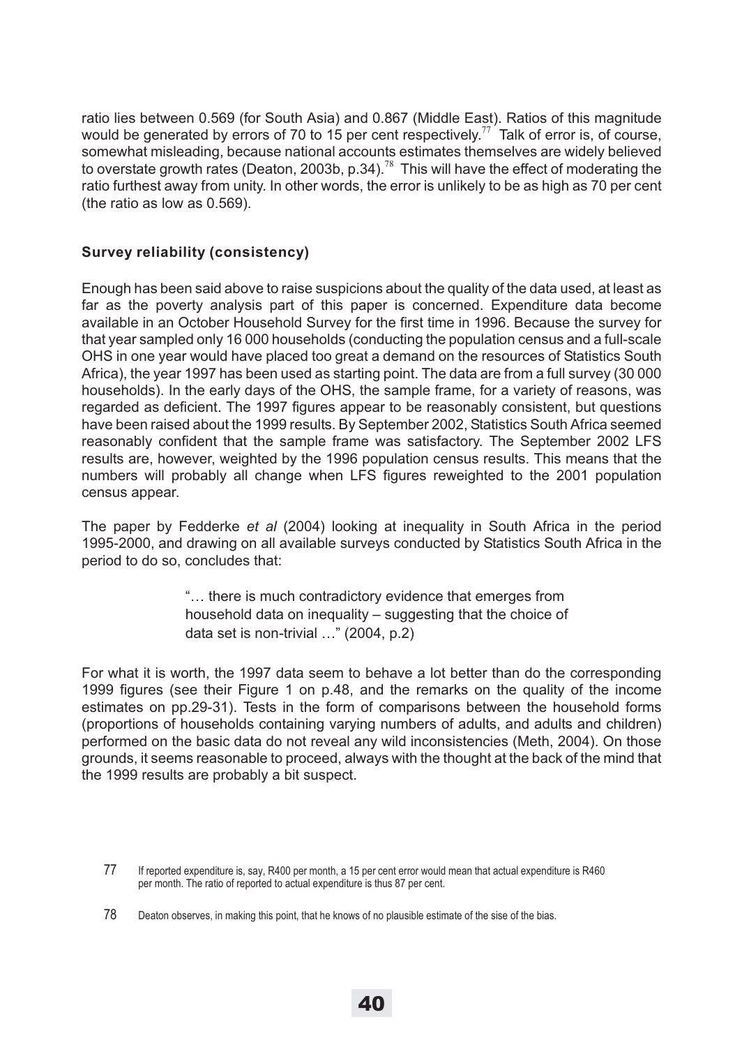ratio lies between 0.569 (for South Asia) and 0.867 (Middle East). Ratios of this magnitude would be generated by errors of 70 to 15 per cent respectively.[77] Talk of error is, of course, somewhat misleading, because national accounts estimates themselves are widely believed to overstate growth rates (Deaton, 2003b, p.34).[78] This will have the effect of moderating the ratio furthest away from unity. In other words, the error is unlikely to be as high as 70 per cent (the ratio as low as 0.569).

### Survey reliability (consistency)

Enough has been said above to raise suspicions about the quality of the data used, at least as far as the poverty analysis part of this paper is concerned. Expenditure data become available in an October Household Survey for the first time in 1996. Because the survey for that year sampled only 16 000 households (conducting the population census and a full-scale OHS in one year would have placed too great a demand on the resources of Statistics South Africa), the year 1997 has been used as starting point. The data are from a full survey (30 000 households). In the early days of the OHS, the sample frame, for a variety of reasons, was regarded as deficient. The 1997 figures appear to be reasonably consistent, but questions have been raised about the 1999 results. By September 2002, Statistics South Africa seemed reasonably confident that the sample frame was satisfactory. The September 2002 LFS results are, however, weighted by the 1996 population census results. This means that the numbers will probably all change when LFS figures reweighted to the 2001 population census appear.

The paper by Fedderke *et al* (2004) looking at inequality in South Africa in the period 1995-2000, and drawing on all available surveys conducted by Statistics South Africa in the period to do so, concludes that:

> "… there is much contradictory evidence that emerges from household data on inequality – suggesting that the choice of data set is non-trivial …" (2004, p.2)

For what it is worth, the 1997 data seem to behave a lot better than do the corresponding 1999 figures (see their Figure 1 on p.48, and the remarks on the quality of the income estimates on pp.29-31). Tests in the form of comparisons between the household forms (proportions of households containing varying numbers of adults, and adults and children) performed on the basic data do not reveal any wild inconsistencies (Meth, 2004). On those grounds, it seems reasonable to proceed, always with the thought at the back of the mind that the 1999 results are probably a bit suspect.

77 If reported expenditure is, say, R400 per month, a 15 per cent error would mean that actual expenditure is R460 per month. The ratio of reported to actual expenditure is thus 87 per cent.

78 Deaton observes, in making this point, that he knows of no plausible estimate of the sise of the bias.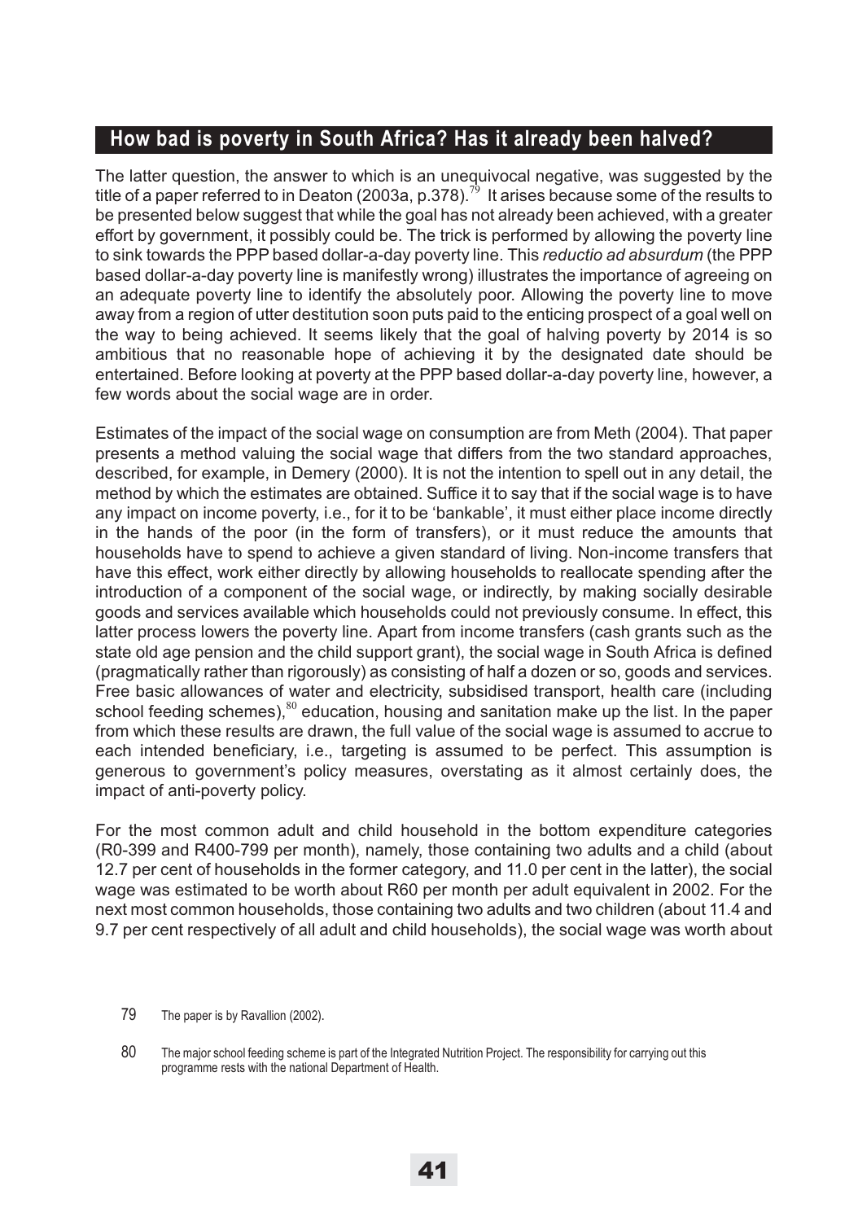## How bad is poverty in South Africa? Has it already been halved?

The latter question, the answer to which is an unequivocal negative, was suggested by the title of a paper referred to in Deaton (2003a, p.378).[79] It arises because some of the results to be presented below suggest that while the goal has not already been achieved, with a greater effort by government, it possibly could be. The trick is performed by allowing the poverty line to sink towards the PPP based dollar-a-day poverty line. This *reductio ad absurdum* (the PPP based dollar-a-day poverty line is manifestly wrong) illustrates the importance of agreeing on an adequate poverty line to identify the absolutely poor. Allowing the poverty line to move away from a region of utter destitution soon puts paid to the enticing prospect of a goal well on the way to being achieved. It seems likely that the goal of halving poverty by 2014 is so ambitious that no reasonable hope of achieving it by the designated date should be entertained. Before looking at poverty at the PPP based dollar-a-day poverty line, however, a few words about the social wage are in order.

Estimates of the impact of the social wage on consumption are from Meth (2004). That paper presents a method valuing the social wage that differs from the two standard approaches, described, for example, in Demery (2000). It is not the intention to spell out in any detail, the method by which the estimates are obtained. Suffice it to say that if the social wage is to have any impact on income poverty, i.e., for it to be 'bankable', it must either place income directly in the hands of the poor (in the form of transfers), or it must reduce the amounts that households have to spend to achieve a given standard of living. Non-income transfers that have this effect, work either directly by allowing households to reallocate spending after the introduction of a component of the social wage, or indirectly, by making socially desirable goods and services available which households could not previously consume. In effect, this latter process lowers the poverty line. Apart from income transfers (cash grants such as the state old age pension and the child support grant), the social wage in South Africa is defined (pragmatically rather than rigorously) as consisting of half a dozen or so, goods and services. Free basic allowances of water and electricity, subsidised transport, health care (including school feeding schemes),[80] education, housing and sanitation make up the list. In the paper from which these results are drawn, the full value of the social wage is assumed to accrue to each intended beneficiary, i.e., targeting is assumed to be perfect. This assumption is generous to government's policy measures, overstating as it almost certainly does, the impact of anti-poverty policy.

For the most common adult and child household in the bottom expenditure categories (R0-399 and R400-799 per month), namely, those containing two adults and a child (about 12.7 per cent of households in the former category, and 11.0 per cent in the latter), the social wage was estimated to be worth about R60 per month per adult equivalent in 2002. For the next most common households, those containing two adults and two children (about 11.4 and 9.7 per cent respectively of all adult and child households), the social wage was worth about

79 The paper is by Ravallion (2002).

80 The major school feeding scheme is part of the Integrated Nutrition Project. The responsibility for carrying out this programme rests with the national Department of Health.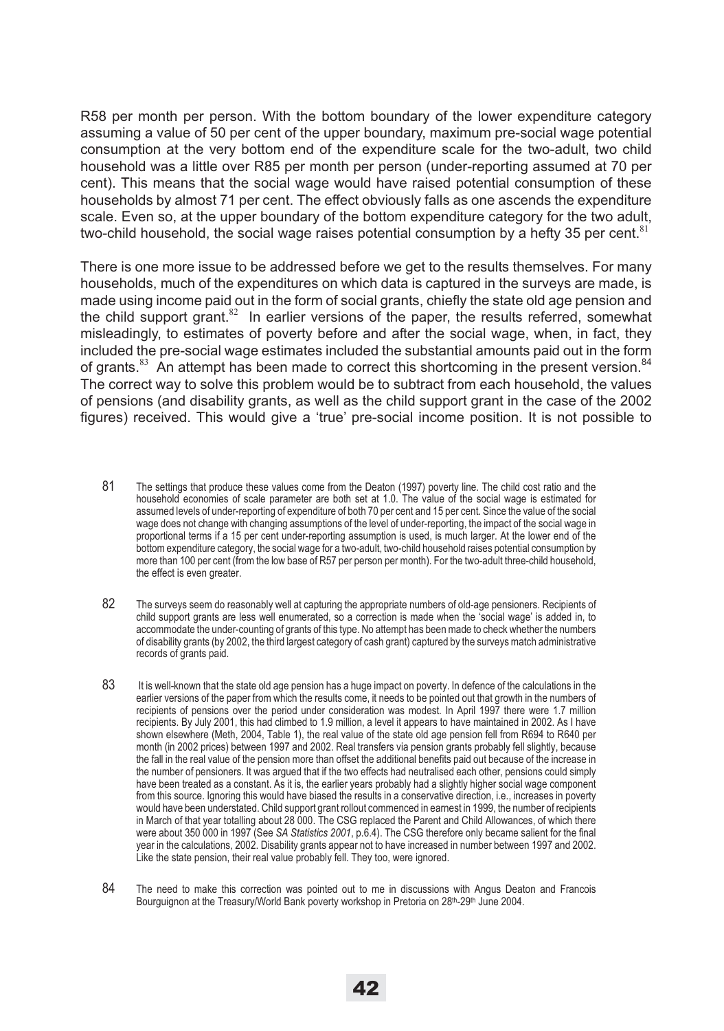R58 per month per person. With the bottom boundary of the lower expenditure category assuming a value of 50 per cent of the upper boundary, maximum pre-social wage potential consumption at the very bottom end of the expenditure scale for the two-adult, two child household was a little over R85 per month per person (under-reporting assumed at 70 per cent). This means that the social wage would have raised potential consumption of these households by almost 71 per cent. The effect obviously falls as one ascends the expenditure scale. Even so, at the upper boundary of the bottom expenditure category for the two adult, two-child household, the social wage raises potential consumption by a hefty 35 per cent.[81]

There is one more issue to be addressed before we get to the results themselves. For many households, much of the expenditures on which data is captured in the surveys are made, is made using income paid out in the form of social grants, chiefly the state old age pension and the child support grant.[82] In earlier versions of the paper, the results referred, somewhat misleadingly, to estimates of poverty before and after the social wage, when, in fact, they included the pre-social wage estimates included the substantial amounts paid out in the form of grants.[83] An attempt has been made to correct this shortcoming in the present version.[84] The correct way to solve this problem would be to subtract from each household, the values of pensions (and disability grants, as well as the child support grant in the case of the 2002 figures) received. This would give a 'true' pre-social income position. It is not possible to

81 The settings that produce these values come from the Deaton (1997) poverty line. The child cost ratio and the household economies of scale parameter are both set at 1.0. The value of the social wage is estimated for assumed levels of under-reporting of expenditure of both 70 per cent and 15 per cent. Since the value of the social wage does not change with changing assumptions of the level of under-reporting, the impact of the social wage in proportional terms if a 15 per cent under-reporting assumption is used, is much larger. At the lower end of the bottom expenditure category, the social wage for a two-adult, two-child household raises potential consumption by more than 100 per cent (from the low base of R57 per person per month). For the two-adult three-child household, the effect is even greater.

82 The surveys seem do reasonably well at capturing the appropriate numbers of old-age pensioners. Recipients of child support grants are less well enumerated, so a correction is made when the 'social wage' is added in, to accommodate the under-counting of grants of this type. No attempt has been made to check whether the numbers of disability grants (by 2002, the third largest category of cash grant) captured by the surveys match administrative records of grants paid.

83 It is well-known that the state old age pension has a huge impact on poverty. In defence of the calculations in the earlier versions of the paper from which the results come, it needs to be pointed out that growth in the numbers of recipients of pensions over the period under consideration was modest. In April 1997 there were 1.7 million recipients. By July 2001, this had climbed to 1.9 million, a level it appears to have maintained in 2002. As I have shown elsewhere (Meth, 2004, Table 1), the real value of the state old age pension fell from R694 to R640 per month (in 2002 prices) between 1997 and 2002. Real transfers via pension grants probably fell slightly, because the fall in the real value of the pension more than offset the additional benefits paid out because of the increase in the number of pensioners. It was argued that if the two effects had neutralised each other, pensions could simply have been treated as a constant. As it is, the earlier years probably had a slightly higher social wage component from this source. Ignoring this would have biased the results in a conservative direction, i.e., increases in poverty would have been understated. Child support grant rollout commenced in earnest in 1999, the number of recipients in March of that year totalling about 28 000. The CSG replaced the Parent and Child Allowances, of which there were about 350 000 in 1997 (See *SA Statistics 2001*, p.6.4). The CSG therefore only became salient for the final year in the calculations, 2002. Disability grants appear not to have increased in number between 1997 and 2002. Like the state pension, their real value probably fell. They too, were ignored.

84 The need to make this correction was pointed out to me in discussions with Angus Deaton and Francois Bourguignon at the Treasury/World Bank poverty workshop in Pretoria on 28th-29th June 2004.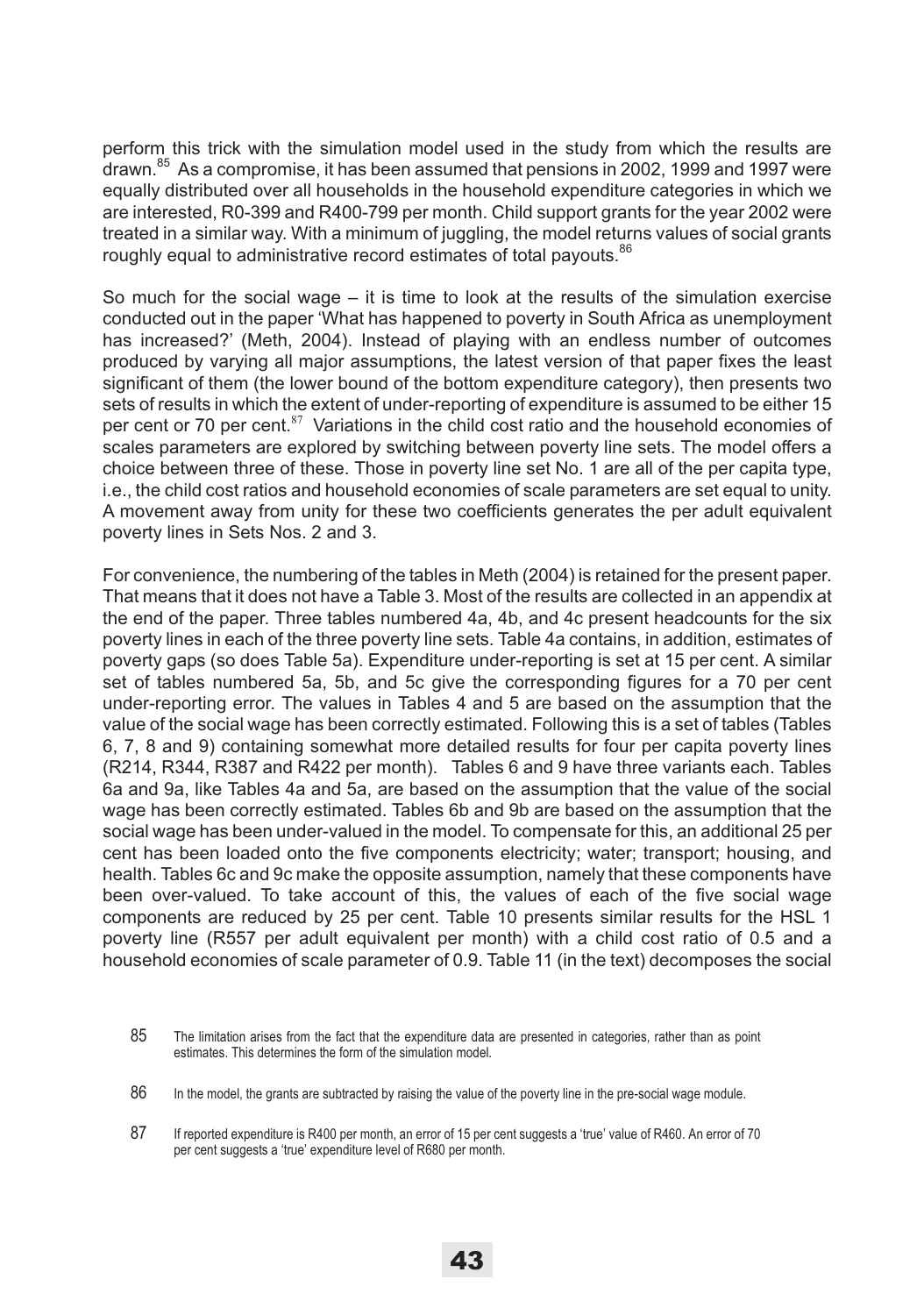perform this trick with the simulation model used in the study from which the results are drawn.[85] As a compromise, it has been assumed that pensions in 2002, 1999 and 1997 were equally distributed over all households in the household expenditure categories in which we are interested, R0-399 and R400-799 per month. Child support grants for the year 2002 were treated in a similar way. With a minimum of juggling, the model returns values of social grants roughly equal to administrative record estimates of total payouts.[86]

So much for the social wage – it is time to look at the results of the simulation exercise conducted out in the paper 'What has happened to poverty in South Africa as unemployment has increased?' (Meth, 2004). Instead of playing with an endless number of outcomes produced by varying all major assumptions, the latest version of that paper fixes the least significant of them (the lower bound of the bottom expenditure category), then presents two sets of results in which the extent of under-reporting of expenditure is assumed to be either 15 per cent or 70 per cent.[87] Variations in the child cost ratio and the household economies of scales parameters are explored by switching between poverty line sets. The model offers a choice between three of these. Those in poverty line set No. 1 are all of the per capita type, i.e., the child cost ratios and household economies of scale parameters are set equal to unity. A movement away from unity for these two coefficients generates the per adult equivalent poverty lines in Sets Nos. 2 and 3.

For convenience, the numbering of the tables in Meth (2004) is retained for the present paper. That means that it does not have a Table 3. Most of the results are collected in an appendix at the end of the paper. Three tables numbered 4a, 4b, and 4c present headcounts for the six poverty lines in each of the three poverty line sets. Table 4a contains, in addition, estimates of poverty gaps (so does Table 5a). Expenditure under-reporting is set at 15 per cent. A similar set of tables numbered 5a, 5b, and 5c give the corresponding figures for a 70 per cent under-reporting error. The values in Tables 4 and 5 are based on the assumption that the value of the social wage has been correctly estimated. Following this is a set of tables (Tables 6, 7, 8 and 9) containing somewhat more detailed results for four per capita poverty lines (R214, R344, R387 and R422 per month). Tables 6 and 9 have three variants each. Tables 6a and 9a, like Tables 4a and 5a, are based on the assumption that the value of the social wage has been correctly estimated. Tables 6b and 9b are based on the assumption that the social wage has been under-valued in the model. To compensate for this, an additional 25 per cent has been loaded onto the five components electricity; water; transport; housing, and health. Tables 6c and 9c make the opposite assumption, namely that these components have been over-valued. To take account of this, the values of each of the five social wage components are reduced by 25 per cent. Table 10 presents similar results for the HSL 1 poverty line (R557 per adult equivalent per month) with a child cost ratio of 0.5 and a household economies of scale parameter of 0.9. Table 11 (in the text) decomposes the social

85 The limitation arises from the fact that the expenditure data are presented in categories, rather than as point estimates. This determines the form of the simulation model.

86 In the model, the grants are subtracted by raising the value of the poverty line in the pre-social wage module.

87 If reported expenditure is R400 per month, an error of 15 per cent suggests a 'true' value of R460. An error of 70 per cent suggests a 'true' expenditure level of R680 per month.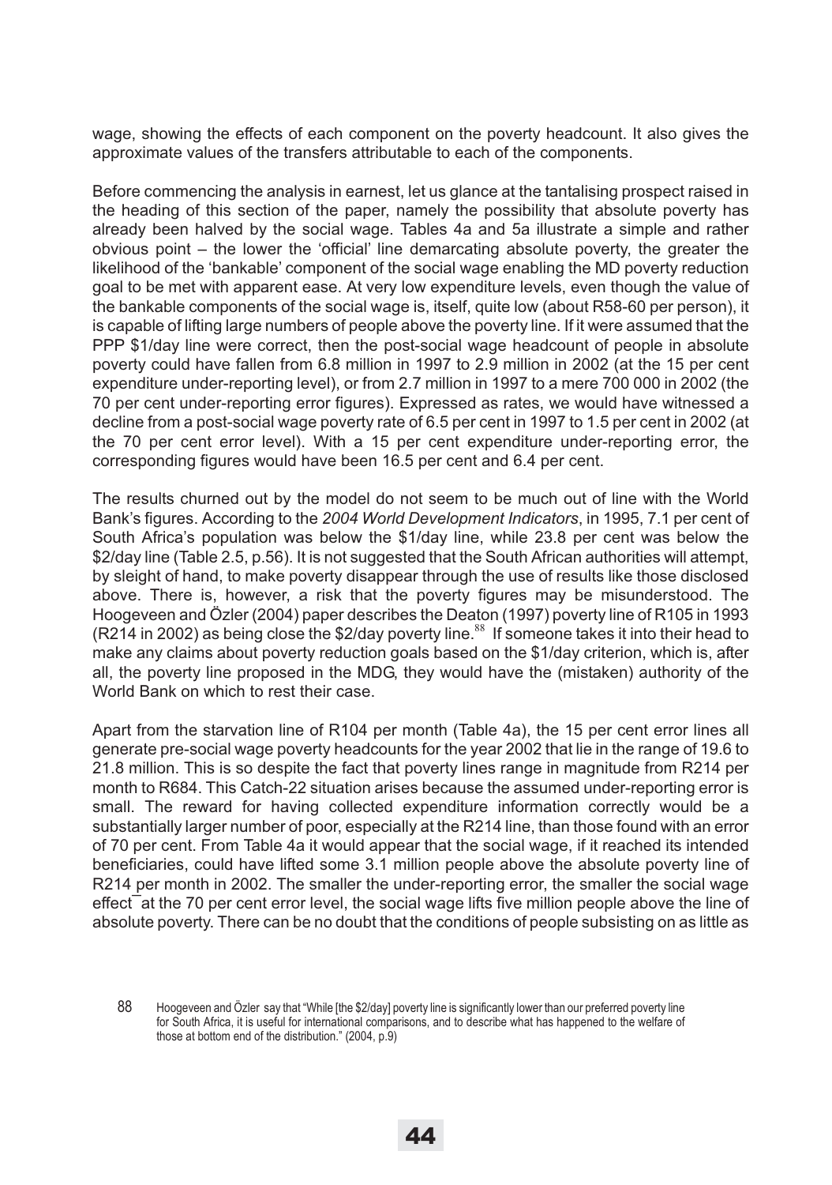wage, showing the effects of each component on the poverty headcount. It also gives the approximate values of the transfers attributable to each of the components.

Before commencing the analysis in earnest, let us glance at the tantalising prospect raised in the heading of this section of the paper, namely the possibility that absolute poverty has already been halved by the social wage. Tables 4a and 5a illustrate a simple and rather obvious point – the lower the 'official' line demarcating absolute poverty, the greater the likelihood of the 'bankable' component of the social wage enabling the MD poverty reduction goal to be met with apparent ease. At very low expenditure levels, even though the value of the bankable components of the social wage is, itself, quite low (about R58-60 per person), it is capable of lifting large numbers of people above the poverty line. If it were assumed that the PPP $1/day line were correct, then the post-social wage headcount of people in absolute poverty could have fallen from 6.8 million in 1997 to 2.9 million in 2002 (at the 15 per cent expenditure under-reporting level), or from 2.7 million in 1997 to a mere 700 000 in 2002 (the 70 per cent under-reporting error figures). Expressed as rates, we would have witnessed a decline from a post-social wage poverty rate of 6.5 per cent in 1997 to 1.5 per cent in 2002 (at the 70 per cent error level). With a 15 per cent expenditure under-reporting error, the corresponding figures would have been 16.5 per cent and 6.4 per cent.

The results churned out by the model do not seem to be much out of line with the World Bank's figures. According to the *2004 World Development Indicators*, in 1995, 7.1 per cent of South Africa's population was below the $1/day line, while 23.8 per cent was below the $2/day line (Table 2.5, p.56). It is not suggested that the South African authorities will attempt, by sleight of hand, to make poverty disappear through the use of results like those disclosed above. There is, however, a risk that the poverty figures may be misunderstood. The Hoogeveen and Özler (2004) paper describes the Deaton (1997) poverty line of R105 in 1993 (R214 in 2002) as being close the $2/day poverty line.[88] If someone takes it into their head to make any claims about poverty reduction goals based on the $1/day criterion, which is, after all, the poverty line proposed in the MDG, they would have the (mistaken) authority of the World Bank on which to rest their case.

Apart from the starvation line of R104 per month (Table 4a), the 15 per cent error lines all generate pre-social wage poverty headcounts for the year 2002 that lie in the range of 19.6 to 21.8 million. This is so despite the fact that poverty lines range in magnitude from R214 per month to R684. This Catch-22 situation arises because the assumed under-reporting error is small. The reward for having collected expenditure information correctly would be a substantially larger number of poor, especially at the R214 line, than those found with an error of 70 per cent. From Table 4a it would appear that the social wage, if it reached its intended beneficiaries, could have lifted some 3.1 million people above the absolute poverty line of R214 per month in 2002. The smaller the under-reporting error, the smaller the social wage effect ̄at the 70 per cent error level, the social wage lifts five million people above the line of absolute poverty. There can be no doubt that the conditions of people subsisting on as little as

88 Hoogeveen and Özler say that "While [the $2/day] poverty line is significantly lower than our preferred poverty line for South Africa, it is useful for international comparisons, and to describe what has happened to the welfare of those at bottom end of the distribution." (2004, p.9)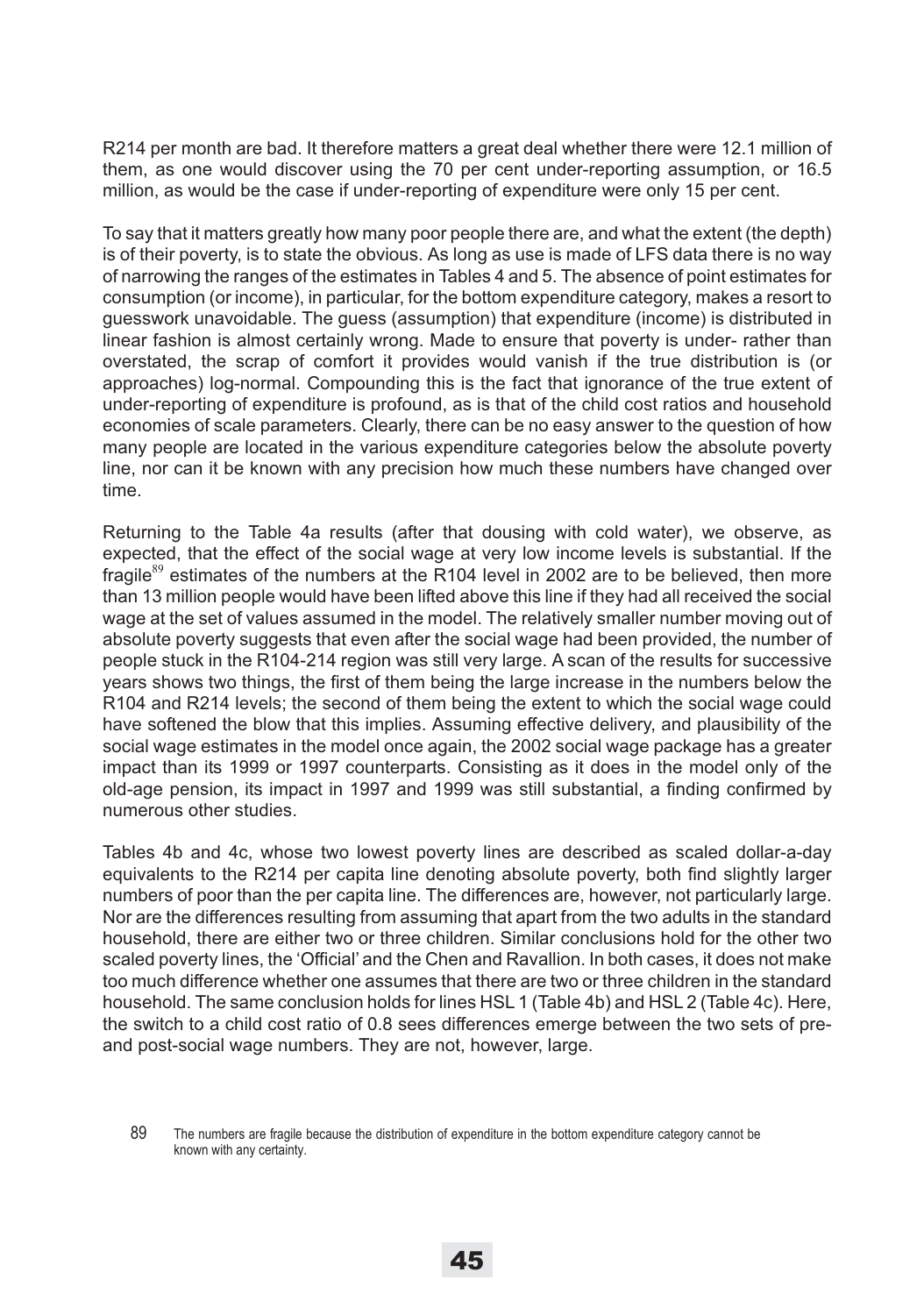R214 per month are bad. It therefore matters a great deal whether there were 12.1 million of them, as one would discover using the 70 per cent under-reporting assumption, or 16.5 million, as would be the case if under-reporting of expenditure were only 15 per cent.

To say that it matters greatly how many poor people there are, and what the extent (the depth) is of their poverty, is to state the obvious. As long as use is made of LFS data there is no way of narrowing the ranges of the estimates in Tables 4 and 5. The absence of point estimates for consumption (or income), in particular, for the bottom expenditure category, makes a resort to guesswork unavoidable. The guess (assumption) that expenditure (income) is distributed in linear fashion is almost certainly wrong. Made to ensure that poverty is under- rather than overstated, the scrap of comfort it provides would vanish if the true distribution is (or approaches) log-normal. Compounding this is the fact that ignorance of the true extent of under-reporting of expenditure is profound, as is that of the child cost ratios and household economies of scale parameters. Clearly, there can be no easy answer to the question of how many people are located in the various expenditure categories below the absolute poverty line, nor can it be known with any precision how much these numbers have changed over time.

Returning to the Table 4a results (after that dousing with cold water), we observe, as expected, that the effect of the social wage at very low income levels is substantial. If the fragile[89] estimates of the numbers at the R104 level in 2002 are to be believed, then more than 13 million people would have been lifted above this line if they had all received the social wage at the set of values assumed in the model. The relatively smaller number moving out of absolute poverty suggests that even after the social wage had been provided, the number of people stuck in the R104-214 region was still very large. A scan of the results for successive years shows two things, the first of them being the large increase in the numbers below the R104 and R214 levels; the second of them being the extent to which the social wage could have softened the blow that this implies. Assuming effective delivery, and plausibility of the social wage estimates in the model once again, the 2002 social wage package has a greater impact than its 1999 or 1997 counterparts. Consisting as it does in the model only of the old-age pension, its impact in 1997 and 1999 was still substantial, a finding confirmed by numerous other studies.

Tables 4b and 4c, whose two lowest poverty lines are described as scaled dollar-a-day equivalents to the R214 per capita line denoting absolute poverty, both find slightly larger numbers of poor than the per capita line. The differences are, however, not particularly large. Nor are the differences resulting from assuming that apart from the two adults in the standard household, there are either two or three children. Similar conclusions hold for the other two scaled poverty lines, the 'Official' and the Chen and Ravallion. In both cases, it does not make too much difference whether one assumes that there are two or three children in the standard household. The same conclusion holds for lines HSL 1 (Table 4b) and HSL 2 (Table 4c). Here, the switch to a child cost ratio of 0.8 sees differences emerge between the two sets of pre- and post-social wage numbers. They are not, however, large.

89 The numbers are fragile because the distribution of expenditure in the bottom expenditure category cannot be known with any certainty.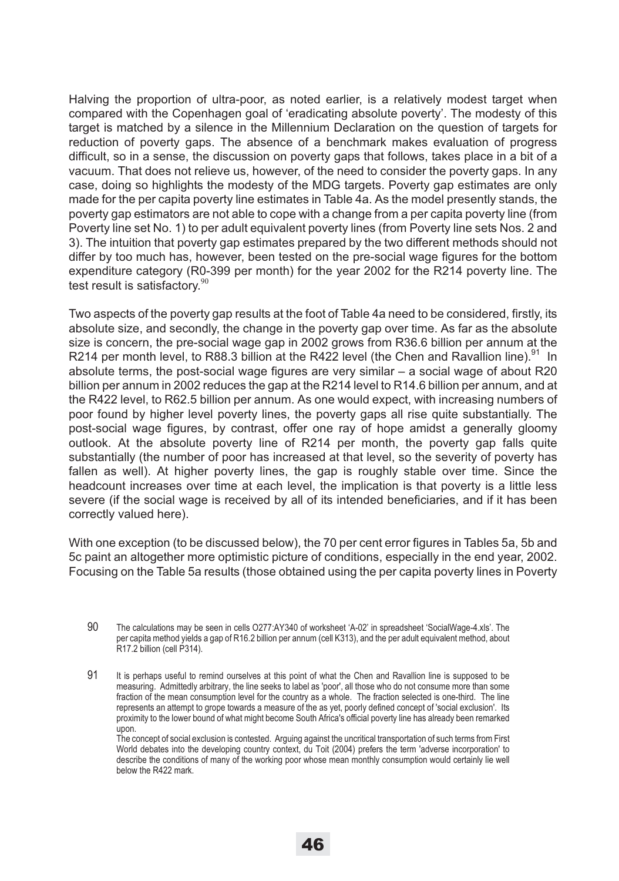Halving the proportion of ultra-poor, as noted earlier, is a relatively modest target when compared with the Copenhagen goal of 'eradicating absolute poverty'. The modesty of this target is matched by a silence in the Millennium Declaration on the question of targets for reduction of poverty gaps. The absence of a benchmark makes evaluation of progress difficult, so in a sense, the discussion on poverty gaps that follows, takes place in a bit of a vacuum. That does not relieve us, however, of the need to consider the poverty gaps. In any case, doing so highlights the modesty of the MDG targets. Poverty gap estimates are only made for the per capita poverty line estimates in Table 4a. As the model presently stands, the poverty gap estimators are not able to cope with a change from a per capita poverty line (from Poverty line set No. 1) to per adult equivalent poverty lines (from Poverty line sets Nos. 2 and 3). The intuition that poverty gap estimates prepared by the two different methods should not differ by too much has, however, been tested on the pre-social wage figures for the bottom expenditure category (R0-399 per month) for the year 2002 for the R214 poverty line. The test result is satisfactory.[90]

Two aspects of the poverty gap results at the foot of Table 4a need to be considered, firstly, its absolute size, and secondly, the change in the poverty gap over time. As far as the absolute size is concern, the pre-social wage gap in 2002 grows from R36.6 billion per annum at the R214 per month level, to R88.3 billion at the R422 level (the Chen and Ravallion line).[91] In absolute terms, the post-social wage figures are very similar – a social wage of about R20 billion per annum in 2002 reduces the gap at the R214 level to R14.6 billion per annum, and at the R422 level, to R62.5 billion per annum. As one would expect, with increasing numbers of poor found by higher level poverty lines, the poverty gaps all rise quite substantially. The post-social wage figures, by contrast, offer one ray of hope amidst a generally gloomy outlook. At the absolute poverty line of R214 per month, the poverty gap falls quite substantially (the number of poor has increased at that level, so the severity of poverty has fallen as well). At higher poverty lines, the gap is roughly stable over time. Since the headcount increases over time at each level, the implication is that poverty is a little less severe (if the social wage is received by all of its intended beneficiaries, and if it has been correctly valued here).

With one exception (to be discussed below), the 70 per cent error figures in Tables 5a, 5b and 5c paint an altogether more optimistic picture of conditions, especially in the end year, 2002. Focusing on the Table 5a results (those obtained using the per capita poverty lines in Poverty

90 The calculations may be seen in cells O277:AY340 of worksheet 'A-02' in spreadsheet 'SocialWage-4.xls'. The per capita method yields a gap of R16.2 billion per annum (cell K313), and the per adult equivalent method, about R17.2 billion (cell P314).

91 It is perhaps useful to remind ourselves at this point of what the Chen and Ravallion line is supposed to be measuring. Admittedly arbitrary, the line seeks to label as 'poor', all those who do not consume more than some fraction of the mean consumption level for the country as a whole. The fraction selected is one-third. The line represents an attempt to grope towards a measure of the as yet, poorly defined concept of 'social exclusion'. Its proximity to the lower bound of what might become South Africa's official poverty line has already been remarked upon.
The concept of social exclusion is contested. Arguing against the uncritical transportation of such terms from First World debates into the developing country context, du Toit (2004) prefers the term 'adverse incorporation' to describe the conditions of many of the working poor whose mean monthly consumption would certainly lie well below the R422 mark.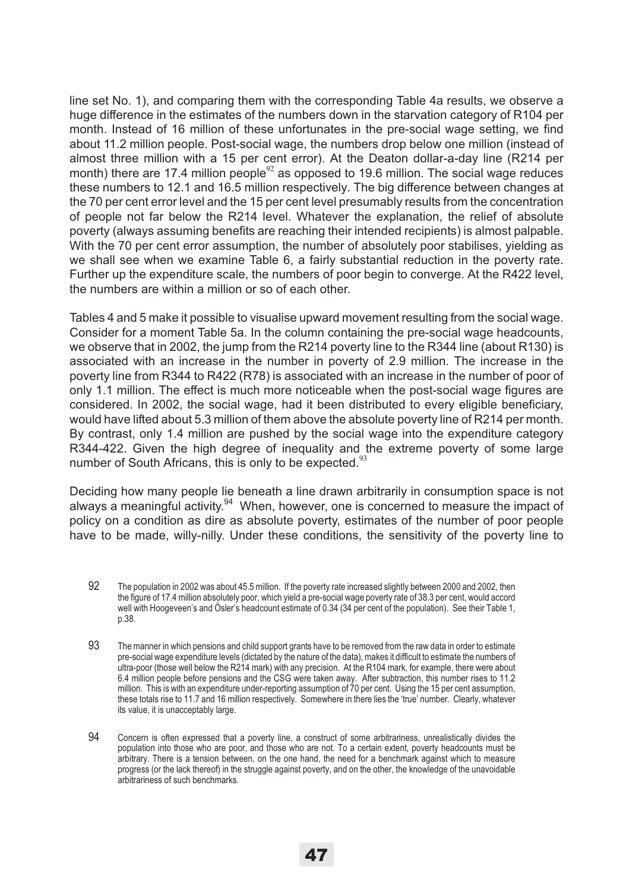line set No. 1), and comparing them with the corresponding Table 4a results, we observe a huge difference in the estimates of the numbers down in the starvation category of R104 per month. Instead of 16 million of these unfortunates in the pre-social wage setting, we find about 11.2 million people. Post-social wage, the numbers drop below one million (instead of almost three million with a 15 per cent error). At the Deaton dollar-a-day line (R214 per month) there are 17.4 million people[92] as opposed to 19.6 million. The social wage reduces these numbers to 12.1 and 16.5 million respectively. The big difference between changes at the 70 per cent error level and the 15 per cent level presumably results from the concentration of people not far below the R214 level. Whatever the explanation, the relief of absolute poverty (always assuming benefits are reaching their intended recipients) is almost palpable. With the 70 per cent error assumption, the number of absolutely poor stabilises, yielding as we shall see when we examine Table 6, a fairly substantial reduction in the poverty rate. Further up the expenditure scale, the numbers of poor begin to converge. At the R422 level, the numbers are within a million or so of each other.

Tables 4 and 5 make it possible to visualise upward movement resulting from the social wage. Consider for a moment Table 5a. In the column containing the pre-social wage headcounts, we observe that in 2002, the jump from the R214 poverty line to the R344 line (about R130) is associated with an increase in the number in poverty of 2.9 million. The increase in the poverty line from R344 to R422 (R78) is associated with an increase in the number of poor of only 1.1 million. The effect is much more noticeable when the post-social wage figures are considered. In 2002, the social wage, had it been distributed to every eligible beneficiary, would have lifted about 5.3 million of them above the absolute poverty line of R214 per month. By contrast, only 1.4 million are pushed by the social wage into the expenditure category R344-422. Given the high degree of inequality and the extreme poverty of some large number of South Africans, this is only to be expected.[93]

Deciding how many people lie beneath a line drawn arbitrarily in consumption space is not always a meaningful activity.[94] When, however, one is concerned to measure the impact of policy on a condition as dire as absolute poverty, estimates of the number of poor people have to be made, willy-nilly. Under these conditions, the sensitivity of the poverty line to

92 The population in 2002 was about 45.5 million. If the poverty rate increased slightly between 2000 and 2002, then the figure of 17.4 million absolutely poor, which yield a pre-social wage poverty rate of 38.3 per cent, would accord well with Hoogeveen's and Ösler's headcount estimate of 0.34 (34 per cent of the population). See their Table 1, p.38.

93 The manner in which pensions and child support grants have to be removed from the raw data in order to estimate pre-social wage expenditure levels (dictated by the nature of the data), makes it difficult to estimate the numbers of ultra-poor (those well below the R214 mark) with any precision. At the R104 mark, for example, there were about 6.4 million people before pensions and the CSG were taken away. After subtraction, this number rises to 11.2 million. This is with an expenditure under-reporting assumption of 70 per cent. Using the 15 per cent assumption, these totals rise to 11.7 and 16 million respectively. Somewhere in there lies the 'true' number. Clearly, whatever its value, it is unacceptably large.

94 Concern is often expressed that a poverty line, a construct of some arbitrariness, unrealistically divides the population into those who are poor, and those who are not. To a certain extent, poverty headcounts must be arbitrary. There is a tension between, on the one hand, the need for a benchmark against which to measure progress (or the lack thereof) in the struggle against poverty, and on the other, the knowledge of the unavoidable arbitrariness of such benchmarks.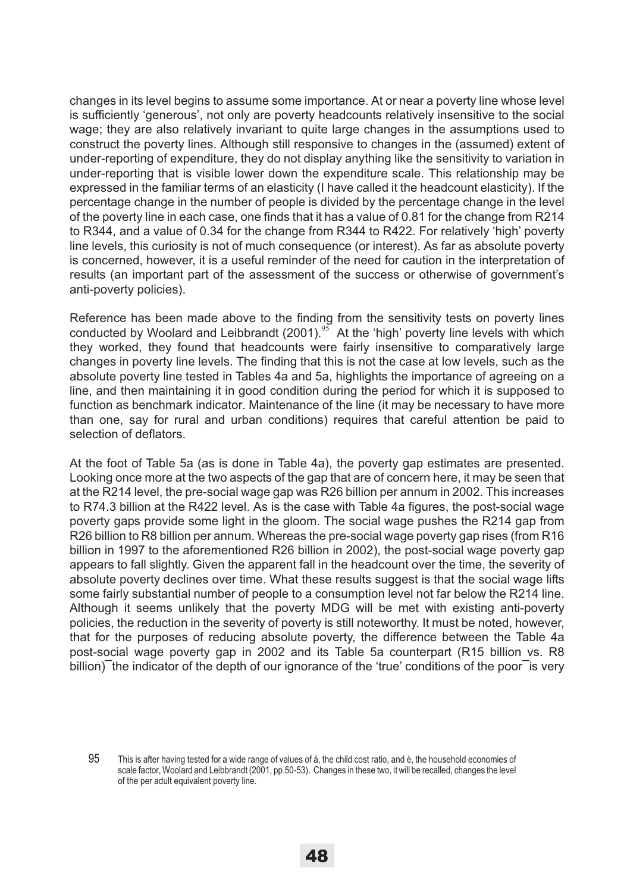changes in its level begins to assume some importance. At or near a poverty line whose level is sufficiently 'generous', not only are poverty headcounts relatively insensitive to the social wage; they are also relatively invariant to quite large changes in the assumptions used to construct the poverty lines. Although still responsive to changes in the (assumed) extent of under-reporting of expenditure, they do not display anything like the sensitivity to variation in under-reporting that is visible lower down the expenditure scale. This relationship may be expressed in the familiar terms of an elasticity (I have called it the headcount elasticity). If the percentage change in the number of people is divided by the percentage change in the level of the poverty line in each case, one finds that it has a value of 0.81 for the change from R214 to R344, and a value of 0.34 for the change from R344 to R422. For relatively 'high' poverty line levels, this curiosity is not of much consequence (or interest). As far as absolute poverty is concerned, however, it is a useful reminder of the need for caution in the interpretation of results (an important part of the assessment of the success or otherwise of government's anti-poverty policies).

Reference has been made above to the finding from the sensitivity tests on poverty lines conducted by Woolard and Leibbrandt (2001).[95] At the 'high' poverty line levels with which they worked, they found that headcounts were fairly insensitive to comparatively large changes in poverty line levels. The finding that this is not the case at low levels, such as the absolute poverty line tested in Tables 4a and 5a, highlights the importance of agreeing on a line, and then maintaining it in good condition during the period for which it is supposed to function as benchmark indicator. Maintenance of the line (it may be necessary to have more than one, say for rural and urban conditions) requires that careful attention be paid to selection of deflators.

At the foot of Table 5a (as is done in Table 4a), the poverty gap estimates are presented. Looking once more at the two aspects of the gap that are of concern here, it may be seen that at the R214 level, the pre-social wage gap was R26 billion per annum in 2002. This increases to R74.3 billion at the R422 level. As is the case with Table 4a figures, the post-social wage poverty gaps provide some light in the gloom. The social wage pushes the R214 gap from R26 billion to R8 billion per annum. Whereas the pre-social wage poverty gap rises (from R16 billion in 1997 to the aforementioned R26 billion in 2002), the post-social wage poverty gap appears to fall slightly. Given the apparent fall in the headcount over the time, the severity of absolute poverty declines over time. What these results suggest is that the social wage lifts some fairly substantial number of people to a consumption level not far below the R214 line. Although it seems unlikely that the poverty MDG will be met with existing anti-poverty policies, the reduction in the severity of poverty is still noteworthy. It must be noted, however, that for the purposes of reducing absolute poverty, the difference between the Table 4a post-social wage poverty gap in 2002 and its Table 5a counterpart (R15 billion vs. R8 billion)¯the indicator of the depth of our ignorance of the 'true' conditions of the poor¯is very

95 This is after having tested for a wide range of values of á, the child cost ratio, and è, the household economies of scale factor, Woolard and Leibbrandt (2001, pp.50-53). Changes in these two, it will be recalled, changes the level of the per adult equivalent poverty line.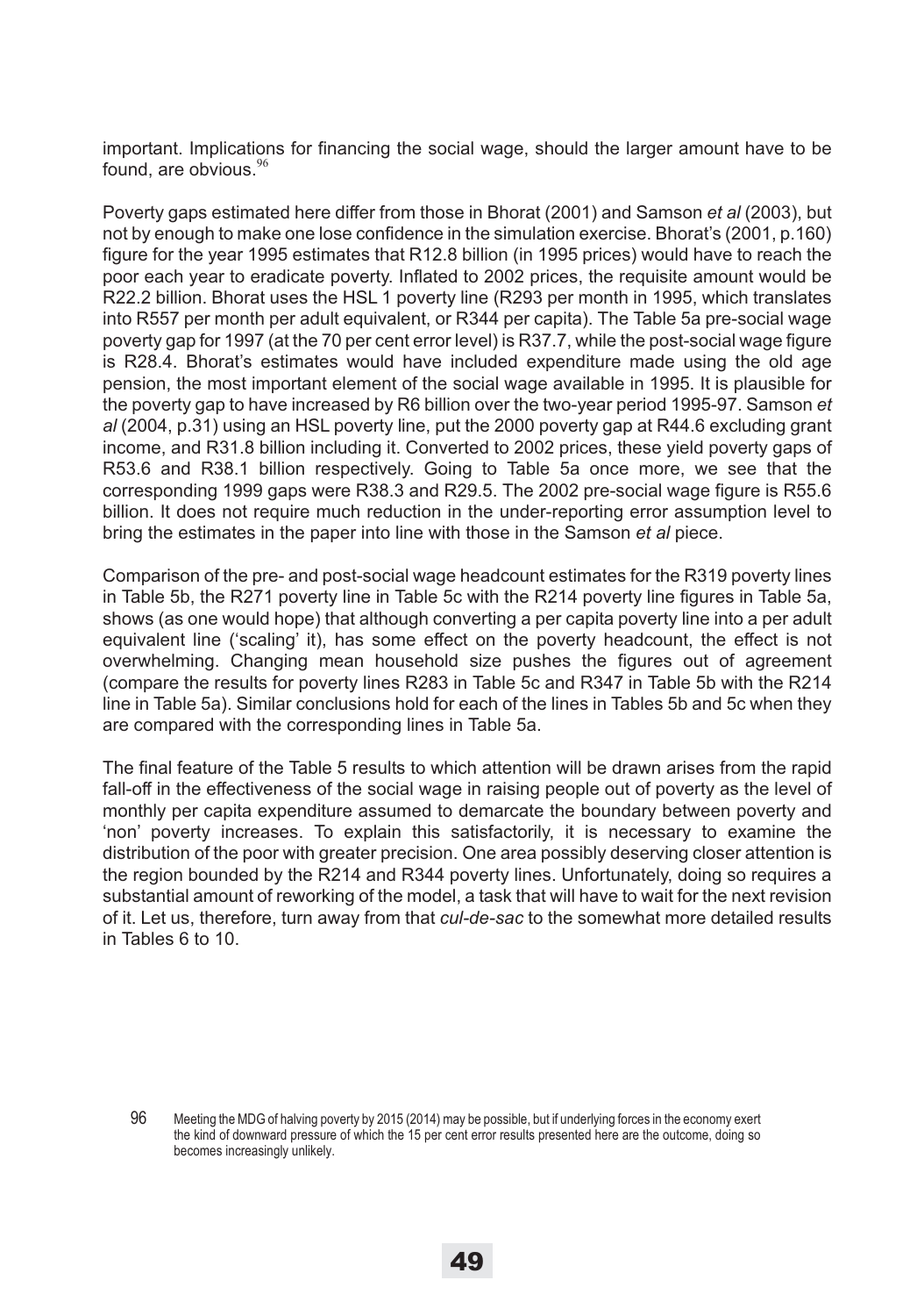important. Implications for financing the social wage, should the larger amount have to be found, are obvious.[96]

Poverty gaps estimated here differ from those in Bhorat (2001) and Samson *et al* (2003), but not by enough to make one lose confidence in the simulation exercise. Bhorat's (2001, p.160) figure for the year 1995 estimates that R12.8 billion (in 1995 prices) would have to reach the poor each year to eradicate poverty. Inflated to 2002 prices, the requisite amount would be R22.2 billion. Bhorat uses the HSL 1 poverty line (R293 per month in 1995, which translates into R557 per month per adult equivalent, or R344 per capita). The Table 5a pre-social wage poverty gap for 1997 (at the 70 per cent error level) is R37.7, while the post-social wage figure is R28.4. Bhorat's estimates would have included expenditure made using the old age pension, the most important element of the social wage available in 1995. It is plausible for the poverty gap to have increased by R6 billion over the two-year period 1995-97. Samson *et al* (2004, p.31) using an HSL poverty line, put the 2000 poverty gap at R44.6 excluding grant income, and R31.8 billion including it. Converted to 2002 prices, these yield poverty gaps of R53.6 and R38.1 billion respectively. Going to Table 5a once more, we see that the corresponding 1999 gaps were R38.3 and R29.5. The 2002 pre-social wage figure is R55.6 billion. It does not require much reduction in the under-reporting error assumption level to bring the estimates in the paper into line with those in the Samson *et al* piece.

Comparison of the pre- and post-social wage headcount estimates for the R319 poverty lines in Table 5b, the R271 poverty line in Table 5c with the R214 poverty line figures in Table 5a, shows (as one would hope) that although converting a per capita poverty line into a per adult equivalent line ('scaling' it), has some effect on the poverty headcount, the effect is not overwhelming. Changing mean household size pushes the figures out of agreement (compare the results for poverty lines R283 in Table 5c and R347 in Table 5b with the R214 line in Table 5a). Similar conclusions hold for each of the lines in Tables 5b and 5c when they are compared with the corresponding lines in Table 5a.

The final feature of the Table 5 results to which attention will be drawn arises from the rapid fall-off in the effectiveness of the social wage in raising people out of poverty as the level of monthly per capita expenditure assumed to demarcate the boundary between poverty and 'non' poverty increases. To explain this satisfactorily, it is necessary to examine the distribution of the poor with greater precision. One area possibly deserving closer attention is the region bounded by the R214 and R344 poverty lines. Unfortunately, doing so requires a substantial amount of reworking of the model, a task that will have to wait for the next revision of it. Let us, therefore, turn away from that *cul-de-sac* to the somewhat more detailed results in Tables 6 to 10.

[96] Meeting the MDG of halving poverty by 2015 (2014) may be possible, but if underlying forces in the economy exert the kind of downward pressure of which the 15 per cent error results presented here are the outcome, doing so becomes increasingly unlikely.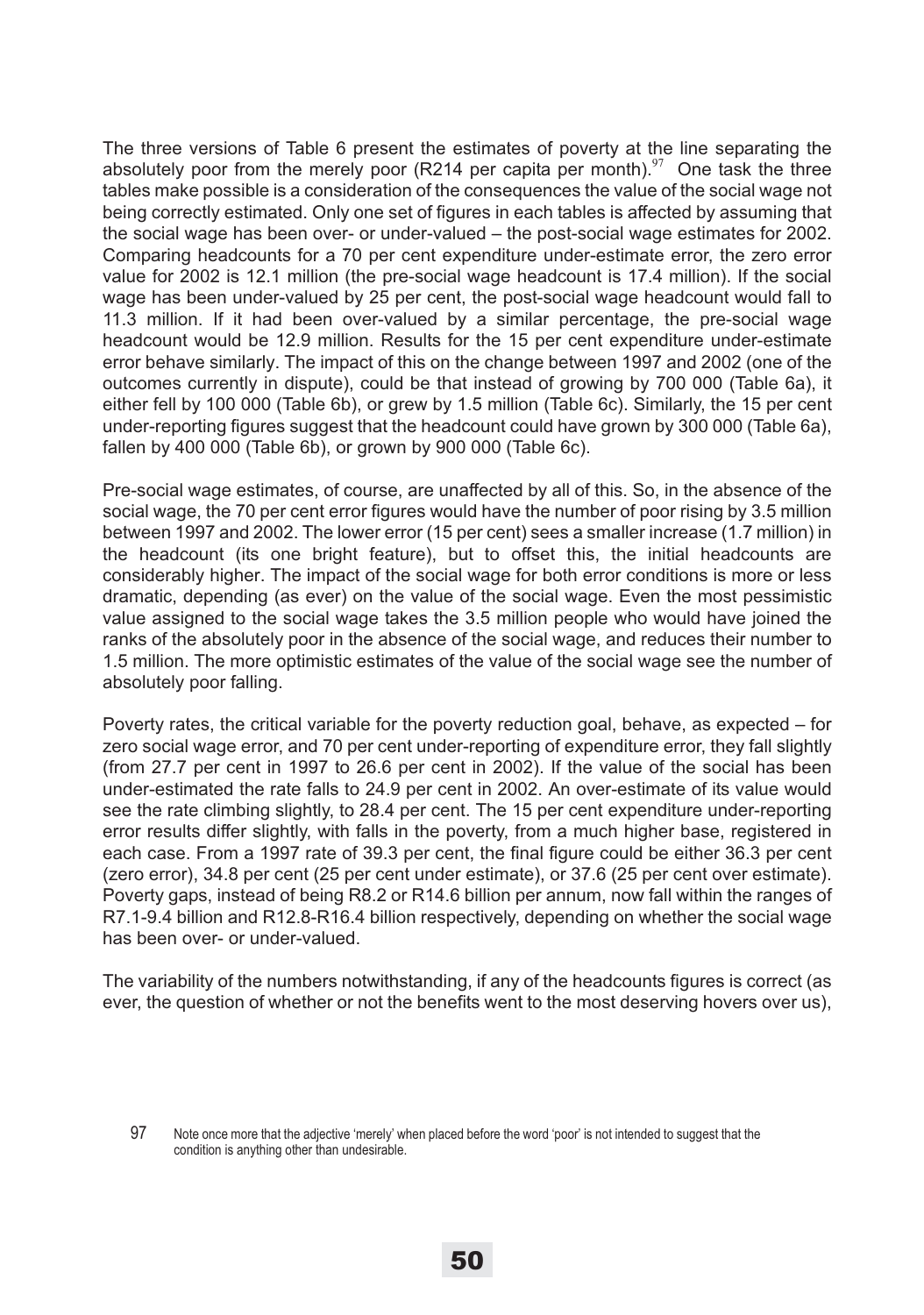The three versions of Table 6 present the estimates of poverty at the line separating the absolutely poor from the merely poor (R214 per capita per month).[97] One task the three tables make possible is a consideration of the consequences the value of the social wage not being correctly estimated. Only one set of figures in each tables is affected by assuming that the social wage has been over- or under-valued – the post-social wage estimates for 2002. Comparing headcounts for a 70 per cent expenditure under-estimate error, the zero error value for 2002 is 12.1 million (the pre-social wage headcount is 17.4 million). If the social wage has been under-valued by 25 per cent, the post-social wage headcount would fall to 11.3 million. If it had been over-valued by a similar percentage, the pre-social wage headcount would be 12.9 million. Results for the 15 per cent expenditure under-estimate error behave similarly. The impact of this on the change between 1997 and 2002 (one of the outcomes currently in dispute), could be that instead of growing by 700 000 (Table 6a), it either fell by 100 000 (Table 6b), or grew by 1.5 million (Table 6c). Similarly, the 15 per cent under-reporting figures suggest that the headcount could have grown by 300 000 (Table 6a), fallen by 400 000 (Table 6b), or grown by 900 000 (Table 6c).

Pre-social wage estimates, of course, are unaffected by all of this. So, in the absence of the social wage, the 70 per cent error figures would have the number of poor rising by 3.5 million between 1997 and 2002. The lower error (15 per cent) sees a smaller increase (1.7 million) in the headcount (its one bright feature), but to offset this, the initial headcounts are considerably higher. The impact of the social wage for both error conditions is more or less dramatic, depending (as ever) on the value of the social wage. Even the most pessimistic value assigned to the social wage takes the 3.5 million people who would have joined the ranks of the absolutely poor in the absence of the social wage, and reduces their number to 1.5 million. The more optimistic estimates of the value of the social wage see the number of absolutely poor falling.

Poverty rates, the critical variable for the poverty reduction goal, behave, as expected – for zero social wage error, and 70 per cent under-reporting of expenditure error, they fall slightly (from 27.7 per cent in 1997 to 26.6 per cent in 2002). If the value of the social has been under-estimated the rate falls to 24.9 per cent in 2002. An over-estimate of its value would see the rate climbing slightly, to 28.4 per cent. The 15 per cent expenditure under-reporting error results differ slightly, with falls in the poverty, from a much higher base, registered in each case. From a 1997 rate of 39.3 per cent, the final figure could be either 36.3 per cent (zero error), 34.8 per cent (25 per cent under estimate), or 37.6 (25 per cent over estimate). Poverty gaps, instead of being R8.2 or R14.6 billion per annum, now fall within the ranges of R7.1-9.4 billion and R12.8-R16.4 billion respectively, depending on whether the social wage has been over- or under-valued.

The variability of the numbers notwithstanding, if any of the headcounts figures is correct (as ever, the question of whether or not the benefits went to the most deserving hovers over us),

97 Note once more that the adjective 'merely' when placed before the word 'poor' is not intended to suggest that the condition is anything other than undesirable.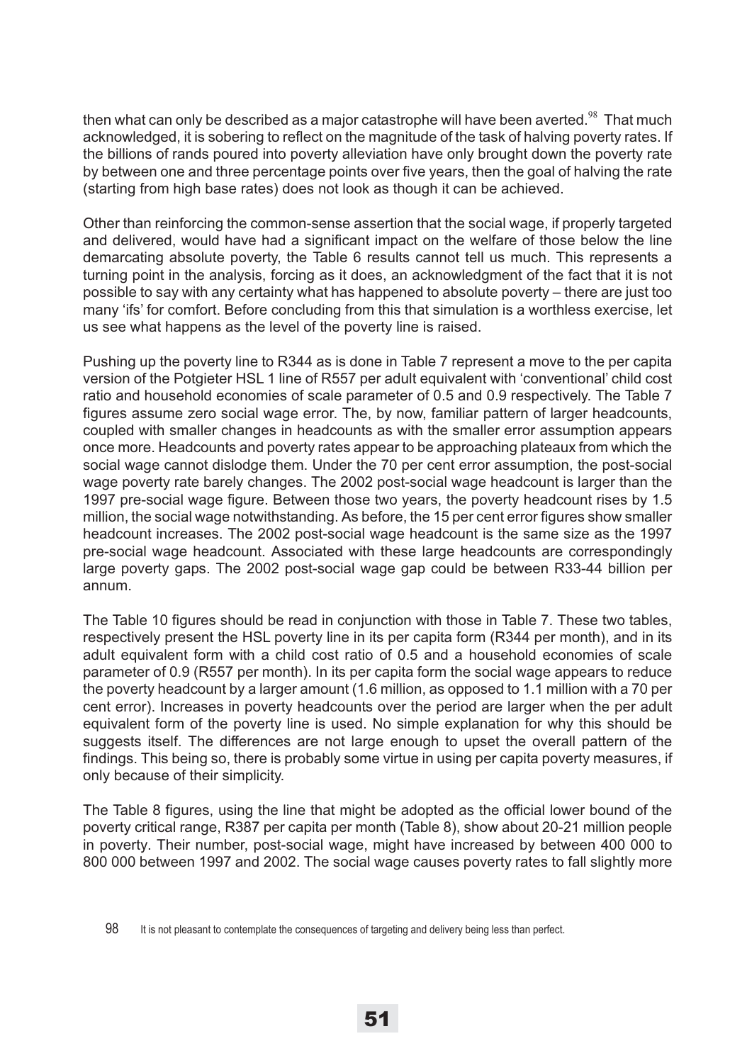then what can only be described as a major catastrophe will have been averted.[98] That much acknowledged, it is sobering to reflect on the magnitude of the task of halving poverty rates. If the billions of rands poured into poverty alleviation have only brought down the poverty rate by between one and three percentage points over five years, then the goal of halving the rate (starting from high base rates) does not look as though it can be achieved.

Other than reinforcing the common-sense assertion that the social wage, if properly targeted and delivered, would have had a significant impact on the welfare of those below the line demarcating absolute poverty, the Table 6 results cannot tell us much. This represents a turning point in the analysis, forcing as it does, an acknowledgment of the fact that it is not possible to say with any certainty what has happened to absolute poverty – there are just too many 'ifs' for comfort. Before concluding from this that simulation is a worthless exercise, let us see what happens as the level of the poverty line is raised.

Pushing up the poverty line to R344 as is done in Table 7 represent a move to the per capita version of the Potgieter HSL 1 line of R557 per adult equivalent with 'conventional' child cost ratio and household economies of scale parameter of 0.5 and 0.9 respectively. The Table 7 figures assume zero social wage error. The, by now, familiar pattern of larger headcounts, coupled with smaller changes in headcounts as with the smaller error assumption appears once more. Headcounts and poverty rates appear to be approaching plateaux from which the social wage cannot dislodge them. Under the 70 per cent error assumption, the post-social wage poverty rate barely changes. The 2002 post-social wage headcount is larger than the 1997 pre-social wage figure. Between those two years, the poverty headcount rises by 1.5 million, the social wage notwithstanding. As before, the 15 per cent error figures show smaller headcount increases. The 2002 post-social wage headcount is the same size as the 1997 pre-social wage headcount. Associated with these large headcounts are correspondingly large poverty gaps. The 2002 post-social wage gap could be between R33-44 billion per annum.

The Table 10 figures should be read in conjunction with those in Table 7. These two tables, respectively present the HSL poverty line in its per capita form (R344 per month), and in its adult equivalent form with a child cost ratio of 0.5 and a household economies of scale parameter of 0.9 (R557 per month). In its per capita form the social wage appears to reduce the poverty headcount by a larger amount (1.6 million, as opposed to 1.1 million with a 70 per cent error). Increases in poverty headcounts over the period are larger when the per adult equivalent form of the poverty line is used. No simple explanation for why this should be suggests itself. The differences are not large enough to upset the overall pattern of the findings. This being so, there is probably some virtue in using per capita poverty measures, if only because of their simplicity.

The Table 8 figures, using the line that might be adopted as the official lower bound of the poverty critical range, R387 per capita per month (Table 8), show about 20-21 million people in poverty. Their number, post-social wage, might have increased by between 400 000 to 800 000 between 1997 and 2002. The social wage causes poverty rates to fall slightly more

98 It is not pleasant to contemplate the consequences of targeting and delivery being less than perfect.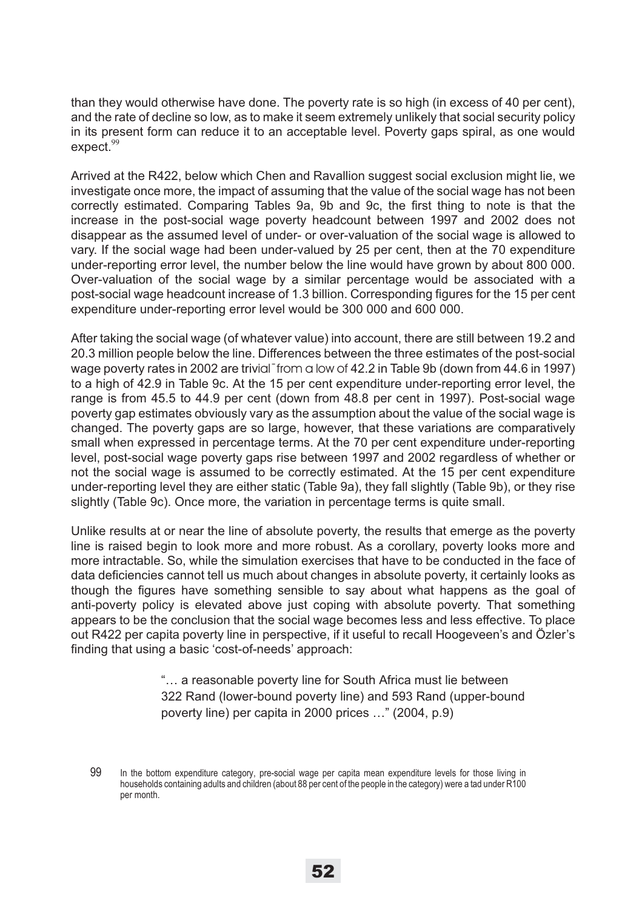than they would otherwise have done. The poverty rate is so high (in excess of 40 per cent), and the rate of decline so low, as to make it seem extremely unlikely that social security policy in its present form can reduce it to an acceptable level. Poverty gaps spiral, as one would expect.[99]

Arrived at the R422, below which Chen and Ravallion suggest social exclusion might lie, we investigate once more, the impact of assuming that the value of the social wage has not been correctly estimated. Comparing Tables 9a, 9b and 9c, the first thing to note is that the increase in the post-social wage poverty headcount between 1997 and 2002 does not disappear as the assumed level of under- or over-valuation of the social wage is allowed to vary. If the social wage had been under-valued by 25 per cent, then at the 70 expenditure under-reporting error level, the number below the line would have grown by about 800 000. Over-valuation of the social wage by a similar percentage would be associated with a post-social wage headcount increase of 1.3 billion. Corresponding figures for the 15 per cent expenditure under-reporting error level would be 300 000 and 600 000.

After taking the social wage (of whatever value) into account, there are still between 19.2 and 20.3 million people below the line. Differences between the three estimates of the post-social wage poverty rates in 2002 are trivial ̄ from a low of 42.2 in Table 9b (down from 44.6 in 1997) to a high of 42.9 in Table 9c. At the 15 per cent expenditure under-reporting error level, the range is from 45.5 to 44.9 per cent (down from 48.8 per cent in 1997). Post-social wage poverty gap estimates obviously vary as the assumption about the value of the social wage is changed. The poverty gaps are so large, however, that these variations are comparatively small when expressed in percentage terms. At the 70 per cent expenditure under-reporting level, post-social wage poverty gaps rise between 1997 and 2002 regardless of whether or not the social wage is assumed to be correctly estimated. At the 15 per cent expenditure under-reporting level they are either static (Table 9a), they fall slightly (Table 9b), or they rise slightly (Table 9c). Once more, the variation in percentage terms is quite small.

Unlike results at or near the line of absolute poverty, the results that emerge as the poverty line is raised begin to look more and more robust. As a corollary, poverty looks more and more intractable. So, while the simulation exercises that have to be conducted in the face of data deficiencies cannot tell us much about changes in absolute poverty, it certainly looks as though the figures have something sensible to say about what happens as the goal of anti-poverty policy is elevated above just coping with absolute poverty. That something appears to be the conclusion that the social wage becomes less and less effective. To place out R422 per capita poverty line in perspective, if it useful to recall Hoogeveen's and Özler's finding that using a basic 'cost-of-needs' approach:

> "… a reasonable poverty line for South Africa must lie between 322 Rand (lower-bound poverty line) and 593 Rand (upper-bound poverty line) per capita in 2000 prices …" (2004, p.9)

99 In the bottom expenditure category, pre-social wage per capita mean expenditure levels for those living in households containing adults and children (about 88 per cent of the people in the category) were a tad under R100 per month.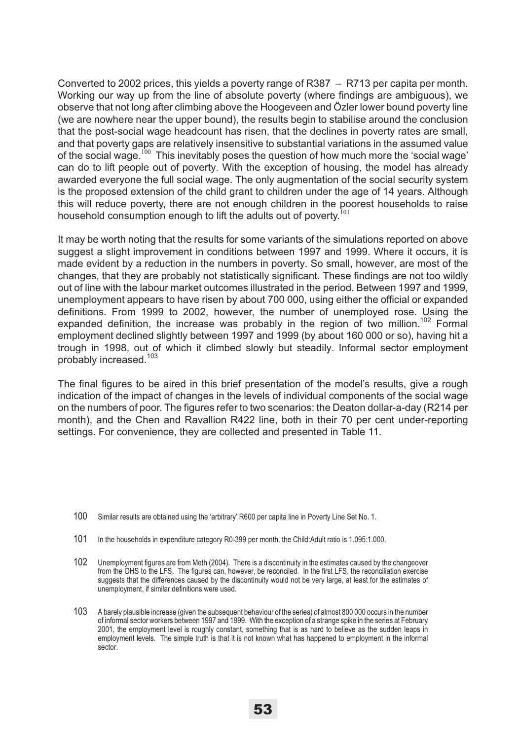Converted to 2002 prices, this yields a poverty range of R387 – R713 per capita per month. Working our way up from the line of absolute poverty (where findings are ambiguous), we observe that not long after climbing above the Hoogeveen and Özler lower bound poverty line (we are nowhere near the upper bound), the results begin to stabilise around the conclusion that the post-social wage headcount has risen, that the declines in poverty rates are small, and that poverty gaps are relatively insensitive to substantial variations in the assumed value of the social wage.[100] This inevitably poses the question of how much more the 'social wage' can do to lift people out of poverty. With the exception of housing, the model has already awarded everyone the full social wage. The only augmentation of the social security system is the proposed extension of the child grant to children under the age of 14 years. Although this will reduce poverty, there are not enough children in the poorest households to raise household consumption enough to lift the adults out of poverty.[101]

It may be worth noting that the results for some variants of the simulations reported on above suggest a slight improvement in conditions between 1997 and 1999. Where it occurs, it is made evident by a reduction in the numbers in poverty. So small, however, are most of the changes, that they are probably not statistically significant. These findings are not too wildly out of line with the labour market outcomes illustrated in the period. Between 1997 and 1999, unemployment appears to have risen by about 700 000, using either the official or expanded definitions. From 1999 to 2002, however, the number of unemployed rose. Using the expanded definition, the increase was probably in the region of two million.[102] Formal employment declined slightly between 1997 and 1999 (by about 160 000 or so), having hit a trough in 1998, out of which it climbed slowly but steadily. Informal sector employment probably increased.[103]

The final figures to be aired in this brief presentation of the model's results, give a rough indication of the impact of changes in the levels of individual components of the social wage on the numbers of poor. The figures refer to two scenarios: the Deaton dollar-a-day (R214 per month), and the Chen and Ravallion R422 line, both in their 70 per cent under-reporting settings. For convenience, they are collected and presented in Table 11.

100 Similar results are obtained using the 'arbitrary' R600 per capita line in Poverty Line Set No. 1.

101 In the households in expenditure category R0-399 per month, the Child:Adult ratio is 1.095:1.000.

102 Unemployment figures are from Meth (2004). There is a discontinuity in the estimates caused by the changeover from the OHS to the LFS. The figures can, however, be reconciled. In the first LFS, the reconciliation exercise suggests that the differences caused by the discontinuity would not be very large, at least for the estimates of unemployment, if similar definitions were used.

103 A barely plausible increase (given the subsequent behaviour of the series) of almost 800 000 occurs in the number of informal sector workers between 1997 and 1999. With the exception of a strange spike in the series at February 2001, the employment level is roughly constant, something that is as hard to believe as the sudden leaps in employment levels. The simple truth is that it is not known what has happened to employment in the informal sector.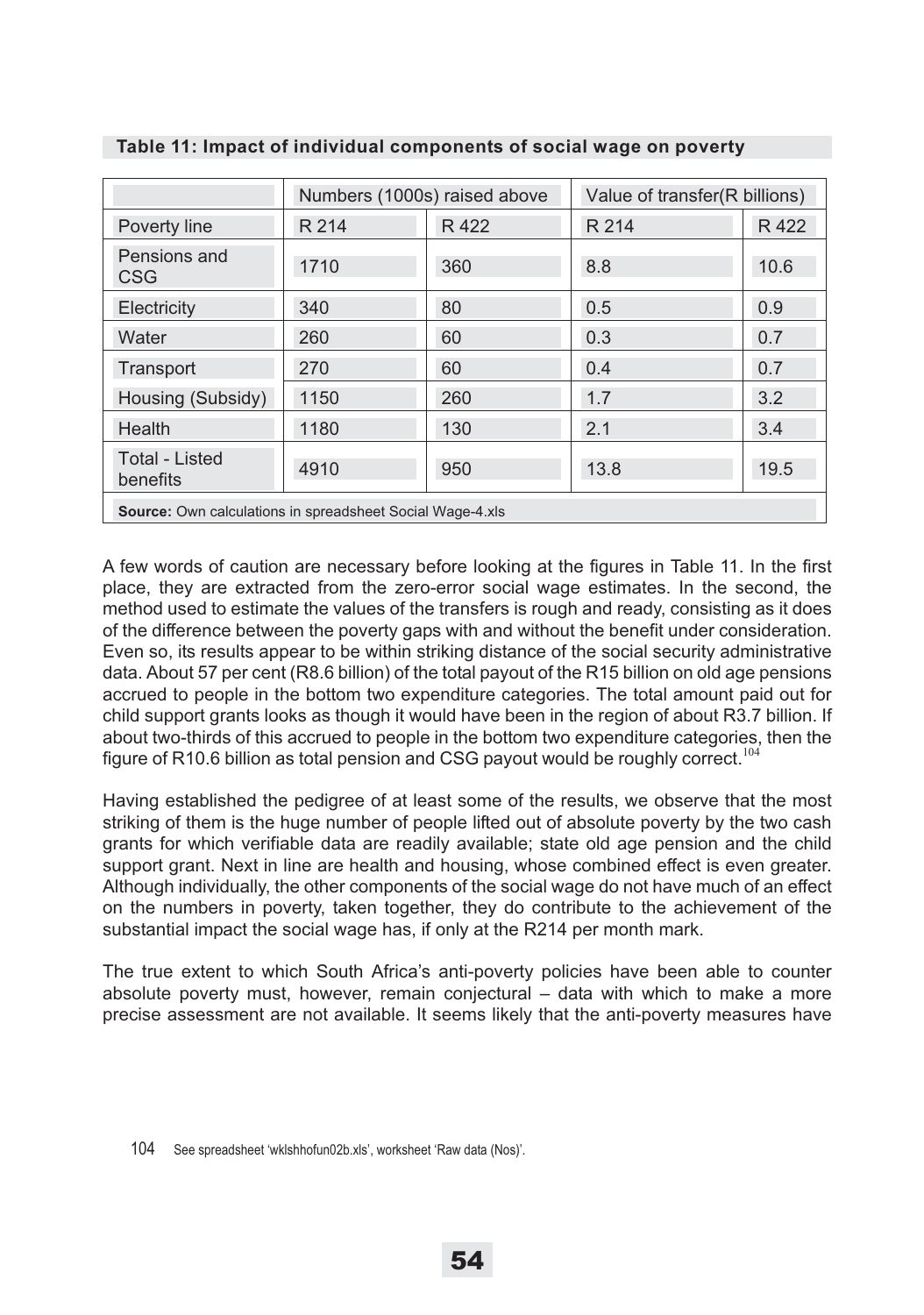**Table 11: Impact of individual components of social wage on poverty**

| | Numbers (1000s) raised above | | Value of transfer(R billions) | |
|---|---|---|---|---|
| Poverty line | R 214 | R 422 | R 214 | R 422 |
| Pensions and CSG | 1710 | 360 | 8.8 | 10.6 |
| Electricity | 340 | 80 | 0.5 | 0.9 |
| Water | 260 | 60 | 0.3 | 0.7 |
| Transport | 270 | 60 | 0.4 | 0.7 |
| Housing (Subsidy) | 1150 | 260 | 1.7 | 3.2 |
| Health | 1180 | 130 | 2.1 | 3.4 |
| Total - Listed benefits | 4910 | 950 | 13.8 | 19.5 |

**Source:** Own calculations in spreadsheet Social Wage-4.xls

A few words of caution are necessary before looking at the figures in Table 11. In the first place, they are extracted from the zero-error social wage estimates. In the second, the method used to estimate the values of the transfers is rough and ready, consisting as it does of the difference between the poverty gaps with and without the benefit under consideration. Even so, its results appear to be within striking distance of the social security administrative data. About 57 per cent (R8.6 billion) of the total payout of the R15 billion on old age pensions accrued to people in the bottom two expenditure categories. The total amount paid out for child support grants looks as though it would have been in the region of about R3.7 billion. If about two-thirds of this accrued to people in the bottom two expenditure categories, then the figure of R10.6 billion as total pension and CSG payout would be roughly correct.[104]

Having established the pedigree of at least some of the results, we observe that the most striking of them is the huge number of people lifted out of absolute poverty by the two cash grants for which verifiable data are readily available; state old age pension and the child support grant. Next in line are health and housing, whose combined effect is even greater. Although individually, the other components of the social wage do not have much of an effect on the numbers in poverty, taken together, they do contribute to the achievement of the substantial impact the social wage has, if only at the R214 per month mark.

The true extent to which South Africa's anti-poverty policies have been able to counter absolute poverty must, however, remain conjectural – data with which to make a more precise assessment are not available. It seems likely that the anti-poverty measures have

104 See spreadsheet 'wklshhofun02b.xls', worksheet 'Raw data (Nos)'.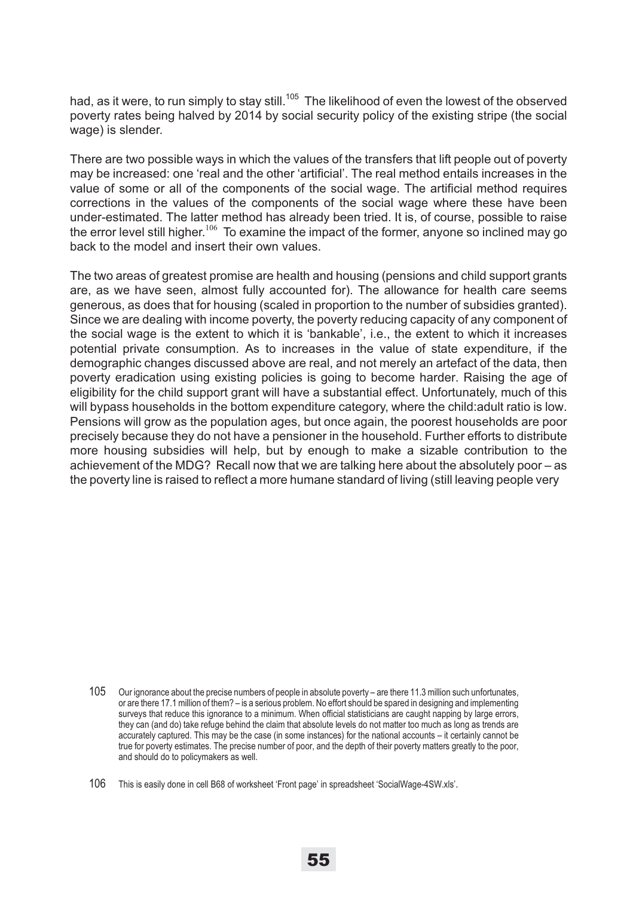had, as it were, to run simply to stay still.[105] The likelihood of even the lowest of the observed poverty rates being halved by 2014 by social security policy of the existing stripe (the social wage) is slender.

There are two possible ways in which the values of the transfers that lift people out of poverty may be increased: one 'real and the other 'artificial'. The real method entails increases in the value of some or all of the components of the social wage. The artificial method requires corrections in the values of the components of the social wage where these have been under-estimated. The latter method has already been tried. It is, of course, possible to raise the error level still higher.[106] To examine the impact of the former, anyone so inclined may go back to the model and insert their own values.

The two areas of greatest promise are health and housing (pensions and child support grants are, as we have seen, almost fully accounted for). The allowance for health care seems generous, as does that for housing (scaled in proportion to the number of subsidies granted). Since we are dealing with income poverty, the poverty reducing capacity of any component of the social wage is the extent to which it is 'bankable', i.e., the extent to which it increases potential private consumption. As to increases in the value of state expenditure, if the demographic changes discussed above are real, and not merely an artefact of the data, then poverty eradication using existing policies is going to become harder. Raising the age of eligibility for the child support grant will have a substantial effect. Unfortunately, much of this will bypass households in the bottom expenditure category, where the child:adult ratio is low. Pensions will grow as the population ages, but once again, the poorest households are poor precisely because they do not have a pensioner in the household. Further efforts to distribute more housing subsidies will help, but by enough to make a sizable contribution to the achievement of the MDG? Recall now that we are talking here about the absolutely poor – as the poverty line is raised to reflect a more humane standard of living (still leaving people very

105 Our ignorance about the precise numbers of people in absolute poverty – are there 11.3 million such unfortunates, or are there 17.1 million of them? – is a serious problem. No effort should be spared in designing and implementing surveys that reduce this ignorance to a minimum. When official statisticians are caught napping by large errors, they can (and do) take refuge behind the claim that absolute levels do not matter too much as long as trends are accurately captured. This may be the case (in some instances) for the national accounts – it certainly cannot be true for poverty estimates. The precise number of poor, and the depth of their poverty matters greatly to the poor, and should do to policymakers as well.

106 This is easily done in cell B68 of worksheet 'Front page' in spreadsheet 'SocialWage-4SW.xls'.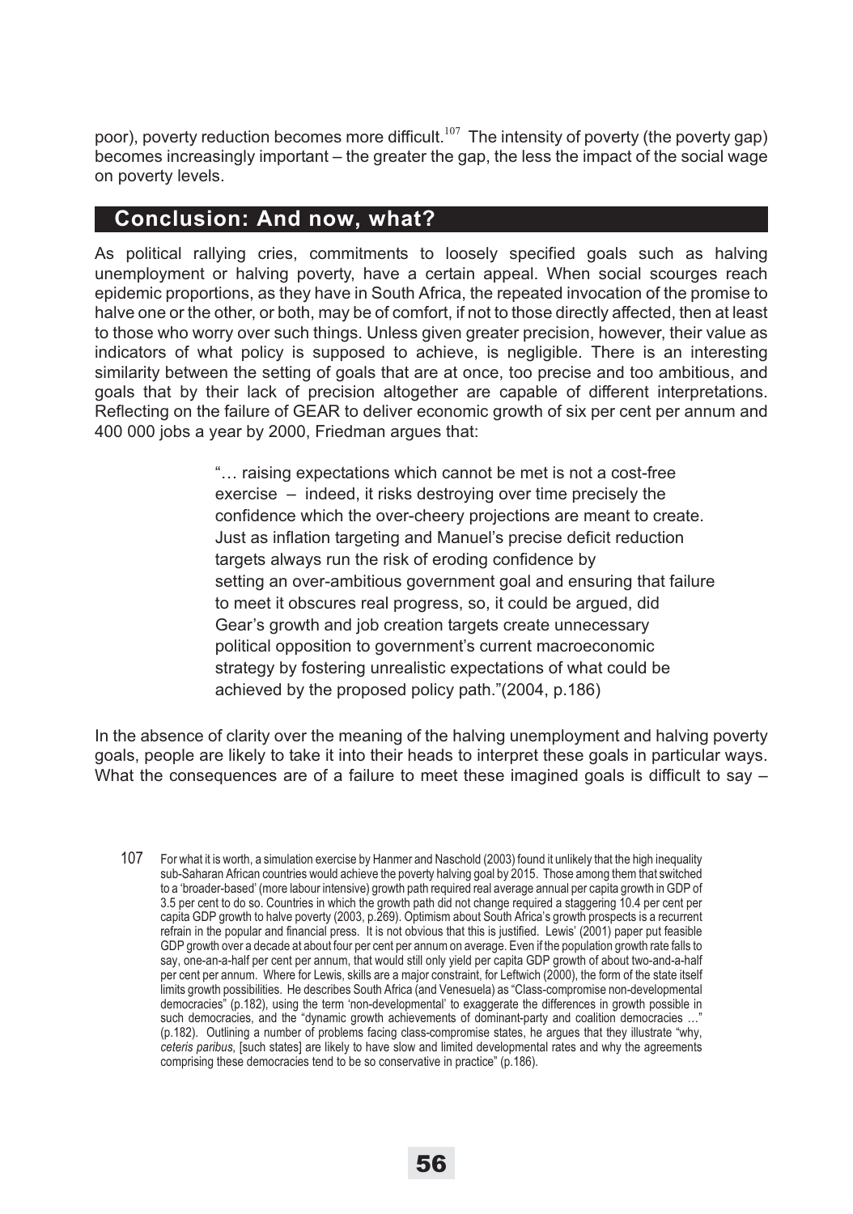poor), poverty reduction becomes more difficult.[107] The intensity of poverty (the poverty gap) becomes increasingly important – the greater the gap, the less the impact of the social wage on poverty levels.

## Conclusion: And now, what?

As political rallying cries, commitments to loosely specified goals such as halving unemployment or halving poverty, have a certain appeal. When social scourges reach epidemic proportions, as they have in South Africa, the repeated invocation of the promise to halve one or the other, or both, may be of comfort, if not to those directly affected, then at least to those who worry over such things. Unless given greater precision, however, their value as indicators of what policy is supposed to achieve, is negligible. There is an interesting similarity between the setting of goals that are at once, too precise and too ambitious, and goals that by their lack of precision altogether are capable of different interpretations. Reflecting on the failure of GEAR to deliver economic growth of six per cent per annum and 400 000 jobs a year by 2000, Friedman argues that:

> "… raising expectations which cannot be met is not a cost-free exercise – indeed, it risks destroying over time precisely the confidence which the over-cheery projections are meant to create. Just as inflation targeting and Manuel's precise deficit reduction targets always run the risk of eroding confidence by setting an over-ambitious government goal and ensuring that failure to meet it obscures real progress, so, it could be argued, did Gear's growth and job creation targets create unnecessary political opposition to government's current macroeconomic strategy by fostering unrealistic expectations of what could be achieved by the proposed policy path."(2004, p.186)

In the absence of clarity over the meaning of the halving unemployment and halving poverty goals, people are likely to take it into their heads to interpret these goals in particular ways. What the consequences are of a failure to meet these imagined goals is difficult to say –

107 For what it is worth, a simulation exercise by Hanmer and Naschold (2003) found it unlikely that the high inequality sub-Saharan African countries would achieve the poverty halving goal by 2015. Those among them that switched to a 'broader-based' (more labour intensive) growth path required real average annual per capita growth in GDP of 3.5 per cent to do so. Countries in which the growth path did not change required a staggering 10.4 per cent per capita GDP growth to halve poverty (2003, p.269). Optimism about South Africa's growth prospects is a recurrent refrain in the popular and financial press. It is not obvious that this is justified. Lewis' (2001) paper put feasible GDP growth over a decade at about four per cent per annum on average. Even if the population growth rate falls to say, one-an-a-half per cent per annum, that would still only yield per capita GDP growth of about two-and-a-half per cent per annum. Where for Lewis, skills are a major constraint, for Leftwich (2000), the form of the state itself limits growth possibilities. He describes South Africa (and Venesuela) as "Class-compromise non-developmental democracies" (p.182), using the term 'non-developmental' to exaggerate the differences in growth possible in such democracies, and the "dynamic growth achievements of dominant-party and coalition democracies …" (p.182). Outlining a number of problems facing class-compromise states, he argues that they illustrate "why, *ceteris paribus*, [such states] are likely to have slow and limited developmental rates and why the agreements comprising these democracies tend to be so conservative in practice" (p.186).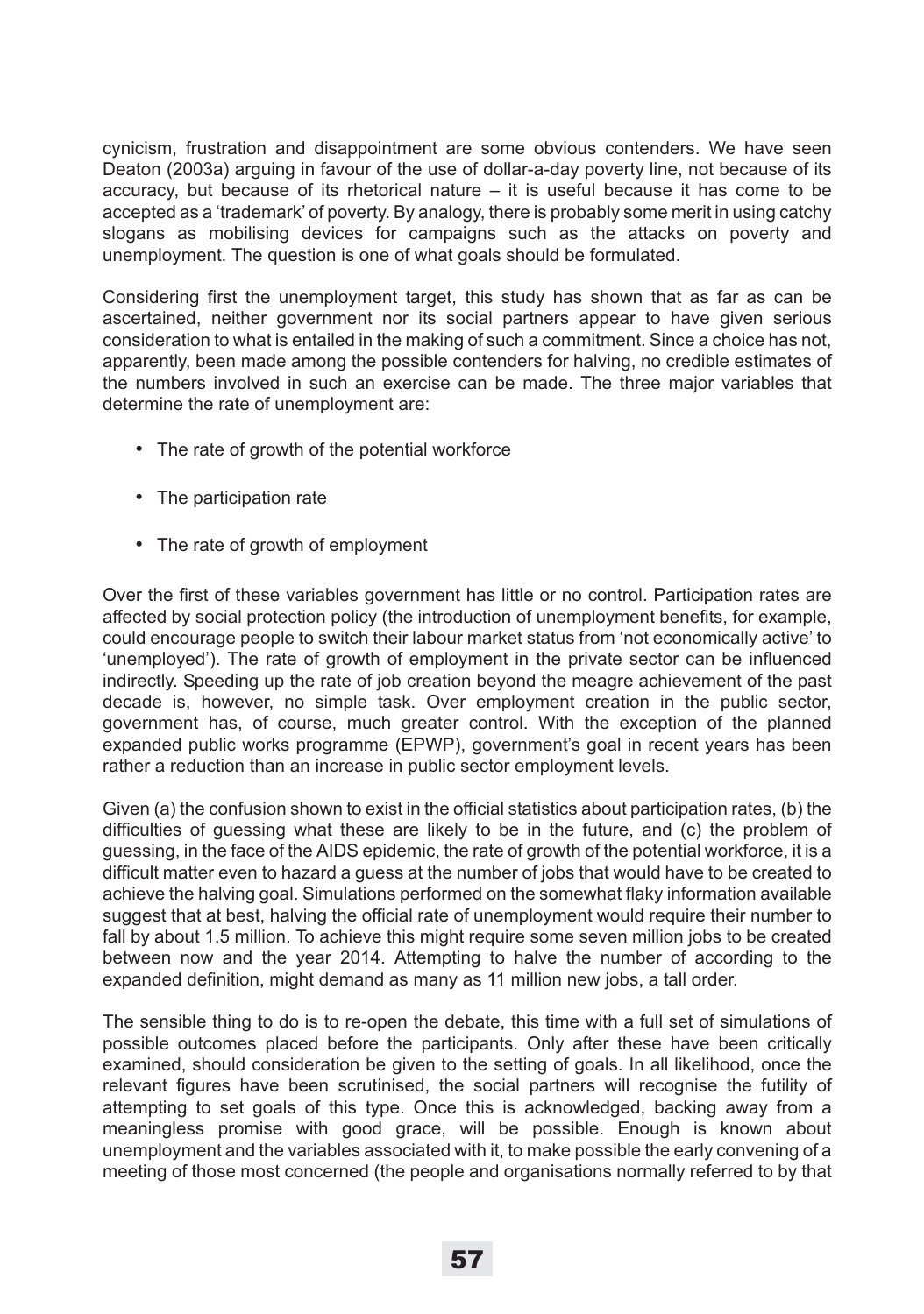cynicism, frustration and disappointment are some obvious contenders. We have seen Deaton (2003a) arguing in favour of the use of dollar-a-day poverty line, not because of its accuracy, but because of its rhetorical nature – it is useful because it has come to be accepted as a 'trademark' of poverty. By analogy, there is probably some merit in using catchy slogans as mobilising devices for campaigns such as the attacks on poverty and unemployment. The question is one of what goals should be formulated.

Considering first the unemployment target, this study has shown that as far as can be ascertained, neither government nor its social partners appear to have given serious consideration to what is entailed in the making of such a commitment. Since a choice has not, apparently, been made among the possible contenders for halving, no credible estimates of the numbers involved in such an exercise can be made. The three major variables that determine the rate of unemployment are:

- The rate of growth of the potential workforce
- The participation rate
- The rate of growth of employment

Over the first of these variables government has little or no control. Participation rates are affected by social protection policy (the introduction of unemployment benefits, for example, could encourage people to switch their labour market status from 'not economically active' to 'unemployed'). The rate of growth of employment in the private sector can be influenced indirectly. Speeding up the rate of job creation beyond the meagre achievement of the past decade is, however, no simple task. Over employment creation in the public sector, government has, of course, much greater control. With the exception of the planned expanded public works programme (EPWP), government's goal in recent years has been rather a reduction than an increase in public sector employment levels.

Given (a) the confusion shown to exist in the official statistics about participation rates, (b) the difficulties of guessing what these are likely to be in the future, and (c) the problem of guessing, in the face of the AIDS epidemic, the rate of growth of the potential workforce, it is a difficult matter even to hazard a guess at the number of jobs that would have to be created to achieve the halving goal. Simulations performed on the somewhat flaky information available suggest that at best, halving the official rate of unemployment would require their number to fall by about 1.5 million. To achieve this might require some seven million jobs to be created between now and the year 2014. Attempting to halve the number of according to the expanded definition, might demand as many as 11 million new jobs, a tall order.

The sensible thing to do is to re-open the debate, this time with a full set of simulations of possible outcomes placed before the participants. Only after these have been critically examined, should consideration be given to the setting of goals. In all likelihood, once the relevant figures have been scrutinised, the social partners will recognise the futility of attempting to set goals of this type. Once this is acknowledged, backing away from a meaningless promise with good grace, will be possible. Enough is known about unemployment and the variables associated with it, to make possible the early convening of a meeting of those most concerned (the people and organisations normally referred to by that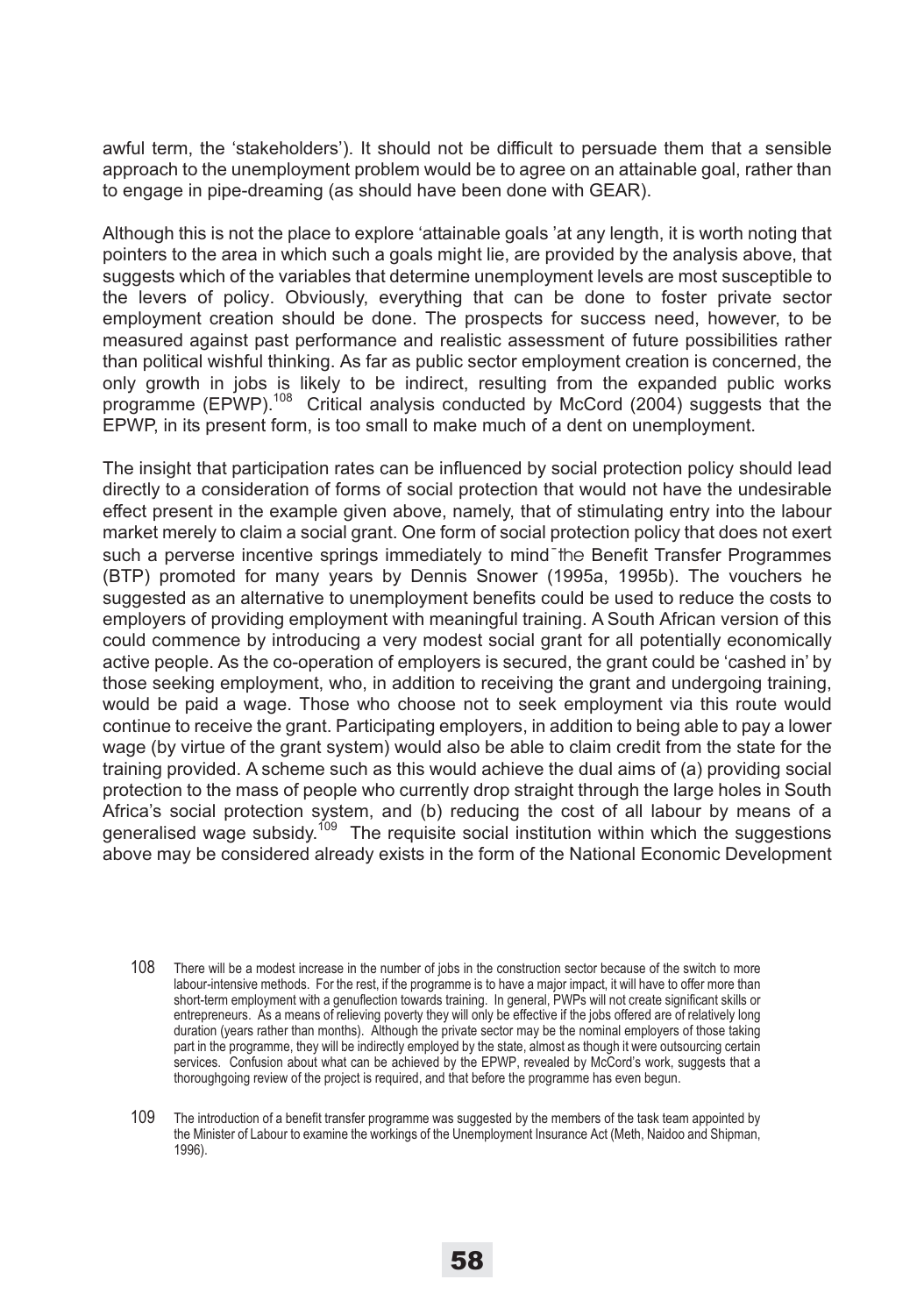awful term, the 'stakeholders'). It should not be difficult to persuade them that a sensible approach to the unemployment problem would be to agree on an attainable goal, rather than to engage in pipe-dreaming (as should have been done with GEAR).

Although this is not the place to explore 'attainable goals 'at any length, it is worth noting that pointers to the area in which such a goals might lie, are provided by the analysis above, that suggests which of the variables that determine unemployment levels are most susceptible to the levers of policy. Obviously, everything that can be done to foster private sector employment creation should be done. The prospects for success need, however, to be measured against past performance and realistic assessment of future possibilities rather than political wishful thinking. As far as public sector employment creation is concerned, the only growth in jobs is likely to be indirect, resulting from the expanded public works programme (EPWP).[108] Critical analysis conducted by McCord (2004) suggests that the EPWP, in its present form, is too small to make much of a dent on unemployment.

The insight that participation rates can be influenced by social protection policy should lead directly to a consideration of forms of social protection that would not have the undesirable effect present in the example given above, namely, that of stimulating entry into the labour market merely to claim a social grant. One form of social protection policy that does not exert such a perverse incentive springs immediately to mind ̄the Benefit Transfer Programmes (BTP) promoted for many years by Dennis Snower (1995a, 1995b). The vouchers he suggested as an alternative to unemployment benefits could be used to reduce the costs to employers of providing employment with meaningful training. A South African version of this could commence by introducing a very modest social grant for all potentially economically active people. As the co-operation of employers is secured, the grant could be 'cashed in' by those seeking employment, who, in addition to receiving the grant and undergoing training, would be paid a wage. Those who choose not to seek employment via this route would continue to receive the grant. Participating employers, in addition to being able to pay a lower wage (by virtue of the grant system) would also be able to claim credit from the state for the training provided. A scheme such as this would achieve the dual aims of (a) providing social protection to the mass of people who currently drop straight through the large holes in South Africa's social protection system, and (b) reducing the cost of all labour by means of a generalised wage subsidy.[109] The requisite social institution within which the suggestions above may be considered already exists in the form of the National Economic Development

108 There will be a modest increase in the number of jobs in the construction sector because of the switch to more labour-intensive methods. For the rest, if the programme is to have a major impact, it will have to offer more than short-term employment with a genuflection towards training. In general, PWPs will not create significant skills or entrepreneurs. As a means of relieving poverty they will only be effective if the jobs offered are of relatively long duration (years rather than months). Although the private sector may be the nominal employers of those taking part in the programme, they will be indirectly employed by the state, almost as though it were outsourcing certain services. Confusion about what can be achieved by the EPWP, revealed by McCord's work, suggests that a thoroughgoing review of the project is required, and that before the programme has even begun.

109 The introduction of a benefit transfer programme was suggested by the members of the task team appointed by the Minister of Labour to examine the workings of the Unemployment Insurance Act (Meth, Naidoo and Shipman, 1996).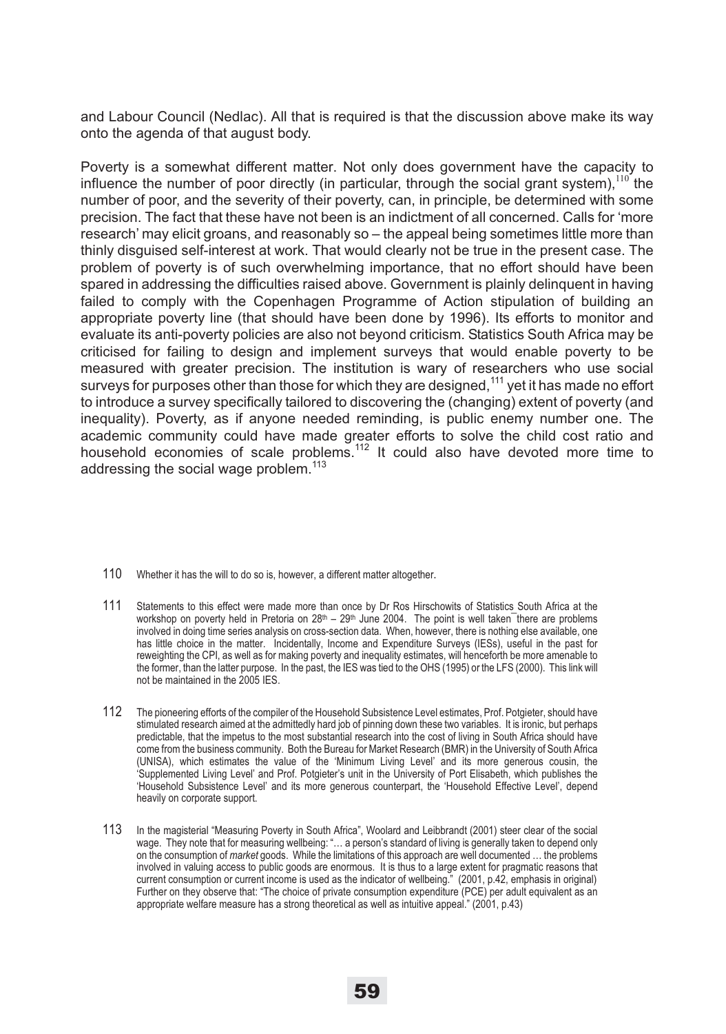and Labour Council (Nedlac). All that is required is that the discussion above make its way onto the agenda of that august body.

Poverty is a somewhat different matter. Not only does government have the capacity to influence the number of poor directly (in particular, through the social grant system),[110] the number of poor, and the severity of their poverty, can, in principle, be determined with some precision. The fact that these have not been is an indictment of all concerned. Calls for 'more research' may elicit groans, and reasonably so – the appeal being sometimes little more than thinly disguised self-interest at work. That would clearly not be true in the present case. The problem of poverty is of such overwhelming importance, that no effort should have been spared in addressing the difficulties raised above. Government is plainly delinquent in having failed to comply with the Copenhagen Programme of Action stipulation of building an appropriate poverty line (that should have been done by 1996). Its efforts to monitor and evaluate its anti-poverty policies are also not beyond criticism. Statistics South Africa may be criticised for failing to design and implement surveys that would enable poverty to be measured with greater precision. The institution is wary of researchers who use social surveys for purposes other than those for which they are designed,[111] yet it has made no effort to introduce a survey specifically tailored to discovering the (changing) extent of poverty (and inequality). Poverty, as if anyone needed reminding, is public enemy number one. The academic community could have made greater efforts to solve the child cost ratio and household economies of scale problems.[112] It could also have devoted more time to addressing the social wage problem.[113]

110 Whether it has the will to do so is, however, a different matter altogether.

111 Statements to this effect were made more than once by Dr Ros Hirschowits of Statistics South Africa at the workshop on poverty held in Pretoria on 28th – 29th June 2004. The point is well taken there are problems involved in doing time series analysis on cross-section data. When, however, there is nothing else available, one has little choice in the matter. Incidentally, Income and Expenditure Surveys (IESs), useful in the past for reweighting the CPI, as well as for making poverty and inequality estimates, will henceforth be more amenable to the former, than the latter purpose. In the past, the IES was tied to the OHS (1995) or the LFS (2000). This link will not be maintained in the 2005 IES.

112 The pioneering efforts of the compiler of the Household Subsistence Level estimates, Prof. Potgieter, should have stimulated research aimed at the admittedly hard job of pinning down these two variables. It is ironic, but perhaps predictable, that the impetus to the most substantial research into the cost of living in South Africa should have come from the business community. Both the Bureau for Market Research (BMR) in the University of South Africa (UNISA), which estimates the value of the 'Minimum Living Level' and its more generous cousin, the 'Supplemented Living Level' and Prof. Potgieter's unit in the University of Port Elisabeth, which publishes the 'Household Subsistence Level' and its more generous counterpart, the 'Household Effective Level', depend heavily on corporate support.

113 In the magisterial "Measuring Poverty in South Africa", Woolard and Leibbrandt (2001) steer clear of the social wage. They note that for measuring wellbeing: "… a person's standard of living is generally taken to depend only on the consumption of *market* goods. While the limitations of this approach are well documented … the problems involved in valuing access to public goods are enormous. It is thus to a large extent for pragmatic reasons that current consumption or current income is used as the indicator of wellbeing." (2001, p.42, emphasis in original) Further on they observe that: "The choice of private consumption expenditure (PCE) per adult equivalent as an appropriate welfare measure has a strong theoretical as well as intuitive appeal." (2001, p.43)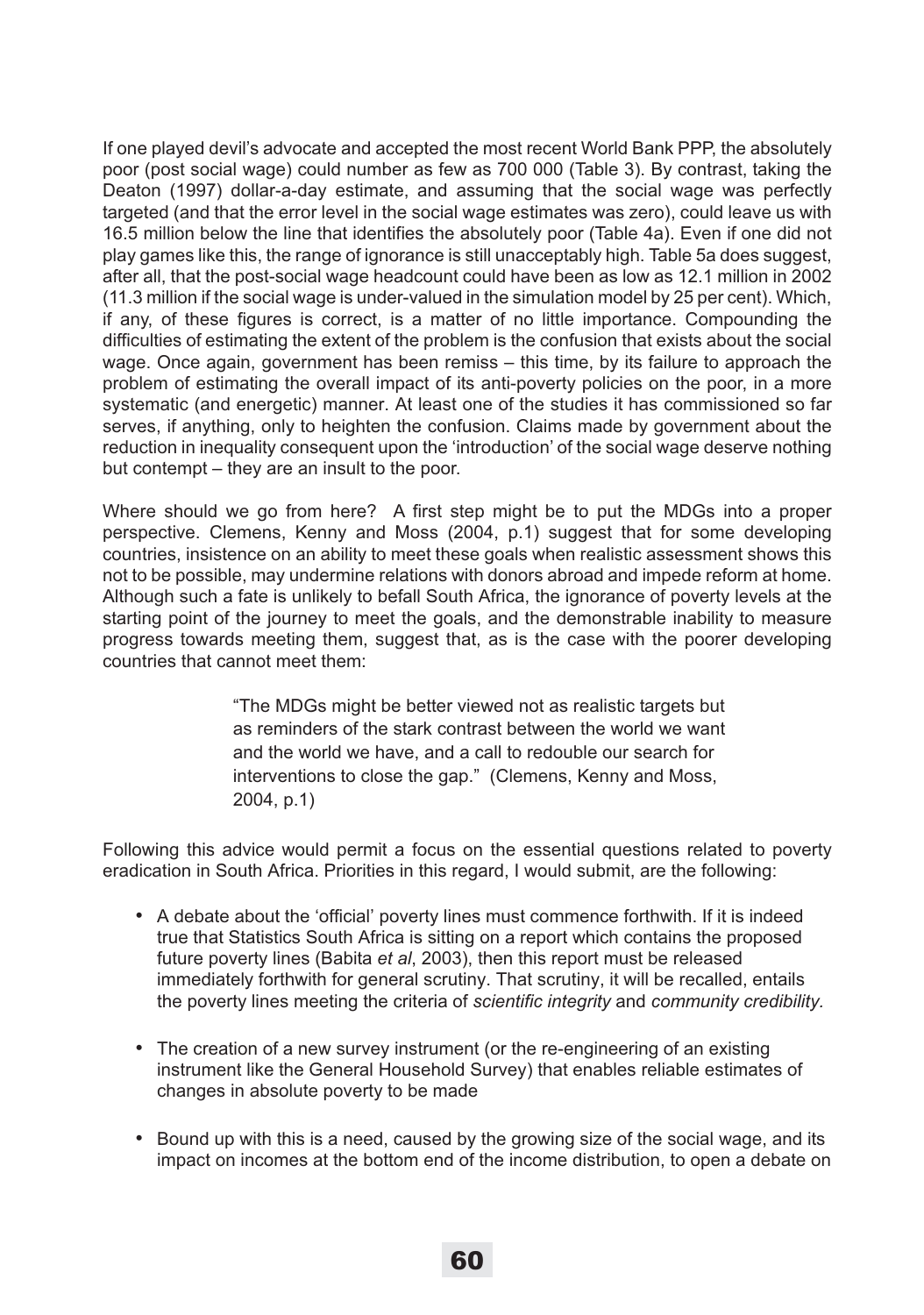If one played devil's advocate and accepted the most recent World Bank PPP, the absolutely poor (post social wage) could number as few as 700 000 (Table 3). By contrast, taking the Deaton (1997) dollar-a-day estimate, and assuming that the social wage was perfectly targeted (and that the error level in the social wage estimates was zero), could leave us with 16.5 million below the line that identifies the absolutely poor (Table 4a). Even if one did not play games like this, the range of ignorance is still unacceptably high. Table 5a does suggest, after all, that the post-social wage headcount could have been as low as 12.1 million in 2002 (11.3 million if the social wage is under-valued in the simulation model by 25 per cent). Which, if any, of these figures is correct, is a matter of no little importance. Compounding the difficulties of estimating the extent of the problem is the confusion that exists about the social wage. Once again, government has been remiss – this time, by its failure to approach the problem of estimating the overall impact of its anti-poverty policies on the poor, in a more systematic (and energetic) manner. At least one of the studies it has commissioned so far serves, if anything, only to heighten the confusion. Claims made by government about the reduction in inequality consequent upon the 'introduction' of the social wage deserve nothing but contempt – they are an insult to the poor.

Where should we go from here? A first step might be to put the MDGs into a proper perspective. Clemens, Kenny and Moss (2004, p.1) suggest that for some developing countries, insistence on an ability to meet these goals when realistic assessment shows this not to be possible, may undermine relations with donors abroad and impede reform at home. Although such a fate is unlikely to befall South Africa, the ignorance of poverty levels at the starting point of the journey to meet the goals, and the demonstrable inability to measure progress towards meeting them, suggest that, as is the case with the poorer developing countries that cannot meet them:

> "The MDGs might be better viewed not as realistic targets but as reminders of the stark contrast between the world we want and the world we have, and a call to redouble our search for interventions to close the gap." (Clemens, Kenny and Moss, 2004, p.1)

Following this advice would permit a focus on the essential questions related to poverty eradication in South Africa. Priorities in this regard, I would submit, are the following:

- A debate about the 'official' poverty lines must commence forthwith. If it is indeed true that Statistics South Africa is sitting on a report which contains the proposed future poverty lines (Babita *et al*, 2003), then this report must be released immediately forthwith for general scrutiny. That scrutiny, it will be recalled, entails the poverty lines meeting the criteria of *scientific integrity* and *community credibility.*

- The creation of a new survey instrument (or the re-engineering of an existing instrument like the General Household Survey) that enables reliable estimates of changes in absolute poverty to be made

- Bound up with this is a need, caused by the growing size of the social wage, and its impact on incomes at the bottom end of the income distribution, to open a debate on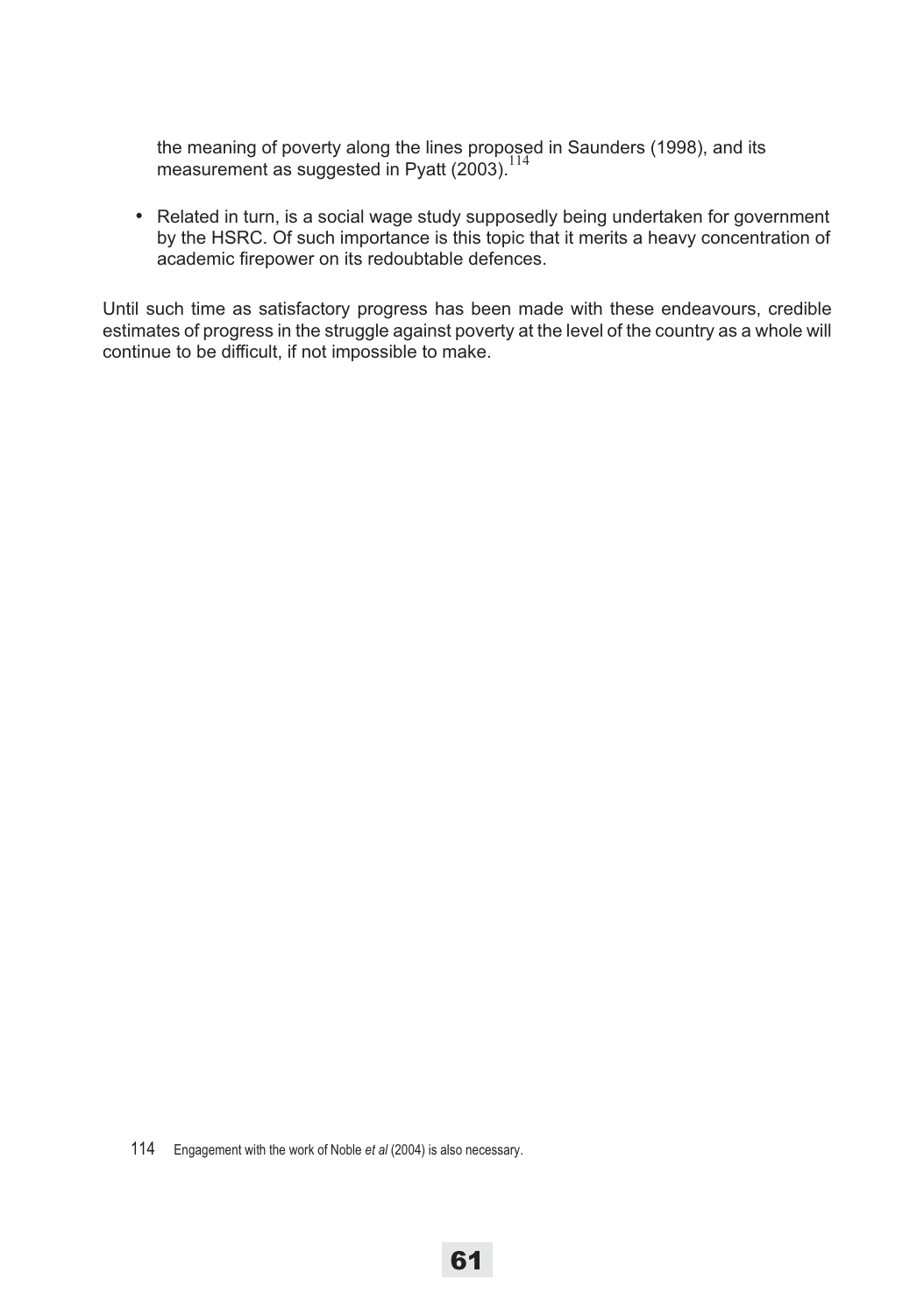the meaning of poverty along the lines proposed in Saunders (1998), and its measurement as suggested in Pyatt (2003).[114]

- Related in turn, is a social wage study supposedly being undertaken for government by the HSRC. Of such importance is this topic that it merits a heavy concentration of academic firepower on its redoubtable defences.

Until such time as satisfactory progress has been made with these endeavours, credible estimates of progress in the struggle against poverty at the level of the country as a whole will continue to be difficult, if not impossible to make.

114 Engagement with the work of Noble *et al* (2004) is also necessary.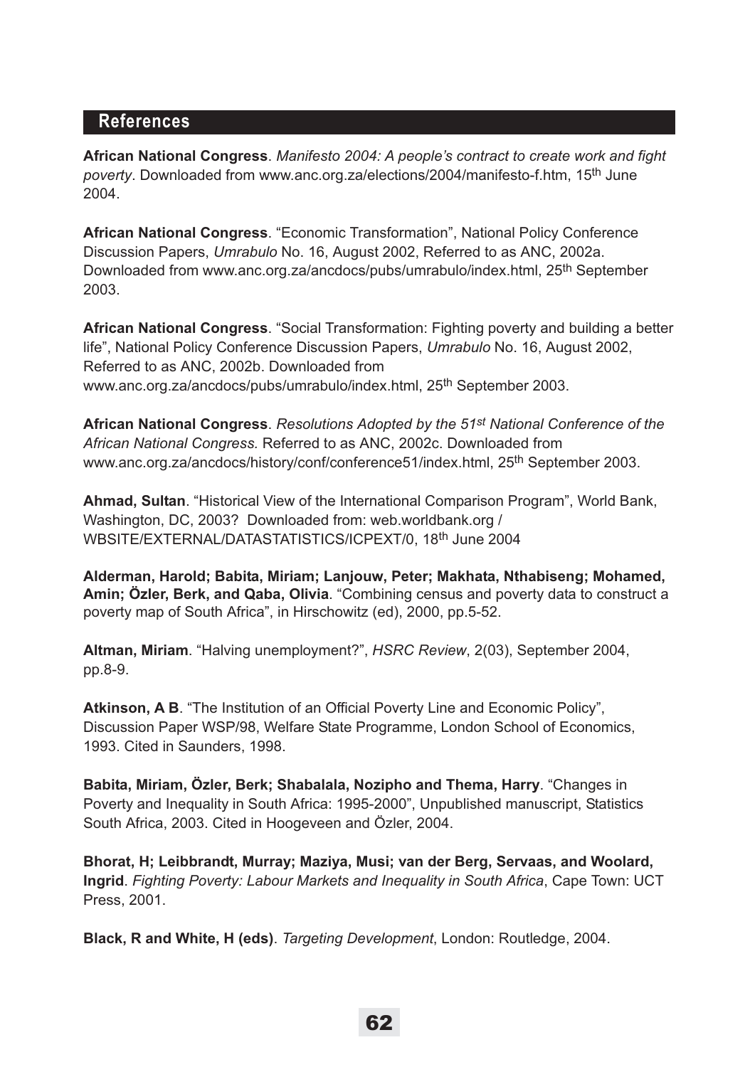## References

**African National Congress**. *Manifesto 2004: A people's contract to create work and fight poverty*. Downloaded from www.anc.org.za/elections/2004/manifesto-f.htm, 15th June 2004.

**African National Congress**. "Economic Transformation", National Policy Conference Discussion Papers, *Umrabulo* No. 16, August 2002, Referred to as ANC, 2002a. Downloaded from www.anc.org.za/ancdocs/pubs/umrabulo/index.html, 25th September 2003.

**African National Congress**. "Social Transformation: Fighting poverty and building a better life", National Policy Conference Discussion Papers, *Umrabulo* No. 16, August 2002, Referred to as ANC, 2002b. Downloaded from www.anc.org.za/ancdocs/pubs/umrabulo/index.html, 25th September 2003.

**African National Congress**. *Resolutions Adopted by the 51st National Conference of the African National Congress.* Referred to as ANC, 2002c. Downloaded from www.anc.org.za/ancdocs/history/conf/conference51/index.html, 25th September 2003.

**Ahmad, Sultan**. "Historical View of the International Comparison Program", World Bank, Washington, DC, 2003? Downloaded from: web.worldbank.org / WBSITE/EXTERNAL/DATASTATISTICS/ICPEXT/0, 18th June 2004

**Alderman, Harold; Babita, Miriam; Lanjouw, Peter; Makhata, Nthabiseng; Mohamed, Amin; Özler, Berk, and Qaba, Olivia**. "Combining census and poverty data to construct a poverty map of South Africa", in Hirschowitz (ed), 2000, pp.5-52.

**Altman, Miriam**. "Halving unemployment?", *HSRC Review*, 2(03), September 2004, pp.8-9.

**Atkinson, A B**. "The Institution of an Official Poverty Line and Economic Policy", Discussion Paper WSP/98, Welfare State Programme, London School of Economics, 1993. Cited in Saunders, 1998.

**Babita, Miriam, Özler, Berk; Shabalala, Nozipho and Thema, Harry**. "Changes in Poverty and Inequality in South Africa: 1995-2000", Unpublished manuscript, Statistics South Africa, 2003. Cited in Hoogeveen and Özler, 2004.

**Bhorat, H; Leibbrandt, Murray; Maziya, Musi; van der Berg, Servaas, and Woolard, Ingrid**. *Fighting Poverty: Labour Markets and Inequality in South Africa*, Cape Town: UCT Press, 2001.

**Black, R and White, H (eds)**. *Targeting Development*, London: Routledge, 2004.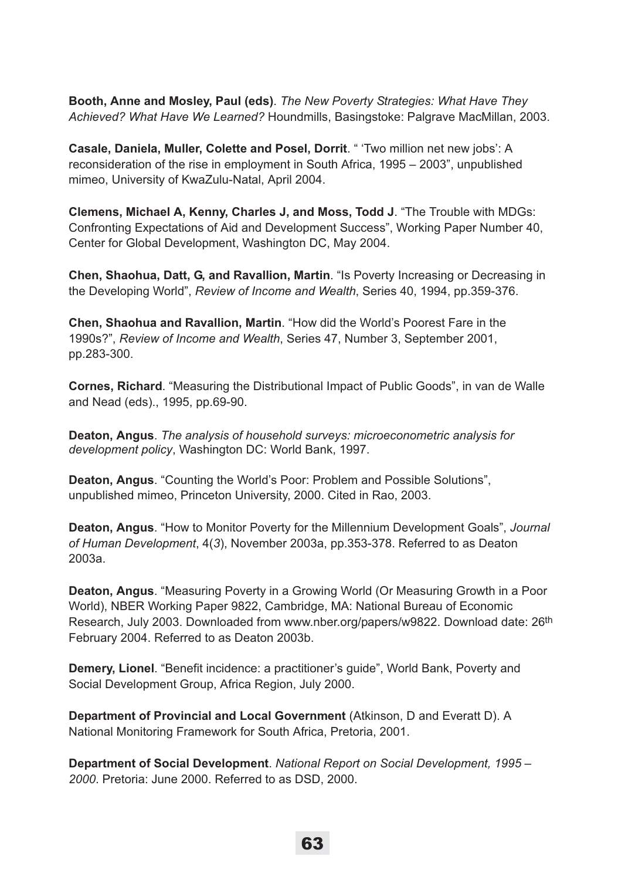**Booth, Anne and Mosley, Paul (eds)**. *The New Poverty Strategies: What Have They Achieved? What Have We Learned?* Houndmills, Basingstoke: Palgrave MacMillan, 2003.

**Casale, Daniela, Muller, Colette and Posel, Dorrit**. " 'Two million net new jobs': A reconsideration of the rise in employment in South Africa, 1995 – 2003", unpublished mimeo, University of KwaZulu-Natal, April 2004.

**Clemens, Michael A, Kenny, Charles J, and Moss, Todd J**. "The Trouble with MDGs: Confronting Expectations of Aid and Development Success", Working Paper Number 40, Center for Global Development, Washington DC, May 2004.

**Chen, Shaohua, Datt, G, and Ravallion, Martin**. "Is Poverty Increasing or Decreasing in the Developing World", *Review of Income and Wealth*, Series 40, 1994, pp.359-376.

**Chen, Shaohua and Ravallion, Martin**. "How did the World's Poorest Fare in the 1990s?", *Review of Income and Wealth*, Series 47, Number 3, September 2001, pp.283-300.

**Cornes, Richard**. "Measuring the Distributional Impact of Public Goods", in van de Walle and Nead (eds)., 1995, pp.69-90.

**Deaton, Angus**. *The analysis of household surveys: microeconometric analysis for development policy*, Washington DC: World Bank, 1997.

**Deaton, Angus**. "Counting the World's Poor: Problem and Possible Solutions", unpublished mimeo, Princeton University, 2000. Cited in Rao, 2003.

**Deaton, Angus**. "How to Monitor Poverty for the Millennium Development Goals", *Journal of Human Development*, 4(*3*), November 2003a, pp.353-378. Referred to as Deaton 2003a.

**Deaton, Angus**. "Measuring Poverty in a Growing World (Or Measuring Growth in a Poor World), NBER Working Paper 9822, Cambridge, MA: National Bureau of Economic Research, July 2003. Downloaded from www.nber.org/papers/w9822. Download date: 26th February 2004. Referred to as Deaton 2003b.

**Demery, Lionel**. "Benefit incidence: a practitioner's guide", World Bank, Poverty and Social Development Group, Africa Region, July 2000.

**Department of Provincial and Local Government** (Atkinson, D and Everatt D). A National Monitoring Framework for South Africa, Pretoria, 2001.

**Department of Social Development**. *National Report on Social Development, 1995 – 2000*. Pretoria: June 2000. Referred to as DSD, 2000.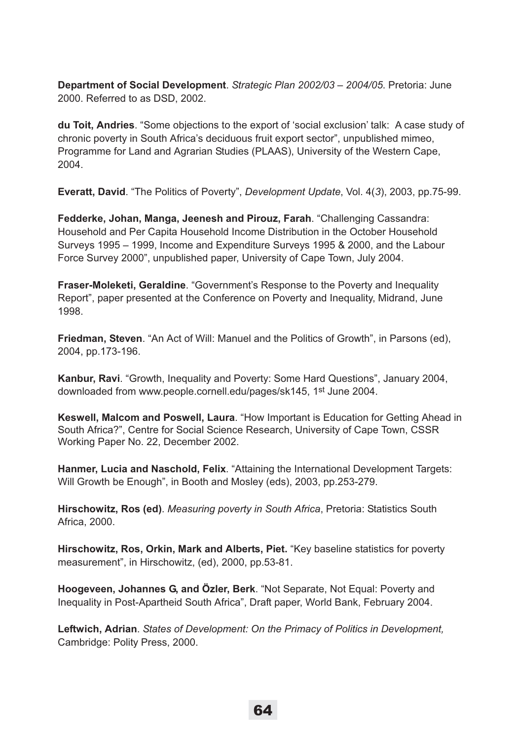**Department of Social Development**. *Strategic Plan 2002/03 – 2004/05*. Pretoria: June 2000. Referred to as DSD, 2002.

**du Toit, Andries**. "Some objections to the export of 'social exclusion' talk: A case study of chronic poverty in South Africa's deciduous fruit export sector", unpublished mimeo, Programme for Land and Agrarian Studies (PLAAS), University of the Western Cape, 2004.

**Everatt, David**. "The Politics of Poverty", *Development Update*, Vol. 4(*3*), 2003, pp.75-99.

**Fedderke, Johan, Manga, Jeenesh and Pirouz, Farah**. "Challenging Cassandra: Household and Per Capita Household Income Distribution in the October Household Surveys 1995 – 1999, Income and Expenditure Surveys 1995 & 2000, and the Labour Force Survey 2000", unpublished paper, University of Cape Town, July 2004.

**Fraser-Moleketi, Geraldine**. "Government's Response to the Poverty and Inequality Report", paper presented at the Conference on Poverty and Inequality, Midrand, June 1998.

**Friedman, Steven**. "An Act of Will: Manuel and the Politics of Growth", in Parsons (ed), 2004, pp.173-196.

**Kanbur, Ravi**. "Growth, Inequality and Poverty: Some Hard Questions", January 2004, downloaded from www.people.cornell.edu/pages/sk145, 1st June 2004.

**Keswell, Malcom and Poswell, Laura**. "How Important is Education for Getting Ahead in South Africa?", Centre for Social Science Research, University of Cape Town, CSSR Working Paper No. 22, December 2002.

**Hanmer, Lucia and Naschold, Felix**. "Attaining the International Development Targets: Will Growth be Enough", in Booth and Mosley (eds), 2003, pp.253-279.

**Hirschowitz, Ros (ed)**. *Measuring poverty in South Africa*, Pretoria: Statistics South Africa, 2000.

**Hirschowitz, Ros, Orkin, Mark and Alberts, Piet.** "Key baseline statistics for poverty measurement", in Hirschowitz, (ed), 2000, pp.53-81.

**Hoogeveen, Johannes G, and Özler, Berk**. "Not Separate, Not Equal: Poverty and Inequality in Post-Apartheid South Africa", Draft paper, World Bank, February 2004.

**Leftwich, Adrian**. *States of Development: On the Primacy of Politics in Development,* Cambridge: Polity Press, 2000.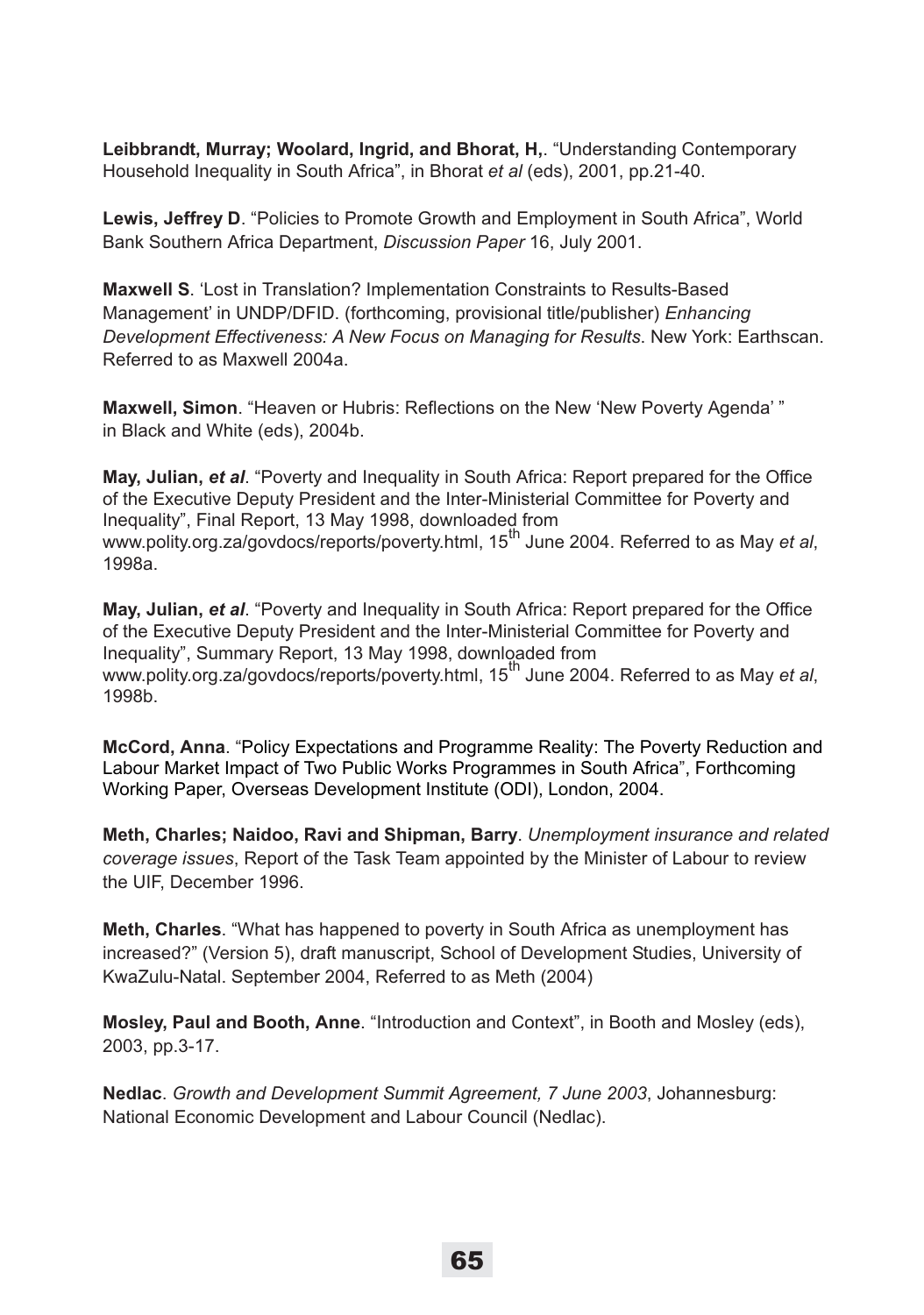**Leibbrandt, Murray; Woolard, Ingrid, and Bhorat, H,**. "Understanding Contemporary Household Inequality in South Africa", in Bhorat *et al* (eds), 2001, pp.21-40.

**Lewis, Jeffrey D**. "Policies to Promote Growth and Employment in South Africa", World Bank Southern Africa Department, *Discussion Paper* 16, July 2001.

**Maxwell S**. 'Lost in Translation? Implementation Constraints to Results-Based Management' in UNDP/DFID. (forthcoming, provisional title/publisher) *Enhancing Development Effectiveness: A New Focus on Managing for Results*. New York: Earthscan. Referred to as Maxwell 2004a.

**Maxwell, Simon**. "Heaven or Hubris: Reflections on the New 'New Poverty Agenda' " in Black and White (eds), 2004b.

**May, Julian, *et al***. "Poverty and Inequality in South Africa: Report prepared for the Office of the Executive Deputy President and the Inter-Ministerial Committee for Poverty and Inequality", Final Report, 13 May 1998, downloaded from www.polity.org.za/govdocs/reports/poverty.html, 15th June 2004. Referred to as May *et al*, 1998a.

**May, Julian, *et al***. "Poverty and Inequality in South Africa: Report prepared for the Office of the Executive Deputy President and the Inter-Ministerial Committee for Poverty and Inequality", Summary Report, 13 May 1998, downloaded from www.polity.org.za/govdocs/reports/poverty.html, 15th June 2004. Referred to as May *et al*, 1998b.

**McCord, Anna**. "Policy Expectations and Programme Reality: The Poverty Reduction and Labour Market Impact of Two Public Works Programmes in South Africa", Forthcoming Working Paper, Overseas Development Institute (ODI), London, 2004.

**Meth, Charles; Naidoo, Ravi and Shipman, Barry**. *Unemployment insurance and related coverage issues*, Report of the Task Team appointed by the Minister of Labour to review the UIF, December 1996.

**Meth, Charles**. "What has happened to poverty in South Africa as unemployment has increased?" (Version 5), draft manuscript, School of Development Studies, University of KwaZulu-Natal. September 2004, Referred to as Meth (2004)

**Mosley, Paul and Booth, Anne**. "Introduction and Context", in Booth and Mosley (eds), 2003, pp.3-17.

**Nedlac**. *Growth and Development Summit Agreement, 7 June 2003*, Johannesburg: National Economic Development and Labour Council (Nedlac).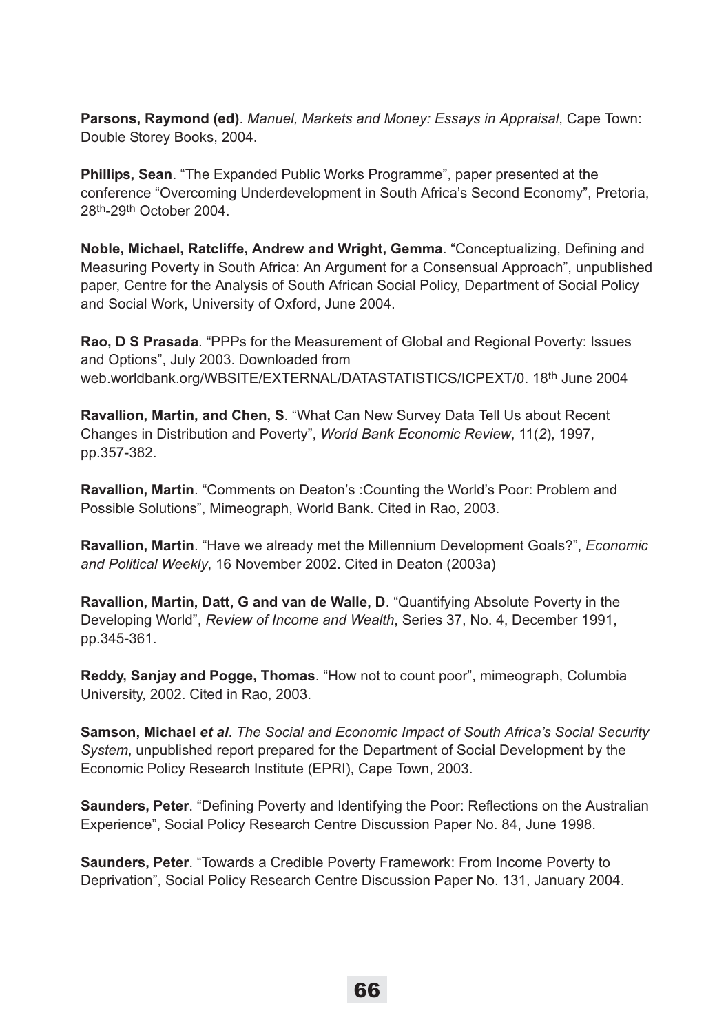**Parsons, Raymond (ed)**. *Manuel, Markets and Money: Essays in Appraisal*, Cape Town: Double Storey Books, 2004.

**Phillips, Sean**. "The Expanded Public Works Programme", paper presented at the conference "Overcoming Underdevelopment in South Africa's Second Economy", Pretoria, 28th-29th October 2004.

**Noble, Michael, Ratcliffe, Andrew and Wright, Gemma**. "Conceptualizing, Defining and Measuring Poverty in South Africa: An Argument for a Consensual Approach", unpublished paper, Centre for the Analysis of South African Social Policy, Department of Social Policy and Social Work, University of Oxford, June 2004.

**Rao, D S Prasada**. "PPPs for the Measurement of Global and Regional Poverty: Issues and Options", July 2003. Downloaded from web.worldbank.org/WBSITE/EXTERNAL/DATASTATISTICS/ICPEXT/0. 18th June 2004

**Ravallion, Martin, and Chen, S**. "What Can New Survey Data Tell Us about Recent Changes in Distribution and Poverty", *World Bank Economic Review*, 11(*2*), 1997, pp.357-382.

**Ravallion, Martin**. "Comments on Deaton's :Counting the World's Poor: Problem and Possible Solutions", Mimeograph, World Bank. Cited in Rao, 2003.

**Ravallion, Martin**. "Have we already met the Millennium Development Goals?", *Economic and Political Weekly*, 16 November 2002. Cited in Deaton (2003a)

**Ravallion, Martin, Datt, G and van de Walle, D**. "Quantifying Absolute Poverty in the Developing World", *Review of Income and Wealth*, Series 37, No. 4, December 1991, pp.345-361.

**Reddy, Sanjay and Pogge, Thomas**. "How not to count poor", mimeograph, Columbia University, 2002. Cited in Rao, 2003.

**Samson, Michael *et al***. *The Social and Economic Impact of South Africa's Social Security System*, unpublished report prepared for the Department of Social Development by the Economic Policy Research Institute (EPRI), Cape Town, 2003.

**Saunders, Peter**. "Defining Poverty and Identifying the Poor: Reflections on the Australian Experience", Social Policy Research Centre Discussion Paper No. 84, June 1998.

**Saunders, Peter**. "Towards a Credible Poverty Framework: From Income Poverty to Deprivation", Social Policy Research Centre Discussion Paper No. 131, January 2004.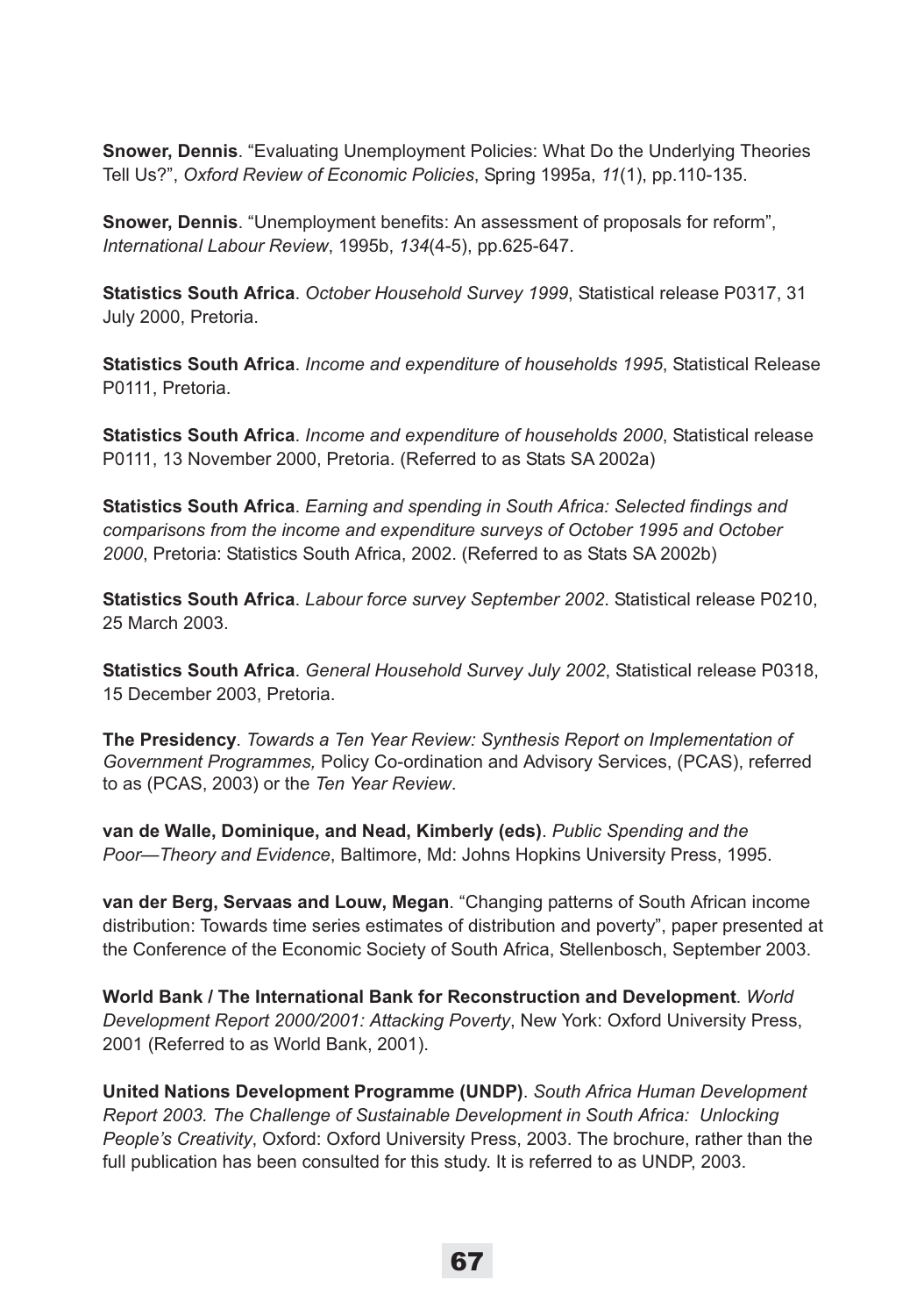**Snower, Dennis**. “Evaluating Unemployment Policies: What Do the Underlying Theories Tell Us?”, *Oxford Review of Economic Policies*, Spring 1995a, *11*(1), pp.110-135.

**Snower, Dennis**. “Unemployment benefits: An assessment of proposals for reform”, *International Labour Review*, 1995b, *134*(4-5), pp.625-647.

**Statistics South Africa**. *October Household Survey 1999*, Statistical release P0317, 31 July 2000, Pretoria.

**Statistics South Africa**. *Income and expenditure of households 1995*, Statistical Release P0111, Pretoria.

**Statistics South Africa**. *Income and expenditure of households 2000*, Statistical release P0111, 13 November 2000, Pretoria. (Referred to as Stats SA 2002a)

**Statistics South Africa**. *Earning and spending in South Africa: Selected findings and comparisons from the income and expenditure surveys of October 1995 and October 2000*, Pretoria: Statistics South Africa, 2002. (Referred to as Stats SA 2002b)

**Statistics South Africa**. *Labour force survey September 2002*. Statistical release P0210, 25 March 2003.

**Statistics South Africa**. *General Household Survey July 2002*, Statistical release P0318, 15 December 2003, Pretoria.

**The Presidency**. *Towards a Ten Year Review: Synthesis Report on Implementation of Government Programmes,* Policy Co-ordination and Advisory Services, (PCAS), referred to as (PCAS, 2003) or the *Ten Year Review*.

**van de Walle, Dominique, and Nead, Kimberly (eds)**. *Public Spending and the Poor—Theory and Evidence*, Baltimore, Md: Johns Hopkins University Press, 1995.

**van der Berg, Servaas and Louw, Megan**. “Changing patterns of South African income distribution: Towards time series estimates of distribution and poverty”, paper presented at the Conference of the Economic Society of South Africa, Stellenbosch, September 2003.

**World Bank / The International Bank for Reconstruction and Development**. *World Development Report 2000/2001: Attacking Poverty*, New York: Oxford University Press, 2001 (Referred to as World Bank, 2001).

**United Nations Development Programme (UNDP)**. *South Africa Human Development Report 2003. The Challenge of Sustainable Development in South Africa: Unlocking People's Creativity*, Oxford: Oxford University Press, 2003. The brochure, rather than the full publication has been consulted for this study. It is referred to as UNDP, 2003.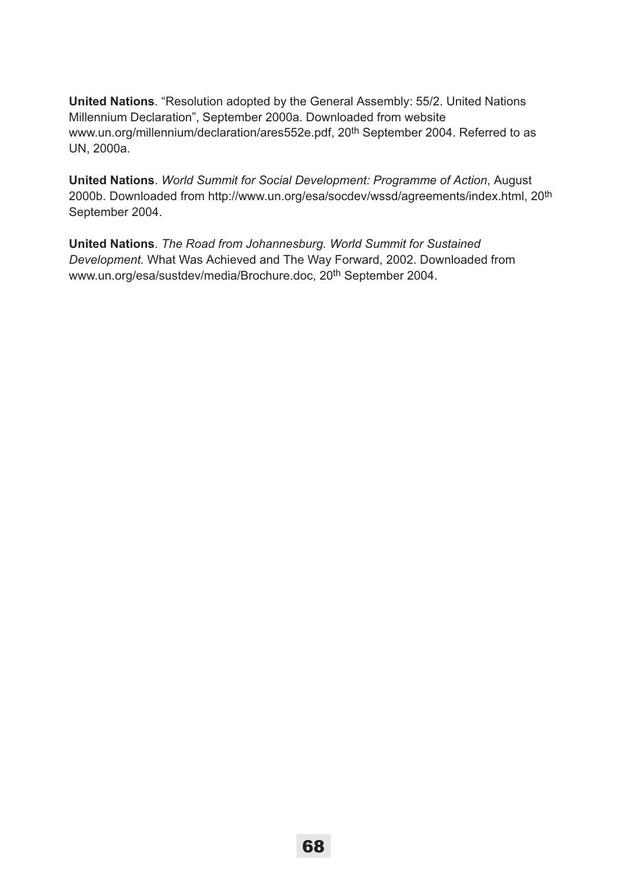**United Nations**. "Resolution adopted by the General Assembly: 55/2. United Nations Millennium Declaration", September 2000a. Downloaded from website www.un.org/millennium/declaration/ares552e.pdf, 20th September 2004. Referred to as UN, 2000a.

**United Nations**. *World Summit for Social Development: Programme of Action*, August 2000b. Downloaded from http://www.un.org/esa/socdev/wssd/agreements/index.html, 20th September 2004.

**United Nations**. *The Road from Johannesburg. World Summit for Sustained Development.* What Was Achieved and The Way Forward, 2002. Downloaded from www.un.org/esa/sustdev/media/Brochure.doc, 20th September 2004.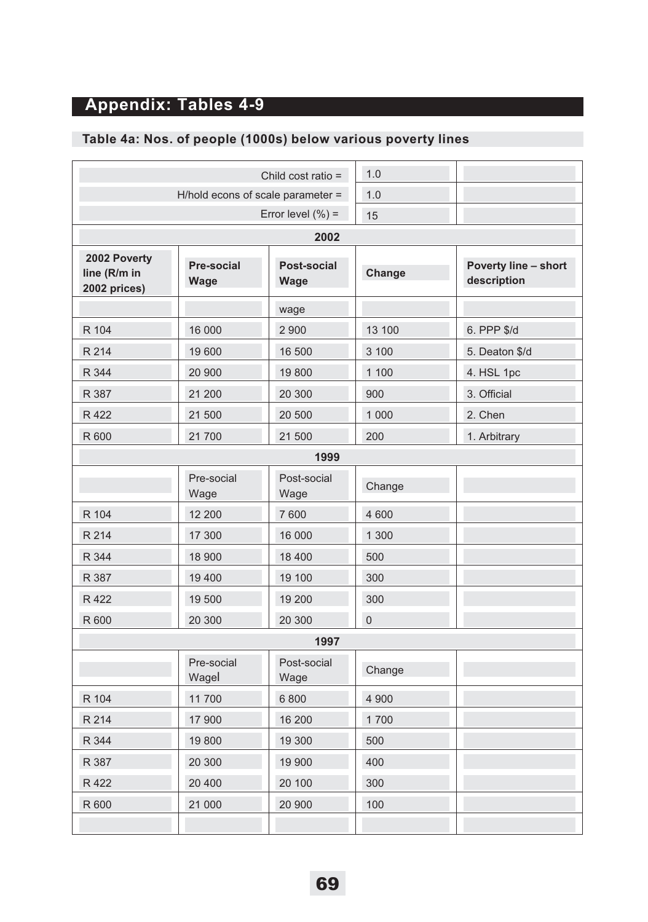## Appendix: Tables 4-9

### Table 4a: Nos. of people (1000s) below various poverty lines

| | | Child cost ratio = | 1.0 | |
|---|---|---|---|---|
| | | H/hold econs of scale parameter = | 1.0 | |
| | | Error level (%) = | 15 | |
| | | **2002** | | |
| **2002 Poverty line (R/m in 2002 prices)** | **Pre-social Wage** | **Post-social Wage** | **Change** | **Poverty line – short description** |
| | | wage | | |
| R 104 | 16 000 | 2 900 | 13 100 | 6. PPP $/d |
| R 214 | 19 600 | 16 500 | 3 100 | 5. Deaton $/d |
| R 344 | 20 900 | 19 800 | 1 100 | 4. HSL 1pc |
| R 387 | 21 200 | 20 300 | 900 | 3. Official |
| R 422 | 21 500 | 20 500 | 1 000 | 2. Chen |
| R 600 | 21 700 | 21 500 | 200 | 1. Arbitrary |
| | | **1999** | | |
| | Pre-social Wage | Post-social Wage | Change | |
| R 104 | 12 200 | 7 600 | 4 600 | |
| R 214 | 17 300 | 16 000 | 1 300 | |
| R 344 | 18 900 | 18 400 | 500 | |
| R 387 | 19 400 | 19 100 | 300 | |
| R 422 | 19 500 | 19 200 | 300 | |
| R 600 | 20 300 | 20 300 | 0 | |
| | | **1997** | | |
| | Pre-social Wagel | Post-social Wage | Change | |
| R 104 | 11 700 | 6 800 | 4 900 | |
| R 214 | 17 900 | 16 200 | 1 700 | |
| R 344 | 19 800 | 19 300 | 500 | |
| R 387 | 20 300 | 19 900 | 400 | |
| R 422 | 20 400 | 20 100 | 300 | |
| R 600 | 21 000 | 20 900 | 100 | |
| | | | | |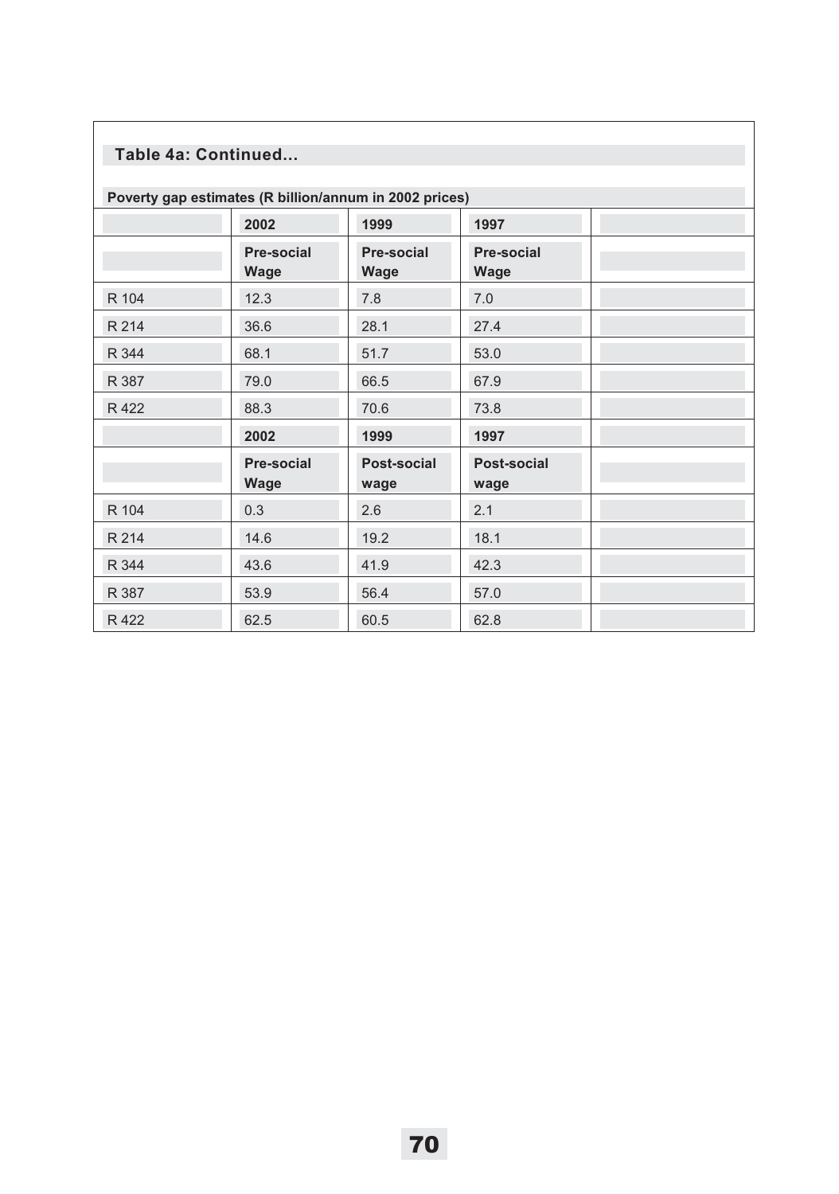**Table 4a: Continued...**

**Poverty gap estimates (R billion/annum in 2002 prices)**

| | 2002 | 1999 | 1997 | |
|---|---|---|---|---|
| | **Pre-social Wage** | **Pre-social Wage** | **Pre-social Wage** | |
| R 104 | 12.3 | 7.8 | 7.0 | |
| R 214 | 36.6 | 28.1 | 27.4 | |
| R 344 | 68.1 | 51.7 | 53.0 | |
| R 387 | 79.0 | 66.5 | 67.9 | |
| R 422 | 88.3 | 70.6 | 73.8 | |
| | **2002** | **1999** | **1997** | |
| | **Pre-social Wage** | **Post-social wage** | **Post-social wage** | |
| R 104 | 0.3 | 2.6 | 2.1 | |
| R 214 | 14.6 | 19.2 | 18.1 | |
| R 344 | 43.6 | 41.9 | 42.3 | |
| R 387 | 53.9 | 56.4 | 57.0 | |
| R 422 | 62.5 | 60.5 | 62.8 | |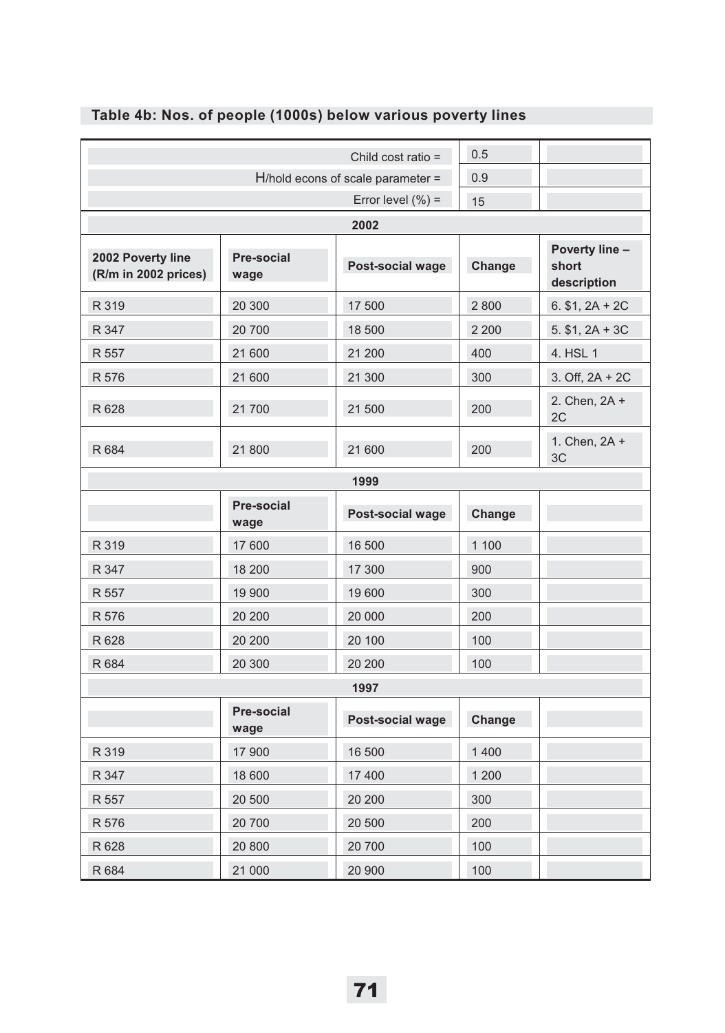### Table 4b: Nos. of people (1000s) below various poverty lines

| | | Child cost ratio = | 0.5 | |
|---|---|---|---|---|
| | | H/hold econs of scale parameter = | 0.9 | |
| | | Error level (%) = | 15 | |
| | | **2002** | | |
| **2002 Poverty line (R/m in 2002 prices)** | **Pre-social wage** | **Post-social wage** | **Change** | **Poverty line – short description** |
| R 319 | 20 300 | 17 500 | 2 800 | 6. $1, 2A + 2C |
| R 347 | 20 700 | 18 500 | 2 200 | 5. $1, 2A + 3C |
| R 557 | 21 600 | 21 200 | 400 | 4. HSL 1 |
| R 576 | 21 600 | 21 300 | 300 | 3. Off, 2A + 2C |
| R 628 | 21 700 | 21 500 | 200 | 2. Chen, 2A + 2C |
| R 684 | 21 800 | 21 600 | 200 | 1. Chen, 2A + 3C |
| | | **1999** | | |
| | **Pre-social wage** | **Post-social wage** | **Change** | |
| R 319 | 17 600 | 16 500 | 1 100 | |
| R 347 | 18 200 | 17 300 | 900 | |
| R 557 | 19 900 | 19 600 | 300 | |
| R 576 | 20 200 | 20 000 | 200 | |
| R 628 | 20 200 | 20 100 | 100 | |
| R 684 | 20 300 | 20 200 | 100 | |
| | | **1997** | | |
| | **Pre-social wage** | **Post-social wage** | **Change** | |
| R 319 | 17 900 | 16 500 | 1 400 | |
| R 347 | 18 600 | 17 400 | 1 200 | |
| R 557 | 20 500 | 20 200 | 300 | |
| R 576 | 20 700 | 20 500 | 200 | |
| R 628 | 20 800 | 20 700 | 100 | |
| R 684 | 21 000 | 20 900 | 100 | |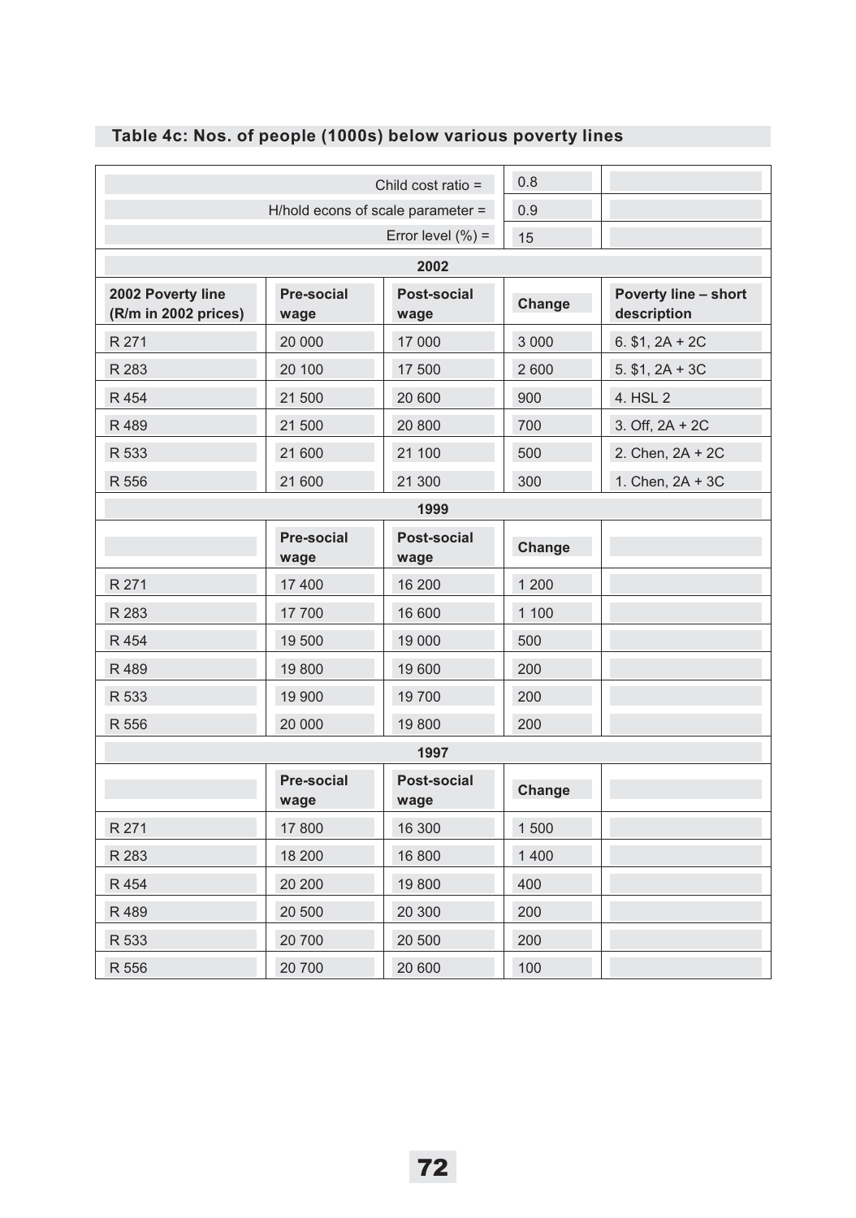## Table 4c: Nos. of people (1000s) below various poverty lines

| | | | | |
|---|---|---|---|---|
| | | Child cost ratio = | 0.8 | |
| | | H/hold econs of scale parameter = | 0.9 | |
| | | Error level (%) = | 15 | |
| **2002** | | | | |
| **2002 Poverty line (R/m in 2002 prices)** | **Pre-social wage** | **Post-social wage** | **Change** | **Poverty line – short description** |
| R 271 | 20 000 | 17 000 | 3 000 | 6. $1, 2A + 2C |
| R 283 | 20 100 | 17 500 | 2 600 | 5. $1, 2A + 3C |
| R 454 | 21 500 | 20 600 | 900 | 4. HSL 2 |
| R 489 | 21 500 | 20 800 | 700 | 3. Off, 2A + 2C |
| R 533 | 21 600 | 21 100 | 500 | 2. Chen, 2A + 2C |
| R 556 | 21 600 | 21 300 | 300 | 1. Chen, 2A + 3C |
| **1999** | | | | |
| | **Pre-social wage** | **Post-social wage** | **Change** | |
| R 271 | 17 400 | 16 200 | 1 200 | |
| R 283 | 17 700 | 16 600 | 1 100 | |
| R 454 | 19 500 | 19 000 | 500 | |
| R 489 | 19 800 | 19 600 | 200 | |
| R 533 | 19 900 | 19 700 | 200 | |
| R 556 | 20 000 | 19 800 | 200 | |
| **1997** | | | | |
| | **Pre-social wage** | **Post-social wage** | **Change** | |
| R 271 | 17 800 | 16 300 | 1 500 | |
| R 283 | 18 200 | 16 800 | 1 400 | |
| R 454 | 20 200 | 19 800 | 400 | |
| R 489 | 20 500 | 20 300 | 200 | |
| R 533 | 20 700 | 20 500 | 200 | |
| R 556 | 20 700 | 20 600 | 100 | |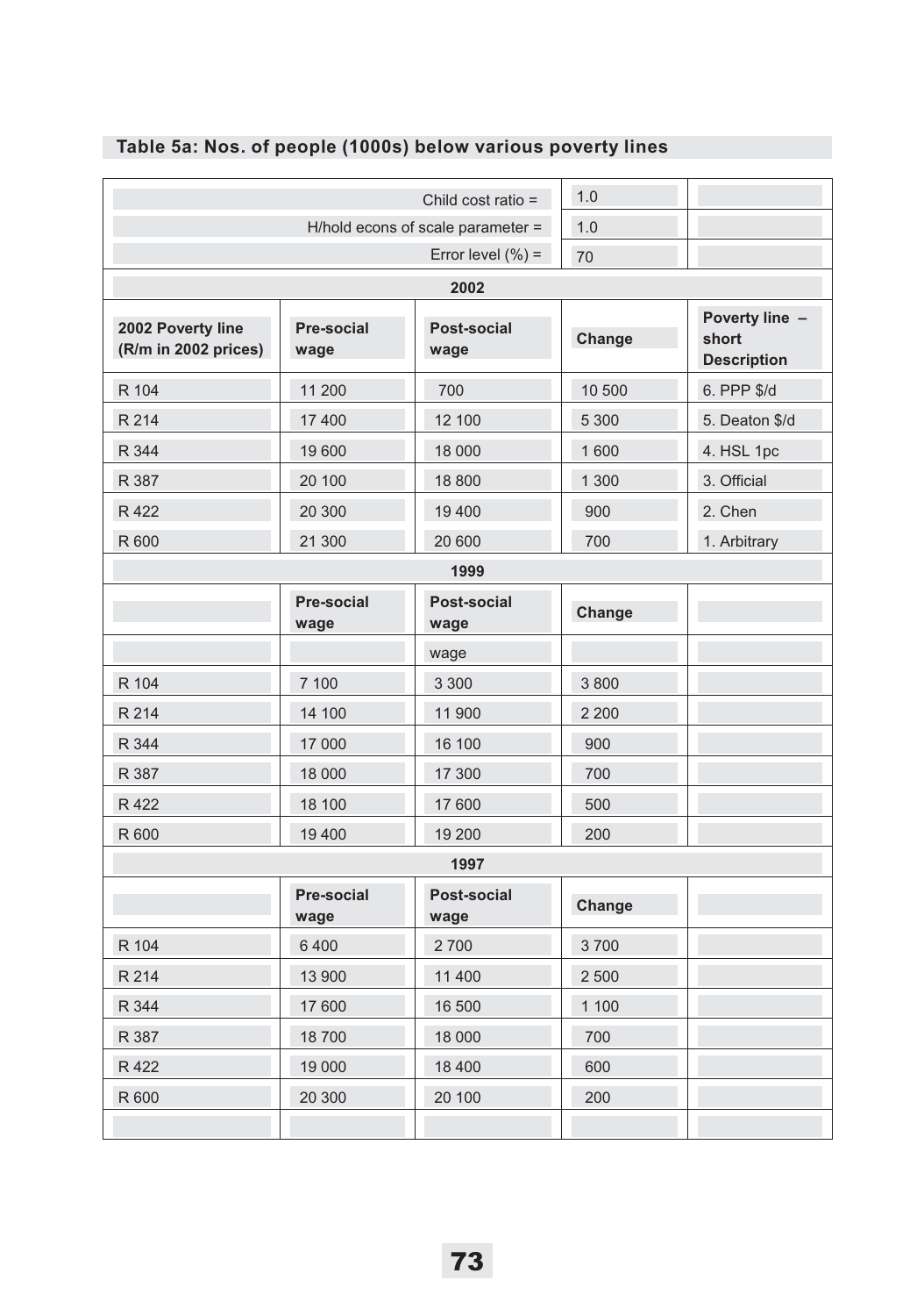## Table 5a: Nos. of people (1000s) below various poverty lines

| | | Child cost ratio = | 1.0 | |
|---|---|---|---|---|
| | | H/hold econs of scale parameter = | 1.0 | |
| | | Error level (%) = | 70 | |
| | | **2002** | | |
| **2002 Poverty line (R/m in 2002 prices)** | **Pre-social wage** | **Post-social wage** | **Change** | **Poverty line – short Description** |
| R 104 | 11 200 | 700 | 10 500 | 6. PPP $/d |
| R 214 | 17 400 | 12 100 | 5 300 | 5. Deaton $/d |
| R 344 | 19 600 | 18 000 | 1 600 | 4. HSL 1pc |
| R 387 | 20 100 | 18 800 | 1 300 | 3. Official |
| R 422 | 20 300 | 19 400 | 900 | 2. Chen |
| R 600 | 21 300 | 20 600 | 700 | 1. Arbitrary |
| | | **1999** | | |
| | **Pre-social wage** | **Post-social wage** | **Change** | |
| | | wage | | |
| R 104 | 7 100 | 3 300 | 3 800 | |
| R 214 | 14 100 | 11 900 | 2 200 | |
| R 344 | 17 000 | 16 100 | 900 | |
| R 387 | 18 000 | 17 300 | 700 | |
| R 422 | 18 100 | 17 600 | 500 | |
| R 600 | 19 400 | 19 200 | 200 | |
| | | **1997** | | |
| | **Pre-social wage** | **Post-social wage** | **Change** | |
| R 104 | 6 400 | 2 700 | 3 700 | |
| R 214 | 13 900 | 11 400 | 2 500 | |
| R 344 | 17 600 | 16 500 | 1 100 | |
| R 387 | 18 700 | 18 000 | 700 | |
| R 422 | 19 000 | 18 400 | 600 | |
| R 600 | 20 300 | 20 100 | 200 | |
| | | | | |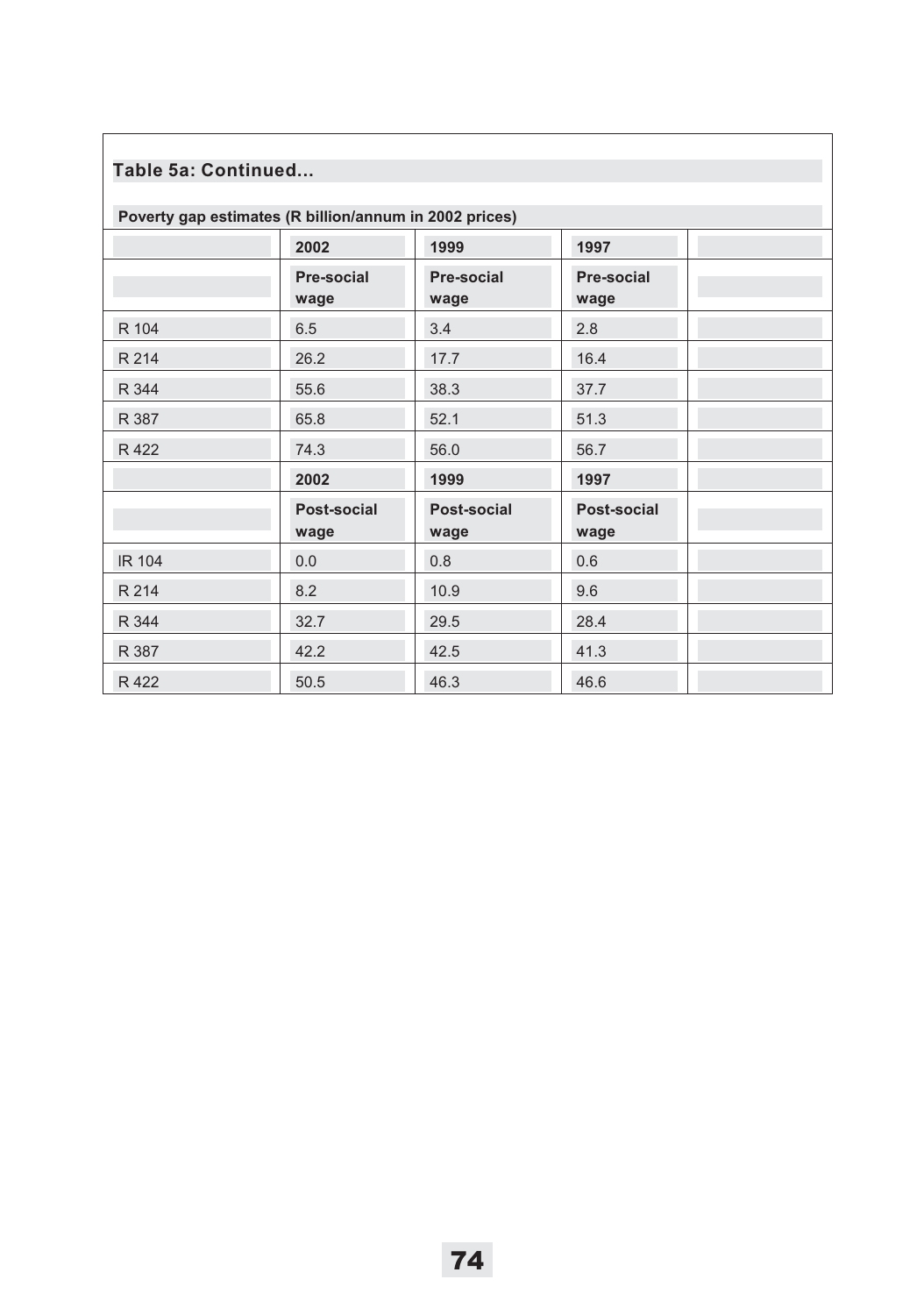### Table 5a: Continued...

**Poverty gap estimates (R billion/annum in 2002 prices)**

| | 2002 | 1999 | 1997 | |
|---|---|---|---|---|
| | **Pre-social wage** | **Pre-social wage** | **Pre-social wage** | |
| R 104 | 6.5 | 3.4 | 2.8 | |
| R 214 | 26.2 | 17.7 | 16.4 | |
| R 344 | 55.6 | 38.3 | 37.7 | |
| R 387 | 65.8 | 52.1 | 51.3 | |
| R 422 | 74.3 | 56.0 | 56.7 | |
| | **2002** | **1999** | **1997** | |
| | **Post-social wage** | **Post-social wage** | **Post-social wage** | |
| IR 104 | 0.0 | 0.8 | 0.6 | |
| R 214 | 8.2 | 10.9 | 9.6 | |
| R 344 | 32.7 | 29.5 | 28.4 | |
| R 387 | 42.2 | 42.5 | 41.3 | |
| R 422 | 50.5 | 46.3 | 46.6 | |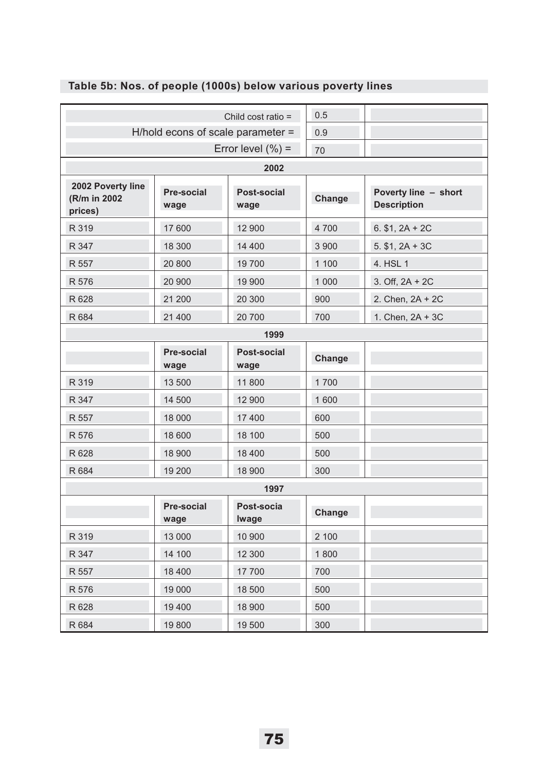**Table 5b: Nos. of people (1000s) below various poverty lines**

| | | Child cost ratio = | 0.5 | |
|---|---|---|---|---|
| | | H/hold econs of scale parameter = | 0.9 | |
| | | Error level (%) = | 70 | |
| | | **2002** | | |
| **2002 Poverty line (R/m in 2002 prices)** | **Pre-social wage** | **Post-social wage** | **Change** | **Poverty line – short Description** |
| R 319 | 17 600 | 12 900 | 4 700 | 6. $1, 2A + 2C |
| R 347 | 18 300 | 14 400 | 3 900 | 5. $1, 2A + 3C |
| R 557 | 20 800 | 19 700 | 1 100 | 4. HSL 1 |
| R 576 | 20 900 | 19 900 | 1 000 | 3. Off, 2A + 2C |
| R 628 | 21 200 | 20 300 | 900 | 2. Chen, 2A + 2C |
| R 684 | 21 400 | 20 700 | 700 | 1. Chen, 2A + 3C |
| | | **1999** | | |
| | **Pre-social wage** | **Post-social wage** | **Change** | |
| R 319 | 13 500 | 11 800 | 1 700 | |
| R 347 | 14 500 | 12 900 | 1 600 | |
| R 557 | 18 000 | 17 400 | 600 | |
| R 576 | 18 600 | 18 100 | 500 | |
| R 628 | 18 900 | 18 400 | 500 | |
| R 684 | 19 200 | 18 900 | 300 | |
| | | **1997** | | |
| | **Pre-social wage** | **Post-socia lwage** | **Change** | |
| R 319 | 13 000 | 10 900 | 2 100 | |
| R 347 | 14 100 | 12 300 | 1 800 | |
| R 557 | 18 400 | 17 700 | 700 | |
| R 576 | 19 000 | 18 500 | 500 | |
| R 628 | 19 400 | 18 900 | 500 | |
| R 684 | 19 800 | 19 500 | 300 | |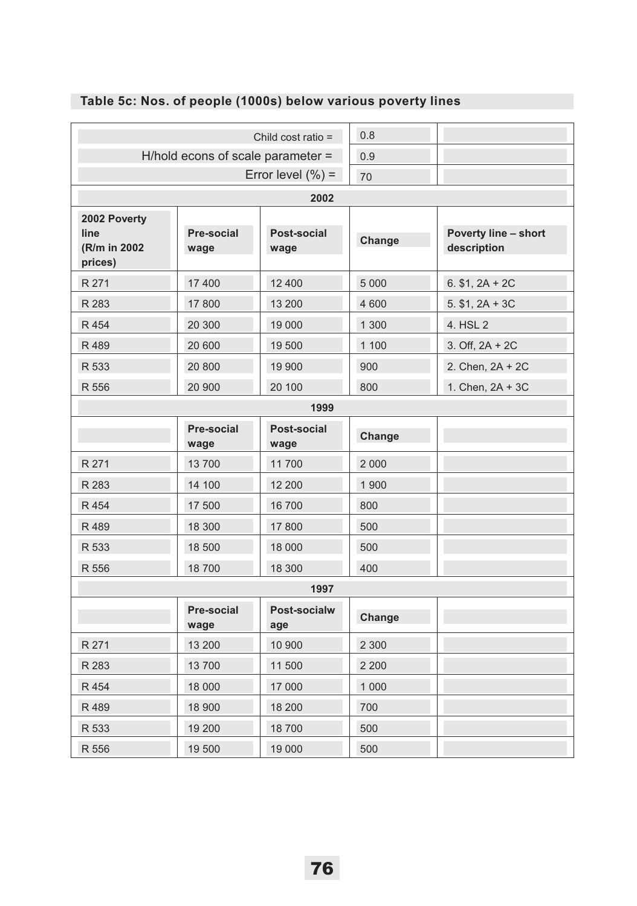### Table 5c: Nos. of people (1000s) below various poverty lines

| | | Child cost ratio = | 0.8 | |
|---|---|---|---|---|
| | | H/hold econs of scale parameter = | 0.9 | |
| | | Error level (%) = | 70 | |
| **2002** | | | | |
| **2002 Poverty line (R/m in 2002 prices)** | **Pre-social wage** | **Post-social wage** | **Change** | **Poverty line – short description** |
| R 271 | 17 400 | 12 400 | 5 000 | 6. $1, 2A + 2C |
| R 283 | 17 800 | 13 200 | 4 600 | 5. $1, 2A + 3C |
| R 454 | 20 300 | 19 000 | 1 300 | 4. HSL 2 |
| R 489 | 20 600 | 19 500 | 1 100 | 3. Off, 2A + 2C |
| R 533 | 20 800 | 19 900 | 900 | 2. Chen, 2A + 2C |
| R 556 | 20 900 | 20 100 | 800 | 1. Chen, 2A + 3C |
| **1999** | | | | |
| | **Pre-social wage** | **Post-social wage** | **Change** | |
| R 271 | 13 700 | 11 700 | 2 000 | |
| R 283 | 14 100 | 12 200 | 1 900 | |
| R 454 | 17 500 | 16 700 | 800 | |
| R 489 | 18 300 | 17 800 | 500 | |
| R 533 | 18 500 | 18 000 | 500 | |
| R 556 | 18 700 | 18 300 | 400 | |
| **1997** | | | | |
| | **Pre-social wage** | **Post-socialw age** | **Change** | |
| R 271 | 13 200 | 10 900 | 2 300 | |
| R 283 | 13 700 | 11 500 | 2 200 | |
| R 454 | 18 000 | 17 000 | 1 000 | |
| R 489 | 18 900 | 18 200 | 700 | |
| R 533 | 19 200 | 18 700 | 500 | |
| R 556 | 19 500 | 19 000 | 500 | |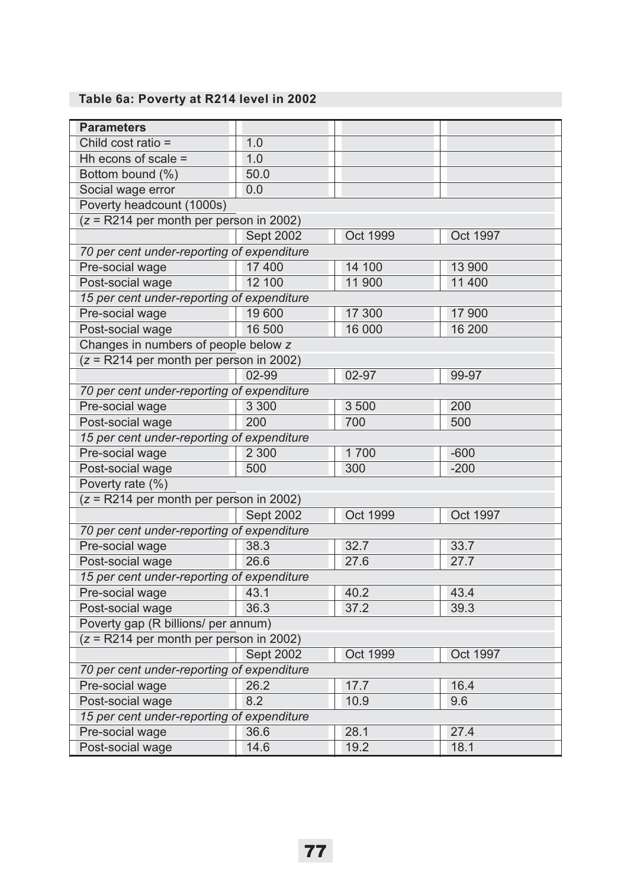**Table 6a: Poverty at R214 level in 2002**

| Parameters | | | |
|---|---|---|---|
| Child cost ratio = | 1.0 | | |
| Hh econs of scale = | 1.0 | | |
| Bottom bound (%) | 50.0 | | |
| Social wage error | 0.0 | | |
| Poverty headcount (1000s) | | | |
| ($z$ = R214 per month per person in 2002) | | | |
| | Sept 2002 | Oct 1999 | Oct 1997 |
| *70 per cent under-reporting of expenditure* | | | |
| Pre-social wage | 17 400 | 14 100 | 13 900 |
| Post-social wage | 12 100 | 11 900 | 11 400 |
| *15 per cent under-reporting of expenditure* | | | |
| Pre-social wage | 19 600 | 17 300 | 17 900 |
| Post-social wage | 16 500 | 16 000 | 16 200 |
| Changes in numbers of people below $z$ | | | |
| ($z$ = R214 per month per person in 2002) | | | |
| | 02-99 | 02-97 | 99-97 |
| *70 per cent under-reporting of expenditure* | | | |
| Pre-social wage | 3 300 | 3 500 | 200 |
| Post-social wage | 200 | 700 | 500 |
| *15 per cent under-reporting of expenditure* | | | |
| Pre-social wage | 2 300 | 1 700 | -600 |
| Post-social wage | 500 | 300 | -200 |
| Poverty rate (%) | | | |
| ($z$ = R214 per month per person in 2002) | | | |
| | Sept 2002 | Oct 1999 | Oct 1997 |
| *70 per cent under-reporting of expenditure* | | | |
| Pre-social wage | 38.3 | 32.7 | 33.7 |
| Post-social wage | 26.6 | 27.6 | 27.7 |
| *15 per cent under-reporting of expenditure* | | | |
| Pre-social wage | 43.1 | 40.2 | 43.4 |
| Post-social wage | 36.3 | 37.2 | 39.3 |
| Poverty gap (R billions/ per annum) | | | |
| ($z$ = R214 per month per person in 2002) | | | |
| | Sept 2002 | Oct 1999 | Oct 1997 |
| *70 per cent under-reporting of expenditure* | | | |
| Pre-social wage | 26.2 | 17.7 | 16.4 |
| Post-social wage | 8.2 | 10.9 | 9.6 |
| *15 per cent under-reporting of expenditure* | | | |
| Pre-social wage | 36.6 | 28.1 | 27.4 |
| Post-social wage | 14.6 | 19.2 | 18.1 |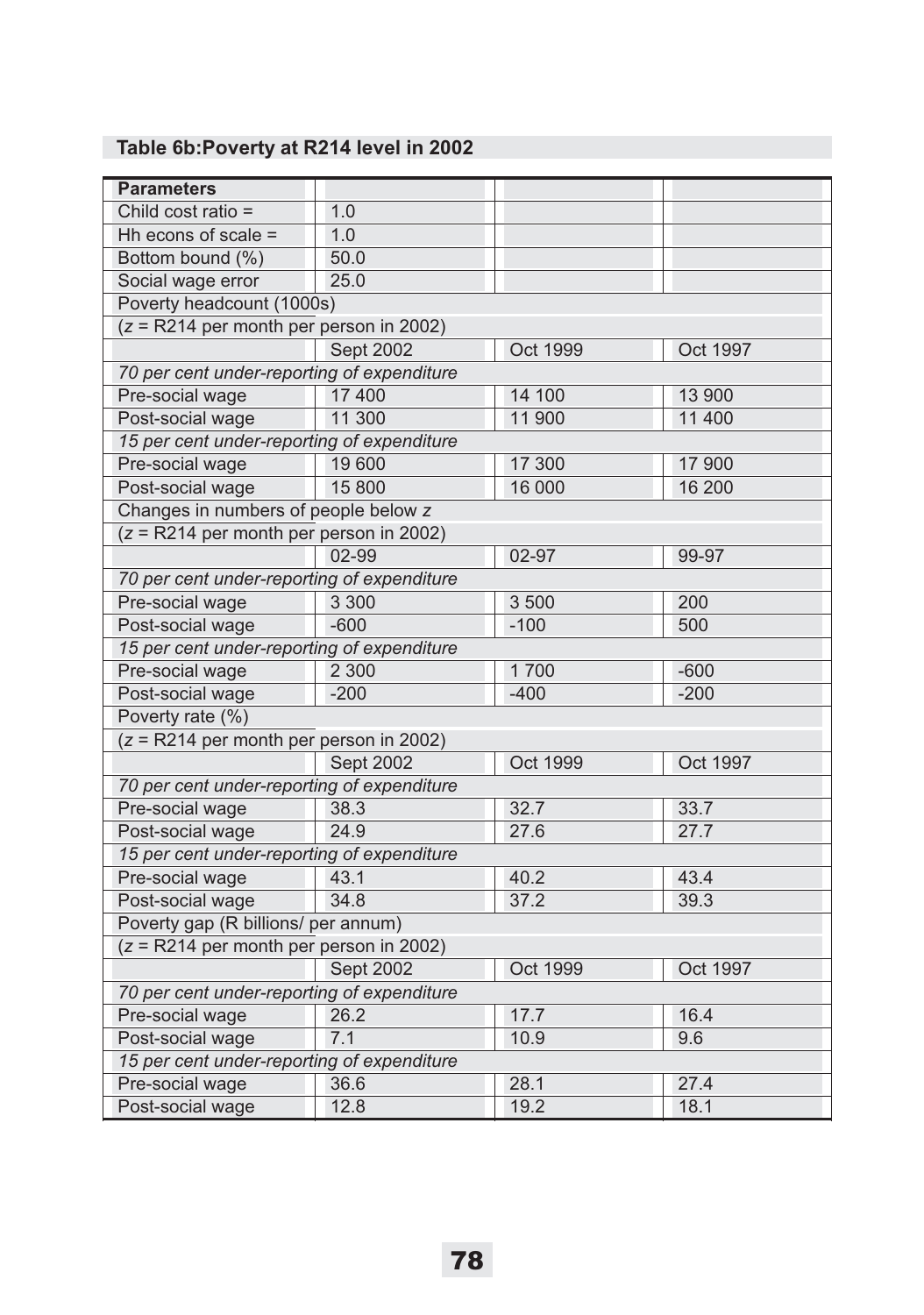### Table 6b:Poverty at R214 level in 2002

| Parameters | | | |
|---|---|---|---|
| Child cost ratio = | 1.0 | | |
| Hh econs of scale = | 1.0 | | |
| Bottom bound (%) | 50.0 | | |
| Social wage error | 25.0 | | |
| Poverty headcount (1000s) | | | |
| ($z$ = R214 per month per person in 2002) | | | |
| | Sept 2002 | Oct 1999 | Oct 1997 |
| *70 per cent under-reporting of expenditure* | | | |
| Pre-social wage | 17 400 | 14 100 | 13 900 |
| Post-social wage | 11 300 | 11 900 | 11 400 |
| *15 per cent under-reporting of expenditure* | | | |
| Pre-social wage | 19 600 | 17 300 | 17 900 |
| Post-social wage | 15 800 | 16 000 | 16 200 |
| Changes in numbers of people below $z$ | | | |
| ($z$ = R214 per month per person in 2002) | | | |
| | 02-99 | 02-97 | 99-97 |
| *70 per cent under-reporting of expenditure* | | | |
| Pre-social wage | 3 300 | 3 500 | 200 |
| Post-social wage | -600 | -100 | 500 |
| *15 per cent under-reporting of expenditure* | | | |
| Pre-social wage | 2 300 | 1 700 | -600 |
| Post-social wage | -200 | -400 | -200 |
| Poverty rate (%) | | | |
| ($z$ = R214 per month per person in 2002) | | | |
| | Sept 2002 | Oct 1999 | Oct 1997 |
| *70 per cent under-reporting of expenditure* | | | |
| Pre-social wage | 38.3 | 32.7 | 33.7 |
| Post-social wage | 24.9 | 27.6 | 27.7 |
| *15 per cent under-reporting of expenditure* | | | |
| Pre-social wage | 43.1 | 40.2 | 43.4 |
| Post-social wage | 34.8 | 37.2 | 39.3 |
| Poverty gap (R billions/ per annum) | | | |
| ($z$ = R214 per month per person in 2002) | | | |
| | Sept 2002 | Oct 1999 | Oct 1997 |
| *70 per cent under-reporting of expenditure* | | | |
| Pre-social wage | 26.2 | 17.7 | 16.4 |
| Post-social wage | 7.1 | 10.9 | 9.6 |
| *15 per cent under-reporting of expenditure* | | | |
| Pre-social wage | 36.6 | 28.1 | 27.4 |
| Post-social wage | 12.8 | 19.2 | 18.1 |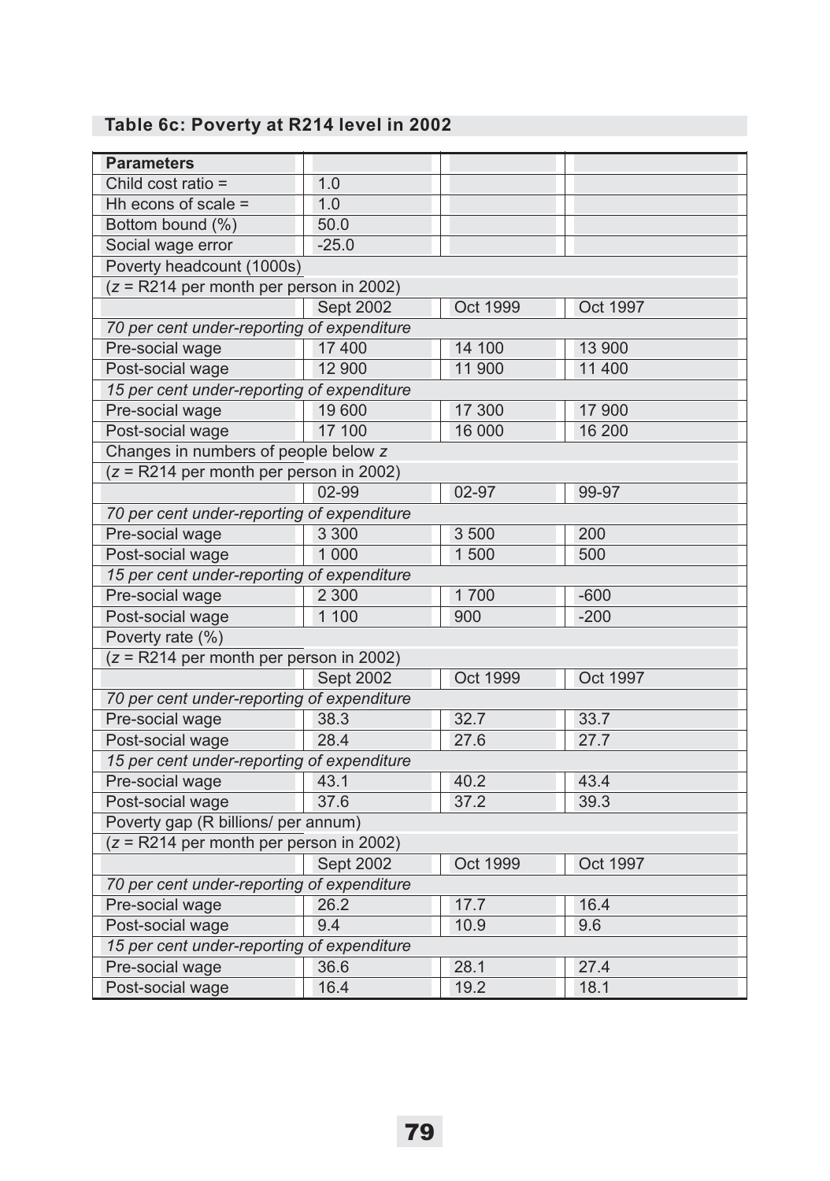### Table 6c: Poverty at R214 level in 2002

| Parameters | | | |
|---|---|---|---|
| Child cost ratio = | 1.0 | | |
| Hh econs of scale = | 1.0 | | |
| Bottom bound (%) | 50.0 | | |
| Social wage error | -25.0 | | |
| Poverty headcount (1000s) | | | |
| ($z$ = R214 per month per person in 2002) | | | |
| | Sept 2002 | Oct 1999 | Oct 1997 |
| *70 per cent under-reporting of expenditure* | | | |
| Pre-social wage | 17 400 | 14 100 | 13 900 |
| Post-social wage | 12 900 | 11 900 | 11 400 |
| *15 per cent under-reporting of expenditure* | | | |
| Pre-social wage | 19 600 | 17 300 | 17 900 |
| Post-social wage | 17 100 | 16 000 | 16 200 |
| Changes in numbers of people below $z$ | | | |
| ($z$ = R214 per month per person in 2002) | | | |
| | 02-99 | 02-97 | 99-97 |
| *70 per cent under-reporting of expenditure* | | | |
| Pre-social wage | 3 300 | 3 500 | 200 |
| Post-social wage | 1 000 | 1 500 | 500 |
| *15 per cent under-reporting of expenditure* | | | |
| Pre-social wage | 2 300 | 1 700 | -600 |
| Post-social wage | 1 100 | 900 | -200 |
| Poverty rate (%) | | | |
| ($z$ = R214 per month per person in 2002) | | | |
| | Sept 2002 | Oct 1999 | Oct 1997 |
| *70 per cent under-reporting of expenditure* | | | |
| Pre-social wage | 38.3 | 32.7 | 33.7 |
| Post-social wage | 28.4 | 27.6 | 27.7 |
| *15 per cent under-reporting of expenditure* | | | |
| Pre-social wage | 43.1 | 40.2 | 43.4 |
| Post-social wage | 37.6 | 37.2 | 39.3 |
| Poverty gap (R billions/ per annum) | | | |
| ($z$ = R214 per month per person in 2002) | | | |
| | Sept 2002 | Oct 1999 | Oct 1997 |
| *70 per cent under-reporting of expenditure* | | | |
| Pre-social wage | 26.2 | 17.7 | 16.4 |
| Post-social wage | 9.4 | 10.9 | 9.6 |
| *15 per cent under-reporting of expenditure* | | | |
| Pre-social wage | 36.6 | 28.1 | 27.4 |
| Post-social wage | 16.4 | 19.2 | 18.1 |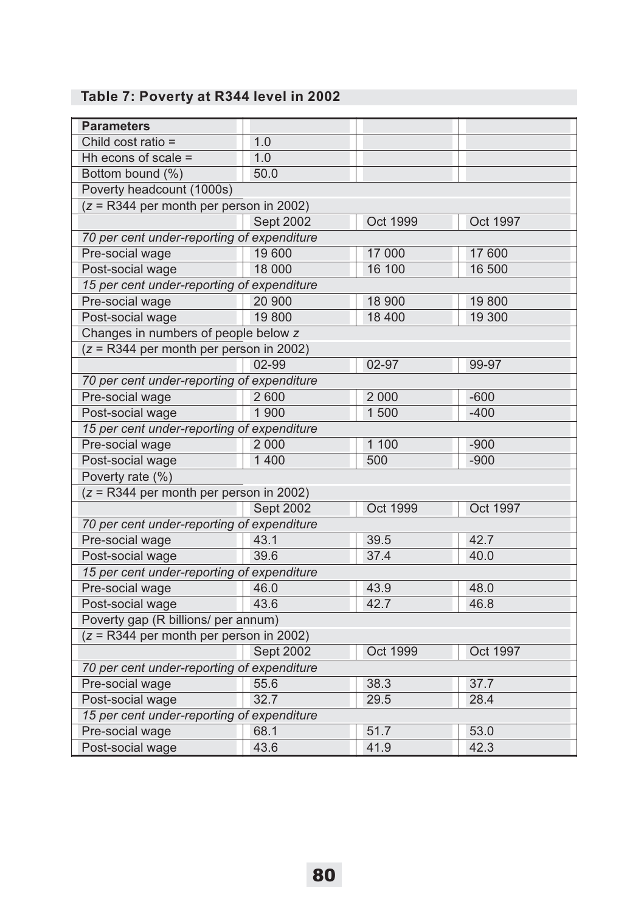**Table 7: Poverty at R344 level in 2002**

| Parameters | | | |
|---|---|---|---|
| Child cost ratio = | 1.0 | | |
| Hh econs of scale = | 1.0 | | |
| Bottom bound (%) | 50.0 | | |
| Poverty headcount (1000s) | | | |
| ($z$ = R344 per month per person in 2002) | | | |
| | Sept 2002 | Oct 1999 | Oct 1997 |
| *70 per cent under-reporting of expenditure* | | | |
| Pre-social wage | 19 600 | 17 000 | 17 600 |
| Post-social wage | 18 000 | 16 100 | 16 500 |
| *15 per cent under-reporting of expenditure* | | | |
| Pre-social wage | 20 900 | 18 900 | 19 800 |
| Post-social wage | 19 800 | 18 400 | 19 300 |
| Changes in numbers of people below $z$ | | | |
| ($z$ = R344 per month per person in 2002) | | | |
| | 02-99 | 02-97 | 99-97 |
| *70 per cent under-reporting of expenditure* | | | |
| Pre-social wage | 2 600 | 2 000 | -600 |
| Post-social wage | 1 900 | 1 500 | -400 |
| *15 per cent under-reporting of expenditure* | | | |
| Pre-social wage | 2 000 | 1 100 | -900 |
| Post-social wage | 1 400 | 500 | -900 |
| Poverty rate (%) | | | |
| ($z$ = R344 per month per person in 2002) | | | |
| | Sept 2002 | Oct 1999 | Oct 1997 |
| *70 per cent under-reporting of expenditure* | | | |
| Pre-social wage | 43.1 | 39.5 | 42.7 |
| Post-social wage | 39.6 | 37.4 | 40.0 |
| *15 per cent under-reporting of expenditure* | | | |
| Pre-social wage | 46.0 | 43.9 | 48.0 |
| Post-social wage | 43.6 | 42.7 | 46.8 |
| Poverty gap (R billions/ per annum) | | | |
| ($z$ = R344 per month per person in 2002) | | | |
| | Sept 2002 | Oct 1999 | Oct 1997 |
| *70 per cent under-reporting of expenditure* | | | |
| Pre-social wage | 55.6 | 38.3 | 37.7 |
| Post-social wage | 32.7 | 29.5 | 28.4 |
| *15 per cent under-reporting of expenditure* | | | |
| Pre-social wage | 68.1 | 51.7 | 53.0 |
| Post-social wage | 43.6 | 41.9 | 42.3 |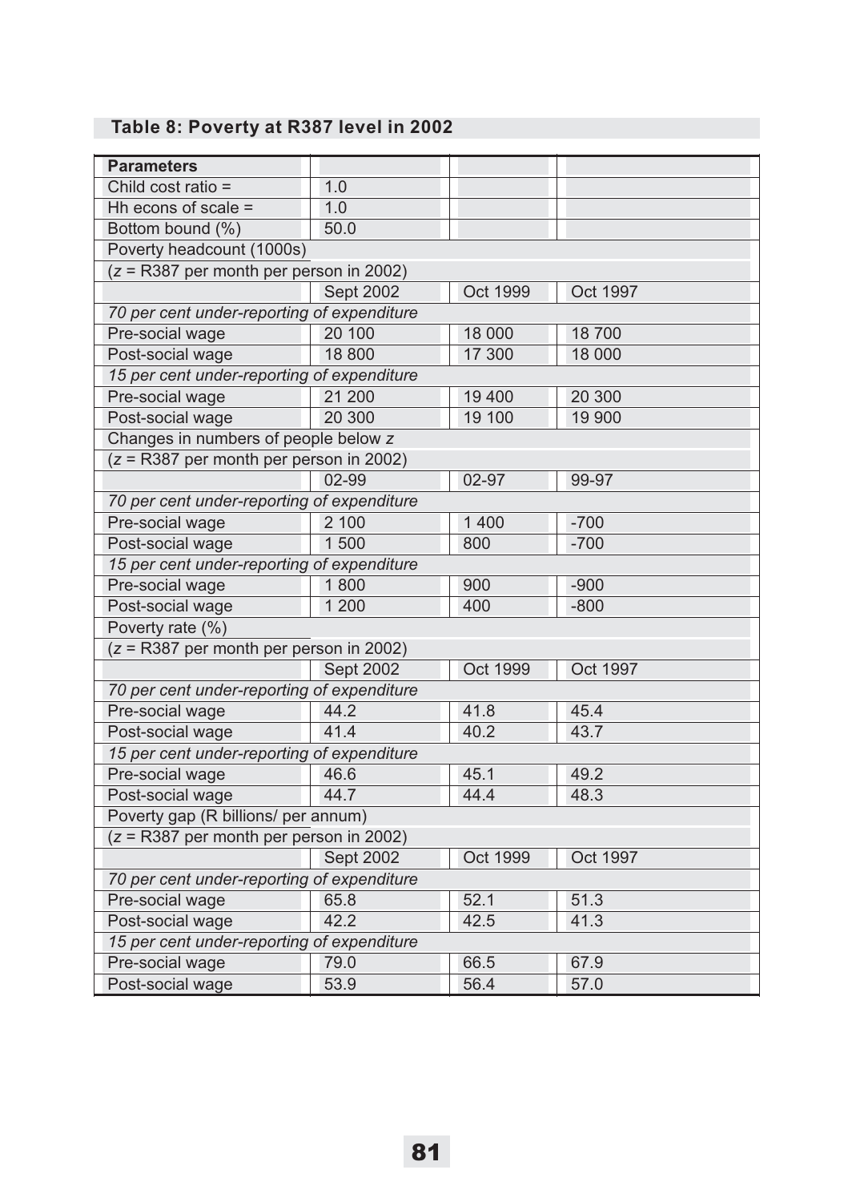**Table 8: Poverty at R387 level in 2002**

| **Parameters** | | | |
|---|---|---|---|
| Child cost ratio = | 1.0 | | |
| Hh econs of scale = | 1.0 | | |
| Bottom bound (%) | 50.0 | | |
| Poverty headcount (1000s) | | | |
| ($z$ = R387 per month per person in 2002) | | | |
| | Sept 2002 | Oct 1999 | Oct 1997 |
| *70 per cent under-reporting of expenditure* | | | |
| Pre-social wage | 20 100 | 18 000 | 18 700 |
| Post-social wage | 18 800 | 17 300 | 18 000 |
| *15 per cent under-reporting of expenditure* | | | |
| Pre-social wage | 21 200 | 19 400 | 20 300 |
| Post-social wage | 20 300 | 19 100 | 19 900 |
| Changes in numbers of people below $z$ | | | |
| ($z$ = R387 per month per person in 2002) | | | |
| | 02-99 | 02-97 | 99-97 |
| *70 per cent under-reporting of expenditure* | | | |
| Pre-social wage | 2 100 | 1 400 | -700 |
| Post-social wage | 1 500 | 800 | -700 |
| *15 per cent under-reporting of expenditure* | | | |
| Pre-social wage | 1 800 | 900 | -900 |
| Post-social wage | 1 200 | 400 | -800 |
| Poverty rate (%) | | | |
| ($z$ = R387 per month per person in 2002) | | | |
| | Sept 2002 | Oct 1999 | Oct 1997 |
| *70 per cent under-reporting of expenditure* | | | |
| Pre-social wage | 44.2 | 41.8 | 45.4 |
| Post-social wage | 41.4 | 40.2 | 43.7 |
| *15 per cent under-reporting of expenditure* | | | |
| Pre-social wage | 46.6 | 45.1 | 49.2 |
| Post-social wage | 44.7 | 44.4 | 48.3 |
| Poverty gap (R billions/ per annum) | | | |
| ($z$ = R387 per month per person in 2002) | | | |
| | Sept 2002 | Oct 1999 | Oct 1997 |
| *70 per cent under-reporting of expenditure* | | | |
| Pre-social wage | 65.8 | 52.1 | 51.3 |
| Post-social wage | 42.2 | 42.5 | 41.3 |
| *15 per cent under-reporting of expenditure* | | | |
| Pre-social wage | 79.0 | 66.5 | 67.9 |
| Post-social wage | 53.9 | 56.4 | 57.0 |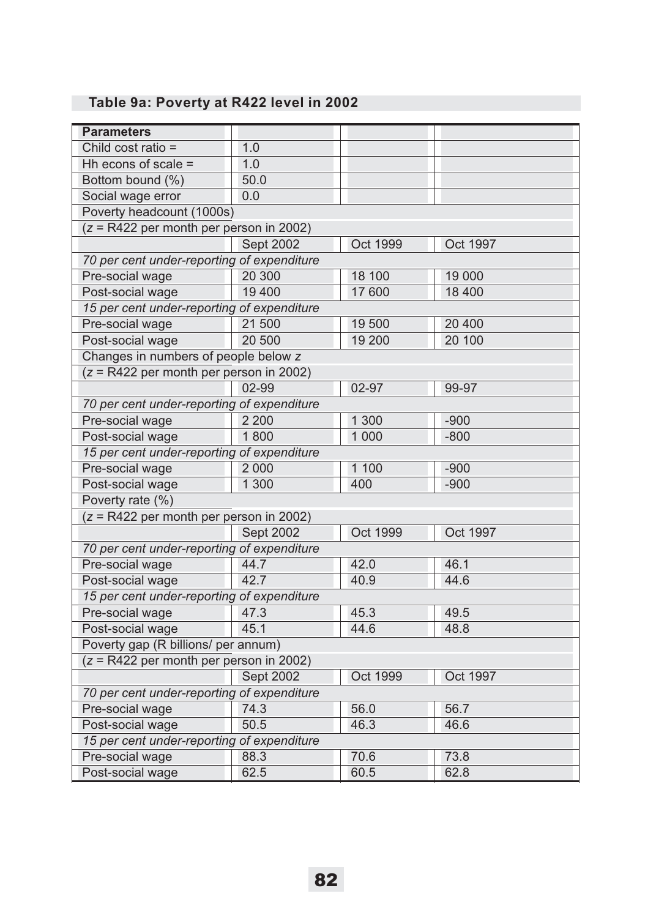### Table 9a: Poverty at R422 level in 2002

| Parameters | | | |
|---|---|---|---|
| Child cost ratio = | 1.0 | | |
| Hh econs of scale = | 1.0 | | |
| Bottom bound (%) | 50.0 | | |
| Social wage error | 0.0 | | |
| Poverty headcount (1000s) | | | |
| ($z$ = R422 per month per person in 2002) | | | |
| | Sept 2002 | Oct 1999 | Oct 1997 |
| *70 per cent under-reporting of expenditure* | | | |
| Pre-social wage | 20 300 | 18 100 | 19 000 |
| Post-social wage | 19 400 | 17 600 | 18 400 |
| *15 per cent under-reporting of expenditure* | | | |
| Pre-social wage | 21 500 | 19 500 | 20 400 |
| Post-social wage | 20 500 | 19 200 | 20 100 |
| Changes in numbers of people below $z$ | | | |
| ($z$ = R422 per month per person in 2002) | | | |
| | 02-99 | 02-97 | 99-97 |
| *70 per cent under-reporting of expenditure* | | | |
| Pre-social wage | 2 200 | 1 300 | -900 |
| Post-social wage | 1 800 | 1 000 | -800 |
| *15 per cent under-reporting of expenditure* | | | |
| Pre-social wage | 2 000 | 1 100 | -900 |
| Post-social wage | 1 300 | 400 | -900 |
| Poverty rate (%) | | | |
| ($z$ = R422 per month per person in 2002) | | | |
| | Sept 2002 | Oct 1999 | Oct 1997 |
| *70 per cent under-reporting of expenditure* | | | |
| Pre-social wage | 44.7 | 42.0 | 46.1 |
| Post-social wage | 42.7 | 40.9 | 44.6 |
| *15 per cent under-reporting of expenditure* | | | |
| Pre-social wage | 47.3 | 45.3 | 49.5 |
| Post-social wage | 45.1 | 44.6 | 48.8 |
| Poverty gap (R billions/ per annum) | | | |
| ($z$ = R422 per month per person in 2002) | | | |
| | Sept 2002 | Oct 1999 | Oct 1997 |
| *70 per cent under-reporting of expenditure* | | | |
| Pre-social wage | 74.3 | 56.0 | 56.7 |
| Post-social wage | 50.5 | 46.3 | 46.6 |
| *15 per cent under-reporting of expenditure* | | | |
| Pre-social wage | 88.3 | 70.6 | 73.8 |
| Post-social wage | 62.5 | 60.5 | 62.8 |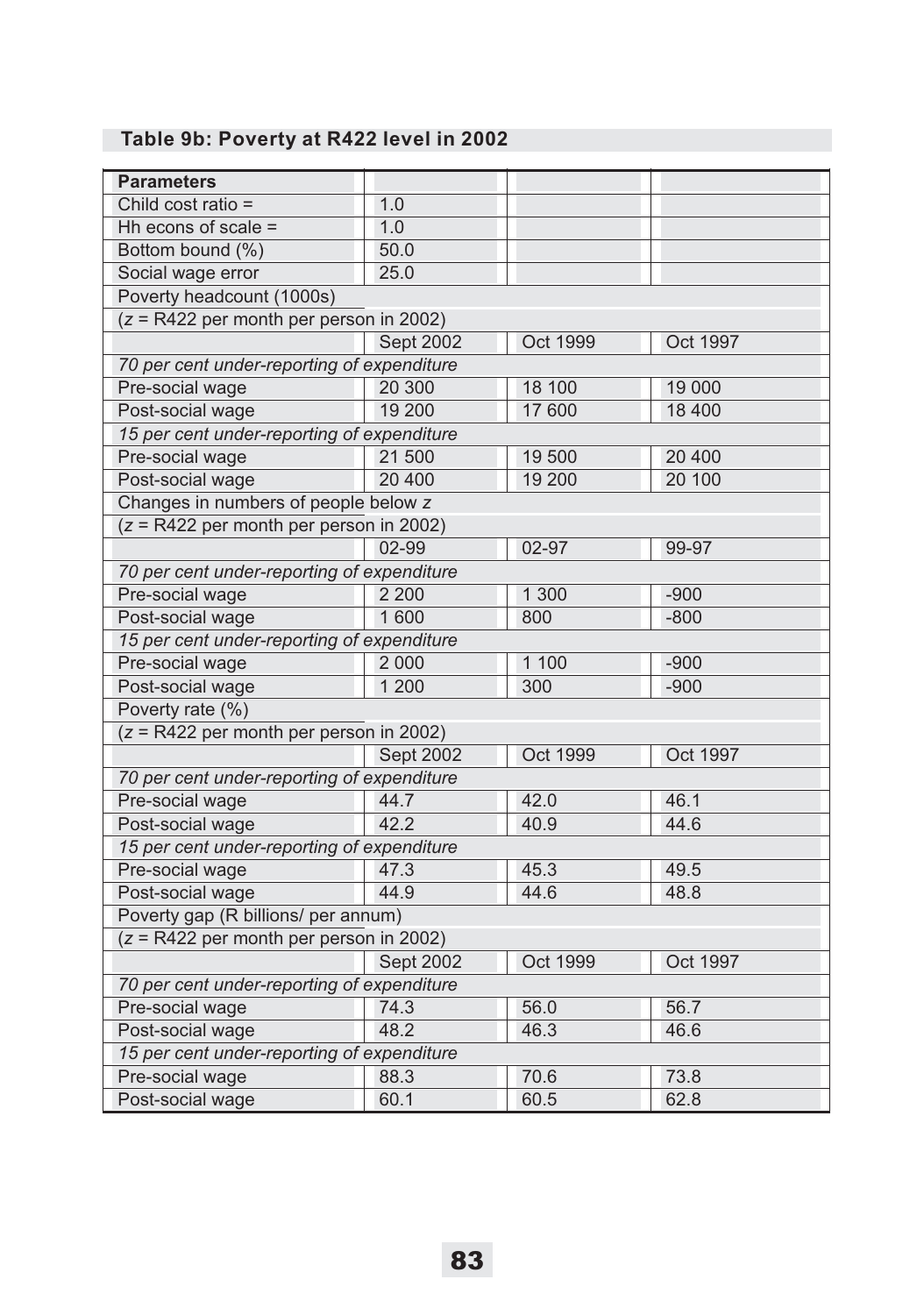### Table 9b: Poverty at R422 level in 2002

| Parameters | | | |
|---|---|---|---|
| Child cost ratio = | 1.0 | | |
| Hh econs of scale = | 1.0 | | |
| Bottom bound (%) | 50.0 | | |
| Social wage error | 25.0 | | |
| Poverty headcount (1000s) | | | |
| ($z$ = R422 per month per person in 2002) | | | |
| | Sept 2002 | Oct 1999 | Oct 1997 |
| *70 per cent under-reporting of expenditure* | | | |
| Pre-social wage | 20 300 | 18 100 | 19 000 |
| Post-social wage | 19 200 | 17 600 | 18 400 |
| *15 per cent under-reporting of expenditure* | | | |
| Pre-social wage | 21 500 | 19 500 | 20 400 |
| Post-social wage | 20 400 | 19 200 | 20 100 |
| Changes in numbers of people below $z$ | | | |
| ($z$ = R422 per month per person in 2002) | | | |
| | 02-99 | 02-97 | 99-97 |
| *70 per cent under-reporting of expenditure* | | | |
| Pre-social wage | 2 200 | 1 300 | -900 |
| Post-social wage | 1 600 | 800 | -800 |
| *15 per cent under-reporting of expenditure* | | | |
| Pre-social wage | 2 000 | 1 100 | -900 |
| Post-social wage | 1 200 | 300 | -900 |
| Poverty rate (%) | | | |
| ($z$ = R422 per month per person in 2002) | | | |
| | Sept 2002 | Oct 1999 | Oct 1997 |
| *70 per cent under-reporting of expenditure* | | | |
| Pre-social wage | 44.7 | 42.0 | 46.1 |
| Post-social wage | 42.2 | 40.9 | 44.6 |
| *15 per cent under-reporting of expenditure* | | | |
| Pre-social wage | 47.3 | 45.3 | 49.5 |
| Post-social wage | 44.9 | 44.6 | 48.8 |
| Poverty gap (R billions/ per annum) | | | |
| ($z$ = R422 per month per person in 2002) | | | |
| | Sept 2002 | Oct 1999 | Oct 1997 |
| *70 per cent under-reporting of expenditure* | | | |
| Pre-social wage | 74.3 | 56.0 | 56.7 |
| Post-social wage | 48.2 | 46.3 | 46.6 |
| *15 per cent under-reporting of expenditure* | | | |
| Pre-social wage | 88.3 | 70.6 | 73.8 |
| Post-social wage | 60.1 | 60.5 | 62.8 |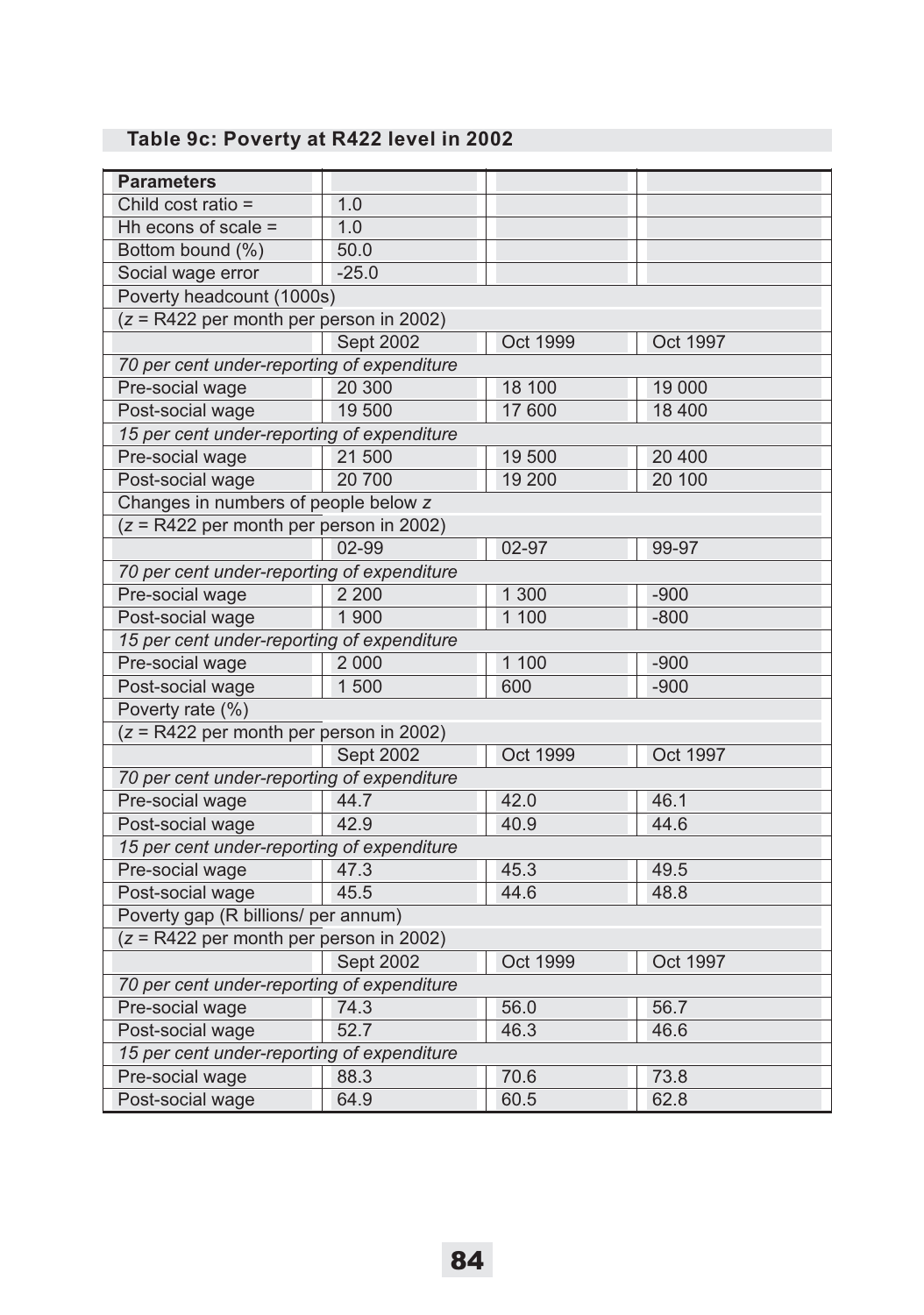### Table 9c: Poverty at R422 level in 2002

| Parameters | | | |
|---|---|---|---|
| Child cost ratio = | 1.0 | | |
| Hh econs of scale = | 1.0 | | |
| Bottom bound (%) | 50.0 | | |
| Social wage error | -25.0 | | |
| Poverty headcount (1000s) | | | |
| ($z$ = R422 per month per person in 2002) | | | |
| | Sept 2002 | Oct 1999 | Oct 1997 |
| *70 per cent under-reporting of expenditure* | | | |
| Pre-social wage | 20 300 | 18 100 | 19 000 |
| Post-social wage | 19 500 | 17 600 | 18 400 |
| *15 per cent under-reporting of expenditure* | | | |
| Pre-social wage | 21 500 | 19 500 | 20 400 |
| Post-social wage | 20 700 | 19 200 | 20 100 |
| Changes in numbers of people below $z$ | | | |
| ($z$ = R422 per month per person in 2002) | | | |
| | 02-99 | 02-97 | 99-97 |
| *70 per cent under-reporting of expenditure* | | | |
| Pre-social wage | 2 200 | 1 300 | -900 |
| Post-social wage | 1 900 | 1 100 | -800 |
| *15 per cent under-reporting of expenditure* | | | |
| Pre-social wage | 2 000 | 1 100 | -900 |
| Post-social wage | 1 500 | 600 | -900 |
| Poverty rate (%) | | | |
| ($z$ = R422 per month per person in 2002) | | | |
| | Sept 2002 | Oct 1999 | Oct 1997 |
| *70 per cent under-reporting of expenditure* | | | |
| Pre-social wage | 44.7 | 42.0 | 46.1 |
| Post-social wage | 42.9 | 40.9 | 44.6 |
| *15 per cent under-reporting of expenditure* | | | |
| Pre-social wage | 47.3 | 45.3 | 49.5 |
| Post-social wage | 45.5 | 44.6 | 48.8 |
| Poverty gap (R billions/ per annum) | | | |
| ($z$ = R422 per month per person in 2002) | | | |
| | Sept 2002 | Oct 1999 | Oct 1997 |
| *70 per cent under-reporting of expenditure* | | | |
| Pre-social wage | 74.3 | 56.0 | 56.7 |
| Post-social wage | 52.7 | 46.3 | 46.6 |
| *15 per cent under-reporting of expenditure* | | | |
| Pre-social wage | 88.3 | 70.6 | 73.8 |
| Post-social wage | 64.9 | 60.5 | 62.8 |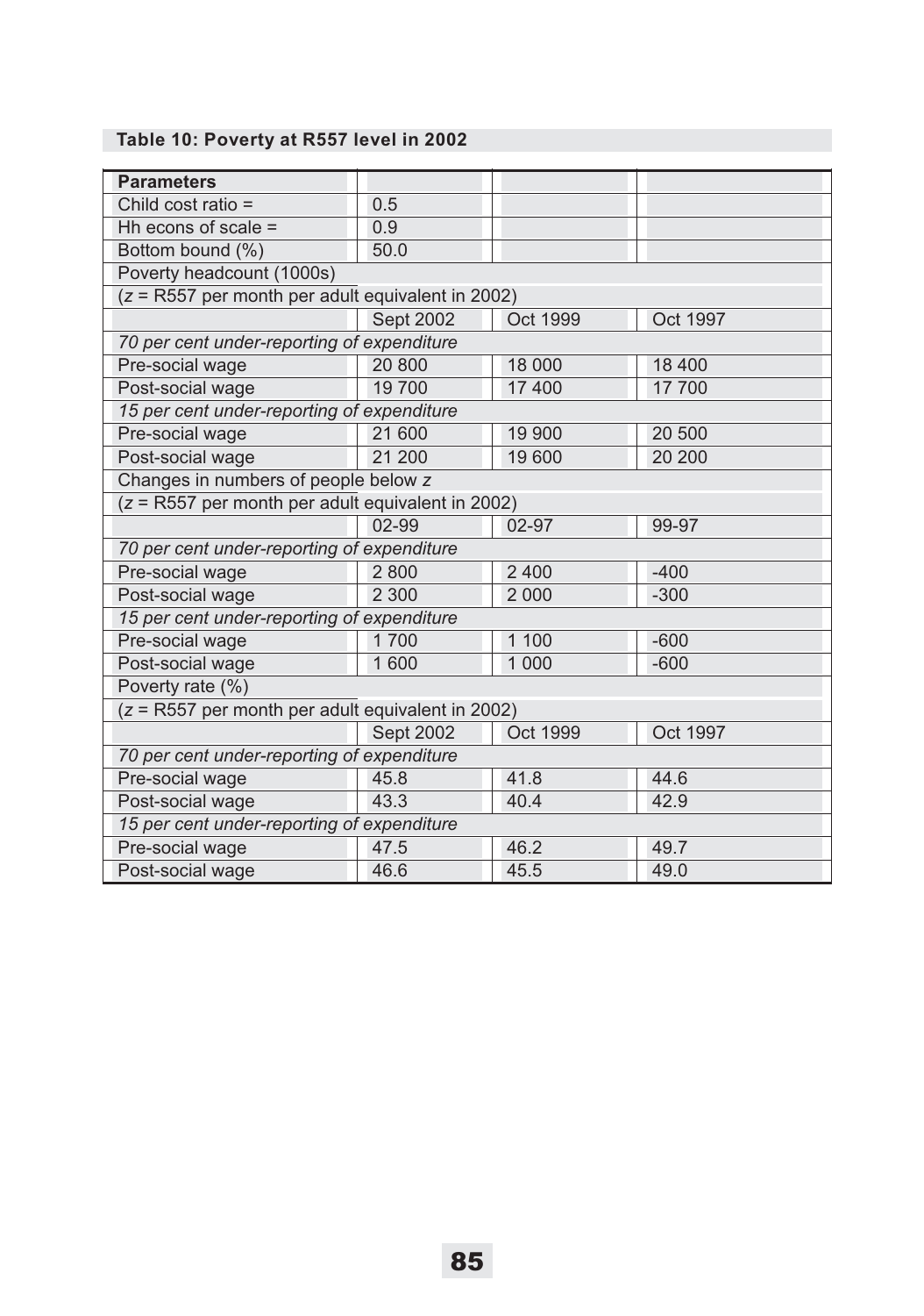**Table 10: Poverty at R557 level in 2002**

| | | | |
|---|---|---|---|
| **Parameters** | | | |
| Child cost ratio = | 0.5 | | |
| Hh econs of scale = | 0.9 | | |
| Bottom bound (%) | 50.0 | | |
| Poverty headcount (1000s) | | | |
| (*z* = R557 per month per adult equivalent in 2002) | | | |
| | Sept 2002 | Oct 1999 | Oct 1997 |
| *70 per cent under-reporting of expenditure* | | | |
| Pre-social wage | 20 800 | 18 000 | 18 400 |
| Post-social wage | 19 700 | 17 400 | 17 700 |
| *15 per cent under-reporting of expenditure* | | | |
| Pre-social wage | 21 600 | 19 900 | 20 500 |
| Post-social wage | 21 200 | 19 600 | 20 200 |
| Changes in numbers of people below *z* | | | |
| (*z* = R557 per month per adult equivalent in 2002) | | | |
| | 02-99 | 02-97 | 99-97 |
| *70 per cent under-reporting of expenditure* | | | |
| Pre-social wage | 2 800 | 2 400 | -400 |
| Post-social wage | 2 300 | 2 000 | -300 |
| *15 per cent under-reporting of expenditure* | | | |
| Pre-social wage | 1 700 | 1 100 | -600 |
| Post-social wage | 1 600 | 1 000 | -600 |
| Poverty rate (%) | | | |
| (*z* = R557 per month per adult equivalent in 2002) | | | |
| | Sept 2002 | Oct 1999 | Oct 1997 |
| *70 per cent under-reporting of expenditure* | | | |
| Pre-social wage | 45.8 | 41.8 | 44.6 |
| Post-social wage | 43.3 | 40.4 | 42.9 |
| *15 per cent under-reporting of expenditure* | | | |
| Pre-social wage | 47.5 | 46.2 | 49.7 |
| Post-social wage | 46.6 | 45.5 | 49.0 |